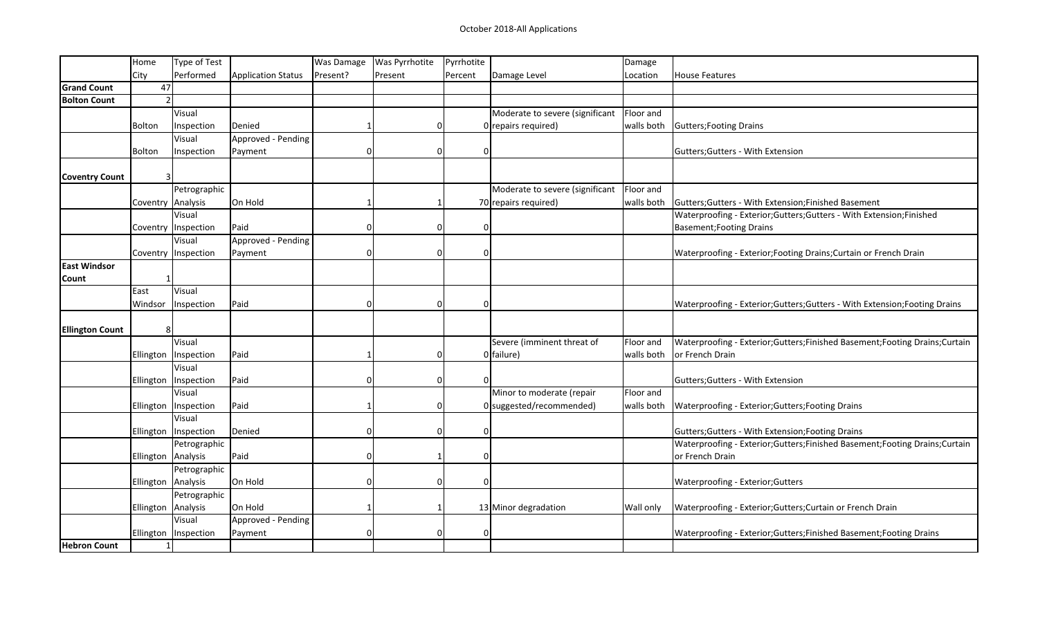# October 2018-All Applications

| | Home City | Type of Test Performed | Application Status | Was Damage Present? | Was Pyrrhotite Present | Pyrrhotite Percent | Damage Level | Damage Location | House Features |
|---|---|---|---|---|---|---|---|---|---|
| **Grand Count** | 47 | | | | | | | | |
| **Bolton Count** | 2 | | | | | | | | |
| | Bolton | Visual Inspection | Denied | 1 | 0 | 0 | Moderate to severe (significant repairs required) | Floor and walls both | Gutters;Footing Drains |
| | Bolton | Visual Inspection | Approved - Pending Payment | 0 | 0 | 0 | | | Gutters;Gutters - With Extension |
| **Coventry Count** | 3 | | | | | | | | |
| | Coventry | Petrographic Analysis | On Hold | 1 | 1 | 70 | Moderate to severe (significant repairs required) | Floor and walls both | Gutters;Gutters - With Extension;Finished Basement |
| | Coventry | Visual Inspection | Paid | 0 | 0 | 0 | | | Waterproofing - Exterior;Gutters;Gutters - With Extension;Finished Basement;Footing Drains |
| | Coventry | Visual Inspection | Approved - Pending Payment | 0 | 0 | 0 | | | Waterproofing - Exterior;Footing Drains;Curtain or French Drain |
| **East Windsor Count** | 1 | | | | | | | | |
| | East Windsor | Visual Inspection | Paid | 0 | 0 | 0 | | | Waterproofing - Exterior;Gutters;Gutters - With Extension;Footing Drains |
| **Ellington Count** | 8 | | | | | | | | |
| | Ellington | Visual Inspection | Paid | 1 | 0 | 0 | Severe (imminent threat of failure) | Floor and walls both | Waterproofing - Exterior;Gutters;Finished Basement;Footing Drains;Curtain or French Drain |
| | Ellington | Visual Inspection | Paid | 0 | 0 | 0 | | | Gutters;Gutters - With Extension |
| | Ellington | Visual Inspection | Paid | 1 | 0 | 0 | Minor to moderate (repair suggested/recommended) | Floor and walls both | Waterproofing - Exterior;Gutters;Footing Drains |
| | Ellington | Visual Inspection | Denied | 0 | 0 | 0 | | | Gutters;Gutters - With Extension;Footing Drains |
| | Ellington | Petrographic Analysis | Paid | 0 | 1 | 0 | | | Waterproofing - Exterior;Gutters;Finished Basement;Footing Drains;Curtain or French Drain |
| | Ellington | Petrographic Analysis | On Hold | 0 | 0 | 0 | | | Waterproofing - Exterior;Gutters |
| | Ellington | Petrographic Analysis | On Hold | 1 | 1 | 13 | Minor degradation | Wall only | Waterproofing - Exterior;Gutters;Curtain or French Drain |
| | Ellington | Visual Inspection | Approved - Pending Payment | 0 | 0 | 0 | | | Waterproofing - Exterior;Gutters;Finished Basement;Footing Drains |
| **Hebron Count** | 1 | | | | | | | | |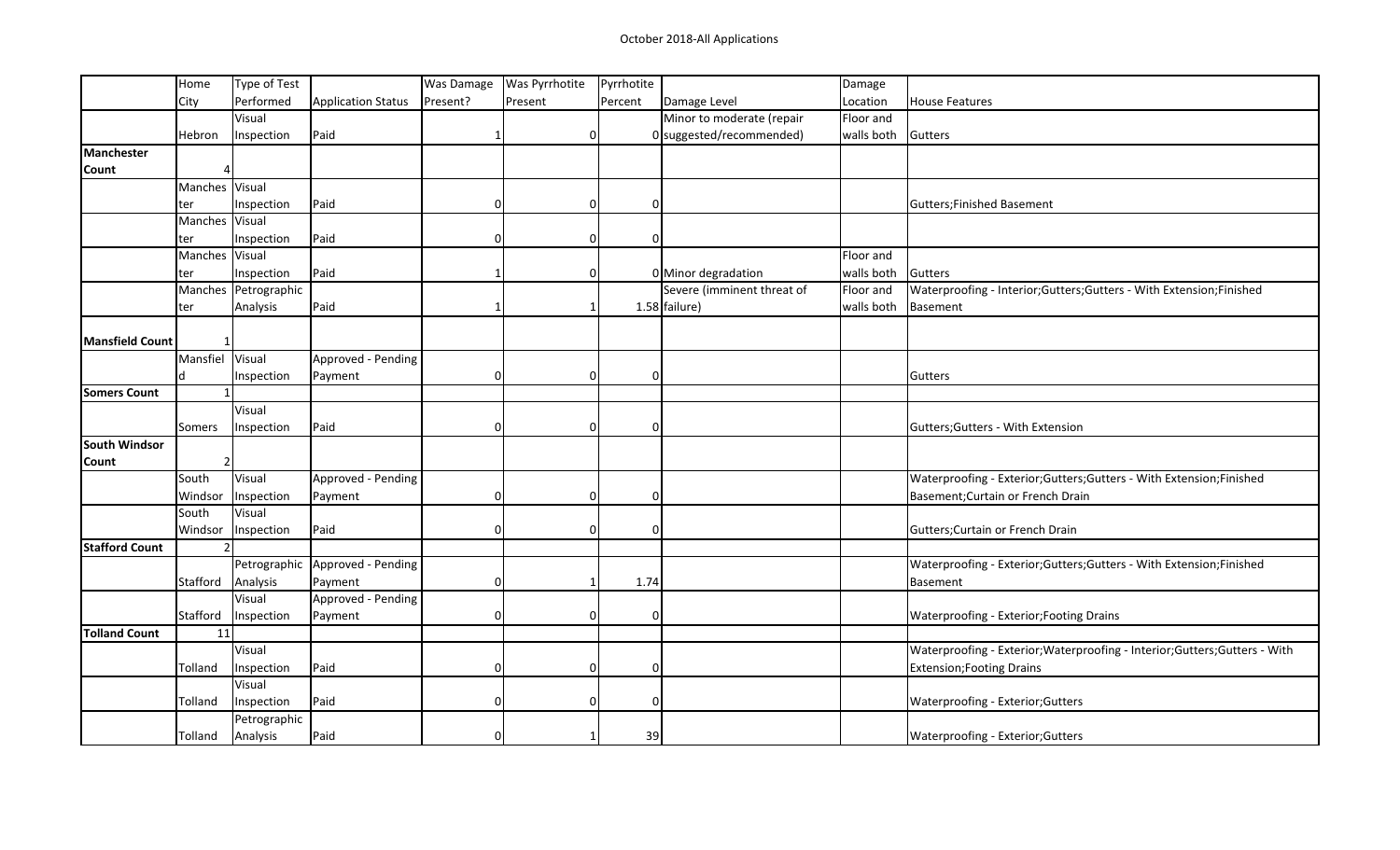October 2018-All Applications

| | Home City | Type of Test Performed | Application Status | Was Damage Present? | Was Pyrrhotite Present | Pyrrhotite Percent | Damage Level | Damage Location | House Features |
|---|---|---|---|---|---|---|---|---|---|
| | Hebron | Visual Inspection | Paid | 1 | 0 | 0 | Minor to moderate (repair suggested/recommended) | Floor and walls both | Gutters |
| **Manchester Count** | 4 | | | | | | | | |
| | Manchester | Visual Inspection | Paid | 0 | 0 | 0 | | | Gutters;Finished Basement |
| | Manchester | Visual Inspection | Paid | 0 | 0 | 0 | | | |
| | Manchester | Visual Inspection | Paid | 1 | 0 | 0 | Minor degradation | Floor and walls both | Gutters |
| | Manchester | Petrographic Analysis | Paid | 1 | 1 | 1.58 | Severe (imminent threat of failure) | Floor and walls both | Waterproofing - Interior;Gutters;Gutters - With Extension;Finished Basement |
| **Mansfield Count** | 1 | | | | | | | | |
| | Mansfield | Visual Inspection | Approved - Pending Payment | 0 | 0 | 0 | | | Gutters |
| **Somers Count** | 1 | | | | | | | | |
| | Somers | Visual Inspection | Paid | 0 | 0 | 0 | | | Gutters;Gutters - With Extension |
| **South Windsor Count** | 2 | | | | | | | | |
| | South Windsor | Visual Inspection | Approved - Pending Payment | 0 | 0 | 0 | | | Waterproofing - Exterior;Gutters;Gutters - With Extension;Finished Basement;Curtain or French Drain |
| | South Windsor | Visual Inspection | Paid | 0 | 0 | 0 | | | Gutters;Curtain or French Drain |
| **Stafford Count** | 2 | | | | | | | | |
| | Stafford | Petrographic Analysis | Approved - Pending Payment | 0 | 1 | 1.74 | | | Waterproofing - Exterior;Gutters;Gutters - With Extension;Finished Basement |
| | Stafford | Visual Inspection | Approved - Pending Payment | 0 | 0 | 0 | | | Waterproofing - Exterior;Footing Drains |
| **Tolland Count** | 11 | | | | | | | | |
| | Tolland | Visual Inspection | Paid | 0 | 0 | 0 | | | Waterproofing - Exterior;Waterproofing - Interior;Gutters;Gutters - With Extension;Footing Drains |
| | Tolland | Visual Inspection | Paid | 0 | 0 | 0 | | | Waterproofing - Exterior;Gutters |
| | Tolland | Petrographic Analysis | Paid | 0 | 1 | 39 | | | Waterproofing - Exterior;Gutters |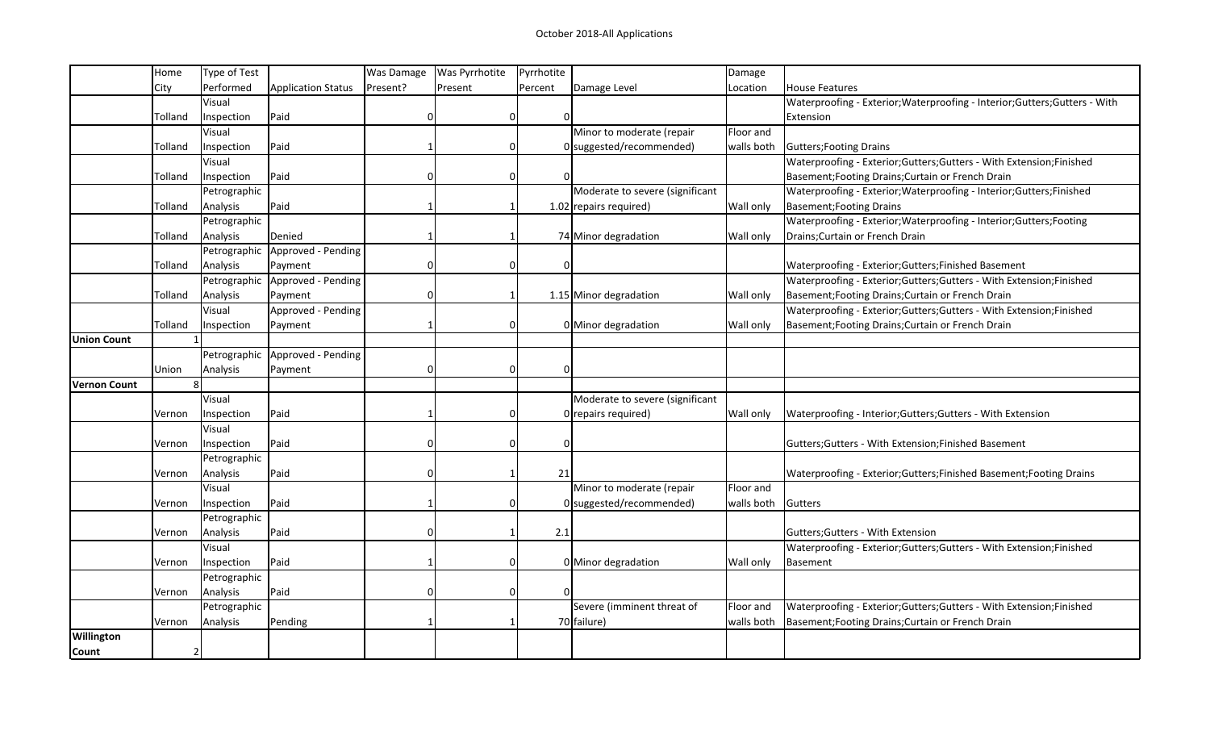October 2018-All Applications

| | Home City | Type of Test Performed | Application Status | Was Damage Present? | Was Pyrrhotite Present | Pyrrhotite Percent | Damage Level | Damage Location | House Features |
|---|---|---|---|---|---|---|---|---|---|
| | Tolland | Visual Inspection | Paid | 0 | 0 | 0 | | | Waterproofing - Exterior;Waterproofing - Interior;Gutters;Gutters - With Extension |
| | Tolland | Visual Inspection | Paid | 1 | 0 | 0 | Minor to moderate (repair suggested/recommended) | Floor and walls both | Gutters;Footing Drains |
| | Tolland | Visual Inspection | Paid | 0 | 0 | 0 | | | Waterproofing - Exterior;Gutters;Gutters - With Extension;Finished Basement;Footing Drains;Curtain or French Drain |
| | Tolland | Petrographic Analysis | Paid | 1 | 1 | 1.02 | Moderate to severe (significant repairs required) | Wall only | Waterproofing - Exterior;Waterproofing - Interior;Gutters;Finished Basement;Footing Drains |
| | Tolland | Petrographic Analysis | Denied | 1 | 1 | 74 | Minor degradation | Wall only | Waterproofing - Exterior;Waterproofing - Interior;Gutters;Footing Drains;Curtain or French Drain |
| | Tolland | Petrographic Analysis | Approved - Pending Payment | 0 | 0 | 0 | | | Waterproofing - Exterior;Gutters;Finished Basement |
| | Tolland | Petrographic Analysis | Approved - Pending Payment | 0 | 1 | 1.15 | Minor degradation | Wall only | Waterproofing - Exterior;Gutters;Gutters - With Extension;Finished Basement;Footing Drains;Curtain or French Drain |
| | Tolland | Visual Inspection | Approved - Pending Payment | 1 | 0 | 0 | Minor degradation | Wall only | Waterproofing - Exterior;Gutters;Gutters - With Extension;Finished Basement;Footing Drains;Curtain or French Drain |
| **Union Count** | 1 | | | | | | | | |
| | Union | Petrographic Analysis | Approved - Pending Payment | 0 | 0 | 0 | | | |
| **Vernon Count** | 8 | | | | | | | | |
| | Vernon | Visual Inspection | Paid | 1 | 0 | 0 | Moderate to severe (significant repairs required) | Wall only | Waterproofing - Interior;Gutters;Gutters - With Extension |
| | Vernon | Visual Inspection | Paid | 0 | 0 | 0 | | | Gutters;Gutters - With Extension;Finished Basement |
| | Vernon | Petrographic Analysis | Paid | 0 | 1 | 21 | | | Waterproofing - Exterior;Gutters;Finished Basement;Footing Drains |
| | Vernon | Visual Inspection | Paid | 1 | 0 | 0 | Minor to moderate (repair suggested/recommended) | Floor and walls both | Gutters |
| | Vernon | Petrographic Analysis | Paid | 0 | 1 | 2.1 | | | Gutters;Gutters - With Extension |
| | Vernon | Visual Inspection | Paid | 1 | 0 | 0 | Minor degradation | Wall only | Waterproofing - Exterior;Gutters;Gutters - With Extension;Finished Basement |
| | Vernon | Petrographic Analysis | Paid | 0 | 0 | 0 | | | |
| | Vernon | Petrographic Analysis | Pending | 1 | 1 | 70 | Severe (imminent threat of failure) | Floor and walls both | Waterproofing - Exterior;Gutters;Gutters - With Extension;Finished Basement;Footing Drains;Curtain or French Drain |
| **Willington Count** | 2 | | | | | | | | |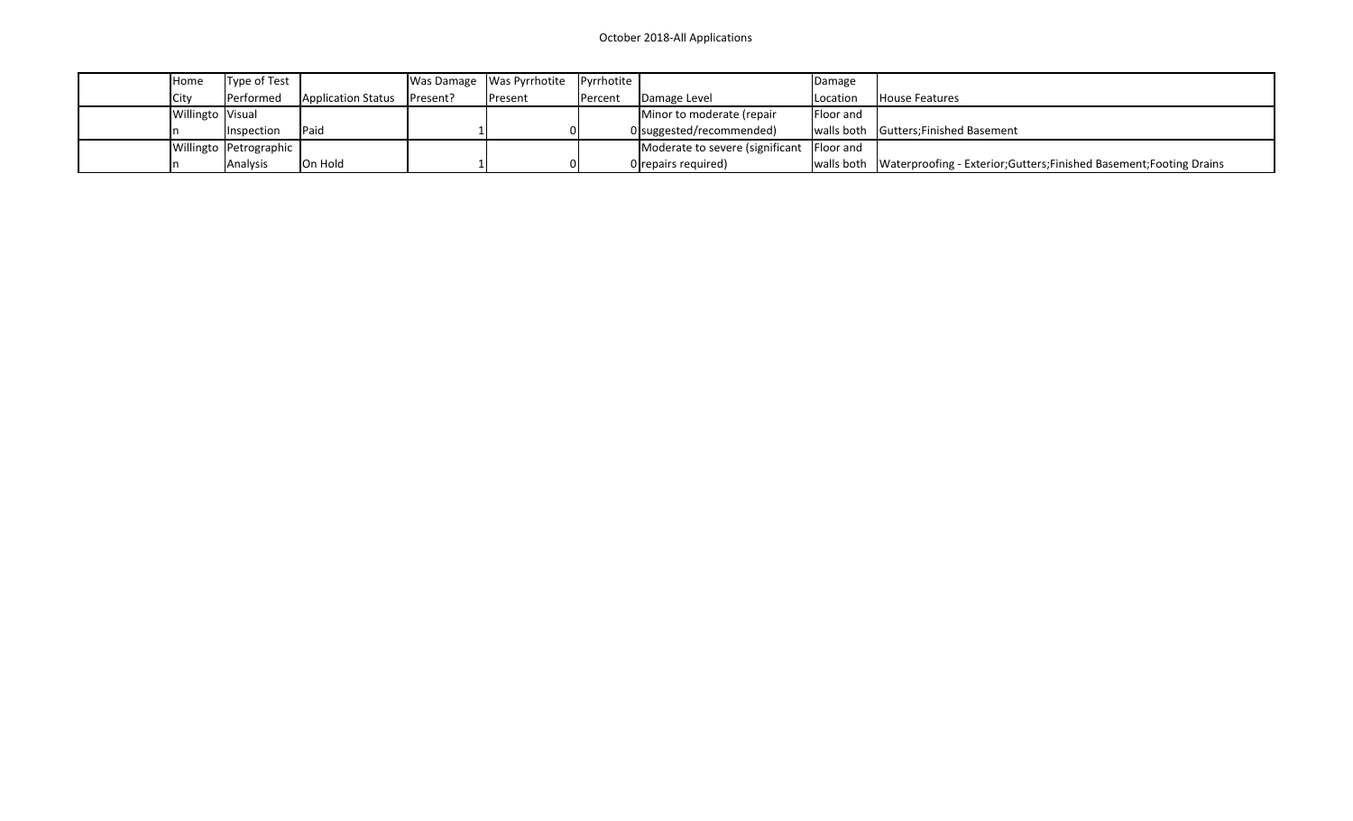October 2018-All Applications

| | Home City | Type of Test Performed | Application Status | Was Damage Present? | Was Pyrrhotite Present | Pyrrhotite Percent | Damage Level | Damage Location | House Features |
|---|---|---|---|---|---|---|---|---|---|
| | Willington | Visual Inspection | Paid | 1 | 0 | 0 | Minor to moderate (repair suggested/recommended) | Floor and walls both | Gutters;Finished Basement |
| | Willington | Petrographic Analysis | On Hold | 1 | 0 | 0 | Moderate to severe (significant repairs required) | Floor and walls both | Waterproofing - Exterior;Gutters;Finished Basement;Footing Drains |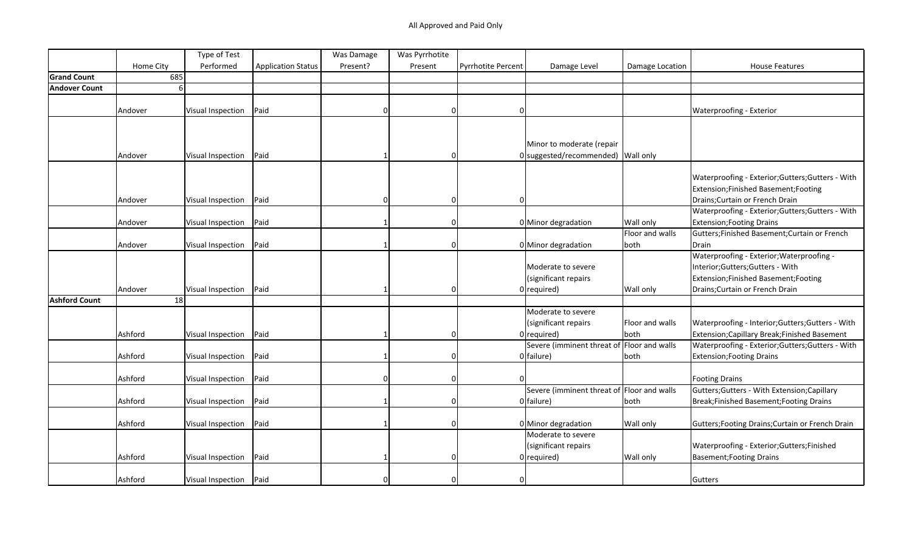All Approved and Paid Only

| | Home City | Type of Test Performed | Application Status | Was Damage Present? | Was Pyrrhotite Present | Pyrrhotite Percent | Damage Level | Damage Location | House Features |
|---|---|---|---|---|---|---|---|---|---|
| **Grand Count** | 685 | | | | | | | | |
| **Andover Count** | 6 | | | | | | | | |
| | Andover | Visual Inspection | Paid | 0 | 0 | 0 | | | Waterproofing - Exterior |
| | Andover | Visual Inspection | Paid | 1 | 0 | 0 | Minor to moderate (repair suggested/recommended) | Wall only | |
| | Andover | Visual Inspection | Paid | 0 | 0 | 0 | | | Waterproofing - Exterior;Gutters;Gutters - With Extension;Finished Basement;Footing Drains;Curtain or French Drain |
| | Andover | Visual Inspection | Paid | 1 | 0 | 0 | Minor degradation | Wall only | Waterproofing - Exterior;Gutters;Gutters - With Extension;Footing Drains |
| | Andover | Visual Inspection | Paid | 1 | 0 | 0 | Minor degradation | Floor and walls both | Gutters;Finished Basement;Curtain or French Drain |
| | Andover | Visual Inspection | Paid | 1 | 0 | 0 | Moderate to severe (significant repairs required) | Wall only | Waterproofing - Exterior;Waterproofing - Interior;Gutters;Gutters - With Extension;Finished Basement;Footing Drains;Curtain or French Drain |
| **Ashford Count** | 18 | | | | | | | | |
| | Ashford | Visual Inspection | Paid | 1 | 0 | 0 | Moderate to severe (significant repairs required) | Floor and walls both | Waterproofing - Interior;Gutters;Gutters - With Extension;Capillary Break;Finished Basement |
| | Ashford | Visual Inspection | Paid | 1 | 0 | 0 | Severe (imminent threat of failure) | Floor and walls both | Waterproofing - Exterior;Gutters;Gutters - With Extension;Footing Drains |
| | Ashford | Visual Inspection | Paid | 0 | 0 | 0 | | | Footing Drains |
| | Ashford | Visual Inspection | Paid | 1 | 0 | 0 | Severe (imminent threat of failure) | Floor and walls both | Gutters;Gutters - With Extension;Capillary Break;Finished Basement;Footing Drains |
| | Ashford | Visual Inspection | Paid | 1 | 0 | 0 | Minor degradation | Wall only | Gutters;Footing Drains;Curtain or French Drain |
| | Ashford | Visual Inspection | Paid | 1 | 0 | 0 | Moderate to severe (significant repairs required) | Wall only | Waterproofing - Exterior;Gutters;Finished Basement;Footing Drains |
| | Ashford | Visual Inspection | Paid | 0 | 0 | 0 | | | Gutters |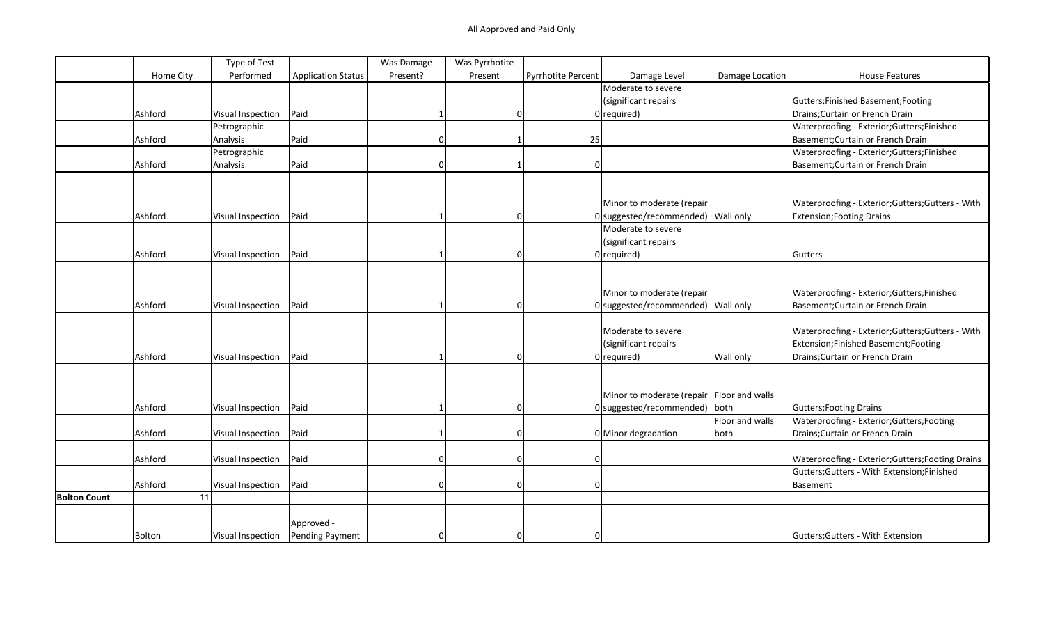All Approved and Paid Only

| | Home City | Type of Test Performed | Application Status | Was Damage Present? | Was Pyrrhotite Present | Pyrrhotite Percent | Damage Level | Damage Location | House Features |
|---|---|---|---|---|---|---|---|---|---|
| | Ashford | Visual Inspection | Paid | 1 | 0 | 0 | Moderate to severe (significant repairs required) | | Gutters;Finished Basement;Footing Drains;Curtain or French Drain |
| | Ashford | Petrographic Analysis | Paid | 0 | 1 | 25 | | | Waterproofing - Exterior;Gutters;Finished Basement;Curtain or French Drain |
| | Ashford | Petrographic Analysis | Paid | 0 | 1 | 0 | | | Waterproofing - Exterior;Gutters;Finished Basement;Curtain or French Drain |
| | Ashford | Visual Inspection | Paid | 1 | 0 | 0 | Minor to moderate (repair suggested/recommended) | Wall only | Waterproofing - Exterior;Gutters;Gutters - With Extension;Footing Drains |
| | Ashford | Visual Inspection | Paid | 1 | 0 | 0 | Moderate to severe (significant repairs required) | | Gutters |
| | Ashford | Visual Inspection | Paid | 1 | 0 | 0 | Minor to moderate (repair suggested/recommended) | Wall only | Waterproofing - Exterior;Gutters;Finished Basement;Curtain or French Drain |
| | Ashford | Visual Inspection | Paid | 1 | 0 | 0 | Moderate to severe (significant repairs required) | Wall only | Waterproofing - Exterior;Gutters;Gutters - With Extension;Finished Basement;Footing Drains;Curtain or French Drain |
| | Ashford | Visual Inspection | Paid | 1 | 0 | 0 | Minor to moderate (repair suggested/recommended) | Floor and walls both | Gutters;Footing Drains |
| | Ashford | Visual Inspection | Paid | 1 | 0 | 0 | Minor degradation | Floor and walls both | Waterproofing - Exterior;Gutters;Footing Drains;Curtain or French Drain |
| | Ashford | Visual Inspection | Paid | 0 | 0 | 0 | | | Waterproofing - Exterior;Gutters;Footing Drains |
| | Ashford | Visual Inspection | Paid | 0 | 0 | 0 | | | Gutters;Gutters - With Extension;Finished Basement |
| **Bolton Count** | 11 | | | | | | | | |
| | Bolton | Visual Inspection | Approved - Pending Payment | 0 | 0 | 0 | | | Gutters;Gutters - With Extension |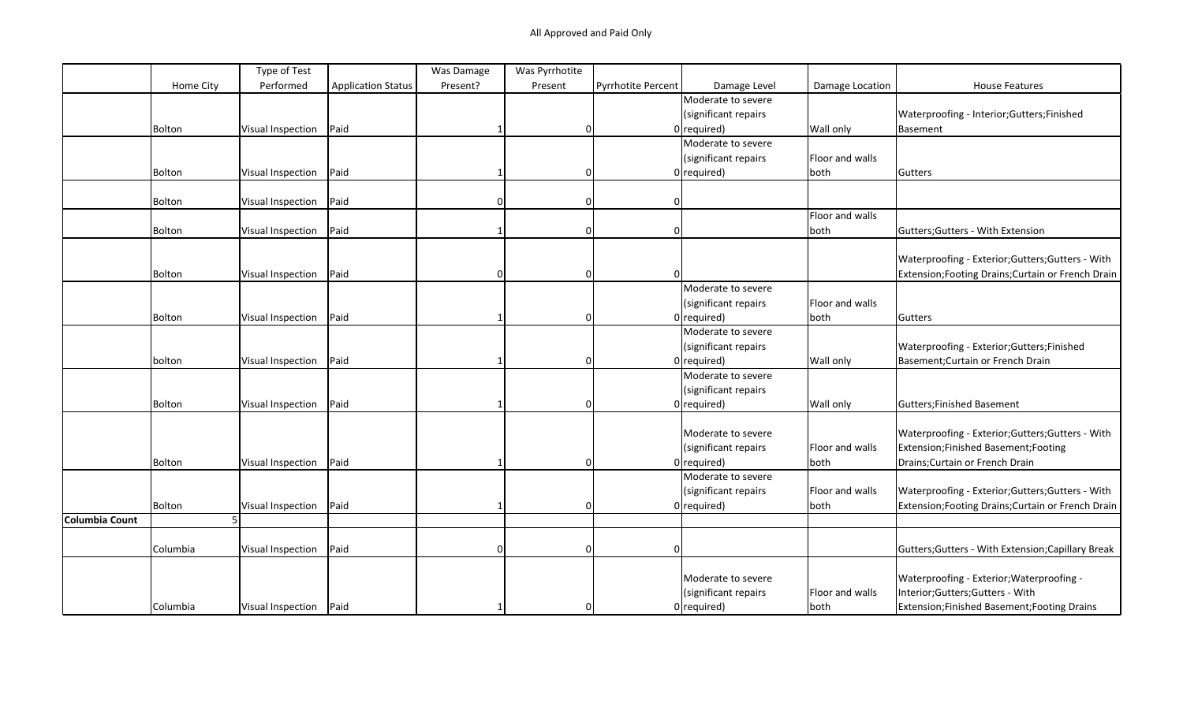All Approved and Paid Only

| | Home City | Type of Test Performed | Application Status | Was Damage Present? | Was Pyrrhotite Present | Pyrrhotite Percent | Damage Level | Damage Location | House Features |
|---|---|---|---|---|---|---|---|---|---|
| | Bolton | Visual Inspection | Paid | 1 | 0 | 0 | Moderate to severe (significant repairs required) | Wall only | Waterproofing - Interior;Gutters;Finished Basement |
| | Bolton | Visual Inspection | Paid | 1 | 0 | 0 | Moderate to severe (significant repairs required) | Floor and walls both | Gutters |
| | Bolton | Visual Inspection | Paid | 0 | 0 | 0 | | | |
| | Bolton | Visual Inspection | Paid | 1 | 0 | 0 | | Floor and walls both | Gutters;Gutters - With Extension |
| | Bolton | Visual Inspection | Paid | 0 | 0 | 0 | | | Waterproofing - Exterior;Gutters;Gutters - With Extension;Footing Drains;Curtain or French Drain |
| | Bolton | Visual Inspection | Paid | 1 | 0 | 0 | Moderate to severe (significant repairs required) | Floor and walls both | Gutters |
| | bolton | Visual Inspection | Paid | 1 | 0 | 0 | Moderate to severe (significant repairs required) | Wall only | Waterproofing - Exterior;Gutters;Finished Basement;Curtain or French Drain |
| | Bolton | Visual Inspection | Paid | 1 | 0 | 0 | Moderate to severe (significant repairs required) | Wall only | Gutters;Finished Basement |
| | Bolton | Visual Inspection | Paid | 1 | 0 | 0 | Moderate to severe (significant repairs required) | Floor and walls both | Waterproofing - Exterior;Gutters;Gutters - With Extension;Finished Basement;Footing Drains;Curtain or French Drain |
| | Bolton | Visual Inspection | Paid | 1 | 0 | 0 | Moderate to severe (significant repairs required) | Floor and walls both | Waterproofing - Exterior;Gutters;Gutters - With Extension;Footing Drains;Curtain or French Drain |
| **Columbia Count** | 5 | | | | | | | | |
| | Columbia | Visual Inspection | Paid | 0 | 0 | 0 | | | Gutters;Gutters - With Extension;Capillary Break |
| | Columbia | Visual Inspection | Paid | 1 | 0 | 0 | Moderate to severe (significant repairs required) | Floor and walls both | Waterproofing - Exterior;Waterproofing - Interior;Gutters;Gutters - With Extension;Finished Basement;Footing Drains |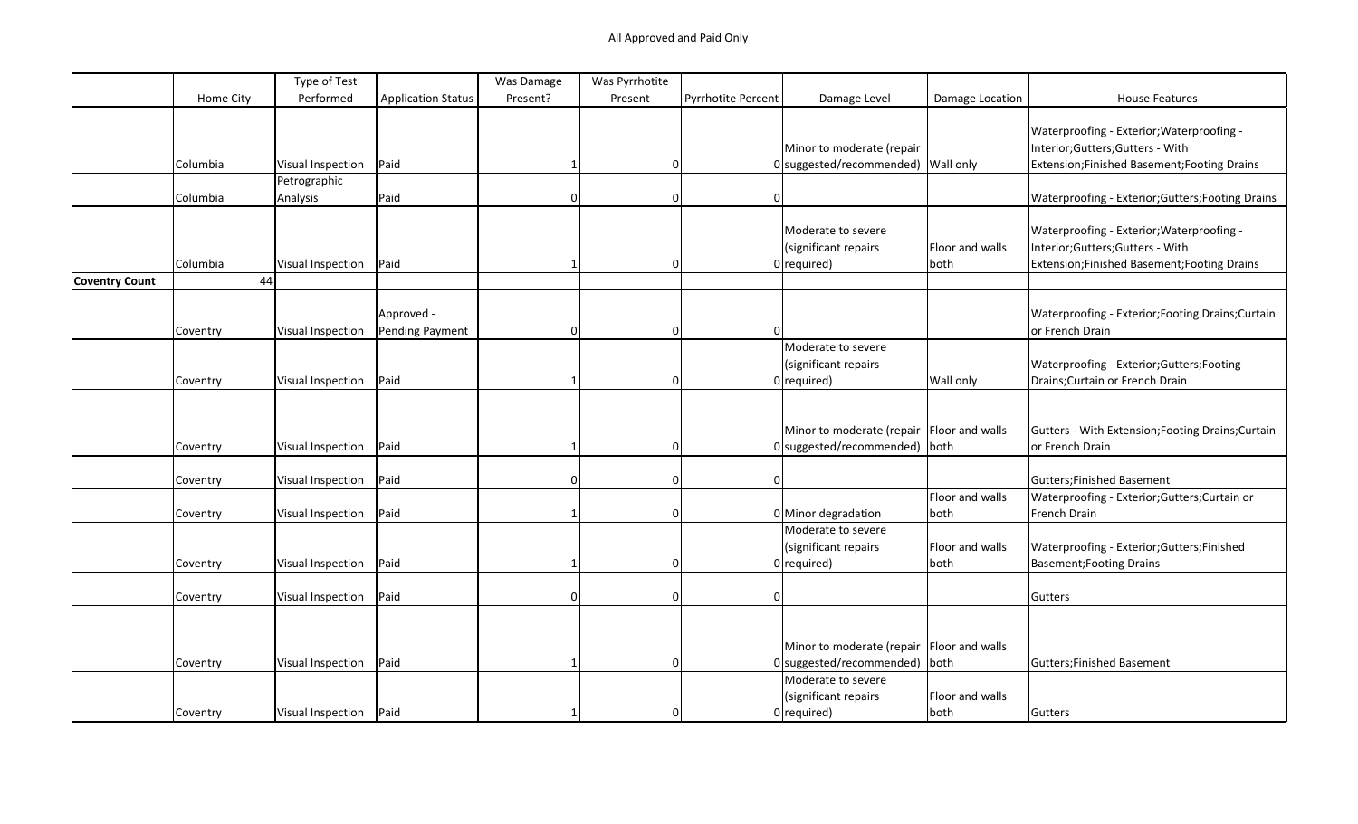All Approved and Paid Only

| | Home City | Type of Test Performed | Application Status | Was Damage Present? | Was Pyrrhotite Present | Pyrrhotite Percent | Damage Level | Damage Location | House Features |
|---|---|---|---|---|---|---|---|---|---|
| | Columbia | Visual Inspection | Paid | 1 | 0 | 0 | Minor to moderate (repair suggested/recommended) | Wall only | Waterproofing - Exterior;Waterproofing - Interior;Gutters;Gutters - With Extension;Finished Basement;Footing Drains |
| | Columbia | Petrographic Analysis | Paid | 0 | 0 | 0 | | | Waterproofing - Exterior;Gutters;Footing Drains |
| | Columbia | Visual Inspection | Paid | 1 | 0 | 0 | Moderate to severe (significant repairs required) | Floor and walls both | Waterproofing - Exterior;Waterproofing - Interior;Gutters;Gutters - With Extension;Finished Basement;Footing Drains |
| **Coventry Count** | 44 | | | | | | | | |
| | Coventry | Visual Inspection | Approved - Pending Payment | 0 | 0 | 0 | | | Waterproofing - Exterior;Footing Drains;Curtain or French Drain |
| | Coventry | Visual Inspection | Paid | 1 | 0 | 0 | Moderate to severe (significant repairs required) | Wall only | Waterproofing - Exterior;Gutters;Footing Drains;Curtain or French Drain |
| | Coventry | Visual Inspection | Paid | 1 | 0 | 0 | Minor to moderate (repair suggested/recommended) | Floor and walls both | Gutters - With Extension;Footing Drains;Curtain or French Drain |
| | Coventry | Visual Inspection | Paid | 0 | 0 | 0 | | | Gutters;Finished Basement |
| | Coventry | Visual Inspection | Paid | 1 | 0 | 0 | Minor degradation | Floor and walls both | Waterproofing - Exterior;Gutters;Curtain or French Drain |
| | Coventry | Visual Inspection | Paid | 1 | 0 | 0 | Moderate to severe (significant repairs required) | Floor and walls both | Waterproofing - Exterior;Gutters;Finished Basement;Footing Drains |
| | Coventry | Visual Inspection | Paid | 0 | 0 | 0 | | | Gutters |
| | Coventry | Visual Inspection | Paid | 1 | 0 | 0 | Minor to moderate (repair suggested/recommended) | Floor and walls both | Gutters;Finished Basement |
| | Coventry | Visual Inspection | Paid | 1 | 0 | 0 | Moderate to severe (significant repairs required) | Floor and walls both | Gutters |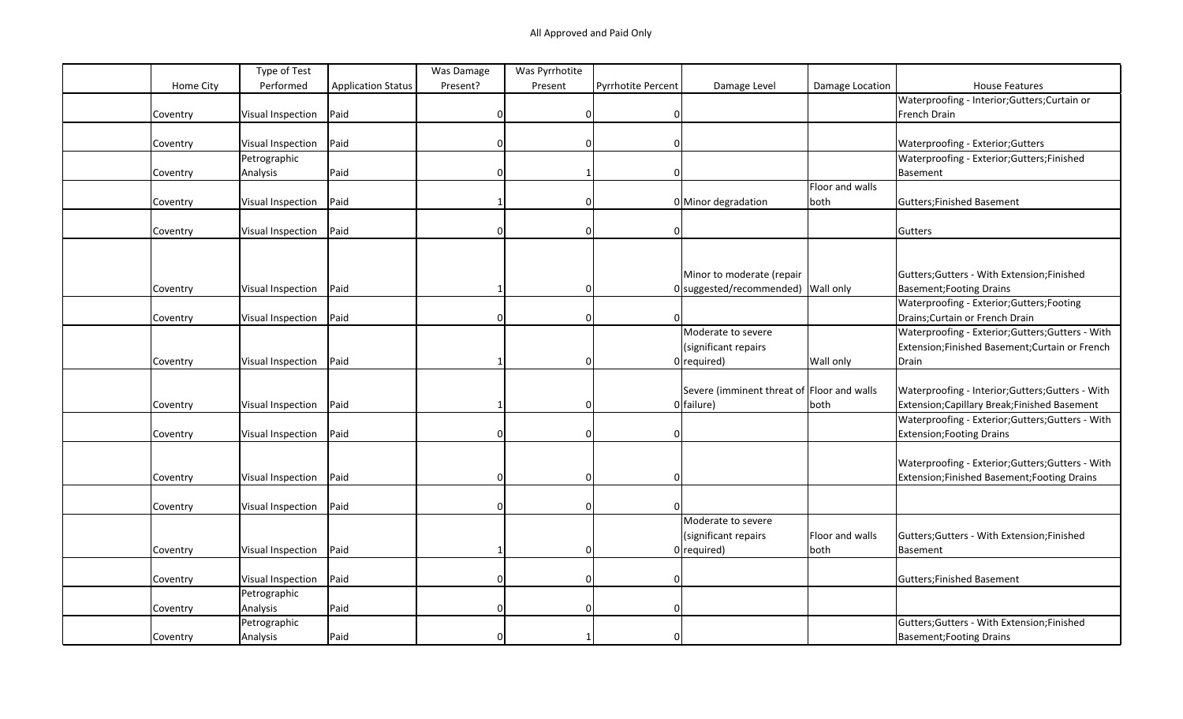All Approved and Paid Only

| | Home City | Type of Test Performed | Application Status | Was Damage Present? | Was Pyrrhotite Present | Pyrrhotite Percent | Damage Level | Damage Location | House Features |
|---|---|---|---|---|---|---|---|---|---|
| | Coventry | Visual Inspection | Paid | 0 | 0 | 0 | | | Waterproofing - Interior;Gutters;Curtain or French Drain |
| | Coventry | Visual Inspection | Paid | 0 | 0 | 0 | | | Waterproofing - Exterior;Gutters |
| | Coventry | Petrographic Analysis | Paid | 0 | 1 | 0 | | | Waterproofing - Exterior;Gutters;Finished Basement |
| | Coventry | Visual Inspection | Paid | 1 | 0 | 0 | Minor degradation | Floor and walls both | Gutters;Finished Basement |
| | Coventry | Visual Inspection | Paid | 0 | 0 | 0 | | | Gutters |
| | Coventry | Visual Inspection | Paid | 1 | 0 | 0 | Minor to moderate (repair suggested/recommended) | Wall only | Gutters;Gutters - With Extension;Finished Basement;Footing Drains |
| | Coventry | Visual Inspection | Paid | 0 | 0 | 0 | | | Waterproofing - Exterior;Gutters;Footing Drains;Curtain or French Drain |
| | Coventry | Visual Inspection | Paid | 1 | 0 | 0 | Moderate to severe (significant repairs required) | Wall only | Waterproofing - Exterior;Gutters;Gutters - With Extension;Finished Basement;Curtain or French Drain |
| | Coventry | Visual Inspection | Paid | 1 | 0 | 0 | Severe (imminent threat of failure) | Floor and walls both | Waterproofing - Interior;Gutters;Gutters - With Extension;Capillary Break;Finished Basement |
| | Coventry | Visual Inspection | Paid | 0 | 0 | 0 | | | Waterproofing - Exterior;Gutters;Gutters - With Extension;Footing Drains |
| | Coventry | Visual Inspection | Paid | 0 | 0 | 0 | | | Waterproofing - Exterior;Gutters;Gutters - With Extension;Finished Basement;Footing Drains |
| | Coventry | Visual Inspection | Paid | 0 | 0 | 0 | | | |
| | Coventry | Visual Inspection | Paid | 1 | 0 | 0 | Moderate to severe (significant repairs required) | Floor and walls both | Gutters;Gutters - With Extension;Finished Basement |
| | Coventry | Visual Inspection | Paid | 0 | 0 | 0 | | | Gutters;Finished Basement |
| | Coventry | Petrographic Analysis | Paid | 0 | 0 | 0 | | | |
| | Coventry | Petrographic Analysis | Paid | 0 | 1 | 0 | | | Gutters;Gutters - With Extension;Finished Basement;Footing Drains |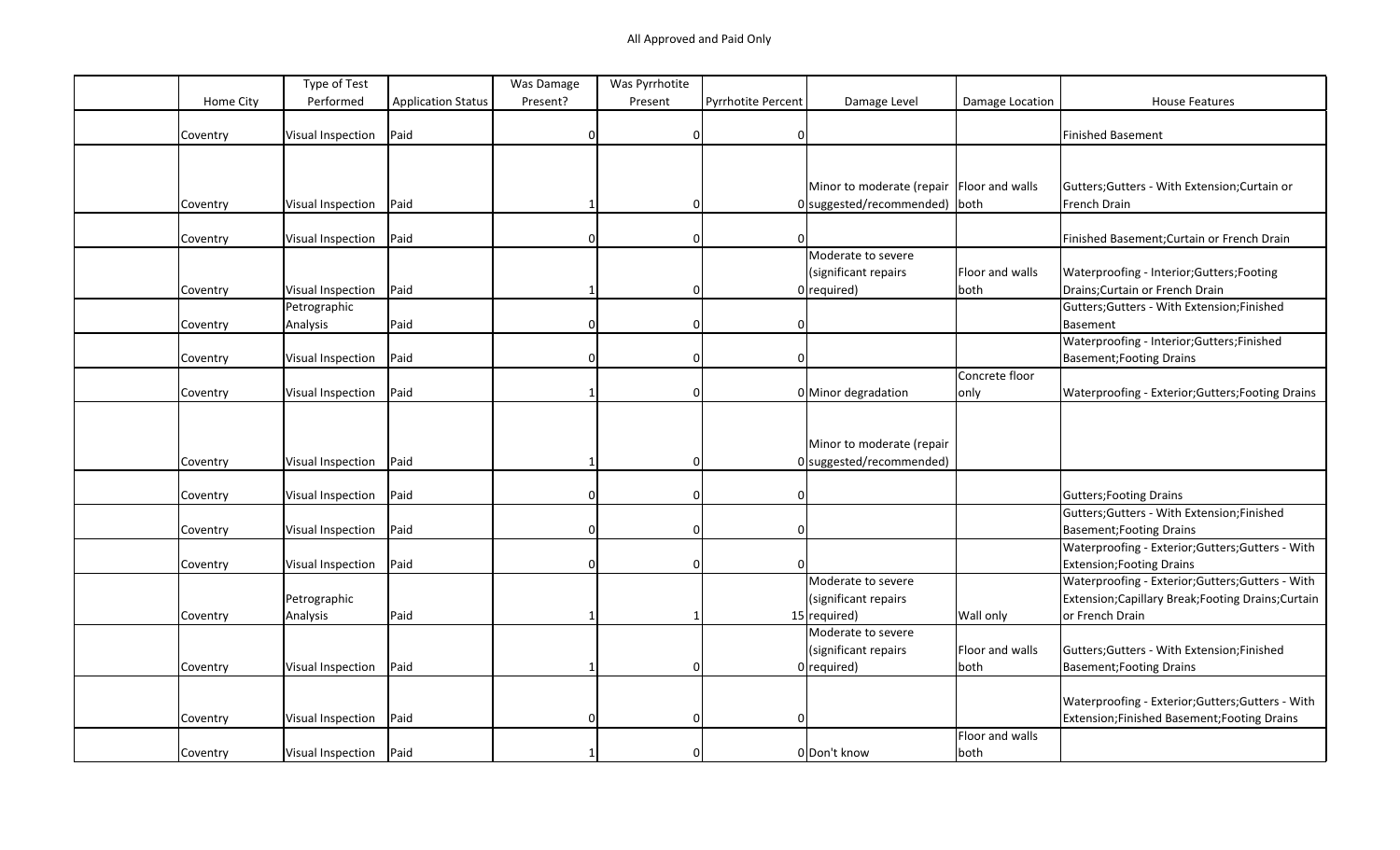All Approved and Paid Only

| | Home City | Type of Test Performed | Application Status | Was Damage Present? | Was Pyrrhotite Present | Pyrrhotite Percent | Damage Level | Damage Location | House Features |
|---|---|---|---|---|---|---|---|---|---|
| | Coventry | Visual Inspection | Paid | 0 | 0 | 0 | | | Finished Basement |
| | Coventry | Visual Inspection | Paid | 1 | 0 | 0 | Minor to moderate (repair suggested/recommended) | Floor and walls both | Gutters;Gutters - With Extension;Curtain or French Drain |
| | Coventry | Visual Inspection | Paid | 0 | 0 | 0 | | | Finished Basement;Curtain or French Drain |
| | Coventry | Visual Inspection | Paid | 1 | 0 | 0 | Moderate to severe (significant repairs required) | Floor and walls both | Waterproofing - Interior;Gutters;Footing Drains;Curtain or French Drain |
| | Coventry | Petrographic Analysis | Paid | 0 | 0 | 0 | | | Gutters;Gutters - With Extension;Finished Basement |
| | Coventry | Visual Inspection | Paid | 0 | 0 | 0 | | | Waterproofing - Interior;Gutters;Finished Basement;Footing Drains |
| | Coventry | Visual Inspection | Paid | 1 | 0 | 0 | Minor degradation | Concrete floor only | Waterproofing - Exterior;Gutters;Footing Drains |
| | Coventry | Visual Inspection | Paid | 1 | 0 | 0 | Minor to moderate (repair suggested/recommended) | | |
| | Coventry | Visual Inspection | Paid | 0 | 0 | 0 | | | Gutters;Footing Drains |
| | Coventry | Visual Inspection | Paid | 0 | 0 | 0 | | | Gutters;Gutters - With Extension;Finished Basement;Footing Drains |
| | Coventry | Visual Inspection | Paid | 0 | 0 | 0 | | | Waterproofing - Exterior;Gutters;Gutters - With Extension;Footing Drains |
| | Coventry | Petrographic Analysis | Paid | 1 | 1 | 15 | Moderate to severe (significant repairs required) | Wall only | Waterproofing - Exterior;Gutters;Gutters - With Extension;Capillary Break;Footing Drains;Curtain or French Drain |
| | Coventry | Visual Inspection | Paid | 1 | 0 | 0 | Moderate to severe (significant repairs required) | Floor and walls both | Gutters;Gutters - With Extension;Finished Basement;Footing Drains |
| | Coventry | Visual Inspection | Paid | 0 | 0 | 0 | | | Waterproofing - Exterior;Gutters;Gutters - With Extension;Finished Basement;Footing Drains |
| | Coventry | Visual Inspection | Paid | 1 | 0 | 0 | Don't know | Floor and walls both | |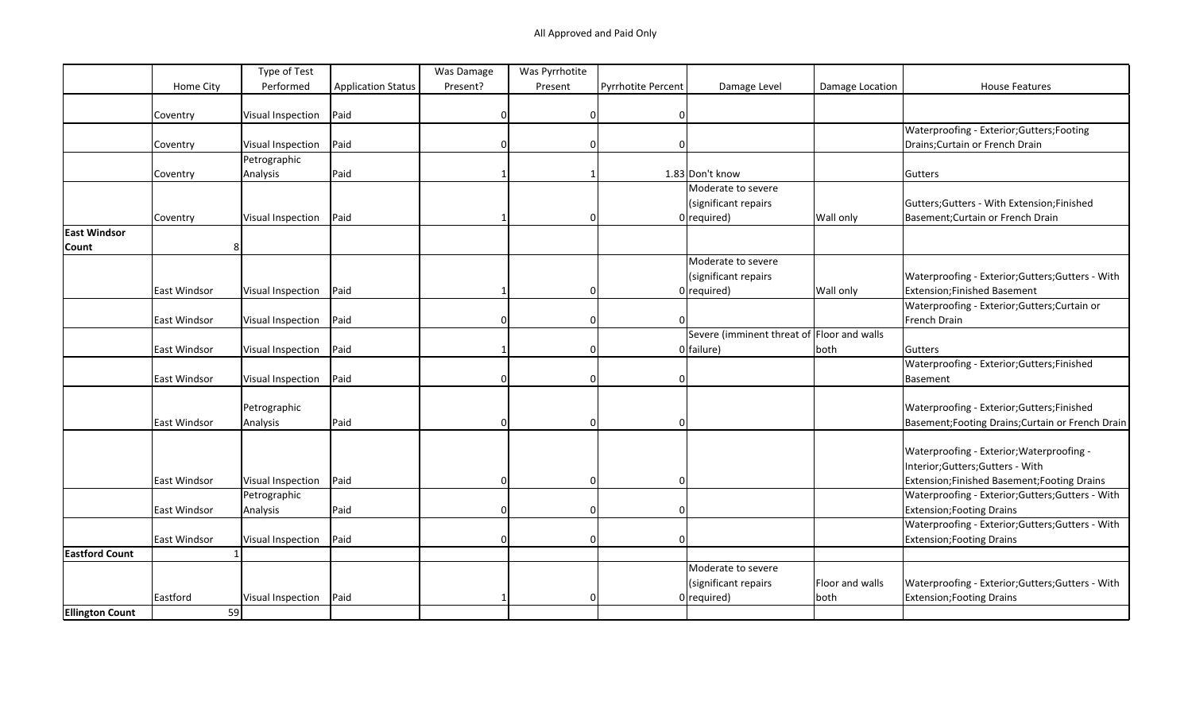All Approved and Paid Only

| | Home City | Type of Test Performed | Application Status | Was Damage Present? | Was Pyrrhotite Present | Pyrrhotite Percent | Damage Level | Damage Location | House Features |
|---|---|---|---|---|---|---|---|---|---|
| | Coventry | Visual Inspection | Paid | 0 | 0 | 0 | | | |
| | Coventry | Visual Inspection | Paid | 0 | 0 | 0 | | | Waterproofing - Exterior;Gutters;Footing Drains;Curtain or French Drain |
| | Coventry | Petrographic Analysis | Paid | 1 | 1 | 1.83 | Don't know | | Gutters |
| | Coventry | Visual Inspection | Paid | 1 | 0 | 0 | Moderate to severe (significant repairs required) | Wall only | Gutters;Gutters - With Extension;Finished Basement;Curtain or French Drain |
| **East Windsor Count** | 8 | | | | | | | | |
| | East Windsor | Visual Inspection | Paid | 1 | 0 | 0 | Moderate to severe (significant repairs required) | Wall only | Waterproofing - Exterior;Gutters;Gutters - With Extension;Finished Basement |
| | East Windsor | Visual Inspection | Paid | 0 | 0 | 0 | | | Waterproofing - Exterior;Gutters;Curtain or French Drain |
| | East Windsor | Visual Inspection | Paid | 1 | 0 | 0 | Severe (imminent threat of failure) | Floor and walls both | Gutters |
| | East Windsor | Visual Inspection | Paid | 0 | 0 | 0 | | | Waterproofing - Exterior;Gutters;Finished Basement |
| | East Windsor | Petrographic Analysis | Paid | 0 | 0 | 0 | | | Waterproofing - Exterior;Gutters;Finished Basement;Footing Drains;Curtain or French Drain |
| | East Windsor | Visual Inspection | Paid | 0 | 0 | 0 | | | Waterproofing - Exterior;Waterproofing - Interior;Gutters;Gutters - With Extension;Finished Basement;Footing Drains |
| | East Windsor | Petrographic Analysis | Paid | 0 | 0 | 0 | | | Waterproofing - Exterior;Gutters;Gutters - With Extension;Footing Drains |
| | East Windsor | Visual Inspection | Paid | 0 | 0 | 0 | | | Waterproofing - Exterior;Gutters;Gutters - With Extension;Footing Drains |
| **Eastford Count** | 1 | | | | | | | | |
| | Eastford | Visual Inspection | Paid | 1 | 0 | 0 | Moderate to severe (significant repairs required) | Floor and walls both | Waterproofing - Exterior;Gutters;Gutters - With Extension;Footing Drains |
| **Ellington Count** | 59 | | | | | | | | |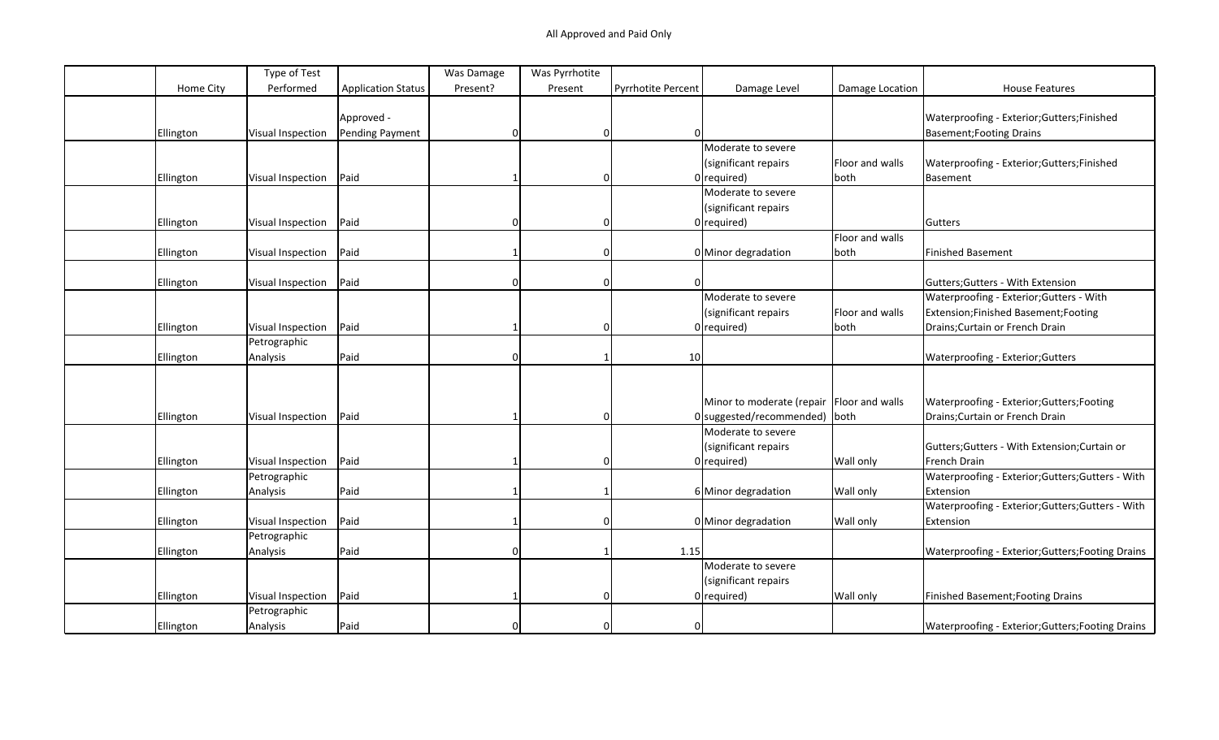All Approved and Paid Only

| | Home City | Type of Test Performed | Application Status | Was Damage Present? | Was Pyrrhotite Present | Pyrrhotite Percent | Damage Level | Damage Location | House Features |
|---|---|---|---|---|---|---|---|---|---|
| | Ellington | Visual Inspection | Approved - Pending Payment | 0 | 0 | 0 | | | Waterproofing - Exterior;Gutters;Finished Basement;Footing Drains |
| | Ellington | Visual Inspection | Paid | 1 | 0 | 0 | Moderate to severe (significant repairs required) | Floor and walls both | Waterproofing - Exterior;Gutters;Finished Basement |
| | Ellington | Visual Inspection | Paid | 0 | 0 | 0 | Moderate to severe (significant repairs required) | | Gutters |
| | Ellington | Visual Inspection | Paid | 1 | 0 | 0 | Minor degradation | Floor and walls both | Finished Basement |
| | Ellington | Visual Inspection | Paid | 0 | 0 | 0 | | | Gutters;Gutters - With Extension |
| | Ellington | Visual Inspection | Paid | 1 | 0 | 0 | Moderate to severe (significant repairs required) | Floor and walls both | Waterproofing - Exterior;Gutters - With Extension;Finished Basement;Footing Drains;Curtain or French Drain |
| | Ellington | Petrographic Analysis | Paid | 0 | 1 | 10 | | | Waterproofing - Exterior;Gutters |
| | Ellington | Visual Inspection | Paid | 1 | 0 | 0 | Minor to moderate (repair suggested/recommended) | Floor and walls both | Waterproofing - Exterior;Gutters;Footing Drains;Curtain or French Drain |
| | Ellington | Visual Inspection | Paid | 1 | 0 | 0 | Moderate to severe (significant repairs required) | Wall only | Gutters;Gutters - With Extension;Curtain or French Drain |
| | Ellington | Petrographic Analysis | Paid | 1 | 1 | 6 | Minor degradation | Wall only | Waterproofing - Exterior;Gutters;Gutters - With Extension |
| | Ellington | Visual Inspection | Paid | 1 | 0 | 0 | Minor degradation | Wall only | Waterproofing - Exterior;Gutters;Gutters - With Extension |
| | Ellington | Petrographic Analysis | Paid | 0 | 1 | 1.15 | | | Waterproofing - Exterior;Gutters;Footing Drains |
| | Ellington | Visual Inspection | Paid | 1 | 0 | 0 | Moderate to severe (significant repairs required) | Wall only | Finished Basement;Footing Drains |
| | Ellington | Petrographic Analysis | Paid | 0 | 0 | 0 | | | Waterproofing - Exterior;Gutters;Footing Drains |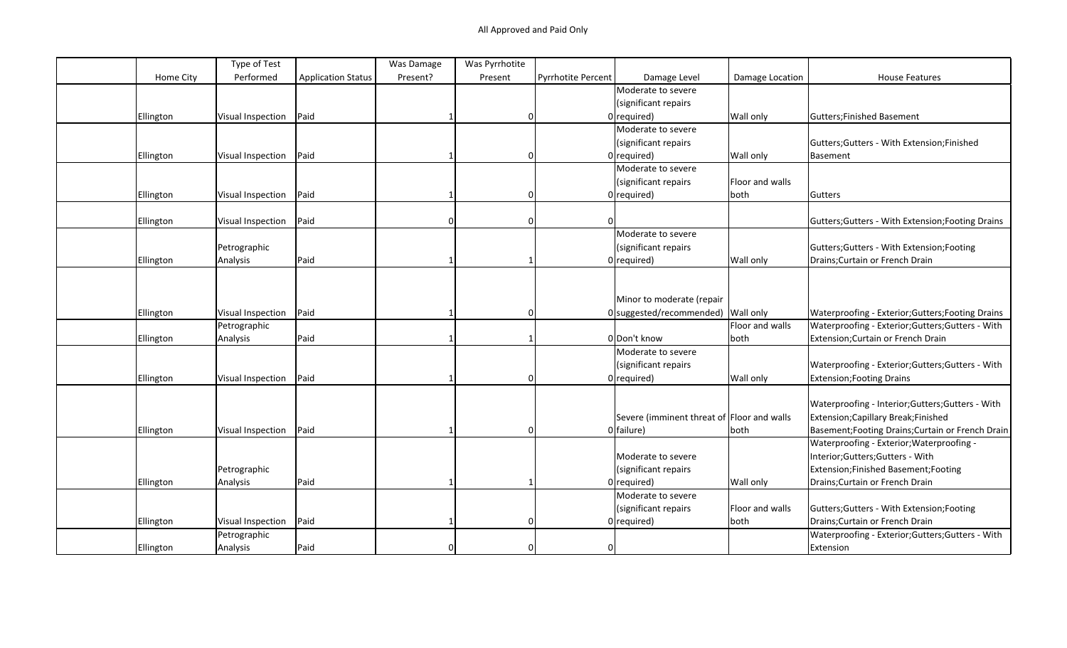All Approved and Paid Only

| | Home City | Type of Test Performed | Application Status | Was Damage Present? | Was Pyrrhotite Present | Pyrrhotite Percent | Damage Level | Damage Location | House Features |
|---|---|---|---|---|---|---|---|---|---|
| | Ellington | Visual Inspection | Paid | 1 | 0 | 0 | Moderate to severe (significant repairs required) | Wall only | Gutters;Finished Basement |
| | Ellington | Visual Inspection | Paid | 1 | 0 | 0 | Moderate to severe (significant repairs required) | Wall only | Gutters;Gutters - With Extension;Finished Basement |
| | Ellington | Visual Inspection | Paid | 1 | 0 | 0 | Moderate to severe (significant repairs required) | Floor and walls both | Gutters |
| | Ellington | Visual Inspection | Paid | 0 | 0 | 0 | | | Gutters;Gutters - With Extension;Footing Drains |
| | Ellington | Petrographic Analysis | Paid | 1 | 1 | 0 | Moderate to severe (significant repairs required) | Wall only | Gutters;Gutters - With Extension;Footing Drains;Curtain or French Drain |
| | Ellington | Visual Inspection | Paid | 1 | 0 | 0 | Minor to moderate (repair suggested/recommended) | Wall only | Waterproofing - Exterior;Gutters;Footing Drains |
| | Ellington | Petrographic Analysis | Paid | 1 | 1 | 0 | Don't know | Floor and walls both | Waterproofing - Exterior;Gutters;Gutters - With Extension;Curtain or French Drain |
| | Ellington | Visual Inspection | Paid | 1 | 0 | 0 | Moderate to severe (significant repairs required) | Wall only | Waterproofing - Exterior;Gutters;Gutters - With Extension;Footing Drains |
| | Ellington | Visual Inspection | Paid | 1 | 0 | 0 | Severe (imminent threat of failure) | Floor and walls both | Waterproofing - Interior;Gutters;Gutters - With Extension;Capillary Break;Finished Basement;Footing Drains;Curtain or French Drain |
| | Ellington | Petrographic Analysis | Paid | 1 | 1 | 0 | Moderate to severe (significant repairs required) | Wall only | Waterproofing - Exterior;Waterproofing - Interior;Gutters;Gutters - With Extension;Finished Basement;Footing Drains;Curtain or French Drain |
| | Ellington | Visual Inspection | Paid | 1 | 0 | 0 | Moderate to severe (significant repairs required) | Floor and walls both | Gutters;Gutters - With Extension;Footing Drains;Curtain or French Drain |
| | Ellington | Petrographic Analysis | Paid | 0 | 0 | 0 | | | Waterproofing - Exterior;Gutters;Gutters - With Extension |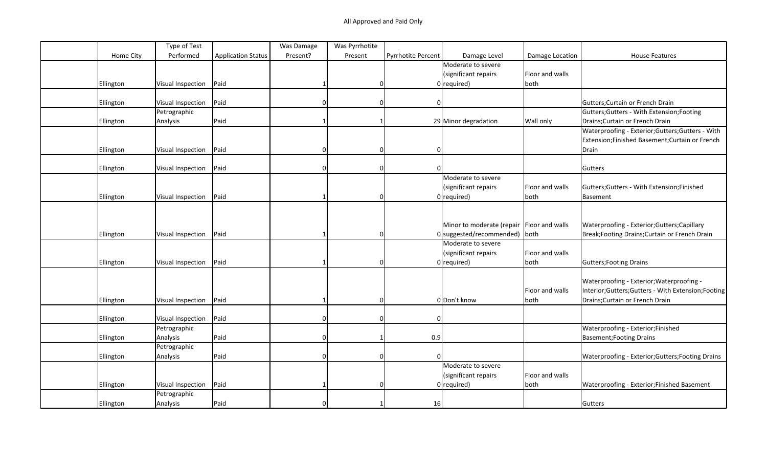All Approved and Paid Only

| | Home City | Type of Test Performed | Application Status | Was Damage Present? | Was Pyrrhotite Present | Pyrrhotite Percent | Damage Level | Damage Location | House Features |
|---|---|---|---|---|---|---|---|---|---|
| | Ellington | Visual Inspection | Paid | 1 | 0 | 0 | Moderate to severe (significant repairs required) | Floor and walls both | |
| | Ellington | Visual Inspection | Paid | 0 | 0 | 0 | | | Gutters;Curtain or French Drain |
| | Ellington | Petrographic Analysis | Paid | 1 | 1 | 29 | Minor degradation | Wall only | Gutters;Gutters - With Extension;Footing Drains;Curtain or French Drain |
| | Ellington | Visual Inspection | Paid | 0 | 0 | 0 | | | Waterproofing - Exterior;Gutters;Gutters - With Extension;Finished Basement;Curtain or French Drain |
| | Ellington | Visual Inspection | Paid | 0 | 0 | 0 | | | Gutters |
| | Ellington | Visual Inspection | Paid | 1 | 0 | 0 | Moderate to severe (significant repairs required) | Floor and walls both | Gutters;Gutters - With Extension;Finished Basement |
| | Ellington | Visual Inspection | Paid | 1 | 0 | 0 | Minor to moderate (repair suggested/recommended) | Floor and walls both | Waterproofing - Exterior;Gutters;Capillary Break;Footing Drains;Curtain or French Drain |
| | Ellington | Visual Inspection | Paid | 1 | 0 | 0 | Moderate to severe (significant repairs required) | Floor and walls both | Gutters;Footing Drains |
| | Ellington | Visual Inspection | Paid | 1 | 0 | 0 | Don't know | Floor and walls both | Waterproofing - Exterior;Waterproofing - Interior;Gutters;Gutters - With Extension;Footing Drains;Curtain or French Drain |
| | Ellington | Visual Inspection | Paid | 0 | 0 | 0 | | | |
| | Ellington | Petrographic Analysis | Paid | 0 | 1 | 0.9 | | | Waterproofing - Exterior;Finished Basement;Footing Drains |
| | Ellington | Petrographic Analysis | Paid | 0 | 0 | 0 | | | Waterproofing - Exterior;Gutters;Footing Drains |
| | Ellington | Visual Inspection | Paid | 1 | 0 | 0 | Moderate to severe (significant repairs required) | Floor and walls both | Waterproofing - Exterior;Finished Basement |
| | Ellington | Petrographic Analysis | Paid | 0 | 1 | 16 | | | Gutters |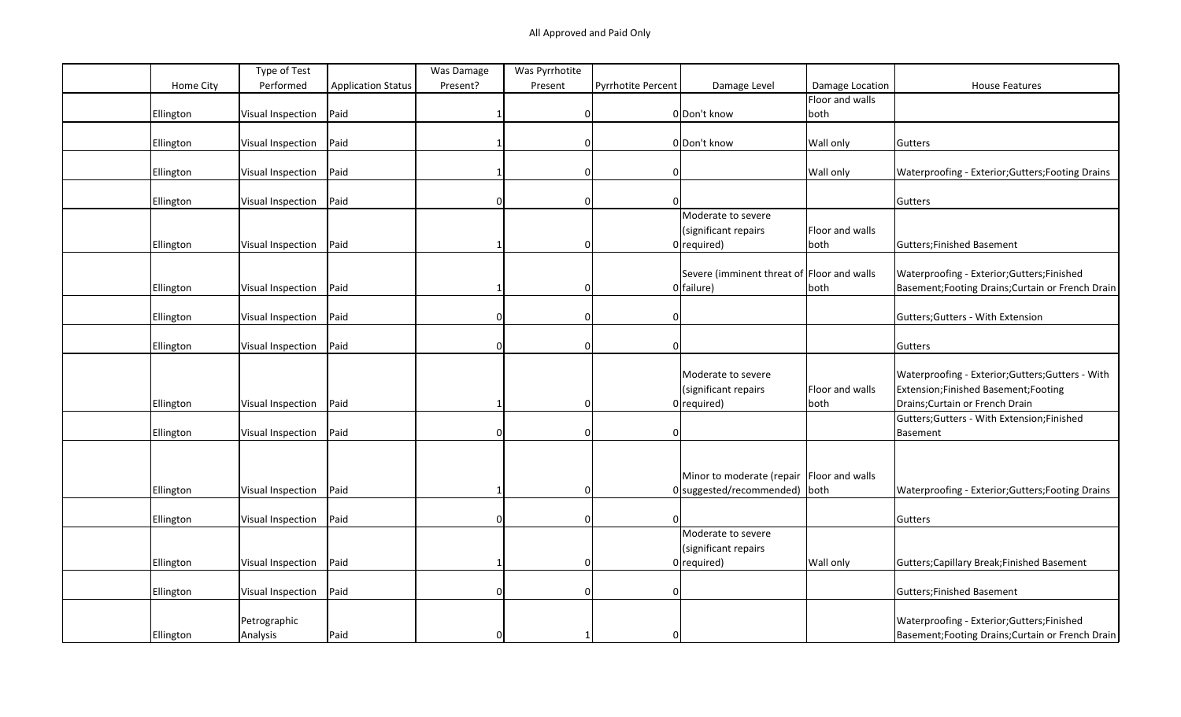All Approved and Paid Only

| | Home City | Type of Test Performed | Application Status | Was Damage Present? | Was Pyrrhotite Present | Pyrrhotite Percent | Damage Level | Damage Location | House Features |
|---|---|---|---|---|---|---|---|---|---|
| | Ellington | Visual Inspection | Paid | 1 | 0 | 0 | Don't know | Floor and walls both | |
| | Ellington | Visual Inspection | Paid | 1 | 0 | 0 | Don't know | Wall only | Gutters |
| | Ellington | Visual Inspection | Paid | 1 | 0 | 0 | | Wall only | Waterproofing - Exterior;Gutters;Footing Drains |
| | Ellington | Visual Inspection | Paid | 0 | 0 | 0 | | | Gutters |
| | Ellington | Visual Inspection | Paid | 1 | 0 | 0 | Moderate to severe (significant repairs required) | Floor and walls both | Gutters;Finished Basement |
| | Ellington | Visual Inspection | Paid | 1 | 0 | 0 | Severe (imminent threat of failure) | Floor and walls both | Waterproofing - Exterior;Gutters;Finished Basement;Footing Drains;Curtain or French Drain |
| | Ellington | Visual Inspection | Paid | 0 | 0 | 0 | | | Gutters;Gutters - With Extension |
| | Ellington | Visual Inspection | Paid | 0 | 0 | 0 | | | Gutters |
| | Ellington | Visual Inspection | Paid | 1 | 0 | 0 | Moderate to severe (significant repairs required) | Floor and walls both | Waterproofing - Exterior;Gutters;Gutters - With Extension;Finished Basement;Footing Drains;Curtain or French Drain |
| | Ellington | Visual Inspection | Paid | 0 | 0 | 0 | | | Gutters;Gutters - With Extension;Finished Basement |
| | Ellington | Visual Inspection | Paid | 1 | 0 | 0 | Minor to moderate (repair suggested/recommended) | Floor and walls both | Waterproofing - Exterior;Gutters;Footing Drains |
| | Ellington | Visual Inspection | Paid | 0 | 0 | 0 | | | Gutters |
| | Ellington | Visual Inspection | Paid | 1 | 0 | 0 | Moderate to severe (significant repairs required) | Wall only | Gutters;Capillary Break;Finished Basement |
| | Ellington | Visual Inspection | Paid | 0 | 0 | 0 | | | Gutters;Finished Basement |
| | Ellington | Petrographic Analysis | Paid | 0 | 1 | 0 | | | Waterproofing - Exterior;Gutters;Finished Basement;Footing Drains;Curtain or French Drain |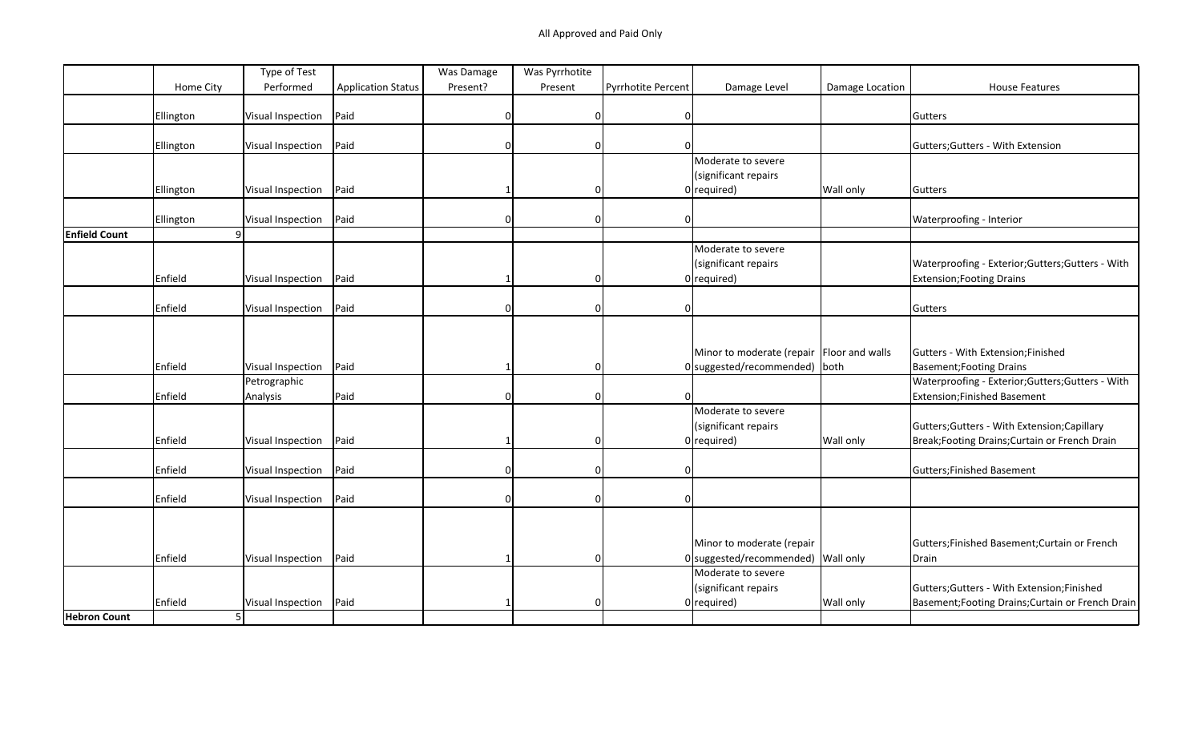All Approved and Paid Only

| | Home City | Type of Test Performed | Application Status | Was Damage Present? | Was Pyrrhotite Present | Pyrrhotite Percent | Damage Level | Damage Location | House Features |
|---|---|---|---|---|---|---|---|---|---|
| | Ellington | Visual Inspection | Paid | 0 | 0 | 0 | | | Gutters |
| | Ellington | Visual Inspection | Paid | 0 | 0 | 0 | | | Gutters;Gutters - With Extension |
| | Ellington | Visual Inspection | Paid | 1 | 0 | 0 | Moderate to severe (significant repairs required) | Wall only | Gutters |
| | Ellington | Visual Inspection | Paid | 0 | 0 | 0 | | | Waterproofing - Interior |
| **Enfield Count** | 9 | | | | | | | | |
| | Enfield | Visual Inspection | Paid | 1 | 0 | 0 | Moderate to severe (significant repairs required) | | Waterproofing - Exterior;Gutters;Gutters - With Extension;Footing Drains |
| | Enfield | Visual Inspection | Paid | 0 | 0 | 0 | | | Gutters |
| | Enfield | Visual Inspection | Paid | 1 | 0 | 0 | Minor to moderate (repair suggested/recommended) | Floor and walls both | Gutters - With Extension;Finished Basement;Footing Drains |
| | Enfield | Petrographic Analysis | Paid | 0 | 0 | 0 | | | Waterproofing - Exterior;Gutters;Gutters - With Extension;Finished Basement |
| | Enfield | Visual Inspection | Paid | 1 | 0 | 0 | Moderate to severe (significant repairs required) | Wall only | Gutters;Gutters - With Extension;Capillary Break;Footing Drains;Curtain or French Drain |
| | Enfield | Visual Inspection | Paid | 0 | 0 | 0 | | | Gutters;Finished Basement |
| | Enfield | Visual Inspection | Paid | 0 | 0 | 0 | | | |
| | Enfield | Visual Inspection | Paid | 1 | 0 | 0 | Minor to moderate (repair suggested/recommended) | Wall only | Gutters;Finished Basement;Curtain or French Drain |
| | Enfield | Visual Inspection | Paid | 1 | 0 | 0 | Moderate to severe (significant repairs required) | Wall only | Gutters;Gutters - With Extension;Finished Basement;Footing Drains;Curtain or French Drain |
| **Hebron Count** | 5 | | | | | | | | |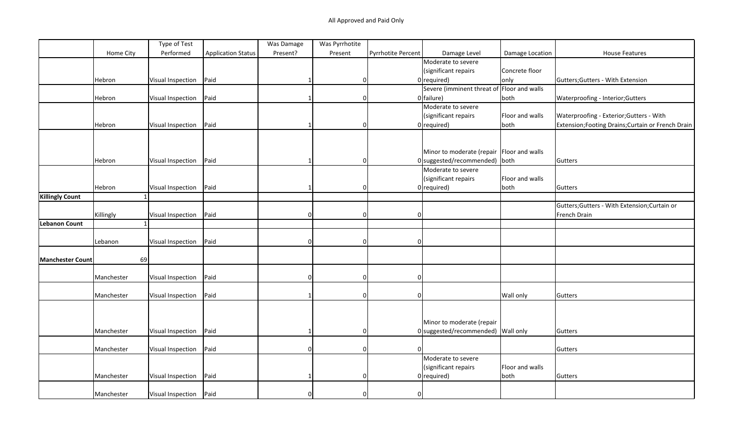All Approved and Paid Only

| | Home City | Type of Test Performed | Application Status | Was Damage Present? | Was Pyrrhotite Present | Pyrrhotite Percent | Damage Level | Damage Location | House Features |
|---|---|---|---|---|---|---|---|---|---|
| | Hebron | Visual Inspection | Paid | 1 | 0 | 0 | Moderate to severe (significant repairs required) | Concrete floor only | Gutters;Gutters - With Extension |
| | Hebron | Visual Inspection | Paid | 1 | 0 | 0 | Severe (imminent threat of failure) | Floor and walls both | Waterproofing - Interior;Gutters |
| | Hebron | Visual Inspection | Paid | 1 | 0 | 0 | Moderate to severe (significant repairs required) | Floor and walls both | Waterproofing - Exterior;Gutters - With Extension;Footing Drains;Curtain or French Drain |
| | Hebron | Visual Inspection | Paid | 1 | 0 | 0 | Minor to moderate (repair suggested/recommended) | Floor and walls both | Gutters |
| | Hebron | Visual Inspection | Paid | 1 | 0 | 0 | Moderate to severe (significant repairs required) | Floor and walls both | Gutters |
| **Killingly Count** | 1 | | | | | | | | |
| | Killingly | Visual Inspection | Paid | 0 | 0 | 0 | | | Gutters;Gutters - With Extension;Curtain or French Drain |
| **Lebanon Count** | 1 | | | | | | | | |
| | Lebanon | Visual Inspection | Paid | 0 | 0 | 0 | | | |
| **Manchester Count** | 69 | | | | | | | | |
| | Manchester | Visual Inspection | Paid | 0 | 0 | 0 | | | |
| | Manchester | Visual Inspection | Paid | 1 | 0 | 0 | | Wall only | Gutters |
| | Manchester | Visual Inspection | Paid | 1 | 0 | 0 | Minor to moderate (repair suggested/recommended) | Wall only | Gutters |
| | Manchester | Visual Inspection | Paid | 0 | 0 | 0 | | | Gutters |
| | Manchester | Visual Inspection | Paid | 1 | 0 | 0 | Moderate to severe (significant repairs required) | Floor and walls both | Gutters |
| | Manchester | Visual Inspection | Paid | 0 | 0 | 0 | | | |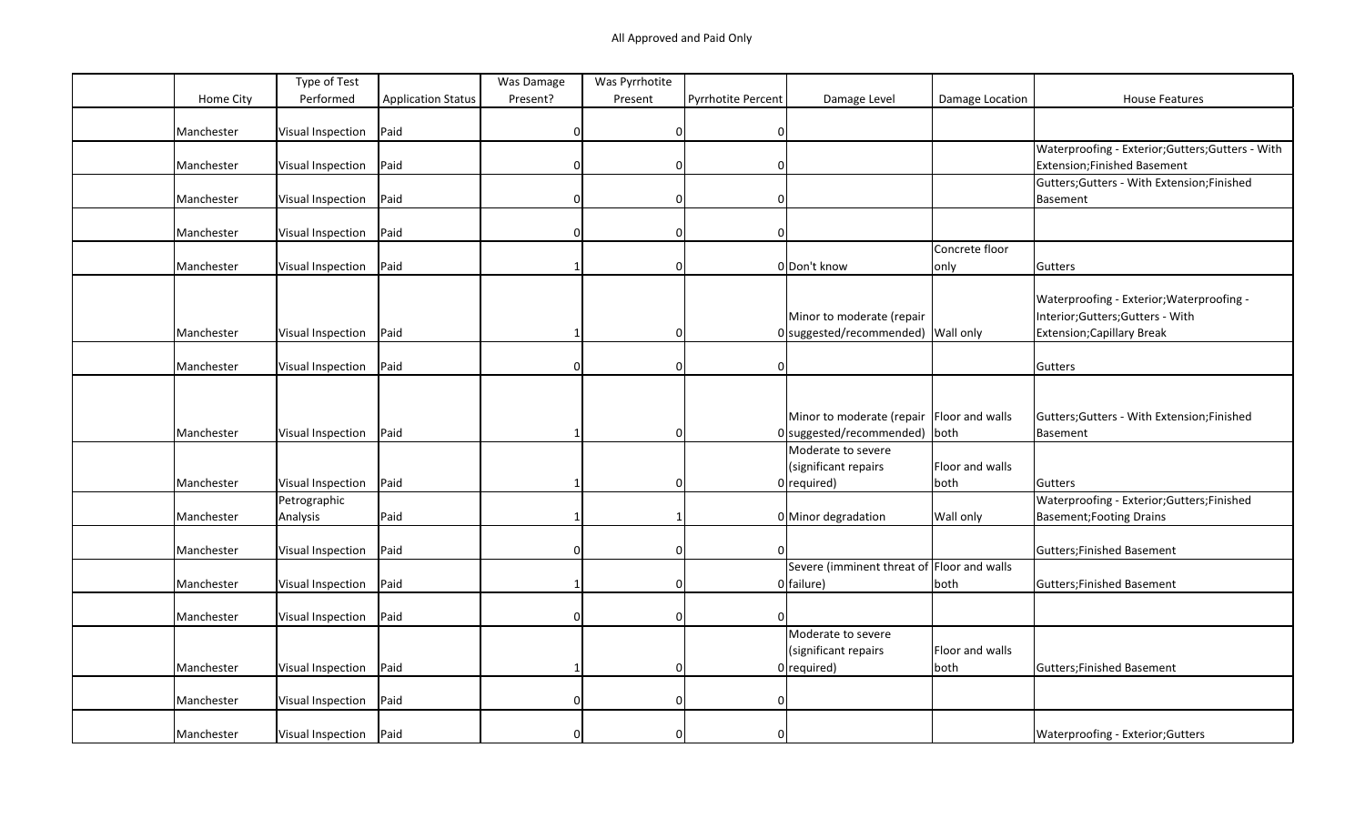All Approved and Paid Only

| | Home City | Type of Test Performed | Application Status | Was Damage Present? | Was Pyrrhotite Present | Pyrrhotite Percent | Damage Level | Damage Location | House Features |
|---|---|---|---|---|---|---|---|---|---|
| | Manchester | Visual Inspection | Paid | 0 | 0 | 0 | | | |
| | Manchester | Visual Inspection | Paid | 0 | 0 | 0 | | | Waterproofing - Exterior;Gutters;Gutters - With Extension;Finished Basement |
| | Manchester | Visual Inspection | Paid | 0 | 0 | 0 | | | Gutters;Gutters - With Extension;Finished Basement |
| | Manchester | Visual Inspection | Paid | 0 | 0 | 0 | | | |
| | Manchester | Visual Inspection | Paid | 1 | 0 | 0 | Don't know | Concrete floor only | Gutters |
| | Manchester | Visual Inspection | Paid | 1 | 0 | 0 | Minor to moderate (repair suggested/recommended) | Wall only | Waterproofing - Exterior;Waterproofing - Interior;Gutters;Gutters - With Extension;Capillary Break |
| | Manchester | Visual Inspection | Paid | 0 | 0 | 0 | | | Gutters |
| | Manchester | Visual Inspection | Paid | 1 | 0 | 0 | Minor to moderate (repair suggested/recommended) | Floor and walls both | Gutters;Gutters - With Extension;Finished Basement |
| | Manchester | Visual Inspection | Paid | 1 | 0 | 0 | Moderate to severe (significant repairs required) | Floor and walls both | Gutters |
| | Manchester | Petrographic Analysis | Paid | 1 | 1 | 0 | Minor degradation | Wall only | Waterproofing - Exterior;Gutters;Finished Basement;Footing Drains |
| | Manchester | Visual Inspection | Paid | 0 | 0 | 0 | | | Gutters;Finished Basement |
| | Manchester | Visual Inspection | Paid | 1 | 0 | 0 | Severe (imminent threat of failure) | Floor and walls both | Gutters;Finished Basement |
| | Manchester | Visual Inspection | Paid | 0 | 0 | 0 | | | |
| | Manchester | Visual Inspection | Paid | 1 | 0 | 0 | Moderate to severe (significant repairs required) | Floor and walls both | Gutters;Finished Basement |
| | Manchester | Visual Inspection | Paid | 0 | 0 | 0 | | | |
| | Manchester | Visual Inspection | Paid | 0 | 0 | 0 | | | Waterproofing - Exterior;Gutters |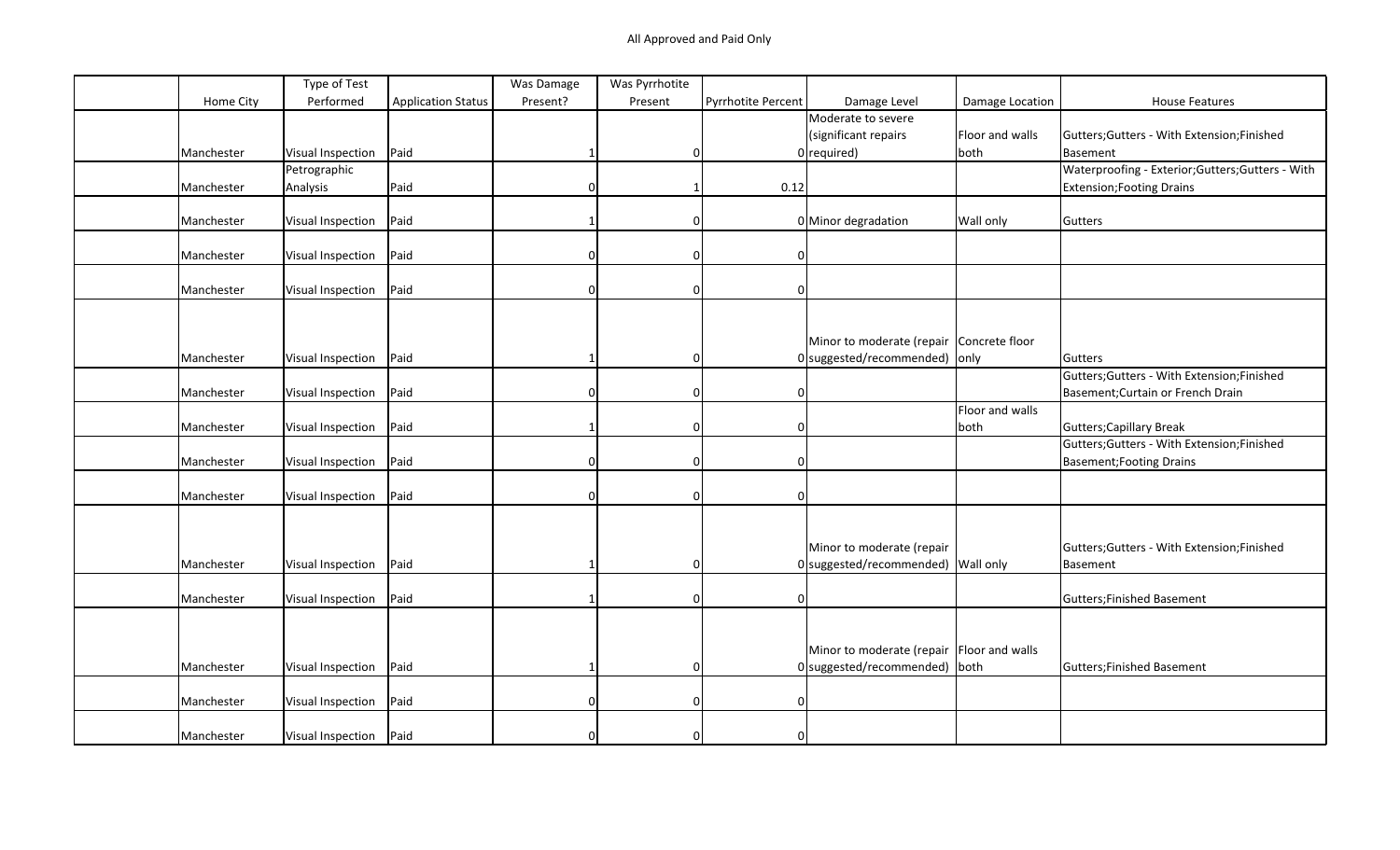All Approved and Paid Only

| | Home City | Type of Test Performed | Application Status | Was Damage Present? | Was Pyrrhotite Present | Pyrrhotite Percent | Damage Level | Damage Location | House Features |
|---|---|---|---|---|---|---|---|---|---|
| | Manchester | Visual Inspection | Paid | 1 | 0 | 0 | Moderate to severe (significant repairs required) | Floor and walls both | Gutters;Gutters - With Extension;Finished Basement |
| | Manchester | Petrographic Analysis | Paid | 0 | 1 | 0.12 | | | Waterproofing - Exterior;Gutters;Gutters - With Extension;Footing Drains |
| | Manchester | Visual Inspection | Paid | 1 | 0 | 0 | Minor degradation | Wall only | Gutters |
| | Manchester | Visual Inspection | Paid | 0 | 0 | 0 | | | |
| | Manchester | Visual Inspection | Paid | 0 | 0 | 0 | | | |
| | Manchester | Visual Inspection | Paid | 1 | 0 | 0 | Minor to moderate (repair suggested/recommended) | Concrete floor only | Gutters |
| | Manchester | Visual Inspection | Paid | 0 | 0 | 0 | | | Gutters;Gutters - With Extension;Finished Basement;Curtain or French Drain |
| | Manchester | Visual Inspection | Paid | 1 | 0 | 0 | | Floor and walls both | Gutters;Capillary Break |
| | Manchester | Visual Inspection | Paid | 0 | 0 | 0 | | | Gutters;Gutters - With Extension;Finished Basement;Footing Drains |
| | Manchester | Visual Inspection | Paid | 0 | 0 | 0 | | | |
| | Manchester | Visual Inspection | Paid | 1 | 0 | 0 | Minor to moderate (repair suggested/recommended) | Wall only | Gutters;Gutters - With Extension;Finished Basement |
| | Manchester | Visual Inspection | Paid | 1 | 0 | 0 | | | Gutters;Finished Basement |
| | Manchester | Visual Inspection | Paid | 1 | 0 | 0 | Minor to moderate (repair suggested/recommended) | Floor and walls both | Gutters;Finished Basement |
| | Manchester | Visual Inspection | Paid | 0 | 0 | 0 | | | |
| | Manchester | Visual Inspection | Paid | 0 | 0 | 0 | | | |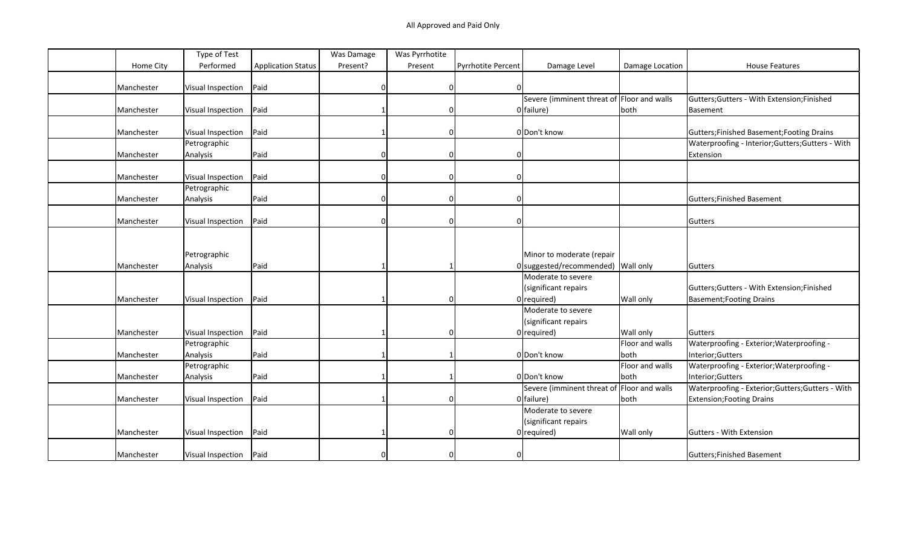All Approved and Paid Only

| | Home City | Type of Test Performed | Application Status | Was Damage Present? | Was Pyrrhotite Present | Pyrrhotite Percent | Damage Level | Damage Location | House Features |
|---|---|---|---|---|---|---|---|---|---|
| | Manchester | Visual Inspection | Paid | 0 | 0 | 0 | | | |
| | Manchester | Visual Inspection | Paid | 1 | 0 | 0 | Severe (imminent threat of failure) | Floor and walls both | Gutters;Gutters - With Extension;Finished Basement |
| | Manchester | Visual Inspection | Paid | 1 | 0 | 0 | Don't know | | Gutters;Finished Basement;Footing Drains |
| | Manchester | Petrographic Analysis | Paid | 0 | 0 | 0 | | | Waterproofing - Interior;Gutters;Gutters - With Extension |
| | Manchester | Visual Inspection | Paid | 0 | 0 | 0 | | | |
| | Manchester | Petrographic Analysis | Paid | 0 | 0 | 0 | | | Gutters;Finished Basement |
| | Manchester | Visual Inspection | Paid | 0 | 0 | 0 | | | Gutters |
| | Manchester | Petrographic Analysis | Paid | 1 | 1 | 0 | Minor to moderate (repair suggested/recommended) | Wall only | Gutters |
| | Manchester | Visual Inspection | Paid | 1 | 0 | 0 | Moderate to severe (significant repairs required) | Wall only | Gutters;Gutters - With Extension;Finished Basement;Footing Drains |
| | Manchester | Visual Inspection | Paid | 1 | 0 | 0 | Moderate to severe (significant repairs required) | Wall only | Gutters |
| | Manchester | Petrographic Analysis | Paid | 1 | 1 | 0 | Don't know | Floor and walls both | Waterproofing - Exterior;Waterproofing - Interior;Gutters |
| | Manchester | Petrographic Analysis | Paid | 1 | 1 | 0 | Don't know | Floor and walls both | Waterproofing - Exterior;Waterproofing - Interior;Gutters |
| | Manchester | Visual Inspection | Paid | 1 | 0 | 0 | Severe (imminent threat of failure) | Floor and walls both | Waterproofing - Exterior;Gutters;Gutters - With Extension;Footing Drains |
| | Manchester | Visual Inspection | Paid | 1 | 0 | 0 | Moderate to severe (significant repairs required) | Wall only | Gutters - With Extension |
| | Manchester | Visual Inspection | Paid | 0 | 0 | 0 | | | Gutters;Finished Basement |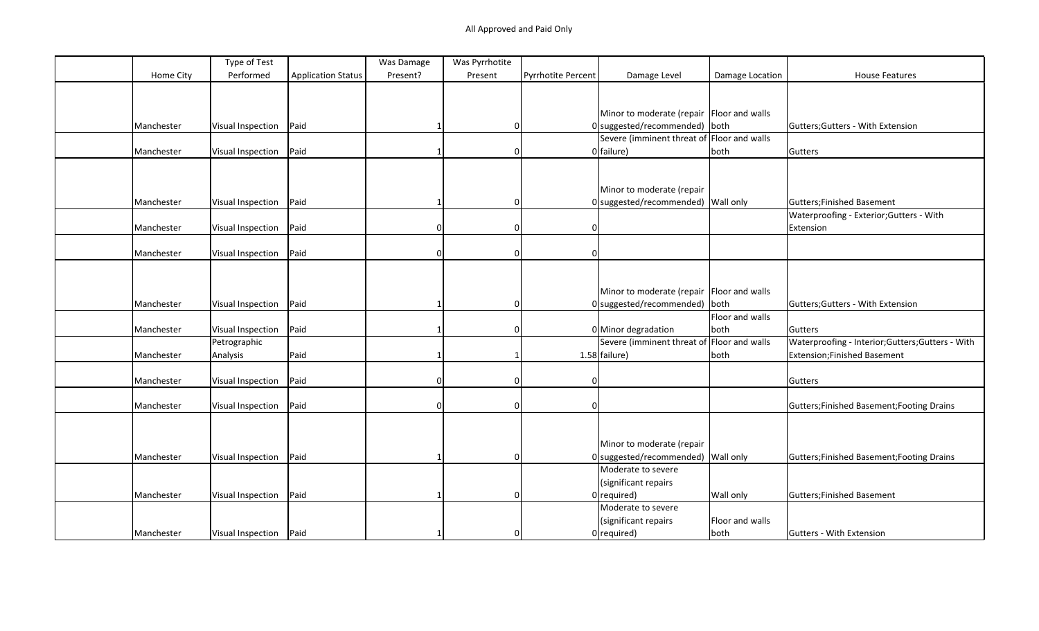All Approved and Paid Only

| | Home City | Type of Test Performed | Application Status | Was Damage Present? | Was Pyrrhotite Present | Pyrrhotite Percent | Damage Level | Damage Location | House Features |
|---|---|---|---|---|---|---|---|---|---|
| | Manchester | Visual Inspection | Paid | 1 | 0 | 0 | Minor to moderate (repair suggested/recommended) | Floor and walls both | Gutters;Gutters - With Extension |
| | Manchester | Visual Inspection | Paid | 1 | 0 | 0 | Severe (imminent threat of failure) | Floor and walls both | Gutters |
| | Manchester | Visual Inspection | Paid | 1 | 0 | 0 | Minor to moderate (repair suggested/recommended) | Wall only | Gutters;Finished Basement |
| | Manchester | Visual Inspection | Paid | 0 | 0 | 0 | | | Waterproofing - Exterior;Gutters - With Extension |
| | Manchester | Visual Inspection | Paid | 0 | 0 | 0 | | | |
| | Manchester | Visual Inspection | Paid | 1 | 0 | 0 | Minor to moderate (repair suggested/recommended) | Floor and walls both | Gutters;Gutters - With Extension |
| | Manchester | Visual Inspection | Paid | 1 | 0 | 0 | Minor degradation | Floor and walls both | Gutters |
| | Manchester | Petrographic Analysis | Paid | 1 | 1 | 1.58 | Severe (imminent threat of failure) | Floor and walls both | Waterproofing - Interior;Gutters;Gutters - With Extension;Finished Basement |
| | Manchester | Visual Inspection | Paid | 0 | 0 | 0 | | | Gutters |
| | Manchester | Visual Inspection | Paid | 0 | 0 | 0 | | | Gutters;Finished Basement;Footing Drains |
| | Manchester | Visual Inspection | Paid | 1 | 0 | 0 | Minor to moderate (repair suggested/recommended) | Wall only | Gutters;Finished Basement;Footing Drains |
| | Manchester | Visual Inspection | Paid | 1 | 0 | 0 | Moderate to severe (significant repairs required) | Wall only | Gutters;Finished Basement |
| | Manchester | Visual Inspection | Paid | 1 | 0 | 0 | Moderate to severe (significant repairs required) | Floor and walls both | Gutters - With Extension |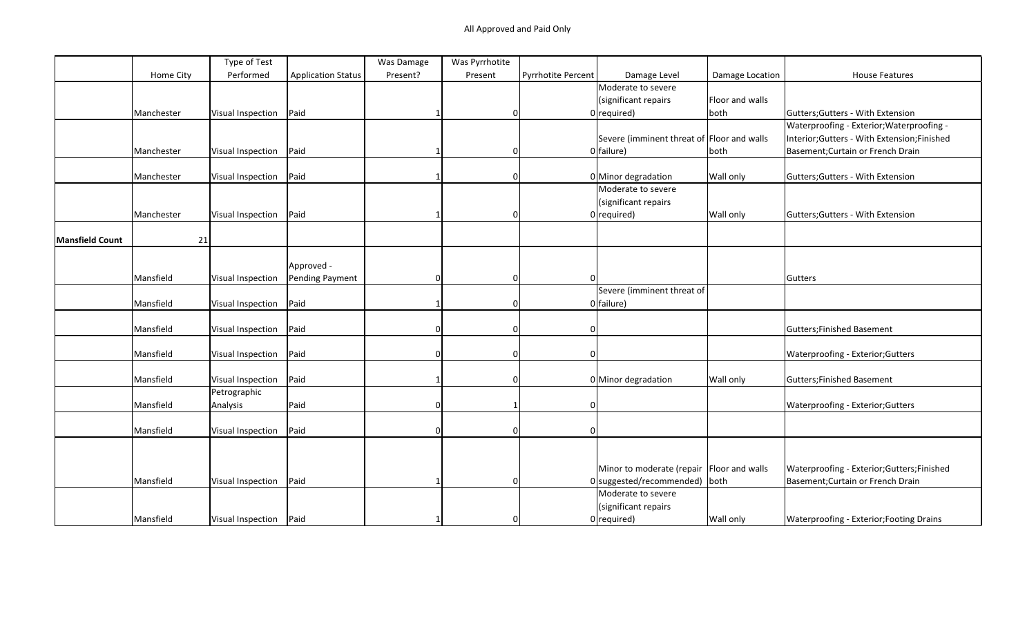All Approved and Paid Only

| | Home City | Type of Test Performed | Application Status | Was Damage Present? | Was Pyrrhotite Present | Pyrrhotite Percent | Damage Level | Damage Location | House Features |
|---|---|---|---|---|---|---|---|---|---|
| | Manchester | Visual Inspection | Paid | 1 | 0 | 0 | Moderate to severe (significant repairs required) | Floor and walls both | Gutters;Gutters - With Extension |
| | Manchester | Visual Inspection | Paid | 1 | 0 | 0 | Severe (imminent threat of failure) | Floor and walls both | Waterproofing - Exterior;Waterproofing - Interior;Gutters - With Extension;Finished Basement;Curtain or French Drain |
| | Manchester | Visual Inspection | Paid | 1 | 0 | 0 | Minor degradation | Wall only | Gutters;Gutters - With Extension |
| | Manchester | Visual Inspection | Paid | 1 | 0 | 0 | Moderate to severe (significant repairs required) | Wall only | Gutters;Gutters - With Extension |
| **Mansfield Count** | 21 | | | | | | | | |
| | Mansfield | Visual Inspection | Approved - Pending Payment | 0 | 0 | 0 | | | Gutters |
| | Mansfield | Visual Inspection | Paid | 1 | 0 | 0 | Severe (imminent threat of failure) | | |
| | Mansfield | Visual Inspection | Paid | 0 | 0 | 0 | | | Gutters;Finished Basement |
| | Mansfield | Visual Inspection | Paid | 0 | 0 | 0 | | | Waterproofing - Exterior;Gutters |
| | Mansfield | Visual Inspection | Paid | 1 | 0 | 0 | Minor degradation | Wall only | Gutters;Finished Basement |
| | Mansfield | Petrographic Analysis | Paid | 0 | 1 | 0 | | | Waterproofing - Exterior;Gutters |
| | Mansfield | Visual Inspection | Paid | 0 | 0 | 0 | | | |
| | Mansfield | Visual Inspection | Paid | 1 | 0 | 0 | Minor to moderate (repair suggested/recommended) | Floor and walls both | Waterproofing - Exterior;Gutters;Finished Basement;Curtain or French Drain |
| | Mansfield | Visual Inspection | Paid | 1 | 0 | 0 | Moderate to severe (significant repairs required) | Wall only | Waterproofing - Exterior;Footing Drains |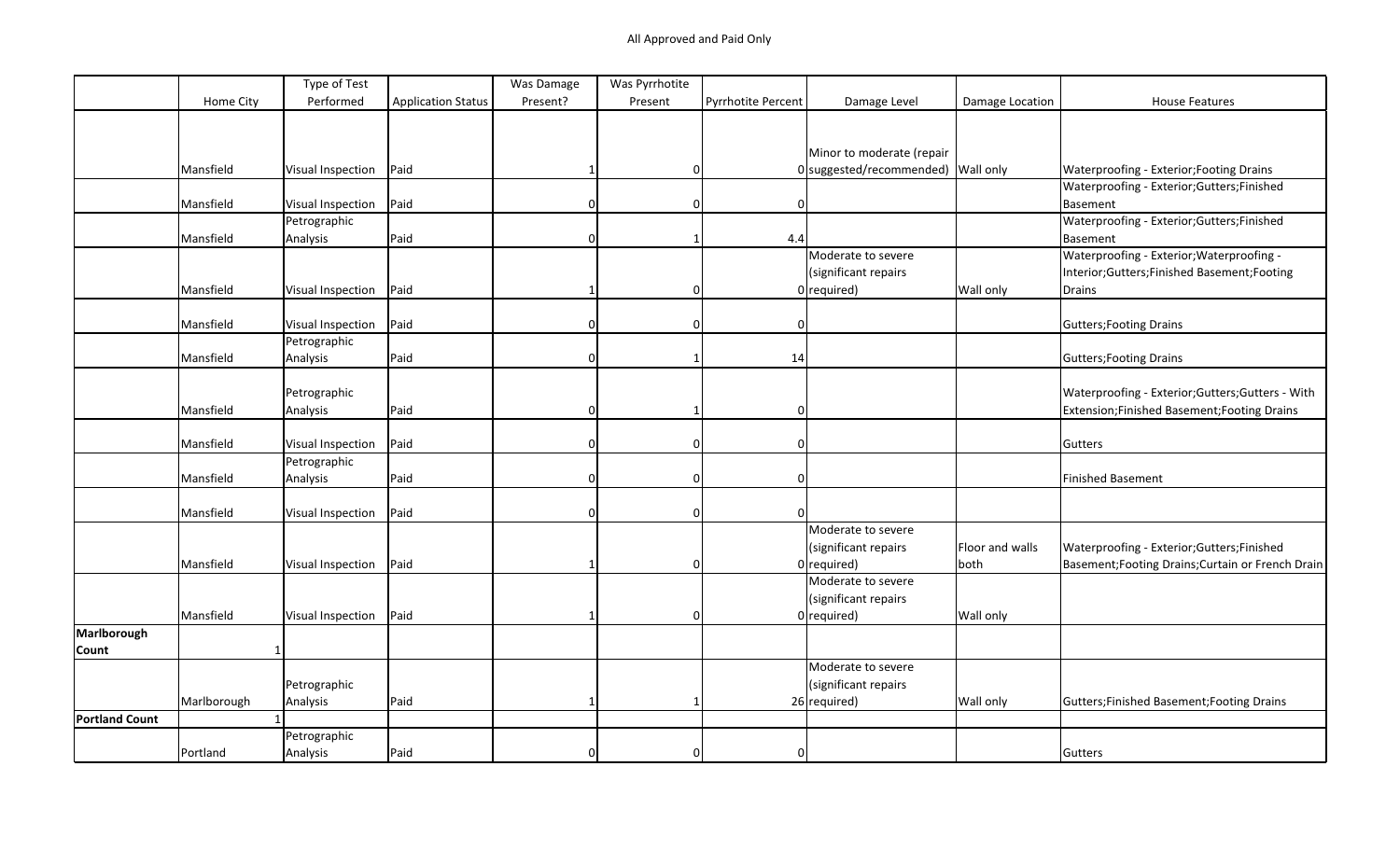All Approved and Paid Only

| | Home City | Type of Test Performed | Application Status | Was Damage Present? | Was Pyrrhotite Present | Pyrrhotite Percent | Damage Level | Damage Location | House Features |
|---|---|---|---|---|---|---|---|---|---|
| | Mansfield | Visual Inspection | Paid | 1 | 0 | 0 | Minor to moderate (repair suggested/recommended) | Wall only | Waterproofing - Exterior;Footing Drains |
| | Mansfield | Visual Inspection | Paid | 0 | 0 | 0 | | | Waterproofing - Exterior;Gutters;Finished Basement |
| | Mansfield | Petrographic Analysis | Paid | 0 | 1 | 4.4 | | | Waterproofing - Exterior;Gutters;Finished Basement |
| | Mansfield | Visual Inspection | Paid | 1 | 0 | 0 | Moderate to severe (significant repairs required) | Wall only | Waterproofing - Exterior;Waterproofing - Interior;Gutters;Finished Basement;Footing Drains |
| | Mansfield | Visual Inspection | Paid | 0 | 0 | 0 | | | Gutters;Footing Drains |
| | Mansfield | Petrographic Analysis | Paid | 0 | 1 | 14 | | | Gutters;Footing Drains |
| | Mansfield | Petrographic Analysis | Paid | 0 | 1 | 0 | | | Waterproofing - Exterior;Gutters;Gutters - With Extension;Finished Basement;Footing Drains |
| | Mansfield | Visual Inspection | Paid | 0 | 0 | 0 | | | Gutters |
| | Mansfield | Petrographic Analysis | Paid | 0 | 0 | 0 | | | Finished Basement |
| | Mansfield | Visual Inspection | Paid | 0 | 0 | 0 | | | |
| | Mansfield | Visual Inspection | Paid | 1 | 0 | 0 | Moderate to severe (significant repairs required) | Floor and walls both | Waterproofing - Exterior;Gutters;Finished Basement;Footing Drains;Curtain or French Drain |
| | Mansfield | Visual Inspection | Paid | 1 | 0 | 0 | Moderate to severe (significant repairs required) | Wall only | |
| **Marlborough Count** | 1 | | | | | | | | |
| | Marlborough | Petrographic Analysis | Paid | 1 | 1 | 26 | Moderate to severe (significant repairs required) | Wall only | Gutters;Finished Basement;Footing Drains |
| **Portland Count** | 1 | | | | | | | | |
| | Portland | Petrographic Analysis | Paid | 0 | 0 | 0 | | | Gutters |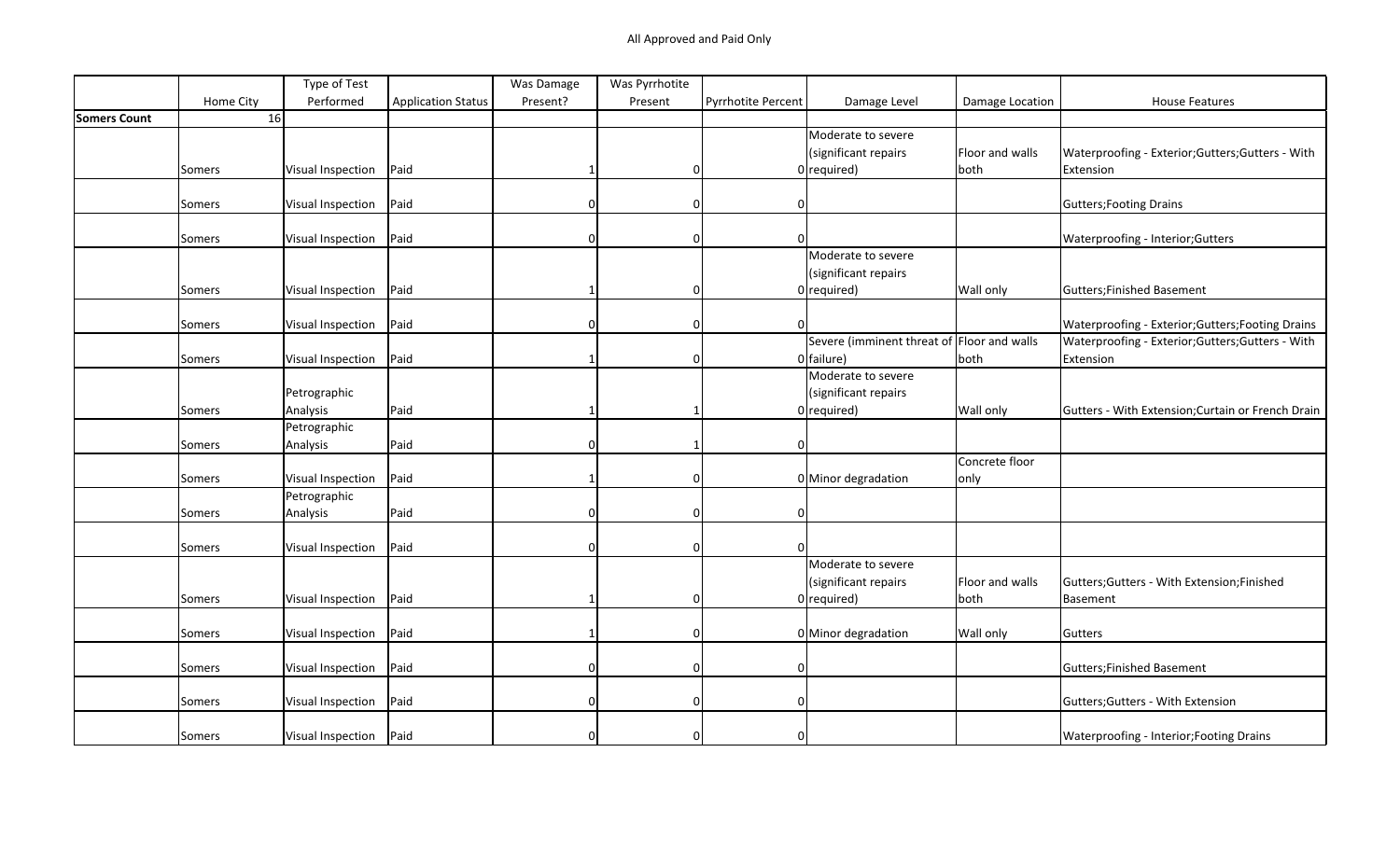All Approved and Paid Only

| | Home City | Type of Test Performed | Application Status | Was Damage Present? | Was Pyrrhotite Present | Pyrrhotite Percent | Damage Level | Damage Location | House Features |
|---|---|---|---|---|---|---|---|---|---|
| **Somers Count** | 16 | | | | | | | | |
| | Somers | Visual Inspection | Paid | 1 | 0 | 0 | Moderate to severe (significant repairs required) | Floor and walls both | Waterproofing - Exterior;Gutters;Gutters - With Extension |
| | Somers | Visual Inspection | Paid | 0 | 0 | 0 | | | Gutters;Footing Drains |
| | Somers | Visual Inspection | Paid | 0 | 0 | 0 | | | Waterproofing - Interior;Gutters |
| | Somers | Visual Inspection | Paid | 1 | 0 | 0 | Moderate to severe (significant repairs required) | Wall only | Gutters;Finished Basement |
| | Somers | Visual Inspection | Paid | 0 | 0 | 0 | | | Waterproofing - Exterior;Gutters;Footing Drains |
| | Somers | Visual Inspection | Paid | 1 | 0 | 0 | Severe (imminent threat of failure) | Floor and walls both | Waterproofing - Exterior;Gutters;Gutters - With Extension |
| | Somers | Petrographic Analysis | Paid | 1 | 1 | 0 | Moderate to severe (significant repairs required) | Wall only | Gutters - With Extension;Curtain or French Drain |
| | Somers | Petrographic Analysis | Paid | 0 | 1 | 0 | | | |
| | Somers | Visual Inspection | Paid | 1 | 0 | 0 | Minor degradation | Concrete floor only | |
| | Somers | Petrographic Analysis | Paid | 0 | 0 | 0 | | | |
| | Somers | Visual Inspection | Paid | 0 | 0 | 0 | | | |
| | Somers | Visual Inspection | Paid | 1 | 0 | 0 | Moderate to severe (significant repairs required) | Floor and walls both | Gutters;Gutters - With Extension;Finished Basement |
| | Somers | Visual Inspection | Paid | 1 | 0 | 0 | Minor degradation | Wall only | Gutters |
| | Somers | Visual Inspection | Paid | 0 | 0 | 0 | | | Gutters;Finished Basement |
| | Somers | Visual Inspection | Paid | 0 | 0 | 0 | | | Gutters;Gutters - With Extension |
| | Somers | Visual Inspection | Paid | 0 | 0 | 0 | | | Waterproofing - Interior;Footing Drains |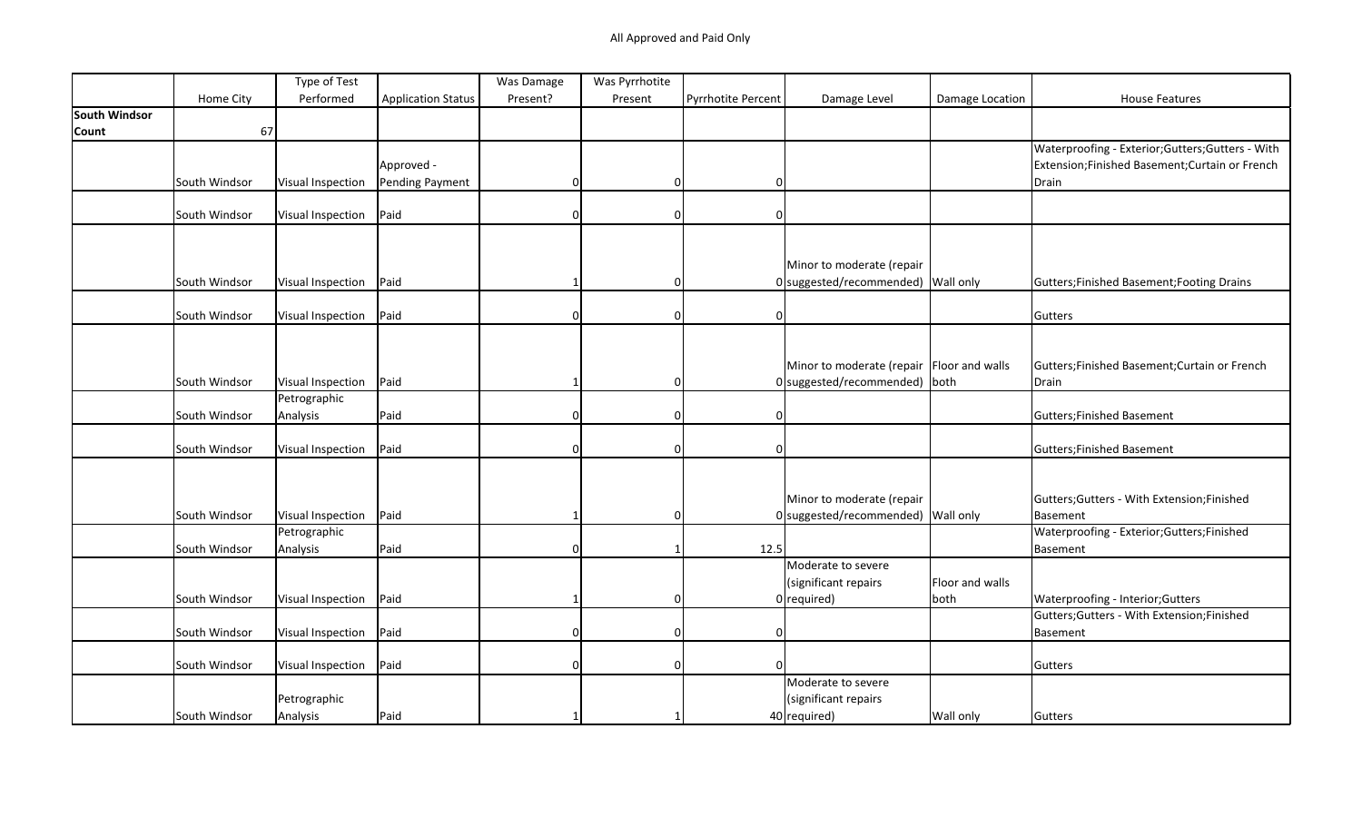All Approved and Paid Only

| | Home City | Type of Test Performed | Application Status | Was Damage Present? | Was Pyrrhotite Present | Pyrrhotite Percent | Damage Level | Damage Location | House Features |
|---|---|---|---|---|---|---|---|---|---|
| **South Windsor Count** | 67 | | | | | | | | |
| | South Windsor | Visual Inspection | Approved - Pending Payment | 0 | 0 | 0 | | | Waterproofing - Exterior;Gutters;Gutters - With Extension;Finished Basement;Curtain or French Drain |
| | South Windsor | Visual Inspection | Paid | 0 | 0 | 0 | | | |
| | South Windsor | Visual Inspection | Paid | 1 | 0 | 0 | Minor to moderate (repair suggested/recommended) | Wall only | Gutters;Finished Basement;Footing Drains |
| | South Windsor | Visual Inspection | Paid | 0 | 0 | 0 | | | Gutters |
| | South Windsor | Visual Inspection | Paid | 1 | 0 | 0 | Minor to moderate (repair suggested/recommended) | Floor and walls both | Gutters;Finished Basement;Curtain or French Drain |
| | South Windsor | Petrographic Analysis | Paid | 0 | 0 | 0 | | | Gutters;Finished Basement |
| | South Windsor | Visual Inspection | Paid | 0 | 0 | 0 | | | Gutters;Finished Basement |
| | South Windsor | Visual Inspection | Paid | 1 | 0 | 0 | Minor to moderate (repair suggested/recommended) | Wall only | Gutters;Gutters - With Extension;Finished Basement |
| | South Windsor | Petrographic Analysis | Paid | 0 | 1 | 12.5 | | | Waterproofing - Exterior;Gutters;Finished Basement |
| | South Windsor | Visual Inspection | Paid | 1 | 0 | 0 | Moderate to severe (significant repairs required) | Floor and walls both | Waterproofing - Interior;Gutters |
| | South Windsor | Visual Inspection | Paid | 0 | 0 | 0 | | | Gutters;Gutters - With Extension;Finished Basement |
| | South Windsor | Visual Inspection | Paid | 0 | 0 | 0 | | | Gutters |
| | South Windsor | Petrographic Analysis | Paid | 1 | 1 | 40 | Moderate to severe (significant repairs required) | Wall only | Gutters |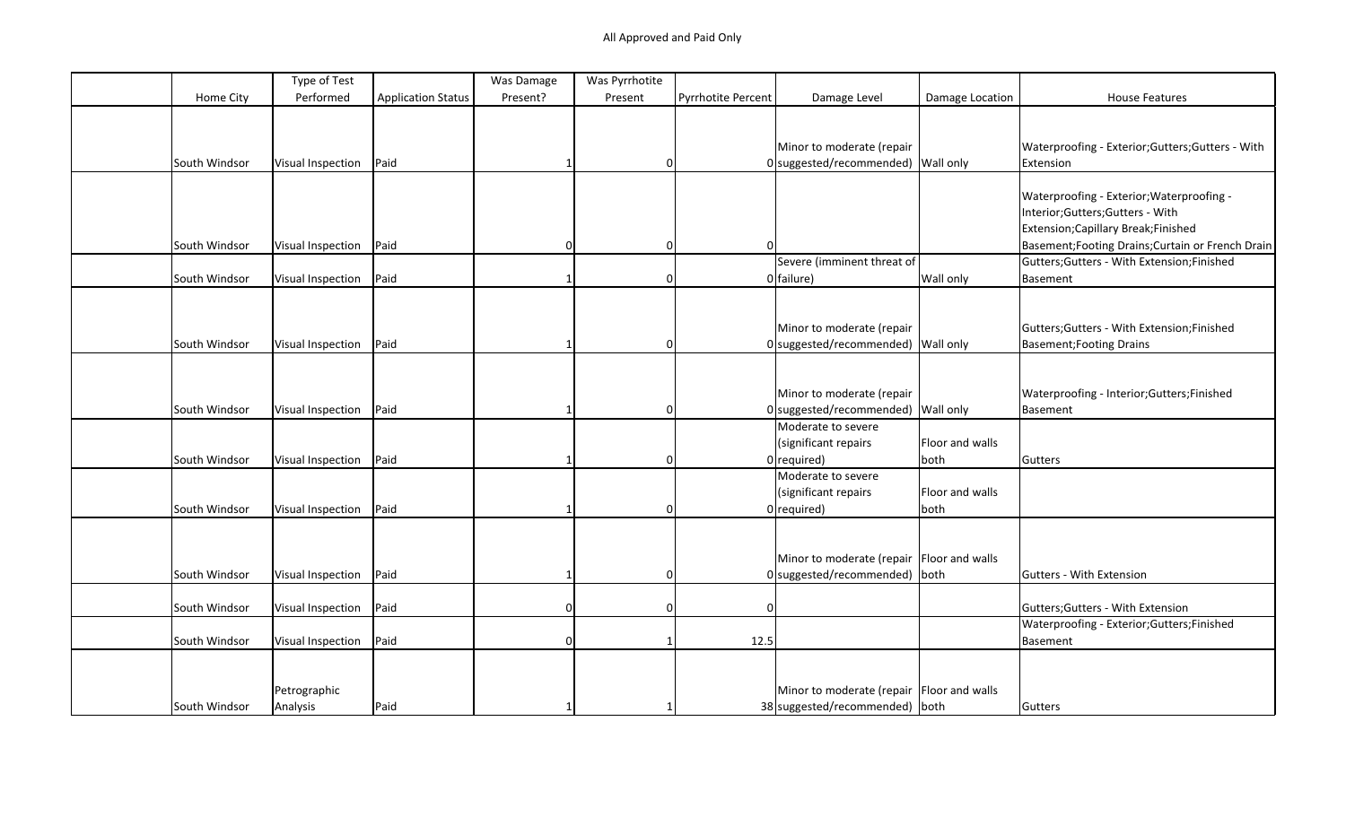All Approved and Paid Only

| | Home City | Type of Test Performed | Application Status | Was Damage Present? | Was Pyrrhotite Present | Pyrrhotite Percent | Damage Level | Damage Location | House Features |
|---|---|---|---|---|---|---|---|---|---|
| | South Windsor | Visual Inspection | Paid | 1 | 0 | 0 | Minor to moderate (repair suggested/recommended) | Wall only | Waterproofing - Exterior;Gutters;Gutters - With Extension |
| | South Windsor | Visual Inspection | Paid | 0 | 0 | 0 | | | Waterproofing - Exterior;Waterproofing - Interior;Gutters;Gutters - With Extension;Capillary Break;Finished Basement;Footing Drains;Curtain or French Drain |
| | South Windsor | Visual Inspection | Paid | 1 | 0 | 0 | Severe (imminent threat of failure) | Wall only | Gutters;Gutters - With Extension;Finished Basement |
| | South Windsor | Visual Inspection | Paid | 1 | 0 | 0 | Minor to moderate (repair suggested/recommended) | Wall only | Gutters;Gutters - With Extension;Finished Basement;Footing Drains |
| | South Windsor | Visual Inspection | Paid | 1 | 0 | 0 | Minor to moderate (repair suggested/recommended) | Wall only | Waterproofing - Interior;Gutters;Finished Basement |
| | South Windsor | Visual Inspection | Paid | 1 | 0 | 0 | Moderate to severe (significant repairs required) | Floor and walls both | Gutters |
| | South Windsor | Visual Inspection | Paid | 1 | 0 | 0 | Moderate to severe (significant repairs required) | Floor and walls both | |
| | South Windsor | Visual Inspection | Paid | 1 | 0 | 0 | Minor to moderate (repair suggested/recommended) | Floor and walls both | Gutters - With Extension |
| | South Windsor | Visual Inspection | Paid | 0 | 0 | 0 | | | Gutters;Gutters - With Extension |
| | South Windsor | Visual Inspection | Paid | 0 | 1 | 12.5 | | | Waterproofing - Exterior;Gutters;Finished Basement |
| | South Windsor | Petrographic Analysis | Paid | 1 | 1 | 38 | Minor to moderate (repair suggested/recommended) | Floor and walls both | Gutters |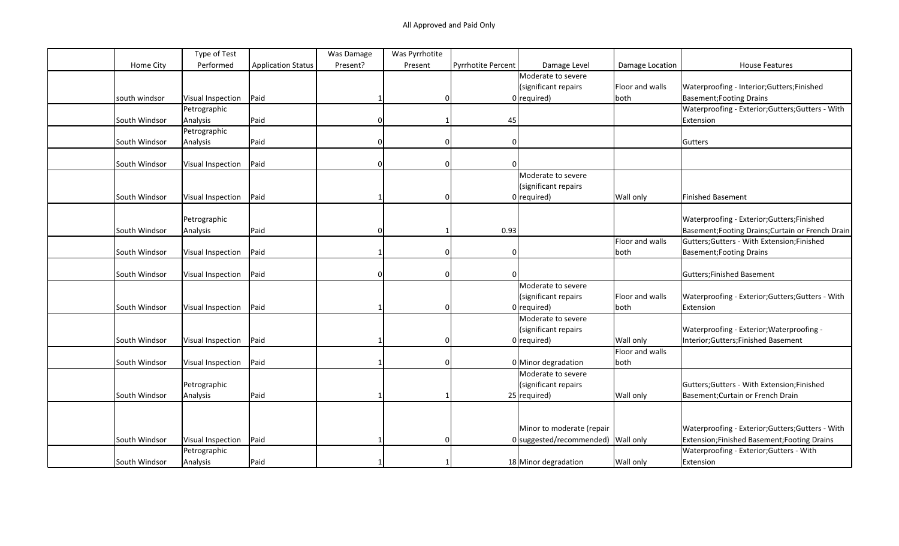All Approved and Paid Only

| | Home City | Type of Test Performed | Application Status | Was Damage Present? | Was Pyrrhotite Present | Pyrrhotite Percent | Damage Level | Damage Location | House Features |
|---|---|---|---|---|---|---|---|---|---|
| | south windsor | Visual Inspection | Paid | 1 | 0 | 0 | Moderate to severe (significant repairs required) | Floor and walls both | Waterproofing - Interior;Gutters;Finished Basement;Footing Drains |
| | South Windsor | Petrographic Analysis | Paid | 0 | 1 | 45 | | | Waterproofing - Exterior;Gutters;Gutters - With Extension |
| | South Windsor | Petrographic Analysis | Paid | 0 | 0 | 0 | | | Gutters |
| | South Windsor | Visual Inspection | Paid | 0 | 0 | 0 | | | |
| | South Windsor | Visual Inspection | Paid | 1 | 0 | 0 | Moderate to severe (significant repairs required) | Wall only | Finished Basement |
| | South Windsor | Petrographic Analysis | Paid | 0 | 1 | 0.93 | | | Waterproofing - Exterior;Gutters;Finished Basement;Footing Drains;Curtain or French Drain |
| | South Windsor | Visual Inspection | Paid | 1 | 0 | 0 | | Floor and walls both | Gutters;Gutters - With Extension;Finished Basement;Footing Drains |
| | South Windsor | Visual Inspection | Paid | 0 | 0 | 0 | | | Gutters;Finished Basement |
| | South Windsor | Visual Inspection | Paid | 1 | 0 | 0 | Moderate to severe (significant repairs required) | Floor and walls both | Waterproofing - Exterior;Gutters;Gutters - With Extension |
| | South Windsor | Visual Inspection | Paid | 1 | 0 | 0 | Moderate to severe (significant repairs required) | Wall only | Waterproofing - Exterior;Waterproofing - Interior;Gutters;Finished Basement |
| | South Windsor | Visual Inspection | Paid | 1 | 0 | 0 | Minor degradation | Floor and walls both | |
| | South Windsor | Petrographic Analysis | Paid | 1 | 1 | 25 | Moderate to severe (significant repairs required) | Wall only | Gutters;Gutters - With Extension;Finished Basement;Curtain or French Drain |
| | South Windsor | Visual Inspection | Paid | 1 | 0 | 0 | Minor to moderate (repair suggested/recommended) | Wall only | Waterproofing - Exterior;Gutters;Gutters - With Extension;Finished Basement;Footing Drains |
| | South Windsor | Petrographic Analysis | Paid | 1 | 1 | 18 | Minor degradation | Wall only | Waterproofing - Exterior;Gutters - With Extension |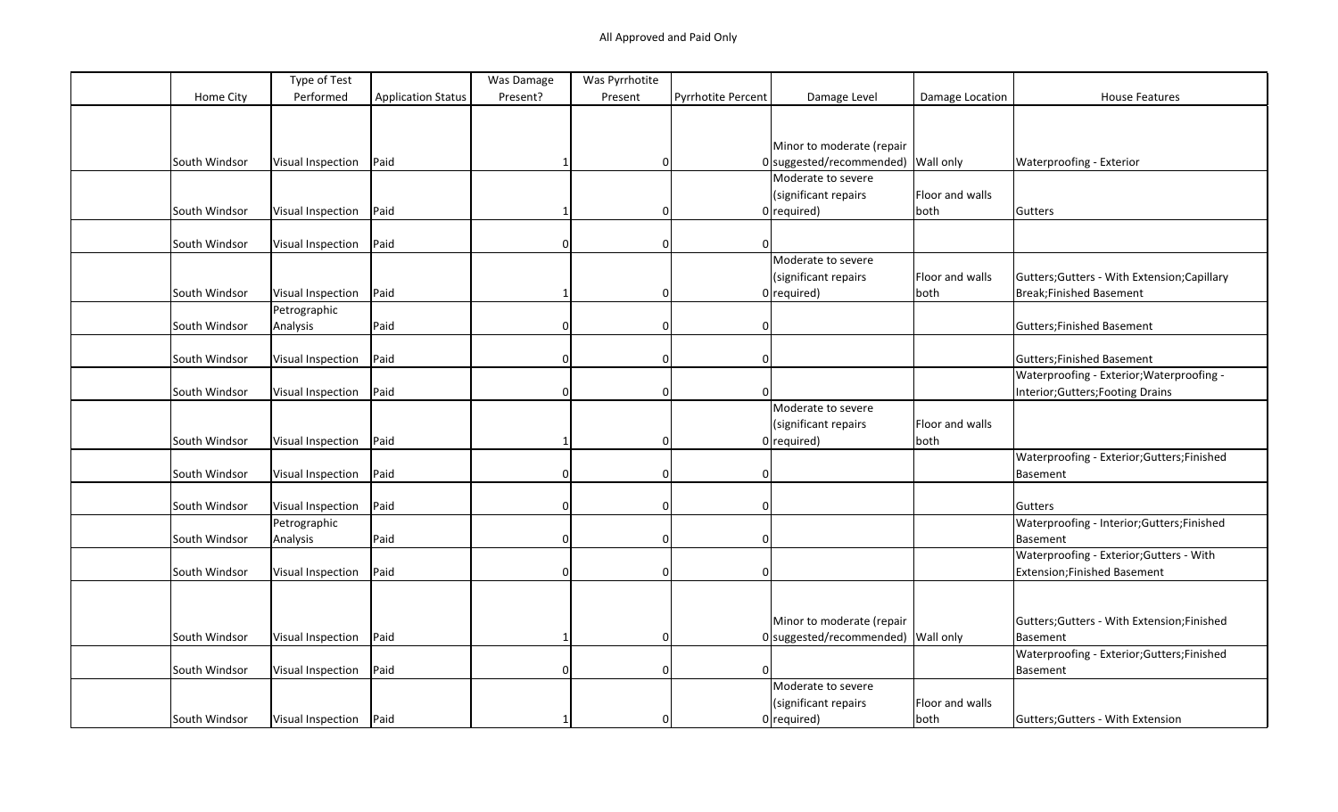All Approved and Paid Only

| | Home City | Type of Test Performed | Application Status | Was Damage Present? | Was Pyrrhotite Present | Pyrrhotite Percent | Damage Level | Damage Location | House Features |
|---|---|---|---|---|---|---|---|---|---|
| | South Windsor | Visual Inspection | Paid | 1 | 0 | 0 | Minor to moderate (repair suggested/recommended) | Wall only | Waterproofing - Exterior |
| | South Windsor | Visual Inspection | Paid | 1 | 0 | 0 | Moderate to severe (significant repairs required) | Floor and walls both | Gutters |
| | South Windsor | Visual Inspection | Paid | 0 | 0 | 0 | | | |
| | South Windsor | Visual Inspection | Paid | 1 | 0 | 0 | Moderate to severe (significant repairs required) | Floor and walls both | Gutters;Gutters - With Extension;Capillary Break;Finished Basement |
| | South Windsor | Petrographic Analysis | Paid | 0 | 0 | 0 | | | Gutters;Finished Basement |
| | South Windsor | Visual Inspection | Paid | 0 | 0 | 0 | | | Gutters;Finished Basement |
| | South Windsor | Visual Inspection | Paid | 0 | 0 | 0 | | | Waterproofing - Exterior;Waterproofing - Interior;Gutters;Footing Drains |
| | South Windsor | Visual Inspection | Paid | 1 | 0 | 0 | Moderate to severe (significant repairs required) | Floor and walls both | |
| | South Windsor | Visual Inspection | Paid | 0 | 0 | 0 | | | Waterproofing - Exterior;Gutters;Finished Basement |
| | South Windsor | Visual Inspection | Paid | 0 | 0 | 0 | | | Gutters |
| | South Windsor | Petrographic Analysis | Paid | 0 | 0 | 0 | | | Waterproofing - Interior;Gutters;Finished Basement |
| | South Windsor | Visual Inspection | Paid | 0 | 0 | 0 | | | Waterproofing - Exterior;Gutters - With Extension;Finished Basement |
| | South Windsor | Visual Inspection | Paid | 1 | 0 | 0 | Minor to moderate (repair suggested/recommended) | Wall only | Gutters;Gutters - With Extension;Finished Basement |
| | South Windsor | Visual Inspection | Paid | 0 | 0 | 0 | | | Waterproofing - Exterior;Gutters;Finished Basement |
| | South Windsor | Visual Inspection | Paid | 1 | 0 | 0 | Moderate to severe (significant repairs required) | Floor and walls both | Gutters;Gutters - With Extension |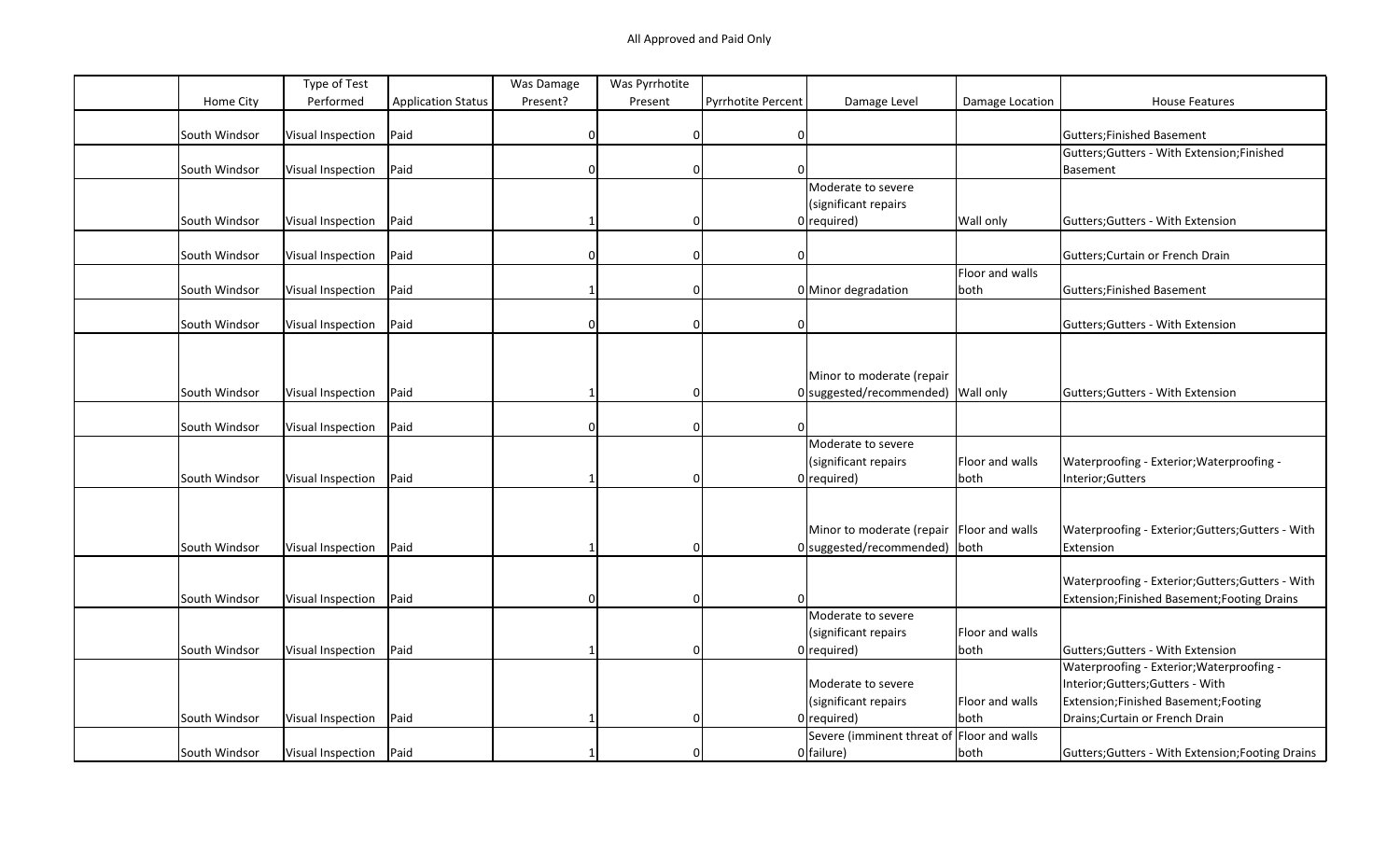All Approved and Paid Only

| | Home City | Type of Test Performed | Application Status | Was Damage Present? | Was Pyrrhotite Present | Pyrrhotite Percent | Damage Level | Damage Location | House Features |
|---|---|---|---|---|---|---|---|---|---|
| | South Windsor | Visual Inspection | Paid | 0 | 0 | 0 | | | Gutters;Finished Basement |
| | South Windsor | Visual Inspection | Paid | 0 | 0 | 0 | | | Gutters;Gutters - With Extension;Finished Basement |
| | South Windsor | Visual Inspection | Paid | 1 | 0 | 0 | Moderate to severe (significant repairs required) | Wall only | Gutters;Gutters - With Extension |
| | South Windsor | Visual Inspection | Paid | 0 | 0 | 0 | | | Gutters;Curtain or French Drain |
| | South Windsor | Visual Inspection | Paid | 1 | 0 | 0 | Minor degradation | Floor and walls both | Gutters;Finished Basement |
| | South Windsor | Visual Inspection | Paid | 0 | 0 | 0 | | | Gutters;Gutters - With Extension |
| | South Windsor | Visual Inspection | Paid | 1 | 0 | 0 | Minor to moderate (repair suggested/recommended) | Wall only | Gutters;Gutters - With Extension |
| | South Windsor | Visual Inspection | Paid | 0 | 0 | 0 | | | |
| | South Windsor | Visual Inspection | Paid | 1 | 0 | 0 | Moderate to severe (significant repairs required) | Floor and walls both | Waterproofing - Exterior;Waterproofing - Interior;Gutters |
| | South Windsor | Visual Inspection | Paid | 1 | 0 | 0 | Minor to moderate (repair suggested/recommended) | Floor and walls both | Waterproofing - Exterior;Gutters;Gutters - With Extension |
| | South Windsor | Visual Inspection | Paid | 0 | 0 | 0 | | | Waterproofing - Exterior;Gutters;Gutters - With Extension;Finished Basement;Footing Drains |
| | South Windsor | Visual Inspection | Paid | 1 | 0 | 0 | Moderate to severe (significant repairs required) | Floor and walls both | Gutters;Gutters - With Extension |
| | South Windsor | Visual Inspection | Paid | 1 | 0 | 0 | Moderate to severe (significant repairs required) | Floor and walls both | Waterproofing - Exterior;Waterproofing - Interior;Gutters;Gutters - With Extension;Finished Basement;Footing Drains;Curtain or French Drain |
| | South Windsor | Visual Inspection | Paid | 1 | 0 | 0 | Severe (imminent threat of failure) | Floor and walls both | Gutters;Gutters - With Extension;Footing Drains |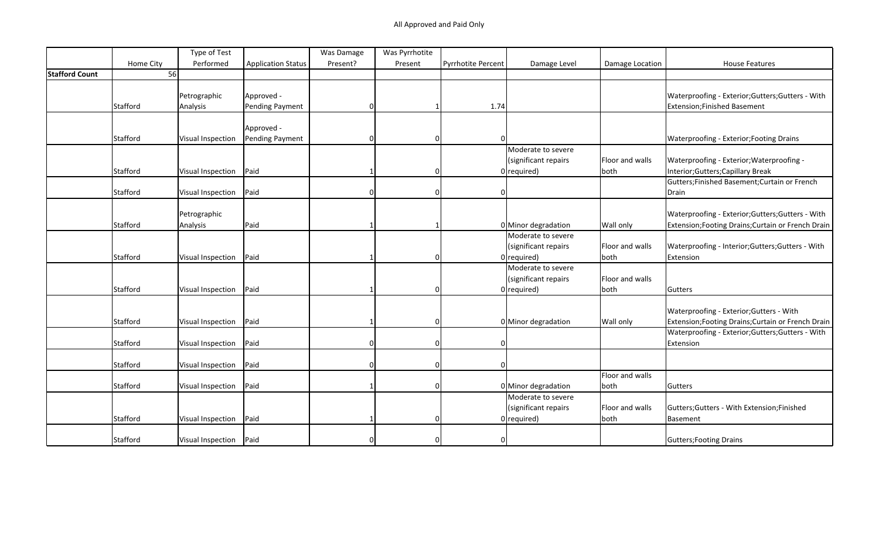All Approved and Paid Only

| | Home City | Type of Test Performed | Application Status | Was Damage Present? | Was Pyrrhotite Present | Pyrrhotite Percent | Damage Level | Damage Location | House Features |
|---|---|---|---|---|---|---|---|---|---|
| **Stafford Count** | 56 | | | | | | | | |
| | Stafford | Petrographic Analysis | Approved - Pending Payment | 0 | 1 | 1.74 | | | Waterproofing - Exterior;Gutters;Gutters - With Extension;Finished Basement |
| | Stafford | Visual Inspection | Approved - Pending Payment | 0 | 0 | 0 | | | Waterproofing - Exterior;Footing Drains |
| | Stafford | Visual Inspection | Paid | 1 | 0 | 0 | Moderate to severe (significant repairs required) | Floor and walls both | Waterproofing - Exterior;Waterproofing - Interior;Gutters;Capillary Break |
| | Stafford | Visual Inspection | Paid | 0 | 0 | 0 | | | Gutters;Finished Basement;Curtain or French Drain |
| | Stafford | Petrographic Analysis | Paid | 1 | 1 | 0 | Minor degradation | Wall only | Waterproofing - Exterior;Gutters;Gutters - With Extension;Footing Drains;Curtain or French Drain |
| | Stafford | Visual Inspection | Paid | 1 | 0 | 0 | Moderate to severe (significant repairs required) | Floor and walls both | Waterproofing - Interior;Gutters;Gutters - With Extension |
| | Stafford | Visual Inspection | Paid | 1 | 0 | 0 | Moderate to severe (significant repairs required) | Floor and walls both | Gutters |
| | Stafford | Visual Inspection | Paid | 1 | 0 | 0 | Minor degradation | Wall only | Waterproofing - Exterior;Gutters - With Extension;Footing Drains;Curtain or French Drain |
| | Stafford | Visual Inspection | Paid | 0 | 0 | 0 | | | Waterproofing - Exterior;Gutters;Gutters - With Extension |
| | Stafford | Visual Inspection | Paid | 0 | 0 | 0 | | | |
| | Stafford | Visual Inspection | Paid | 1 | 0 | 0 | Minor degradation | Floor and walls both | Gutters |
| | Stafford | Visual Inspection | Paid | 1 | 0 | 0 | Moderate to severe (significant repairs required) | Floor and walls both | Gutters;Gutters - With Extension;Finished Basement |
| | Stafford | Visual Inspection | Paid | 0 | 0 | 0 | | | Gutters;Footing Drains |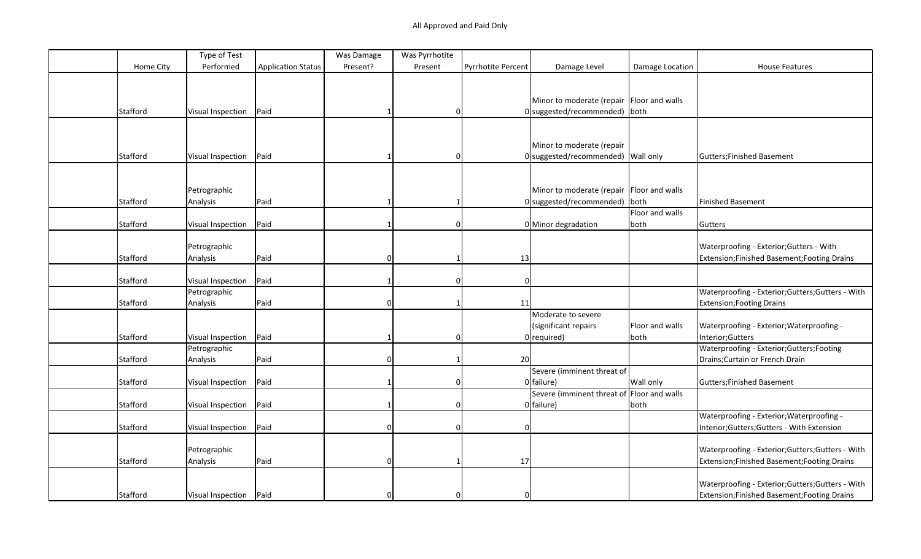All Approved and Paid Only

| | Home City | Type of Test Performed | Application Status | Was Damage Present? | Was Pyrrhotite Present | Pyrrhotite Percent | Damage Level | Damage Location | House Features |
|---|---|---|---|---|---|---|---|---|---|
| | Stafford | Visual Inspection | Paid | 1 | 0 | 0 | Minor to moderate (repair suggested/recommended) | Floor and walls both | |
| | Stafford | Visual Inspection | Paid | 1 | 0 | 0 | Minor to moderate (repair suggested/recommended) | Wall only | Gutters;Finished Basement |
| | Stafford | Petrographic Analysis | Paid | 1 | 1 | 0 | Minor to moderate (repair suggested/recommended) | Floor and walls both | Finished Basement |
| | Stafford | Visual Inspection | Paid | 1 | 0 | 0 | Minor degradation | Floor and walls both | Gutters |
| | Stafford | Petrographic Analysis | Paid | 0 | 1 | 13 | | | Waterproofing - Exterior;Gutters - With Extension;Finished Basement;Footing Drains |
| | Stafford | Visual Inspection | Paid | 1 | 0 | 0 | | | |
| | Stafford | Petrographic Analysis | Paid | 0 | 1 | 11 | | | Waterproofing - Exterior;Gutters;Gutters - With Extension;Footing Drains |
| | Stafford | Visual Inspection | Paid | 1 | 0 | 0 | Moderate to severe (significant repairs required) | Floor and walls both | Waterproofing - Exterior;Waterproofing - Interior;Gutters |
| | Stafford | Petrographic Analysis | Paid | 0 | 1 | 20 | | | Waterproofing - Exterior;Gutters;Footing Drains;Curtain or French Drain |
| | Stafford | Visual Inspection | Paid | 1 | 0 | 0 | Severe (imminent threat of failure) | Wall only | Gutters;Finished Basement |
| | Stafford | Visual Inspection | Paid | 1 | 0 | 0 | Severe (imminent threat of failure) | Floor and walls both | |
| | Stafford | Visual Inspection | Paid | 0 | 0 | 0 | | | Waterproofing - Exterior;Waterproofing - Interior;Gutters;Gutters - With Extension |
| | Stafford | Petrographic Analysis | Paid | 0 | 1 | 17 | | | Waterproofing - Exterior;Gutters;Gutters - With Extension;Finished Basement;Footing Drains |
| | Stafford | Visual Inspection | Paid | 0 | 0 | 0 | | | Waterproofing - Exterior;Gutters;Gutters - With Extension;Finished Basement;Footing Drains |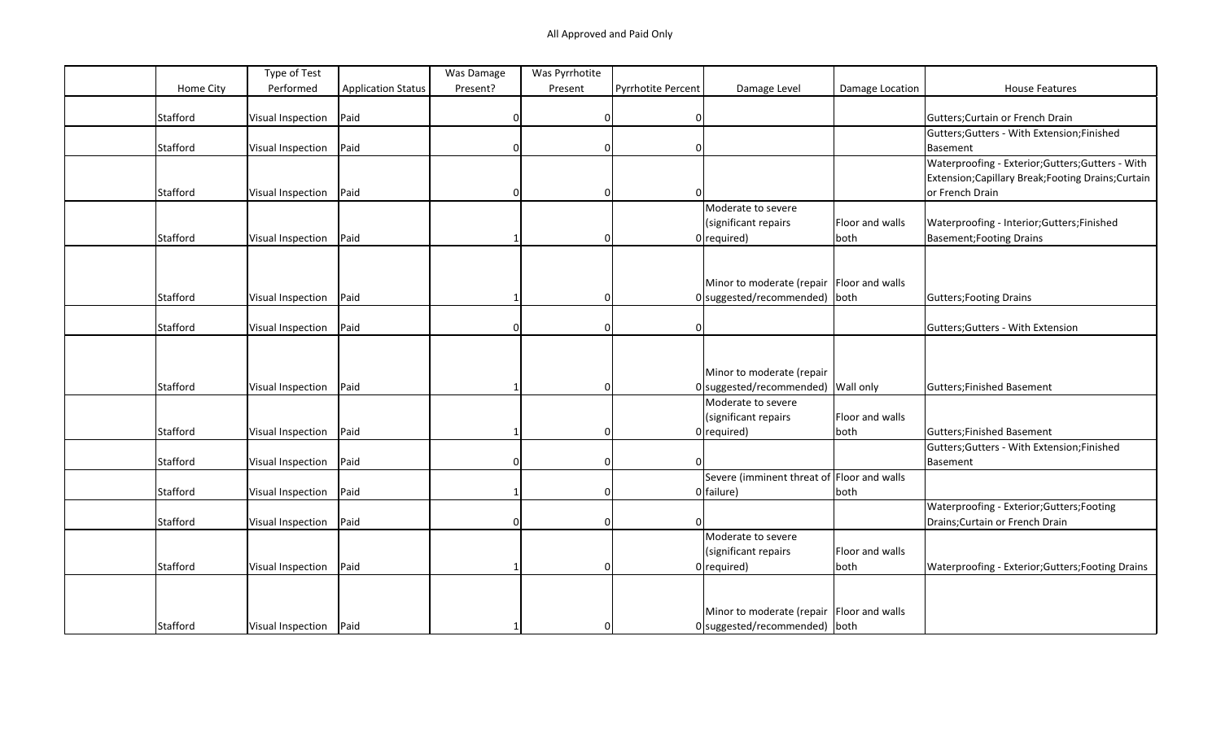All Approved and Paid Only

| | Home City | Type of Test Performed | Application Status | Was Damage Present? | Was Pyrrhotite Present | Pyrrhotite Percent | Damage Level | Damage Location | House Features |
|---|---|---|---|---|---|---|---|---|---|
| | Stafford | Visual Inspection | Paid | 0 | 0 | 0 | | | Gutters;Curtain or French Drain |
| | Stafford | Visual Inspection | Paid | 0 | 0 | 0 | | | Gutters;Gutters - With Extension;Finished Basement |
| | Stafford | Visual Inspection | Paid | 0 | 0 | 0 | | | Waterproofing - Exterior;Gutters;Gutters - With Extension;Capillary Break;Footing Drains;Curtain or French Drain |
| | Stafford | Visual Inspection | Paid | 1 | 0 | 0 | Moderate to severe (significant repairs required) | Floor and walls both | Waterproofing - Interior;Gutters;Finished Basement;Footing Drains |
| | Stafford | Visual Inspection | Paid | 1 | 0 | 0 | Minor to moderate (repair suggested/recommended) | Floor and walls both | Gutters;Footing Drains |
| | Stafford | Visual Inspection | Paid | 0 | 0 | 0 | | | Gutters;Gutters - With Extension |
| | Stafford | Visual Inspection | Paid | 1 | 0 | 0 | Minor to moderate (repair suggested/recommended) | Wall only | Gutters;Finished Basement |
| | Stafford | Visual Inspection | Paid | 1 | 0 | 0 | Moderate to severe (significant repairs required) | Floor and walls both | Gutters;Finished Basement |
| | Stafford | Visual Inspection | Paid | 0 | 0 | 0 | | | Gutters;Gutters - With Extension;Finished Basement |
| | Stafford | Visual Inspection | Paid | 1 | 0 | 0 | Severe (imminent threat of failure) | Floor and walls both | |
| | Stafford | Visual Inspection | Paid | 0 | 0 | 0 | | | Waterproofing - Exterior;Gutters;Footing Drains;Curtain or French Drain |
| | Stafford | Visual Inspection | Paid | 1 | 0 | 0 | Moderate to severe (significant repairs required) | Floor and walls both | Waterproofing - Exterior;Gutters;Footing Drains |
| | Stafford | Visual Inspection | Paid | 1 | 0 | 0 | Minor to moderate (repair suggested/recommended) | Floor and walls both | |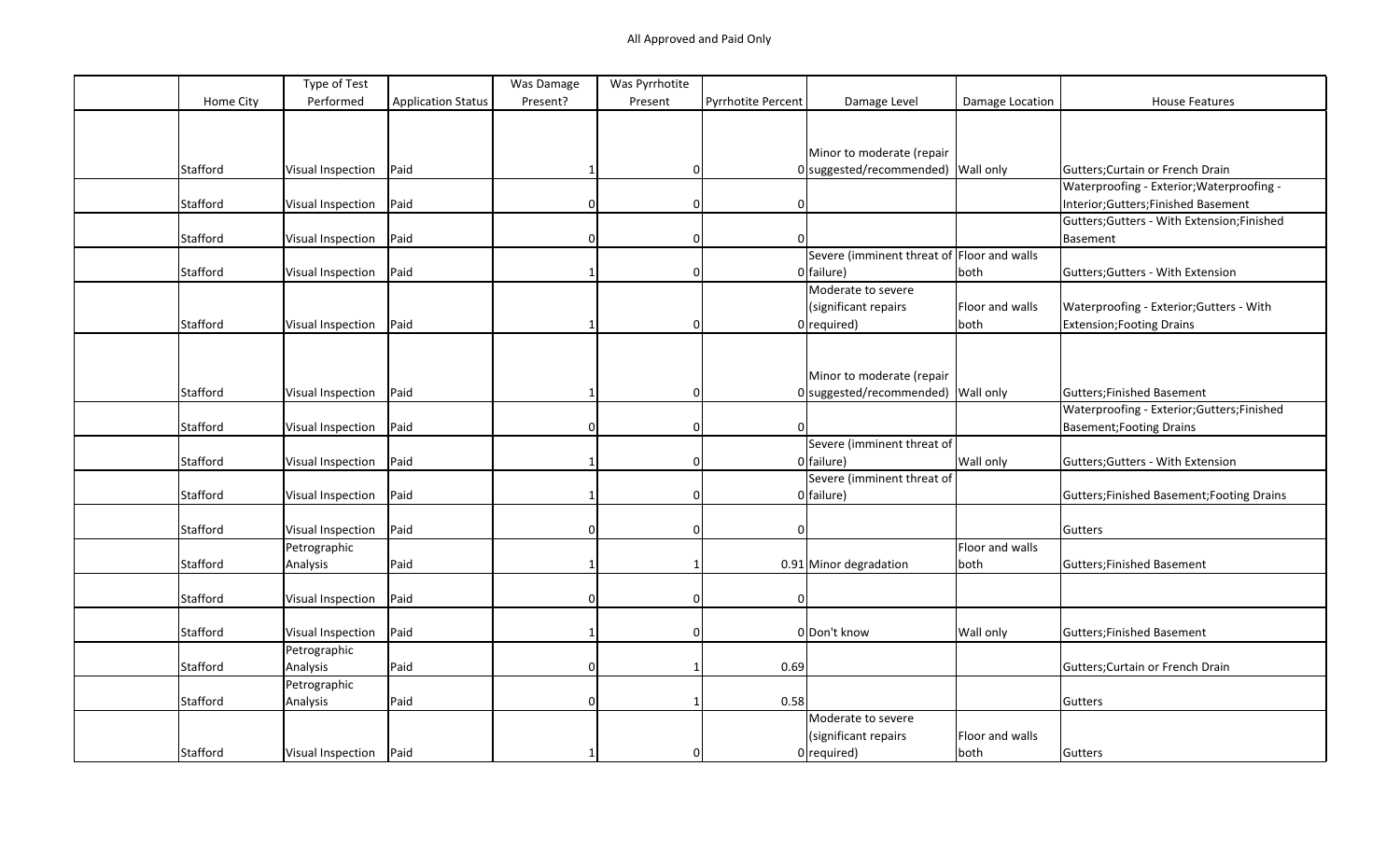All Approved and Paid Only

| | Home City | Type of Test Performed | Application Status | Was Damage Present? | Was Pyrrhotite Present | Pyrrhotite Percent | Damage Level | Damage Location | House Features |
|---|---|---|---|---|---|---|---|---|---|
| | Stafford | Visual Inspection | Paid | 1 | 0 | 0 | Minor to moderate (repair suggested/recommended) | Wall only | Gutters;Curtain or French Drain |
| | Stafford | Visual Inspection | Paid | 0 | 0 | 0 | | | Waterproofing - Exterior;Waterproofing - Interior;Gutters;Finished Basement |
| | Stafford | Visual Inspection | Paid | 0 | 0 | 0 | | | Gutters;Gutters - With Extension;Finished Basement |
| | Stafford | Visual Inspection | Paid | 1 | 0 | 0 | Severe (imminent threat of failure) | Floor and walls both | Gutters;Gutters - With Extension |
| | Stafford | Visual Inspection | Paid | 1 | 0 | 0 | Moderate to severe (significant repairs required) | Floor and walls both | Waterproofing - Exterior;Gutters - With Extension;Footing Drains |
| | Stafford | Visual Inspection | Paid | 1 | 0 | 0 | Minor to moderate (repair suggested/recommended) | Wall only | Gutters;Finished Basement |
| | Stafford | Visual Inspection | Paid | 0 | 0 | 0 | | | Waterproofing - Exterior;Gutters;Finished Basement;Footing Drains |
| | Stafford | Visual Inspection | Paid | 1 | 0 | 0 | Severe (imminent threat of failure) | Wall only | Gutters;Gutters - With Extension |
| | Stafford | Visual Inspection | Paid | 1 | 0 | 0 | Severe (imminent threat of failure) | | Gutters;Finished Basement;Footing Drains |
| | Stafford | Visual Inspection | Paid | 0 | 0 | 0 | | | Gutters |
| | Stafford | Petrographic Analysis | Paid | 1 | 1 | 0.91 | Minor degradation | Floor and walls both | Gutters;Finished Basement |
| | Stafford | Visual Inspection | Paid | 0 | 0 | 0 | | | |
| | Stafford | Visual Inspection | Paid | 1 | 0 | 0 | Don't know | Wall only | Gutters;Finished Basement |
| | Stafford | Petrographic Analysis | Paid | 0 | 1 | 0.69 | | | Gutters;Curtain or French Drain |
| | Stafford | Petrographic Analysis | Paid | 0 | 1 | 0.58 | | | Gutters |
| | Stafford | Visual Inspection | Paid | 1 | 0 | 0 | Moderate to severe (significant repairs required) | Floor and walls both | Gutters |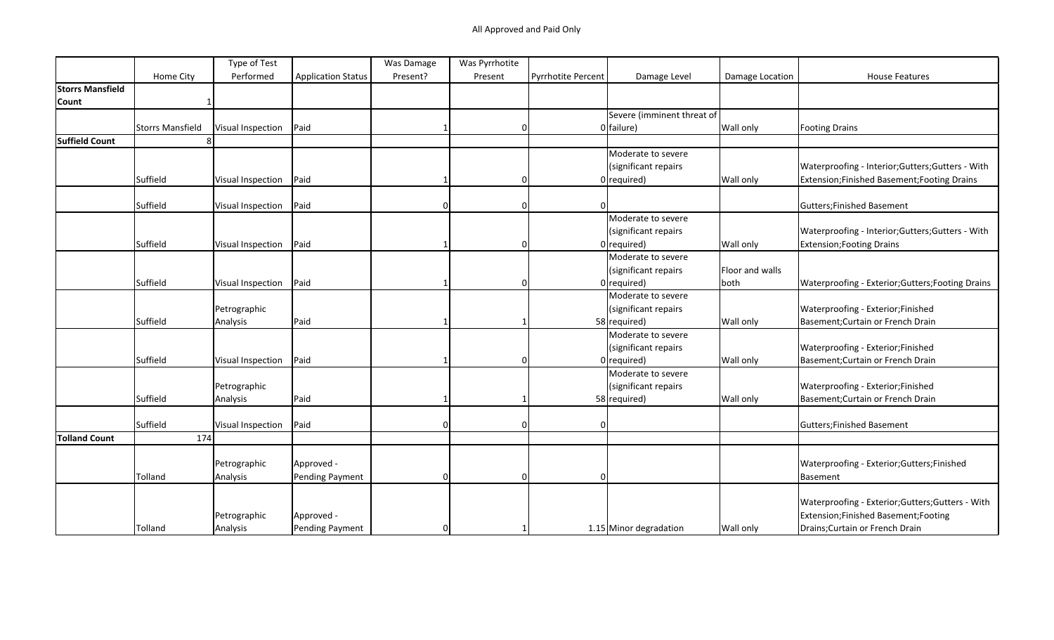All Approved and Paid Only

| | Home City | Type of Test Performed | Application Status | Was Damage Present? | Was Pyrrhotite Present | Pyrrhotite Percent | Damage Level | Damage Location | House Features |
|---|---|---|---|---|---|---|---|---|---|
| **Storrs Mansfield Count** | 1 | | | | | | | | |
| | Storrs Mansfield | Visual Inspection | Paid | 1 | 0 | 0 | Severe (imminent threat of failure) | Wall only | Footing Drains |
| **Suffield Count** | 8 | | | | | | | | |
| | Suffield | Visual Inspection | Paid | 1 | 0 | 0 | Moderate to severe (significant repairs required) | Wall only | Waterproofing - Interior;Gutters;Gutters - With Extension;Finished Basement;Footing Drains |
| | Suffield | Visual Inspection | Paid | 0 | 0 | 0 | | | Gutters;Finished Basement |
| | Suffield | Visual Inspection | Paid | 1 | 0 | 0 | Moderate to severe (significant repairs required) | Wall only | Waterproofing - Interior;Gutters;Gutters - With Extension;Footing Drains |
| | Suffield | Visual Inspection | Paid | 1 | 0 | 0 | Moderate to severe (significant repairs required) | Floor and walls both | Waterproofing - Exterior;Gutters;Footing Drains |
| | Suffield | Petrographic Analysis | Paid | 1 | 1 | 58 | Moderate to severe (significant repairs required) | Wall only | Waterproofing - Exterior;Finished Basement;Curtain or French Drain |
| | Suffield | Visual Inspection | Paid | 1 | 0 | 0 | Moderate to severe (significant repairs required) | Wall only | Waterproofing - Exterior;Finished Basement;Curtain or French Drain |
| | Suffield | Petrographic Analysis | Paid | 1 | 1 | 58 | Moderate to severe (significant repairs required) | Wall only | Waterproofing - Exterior;Finished Basement;Curtain or French Drain |
| | Suffield | Visual Inspection | Paid | 0 | 0 | 0 | | | Gutters;Finished Basement |
| **Tolland Count** | 174 | | | | | | | | |
| | Tolland | Petrographic Analysis | Approved - Pending Payment | 0 | 0 | 0 | | | Waterproofing - Exterior;Gutters;Finished Basement |
| | Tolland | Petrographic Analysis | Approved - Pending Payment | 0 | 1 | 1.15 | Minor degradation | Wall only | Waterproofing - Exterior;Gutters;Gutters - With Extension;Finished Basement;Footing Drains;Curtain or French Drain |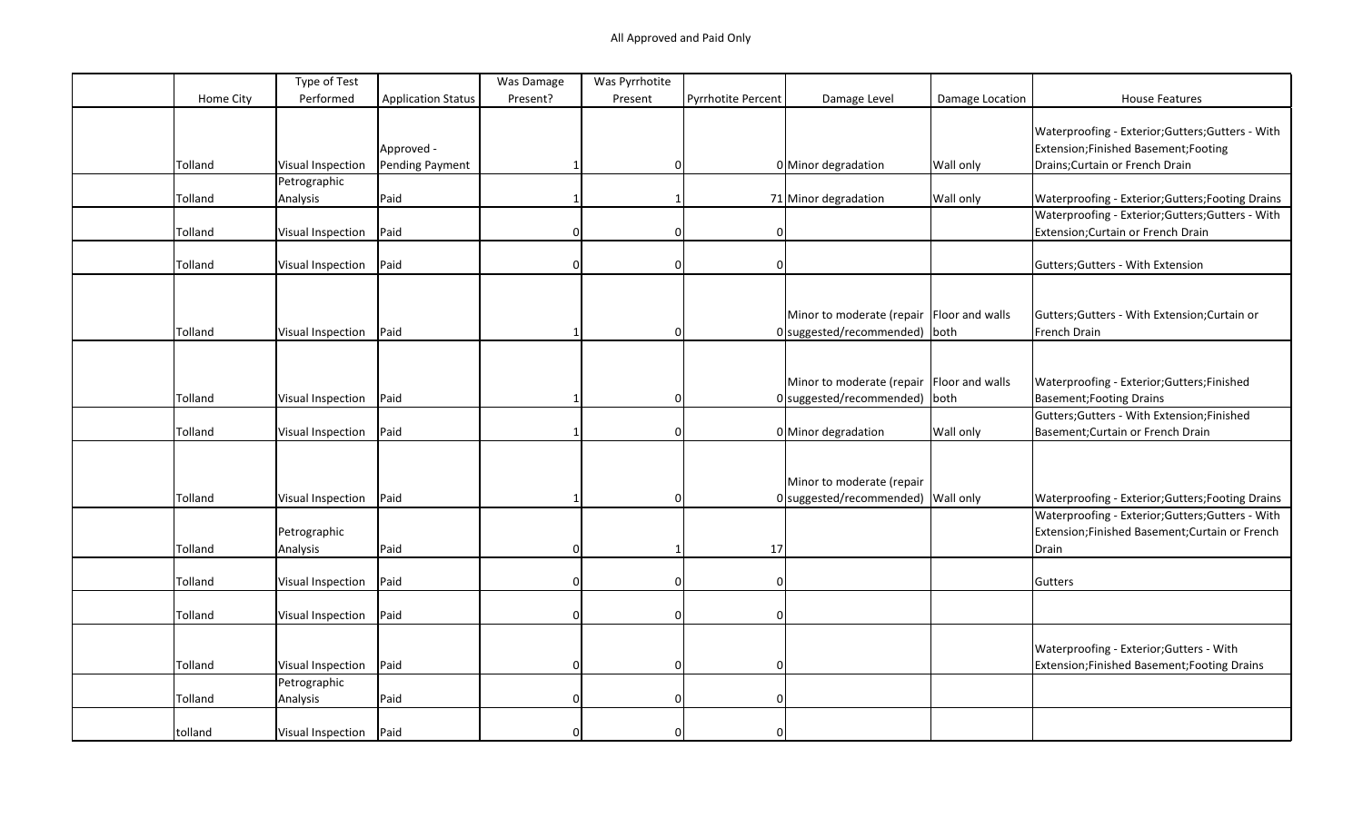All Approved and Paid Only

| | Home City | Type of Test Performed | Application Status | Was Damage Present? | Was Pyrrhotite Present | Pyrrhotite Percent | Damage Level | Damage Location | House Features |
|---|---|---|---|---|---|---|---|---|---|
| | Tolland | Visual Inspection | Approved - Pending Payment | 1 | 0 | 0 | Minor degradation | Wall only | Waterproofing - Exterior;Gutters;Gutters - With Extension;Finished Basement;Footing Drains;Curtain or French Drain |
| | Tolland | Petrographic Analysis | Paid | 1 | 1 | 71 | Minor degradation | Wall only | Waterproofing - Exterior;Gutters;Footing Drains |
| | Tolland | Visual Inspection | Paid | 0 | 0 | 0 | | | Waterproofing - Exterior;Gutters;Gutters - With Extension;Curtain or French Drain |
| | Tolland | Visual Inspection | Paid | 0 | 0 | 0 | | | Gutters;Gutters - With Extension |
| | Tolland | Visual Inspection | Paid | 1 | 0 | 0 | Minor to moderate (repair suggested/recommended) | Floor and walls both | Gutters;Gutters - With Extension;Curtain or French Drain |
| | Tolland | Visual Inspection | Paid | 1 | 0 | 0 | Minor to moderate (repair suggested/recommended) | Floor and walls both | Waterproofing - Exterior;Gutters;Finished Basement;Footing Drains |
| | Tolland | Visual Inspection | Paid | 1 | 0 | 0 | Minor degradation | Wall only | Gutters;Gutters - With Extension;Finished Basement;Curtain or French Drain |
| | Tolland | Visual Inspection | Paid | 1 | 0 | 0 | Minor to moderate (repair suggested/recommended) | Wall only | Waterproofing - Exterior;Gutters;Footing Drains |
| | Tolland | Petrographic Analysis | Paid | 0 | 1 | 17 | | | Waterproofing - Exterior;Gutters;Gutters - With Extension;Finished Basement;Curtain or French Drain |
| | Tolland | Visual Inspection | Paid | 0 | 0 | 0 | | | Gutters |
| | Tolland | Visual Inspection | Paid | 0 | 0 | 0 | | | |
| | Tolland | Visual Inspection | Paid | 0 | 0 | 0 | | | Waterproofing - Exterior;Gutters - With Extension;Finished Basement;Footing Drains |
| | Tolland | Petrographic Analysis | Paid | 0 | 0 | 0 | | | |
| | tolland | Visual Inspection | Paid | 0 | 0 | 0 | | | |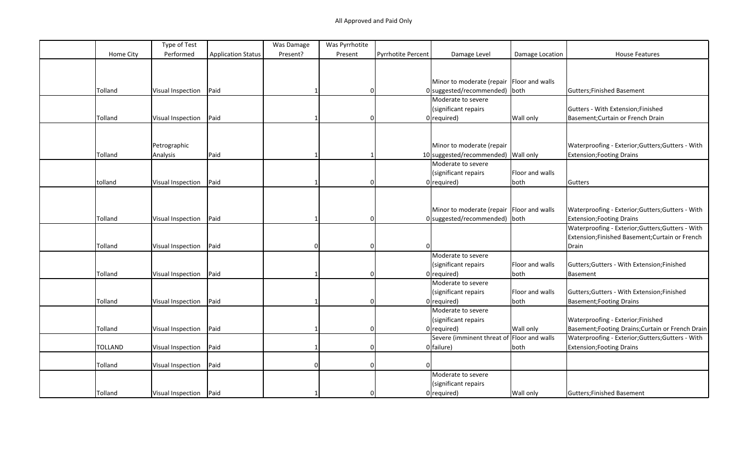All Approved and Paid Only

| | Home City | Type of Test Performed | Application Status | Was Damage Present? | Was Pyrrhotite Present | Pyrrhotite Percent | Damage Level | Damage Location | House Features |
|---|---|---|---|---|---|---|---|---|---|
| | Tolland | Visual Inspection | Paid | 1 | 0 | 0 | Minor to moderate (repair suggested/recommended) | Floor and walls both | Gutters;Finished Basement |
| | Tolland | Visual Inspection | Paid | 1 | 0 | 0 | Moderate to severe (significant repairs required) | Wall only | Gutters - With Extension;Finished Basement;Curtain or French Drain |
| | Tolland | Petrographic Analysis | Paid | 1 | 1 | 10 | Minor to moderate (repair suggested/recommended) | Wall only | Waterproofing - Exterior;Gutters;Gutters - With Extension;Footing Drains |
| | tolland | Visual Inspection | Paid | 1 | 0 | 0 | Moderate to severe (significant repairs required) | Floor and walls both | Gutters |
| | Tolland | Visual Inspection | Paid | 1 | 0 | 0 | Minor to moderate (repair suggested/recommended) | Floor and walls both | Waterproofing - Exterior;Gutters;Gutters - With Extension;Footing Drains |
| | Tolland | Visual Inspection | Paid | 0 | 0 | 0 | | | Waterproofing - Exterior;Gutters;Gutters - With Extension;Finished Basement;Curtain or French Drain |
| | Tolland | Visual Inspection | Paid | 1 | 0 | 0 | Moderate to severe (significant repairs required) | Floor and walls both | Gutters;Gutters - With Extension;Finished Basement |
| | Tolland | Visual Inspection | Paid | 1 | 0 | 0 | Moderate to severe (significant repairs required) | Floor and walls both | Gutters;Gutters - With Extension;Finished Basement;Footing Drains |
| | Tolland | Visual Inspection | Paid | 1 | 0 | 0 | Moderate to severe (significant repairs required) | Wall only | Waterproofing - Exterior;Finished Basement;Footing Drains;Curtain or French Drain |
| | TOLLAND | Visual Inspection | Paid | 1 | 0 | 0 | Severe (imminent threat of failure) | Floor and walls both | Waterproofing - Exterior;Gutters;Gutters - With Extension;Footing Drains |
| | Tolland | Visual Inspection | Paid | 0 | 0 | 0 | | | |
| | Tolland | Visual Inspection | Paid | 1 | 0 | 0 | Moderate to severe (significant repairs required) | Wall only | Gutters;Finished Basement |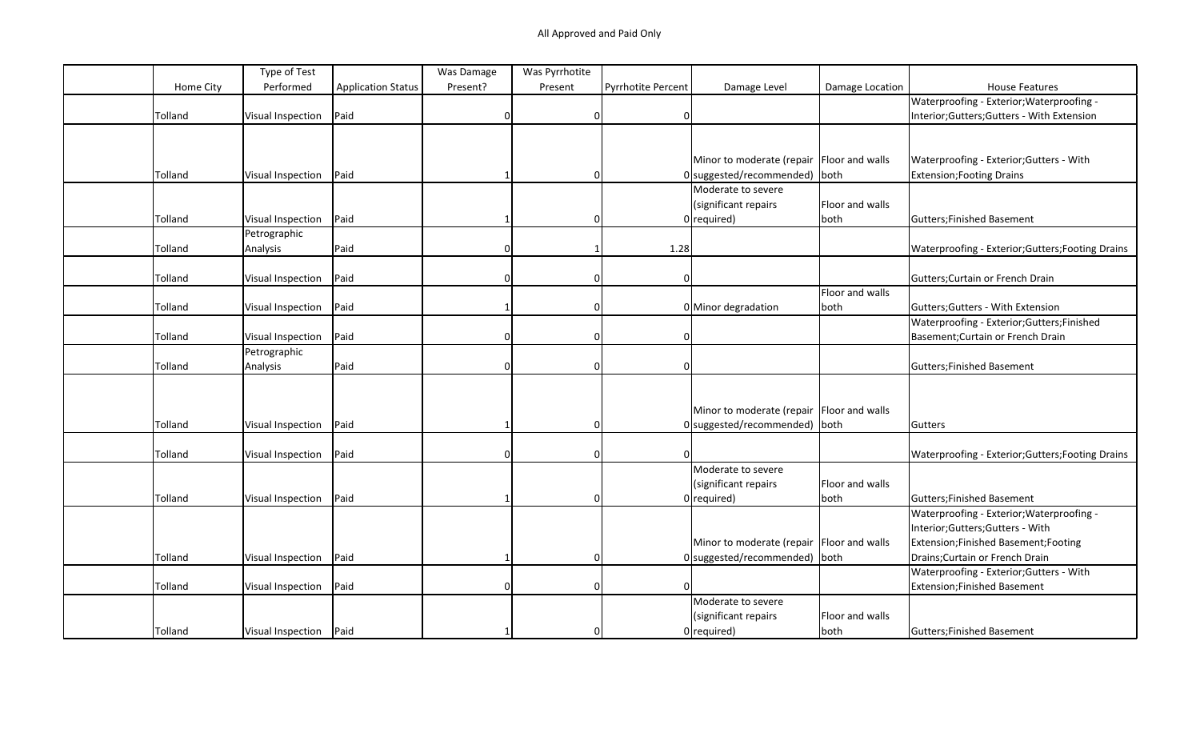All Approved and Paid Only

| | Home City | Type of Test Performed | Application Status | Was Damage Present? | Was Pyrrhotite Present | Pyrrhotite Percent | Damage Level | Damage Location | House Features |
|---|---|---|---|---|---|---|---|---|---|
| | Tolland | Visual Inspection | Paid | 0 | 0 | 0 | | | Waterproofing - Exterior;Waterproofing - Interior;Gutters;Gutters - With Extension |
| | Tolland | Visual Inspection | Paid | 1 | 0 | 0 | Minor to moderate (repair suggested/recommended) | Floor and walls both | Waterproofing - Exterior;Gutters - With Extension;Footing Drains |
| | Tolland | Visual Inspection | Paid | 1 | 0 | 0 | Moderate to severe (significant repairs required) | Floor and walls both | Gutters;Finished Basement |
| | Tolland | Petrographic Analysis | Paid | 0 | 1 | 1.28 | | | Waterproofing - Exterior;Gutters;Footing Drains |
| | Tolland | Visual Inspection | Paid | 0 | 0 | 0 | | | Gutters;Curtain or French Drain |
| | Tolland | Visual Inspection | Paid | 1 | 0 | 0 | Minor degradation | Floor and walls both | Gutters;Gutters - With Extension |
| | Tolland | Visual Inspection | Paid | 0 | 0 | 0 | | | Waterproofing - Exterior;Gutters;Finished Basement;Curtain or French Drain |
| | Tolland | Petrographic Analysis | Paid | 0 | 0 | 0 | | | Gutters;Finished Basement |
| | Tolland | Visual Inspection | Paid | 1 | 0 | 0 | Minor to moderate (repair suggested/recommended) | Floor and walls both | Gutters |
| | Tolland | Visual Inspection | Paid | 0 | 0 | 0 | | | Waterproofing - Exterior;Gutters;Footing Drains |
| | Tolland | Visual Inspection | Paid | 1 | 0 | 0 | Moderate to severe (significant repairs required) | Floor and walls both | Gutters;Finished Basement |
| | Tolland | Visual Inspection | Paid | 1 | 0 | 0 | Minor to moderate (repair suggested/recommended) | Floor and walls both | Waterproofing - Exterior;Waterproofing - Interior;Gutters;Gutters - With Extension;Finished Basement;Footing Drains;Curtain or French Drain |
| | Tolland | Visual Inspection | Paid | 0 | 0 | 0 | | | Waterproofing - Exterior;Gutters - With Extension;Finished Basement |
| | Tolland | Visual Inspection | Paid | 1 | 0 | 0 | Moderate to severe (significant repairs required) | Floor and walls both | Gutters;Finished Basement |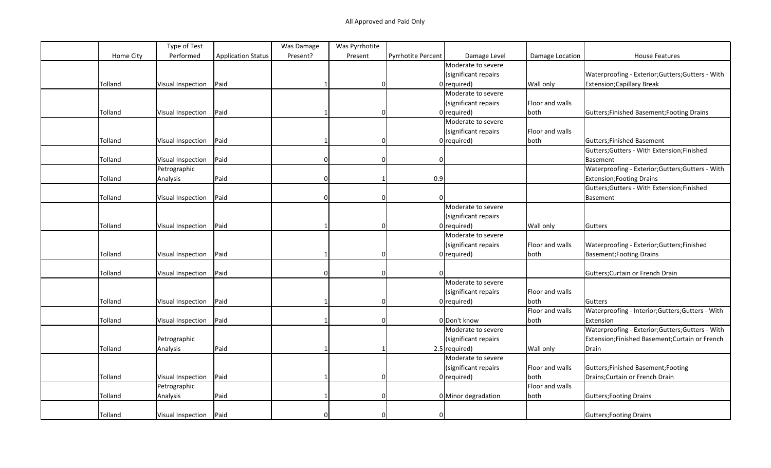All Approved and Paid Only

| | Home City | Type of Test Performed | Application Status | Was Damage Present? | Was Pyrrhotite Present | Pyrrhotite Percent | Damage Level | Damage Location | House Features |
|---|---|---|---|---|---|---|---|---|---|
| | Tolland | Visual Inspection | Paid | 1 | 0 | 0 | Moderate to severe (significant repairs required) | Wall only | Waterproofing - Exterior;Gutters;Gutters - With Extension;Capillary Break |
| | Tolland | Visual Inspection | Paid | 1 | 0 | 0 | Moderate to severe (significant repairs required) | Floor and walls both | Gutters;Finished Basement;Footing Drains |
| | Tolland | Visual Inspection | Paid | 1 | 0 | 0 | Moderate to severe (significant repairs required) | Floor and walls both | Gutters;Finished Basement |
| | Tolland | Visual Inspection | Paid | 0 | 0 | 0 | | | Gutters;Gutters - With Extension;Finished Basement |
| | Tolland | Petrographic Analysis | Paid | 0 | 1 | 0.9 | | | Waterproofing - Exterior;Gutters;Gutters - With Extension;Footing Drains |
| | Tolland | Visual Inspection | Paid | 0 | 0 | 0 | | | Gutters;Gutters - With Extension;Finished Basement |
| | Tolland | Visual Inspection | Paid | 1 | 0 | 0 | Moderate to severe (significant repairs required) | Wall only | Gutters |
| | Tolland | Visual Inspection | Paid | 1 | 0 | 0 | Moderate to severe (significant repairs required) | Floor and walls both | Waterproofing - Exterior;Gutters;Finished Basement;Footing Drains |
| | Tolland | Visual Inspection | Paid | 0 | 0 | 0 | | | Gutters;Curtain or French Drain |
| | Tolland | Visual Inspection | Paid | 1 | 0 | 0 | Moderate to severe (significant repairs required) | Floor and walls both | Gutters |
| | Tolland | Visual Inspection | Paid | 1 | 0 | 0 | Don't know | Floor and walls both | Waterproofing - Interior;Gutters;Gutters - With Extension |
| | Tolland | Petrographic Analysis | Paid | 1 | 1 | 2.5 | Moderate to severe (significant repairs required) | Wall only | Waterproofing - Exterior;Gutters;Gutters - With Extension;Finished Basement;Curtain or French Drain |
| | Tolland | Visual Inspection | Paid | 1 | 0 | 0 | Moderate to severe (significant repairs required) | Floor and walls both | Gutters;Finished Basement;Footing Drains;Curtain or French Drain |
| | Tolland | Petrographic Analysis | Paid | 1 | 0 | 0 | Minor degradation | Floor and walls both | Gutters;Footing Drains |
| | Tolland | Visual Inspection | Paid | 0 | 0 | 0 | | | Gutters;Footing Drains |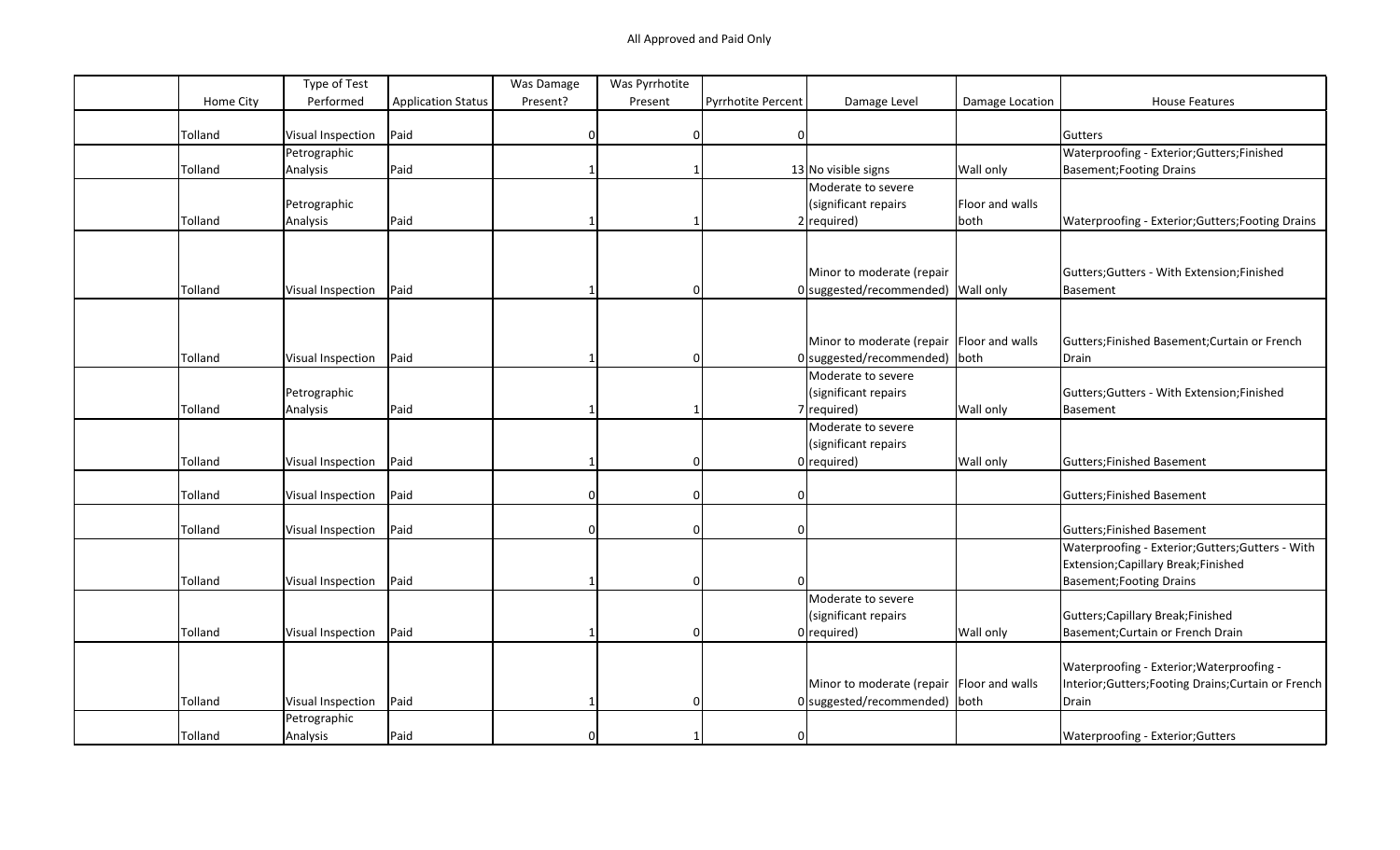All Approved and Paid Only

| | Home City | Type of Test Performed | Application Status | Was Damage Present? | Was Pyrrhotite Present | Pyrrhotite Percent | Damage Level | Damage Location | House Features |
|---|---|---|---|---|---|---|---|---|---|
| | Tolland | Visual Inspection | Paid | 0 | 0 | 0 | | | Gutters |
| | Tolland | Petrographic Analysis | Paid | 1 | 1 | 13 | No visible signs | Wall only | Waterproofing - Exterior;Gutters;Finished Basement;Footing Drains |
| | Tolland | Petrographic Analysis | Paid | 1 | 1 | 2 | Moderate to severe (significant repairs required) | Floor and walls both | Waterproofing - Exterior;Gutters;Footing Drains |
| | Tolland | Visual Inspection | Paid | 1 | 0 | 0 | Minor to moderate (repair suggested/recommended) | Wall only | Gutters;Gutters - With Extension;Finished Basement |
| | Tolland | Visual Inspection | Paid | 1 | 0 | 0 | Minor to moderate (repair suggested/recommended) | Floor and walls both | Gutters;Finished Basement;Curtain or French Drain |
| | Tolland | Petrographic Analysis | Paid | 1 | 1 | 7 | Moderate to severe (significant repairs required) | Wall only | Gutters;Gutters - With Extension;Finished Basement |
| | Tolland | Visual Inspection | Paid | 1 | 0 | 0 | Moderate to severe (significant repairs required) | Wall only | Gutters;Finished Basement |
| | Tolland | Visual Inspection | Paid | 0 | 0 | 0 | | | Gutters;Finished Basement |
| | Tolland | Visual Inspection | Paid | 0 | 0 | 0 | | | Gutters;Finished Basement |
| | Tolland | Visual Inspection | Paid | 1 | 0 | 0 | | | Waterproofing - Exterior;Gutters;Gutters - With Extension;Capillary Break;Finished Basement;Footing Drains |
| | Tolland | Visual Inspection | Paid | 1 | 0 | 0 | Moderate to severe (significant repairs required) | Wall only | Gutters;Capillary Break;Finished Basement;Curtain or French Drain |
| | Tolland | Visual Inspection | Paid | 1 | 0 | 0 | Minor to moderate (repair suggested/recommended) | Floor and walls both | Waterproofing - Exterior;Waterproofing - Interior;Gutters;Footing Drains;Curtain or French Drain |
| | Tolland | Petrographic Analysis | Paid | 0 | 1 | 0 | | | Waterproofing - Exterior;Gutters |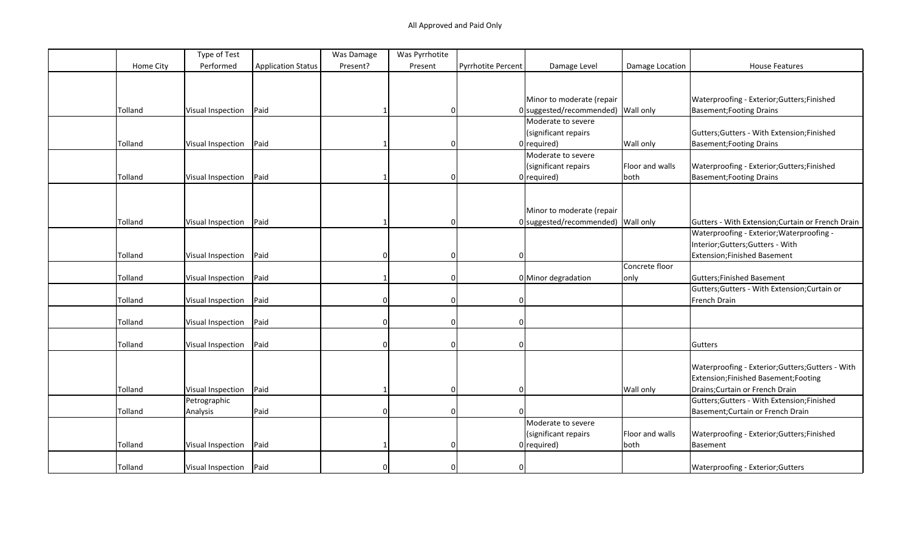All Approved and Paid Only

| | Home City | Type of Test Performed | Application Status | Was Damage Present? | Was Pyrrhotite Present | Pyrrhotite Percent | Damage Level | Damage Location | House Features |
|---|---|---|---|---|---|---|---|---|---|
| | Tolland | Visual Inspection | Paid | 1 | 0 | 0 | Minor to moderate (repair suggested/recommended) | Wall only | Waterproofing - Exterior;Gutters;Finished Basement;Footing Drains |
| | Tolland | Visual Inspection | Paid | 1 | 0 | 0 | Moderate to severe (significant repairs required) | Wall only | Gutters;Gutters - With Extension;Finished Basement;Footing Drains |
| | Tolland | Visual Inspection | Paid | 1 | 0 | 0 | Moderate to severe (significant repairs required) | Floor and walls both | Waterproofing - Exterior;Gutters;Finished Basement;Footing Drains |
| | Tolland | Visual Inspection | Paid | 1 | 0 | 0 | Minor to moderate (repair suggested/recommended) | Wall only | Gutters - With Extension;Curtain or French Drain |
| | Tolland | Visual Inspection | Paid | 0 | 0 | 0 | | | Waterproofing - Exterior;Waterproofing - Interior;Gutters;Gutters - With Extension;Finished Basement |
| | Tolland | Visual Inspection | Paid | 1 | 0 | 0 | Minor degradation | Concrete floor only | Gutters;Finished Basement |
| | Tolland | Visual Inspection | Paid | 0 | 0 | 0 | | | Gutters;Gutters - With Extension;Curtain or French Drain |
| | Tolland | Visual Inspection | Paid | 0 | 0 | 0 | | | |
| | Tolland | Visual Inspection | Paid | 0 | 0 | 0 | | | Gutters |
| | Tolland | Visual Inspection | Paid | 1 | 0 | 0 | | Wall only | Waterproofing - Exterior;Gutters;Gutters - With Extension;Finished Basement;Footing Drains;Curtain or French Drain |
| | Tolland | Petrographic Analysis | Paid | 0 | 0 | 0 | | | Gutters;Gutters - With Extension;Finished Basement;Curtain or French Drain |
| | Tolland | Visual Inspection | Paid | 1 | 0 | 0 | Moderate to severe (significant repairs required) | Floor and walls both | Waterproofing - Exterior;Gutters;Finished Basement |
| | Tolland | Visual Inspection | Paid | 0 | 0 | 0 | | | Waterproofing - Exterior;Gutters |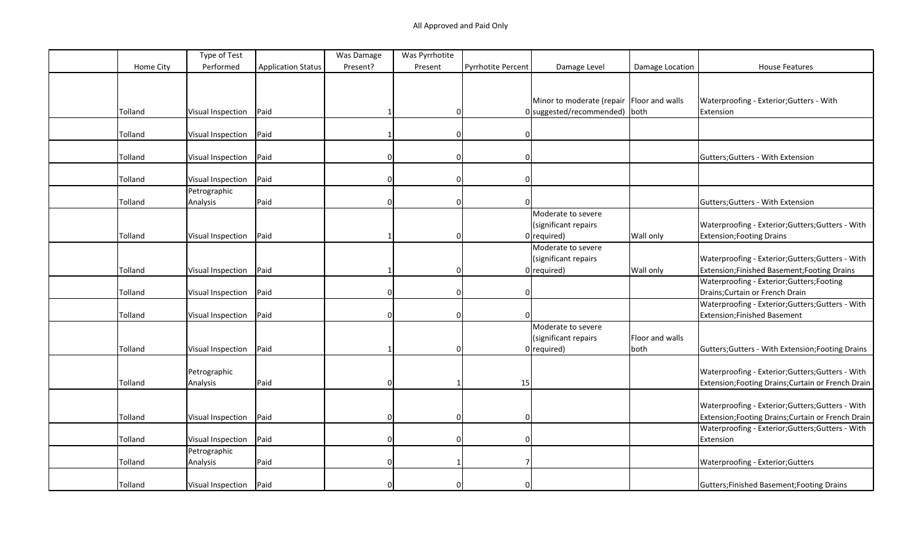All Approved and Paid Only

| | Home City | Type of Test Performed | Application Status | Was Damage Present? | Was Pyrrhotite Present | Pyrrhotite Percent | Damage Level | Damage Location | House Features |
|---|---|---|---|---|---|---|---|---|---|
| | Tolland | Visual Inspection | Paid | 1 | 0 | 0 | Minor to moderate (repair suggested/recommended) | Floor and walls both | Waterproofing - Exterior;Gutters - With Extension |
| | Tolland | Visual Inspection | Paid | 1 | 0 | 0 | | | |
| | Tolland | Visual Inspection | Paid | 0 | 0 | 0 | | | Gutters;Gutters - With Extension |
| | Tolland | Visual Inspection | Paid | 0 | 0 | 0 | | | |
| | Tolland | Petrographic Analysis | Paid | 0 | 0 | 0 | | | Gutters;Gutters - With Extension |
| | Tolland | Visual Inspection | Paid | 1 | 0 | 0 | Moderate to severe (significant repairs required) | Wall only | Waterproofing - Exterior;Gutters;Gutters - With Extension;Footing Drains |
| | Tolland | Visual Inspection | Paid | 1 | 0 | 0 | Moderate to severe (significant repairs required) | Wall only | Waterproofing - Exterior;Gutters;Gutters - With Extension;Finished Basement;Footing Drains |
| | Tolland | Visual Inspection | Paid | 0 | 0 | 0 | | | Waterproofing - Exterior;Gutters;Footing Drains;Curtain or French Drain |
| | Tolland | Visual Inspection | Paid | 0 | 0 | 0 | | | Waterproofing - Exterior;Gutters;Gutters - With Extension;Finished Basement |
| | Tolland | Visual Inspection | Paid | 1 | 0 | 0 | Moderate to severe (significant repairs required) | Floor and walls both | Gutters;Gutters - With Extension;Footing Drains |
| | Tolland | Petrographic Analysis | Paid | 0 | 1 | 15 | | | Waterproofing - Exterior;Gutters;Gutters - With Extension;Footing Drains;Curtain or French Drain |
| | Tolland | Visual Inspection | Paid | 0 | 0 | 0 | | | Waterproofing - Exterior;Gutters;Gutters - With Extension;Footing Drains;Curtain or French Drain |
| | Tolland | Visual Inspection | Paid | 0 | 0 | 0 | | | Waterproofing - Exterior;Gutters;Gutters - With Extension |
| | Tolland | Petrographic Analysis | Paid | 0 | 1 | 7 | | | Waterproofing - Exterior;Gutters |
| | Tolland | Visual Inspection | Paid | 0 | 0 | 0 | | | Gutters;Finished Basement;Footing Drains |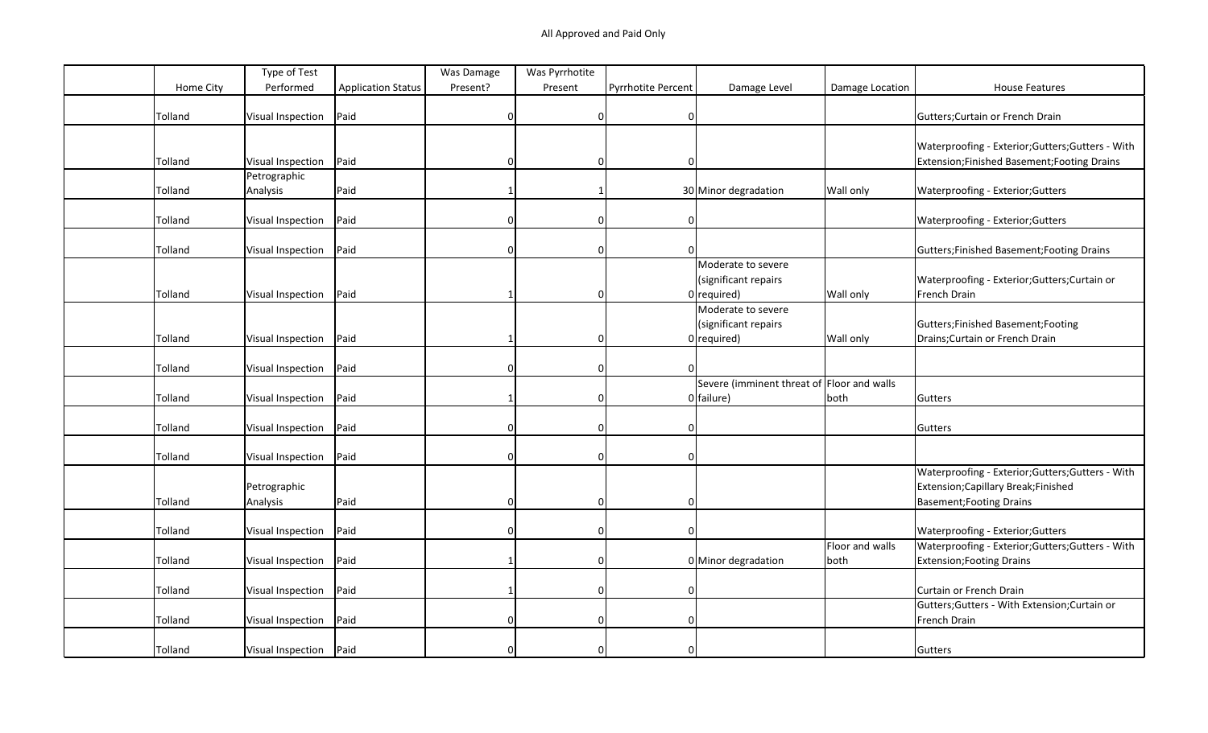All Approved and Paid Only

| | Home City | Type of Test Performed | Application Status | Was Damage Present? | Was Pyrrhotite Present | Pyrrhotite Percent | Damage Level | Damage Location | House Features |
|---|---|---|---|---|---|---|---|---|---|
| | Tolland | Visual Inspection | Paid | 0 | 0 | 0 | | | Gutters;Curtain or French Drain |
| | Tolland | Visual Inspection | Paid | 0 | 0 | 0 | | | Waterproofing - Exterior;Gutters;Gutters - With Extension;Finished Basement;Footing Drains |
| | Tolland | Petrographic Analysis | Paid | 1 | 1 | 30 | Minor degradation | Wall only | Waterproofing - Exterior;Gutters |
| | Tolland | Visual Inspection | Paid | 0 | 0 | 0 | | | Waterproofing - Exterior;Gutters |
| | Tolland | Visual Inspection | Paid | 0 | 0 | 0 | | | Gutters;Finished Basement;Footing Drains |
| | Tolland | Visual Inspection | Paid | 1 | 0 | 0 | Moderate to severe (significant repairs required) | Wall only | Waterproofing - Exterior;Gutters;Curtain or French Drain |
| | Tolland | Visual Inspection | Paid | 1 | 0 | 0 | Moderate to severe (significant repairs required) | Wall only | Gutters;Finished Basement;Footing Drains;Curtain or French Drain |
| | Tolland | Visual Inspection | Paid | 0 | 0 | 0 | | | |
| | Tolland | Visual Inspection | Paid | 1 | 0 | 0 | Severe (imminent threat of failure) | Floor and walls both | Gutters |
| | Tolland | Visual Inspection | Paid | 0 | 0 | 0 | | | Gutters |
| | Tolland | Visual Inspection | Paid | 0 | 0 | 0 | | | |
| | Tolland | Petrographic Analysis | Paid | 0 | 0 | 0 | | | Waterproofing - Exterior;Gutters;Gutters - With Extension;Capillary Break;Finished Basement;Footing Drains |
| | Tolland | Visual Inspection | Paid | 0 | 0 | 0 | | | Waterproofing - Exterior;Gutters |
| | Tolland | Visual Inspection | Paid | 1 | 0 | 0 | Minor degradation | Floor and walls both | Waterproofing - Exterior;Gutters;Gutters - With Extension;Footing Drains |
| | Tolland | Visual Inspection | Paid | 1 | 0 | 0 | | | Curtain or French Drain |
| | Tolland | Visual Inspection | Paid | 0 | 0 | 0 | | | Gutters;Gutters - With Extension;Curtain or French Drain |
| | Tolland | Visual Inspection | Paid | 0 | 0 | 0 | | | Gutters |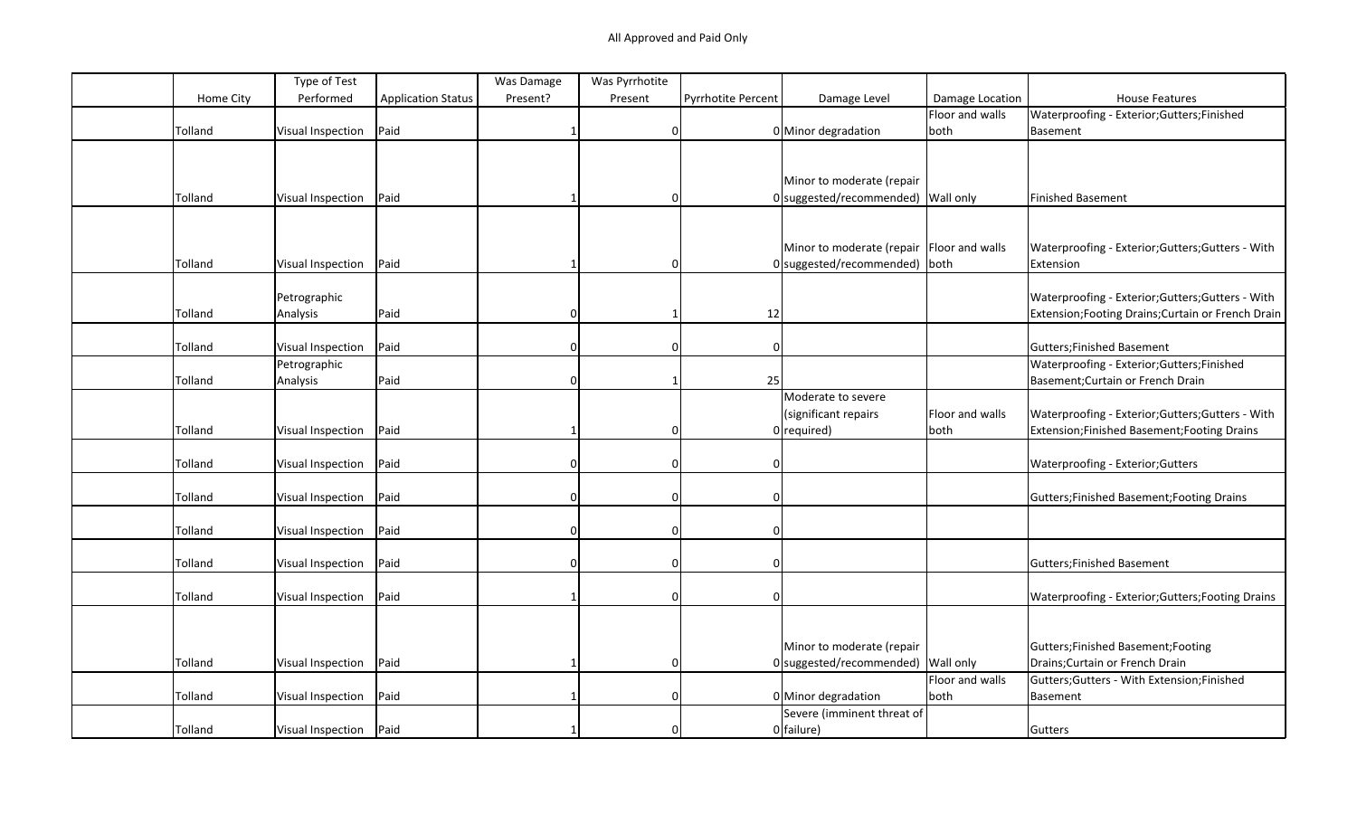All Approved and Paid Only

| | Home City | Type of Test Performed | Application Status | Was Damage Present? | Was Pyrrhotite Present | Pyrrhotite Percent | Damage Level | Damage Location | House Features |
|---|---|---|---|---|---|---|---|---|---|
| | Tolland | Visual Inspection | Paid | 1 | 0 | 0 | Minor degradation | Floor and walls both | Waterproofing - Exterior;Gutters;Finished Basement |
| | Tolland | Visual Inspection | Paid | 1 | 0 | 0 | Minor to moderate (repair suggested/recommended) | Wall only | Finished Basement |
| | Tolland | Visual Inspection | Paid | 1 | 0 | 0 | Minor to moderate (repair suggested/recommended) | Floor and walls both | Waterproofing - Exterior;Gutters;Gutters - With Extension |
| | Tolland | Petrographic Analysis | Paid | 0 | 1 | 12 | | | Waterproofing - Exterior;Gutters;Gutters - With Extension;Footing Drains;Curtain or French Drain |
| | Tolland | Visual Inspection | Paid | 0 | 0 | 0 | | | Gutters;Finished Basement |
| | Tolland | Petrographic Analysis | Paid | 0 | 1 | 25 | | | Waterproofing - Exterior;Gutters;Finished Basement;Curtain or French Drain |
| | Tolland | Visual Inspection | Paid | 1 | 0 | 0 | Moderate to severe (significant repairs required) | Floor and walls both | Waterproofing - Exterior;Gutters;Gutters - With Extension;Finished Basement;Footing Drains |
| | Tolland | Visual Inspection | Paid | 0 | 0 | 0 | | | Waterproofing - Exterior;Gutters |
| | Tolland | Visual Inspection | Paid | 0 | 0 | 0 | | | Gutters;Finished Basement;Footing Drains |
| | Tolland | Visual Inspection | Paid | 0 | 0 | 0 | | | |
| | Tolland | Visual Inspection | Paid | 0 | 0 | 0 | | | Gutters;Finished Basement |
| | Tolland | Visual Inspection | Paid | 1 | 0 | 0 | | | Waterproofing - Exterior;Gutters;Footing Drains |
| | Tolland | Visual Inspection | Paid | 1 | 0 | 0 | Minor to moderate (repair suggested/recommended) | Wall only | Gutters;Finished Basement;Footing Drains;Curtain or French Drain |
| | Tolland | Visual Inspection | Paid | 1 | 0 | 0 | Minor degradation | Floor and walls both | Gutters;Gutters - With Extension;Finished Basement |
| | Tolland | Visual Inspection | Paid | 1 | 0 | 0 | Severe (imminent threat of failure) | | Gutters |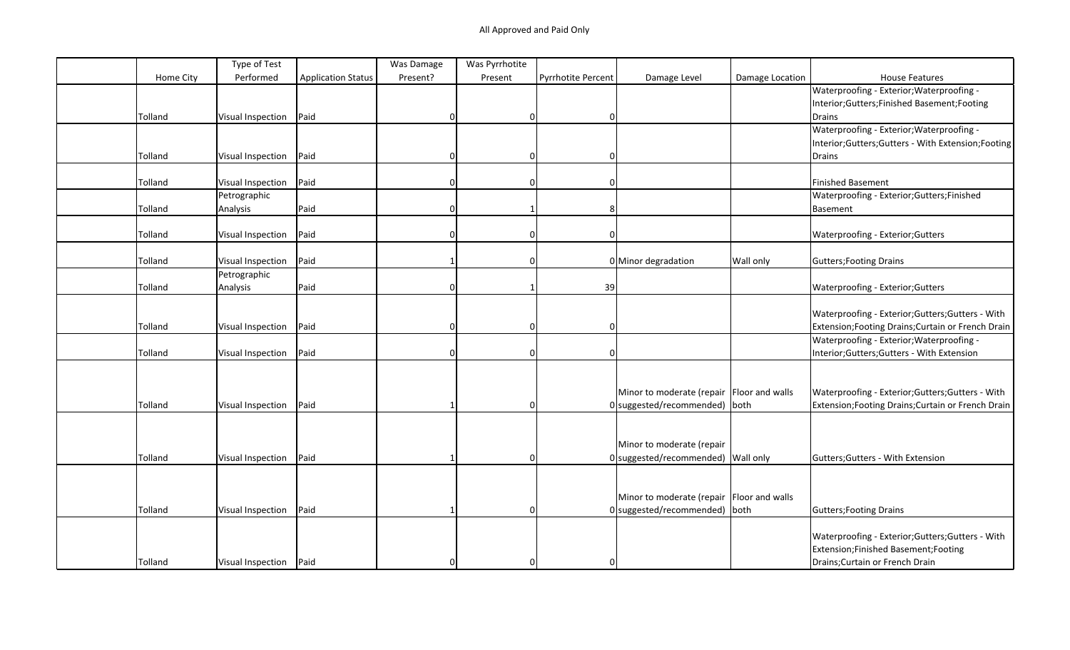All Approved and Paid Only

| | Home City | Type of Test Performed | Application Status | Was Damage Present? | Was Pyrrhotite Present | Pyrrhotite Percent | Damage Level | Damage Location | House Features |
|---|---|---|---|---|---|---|---|---|---|
| | Tolland | Visual Inspection | Paid | 0 | 0 | 0 | | | Waterproofing - Exterior;Waterproofing - Interior;Gutters;Finished Basement;Footing Drains |
| | Tolland | Visual Inspection | Paid | 0 | 0 | 0 | | | Waterproofing - Exterior;Waterproofing - Interior;Gutters;Gutters - With Extension;Footing Drains |
| | Tolland | Visual Inspection | Paid | 0 | 0 | 0 | | | Finished Basement |
| | Tolland | Petrographic Analysis | Paid | 0 | 1 | 8 | | | Waterproofing - Exterior;Gutters;Finished Basement |
| | Tolland | Visual Inspection | Paid | 0 | 0 | 0 | | | Waterproofing - Exterior;Gutters |
| | Tolland | Visual Inspection | Paid | 1 | 0 | 0 | Minor degradation | Wall only | Gutters;Footing Drains |
| | Tolland | Petrographic Analysis | Paid | 0 | 1 | 39 | | | Waterproofing - Exterior;Gutters |
| | Tolland | Visual Inspection | Paid | 0 | 0 | 0 | | | Waterproofing - Exterior;Gutters;Gutters - With Extension;Footing Drains;Curtain or French Drain |
| | Tolland | Visual Inspection | Paid | 0 | 0 | 0 | | | Waterproofing - Exterior;Waterproofing - Interior;Gutters;Gutters - With Extension |
| | Tolland | Visual Inspection | Paid | 1 | 0 | 0 | Minor to moderate (repair suggested/recommended) | Floor and walls both | Waterproofing - Exterior;Gutters;Gutters - With Extension;Footing Drains;Curtain or French Drain |
| | Tolland | Visual Inspection | Paid | 1 | 0 | 0 | Minor to moderate (repair suggested/recommended) | Wall only | Gutters;Gutters - With Extension |
| | Tolland | Visual Inspection | Paid | 1 | 0 | 0 | Minor to moderate (repair suggested/recommended) | Floor and walls both | Gutters;Footing Drains |
| | Tolland | Visual Inspection | Paid | 0 | 0 | 0 | | | Waterproofing - Exterior;Gutters;Gutters - With Extension;Finished Basement;Footing Drains;Curtain or French Drain |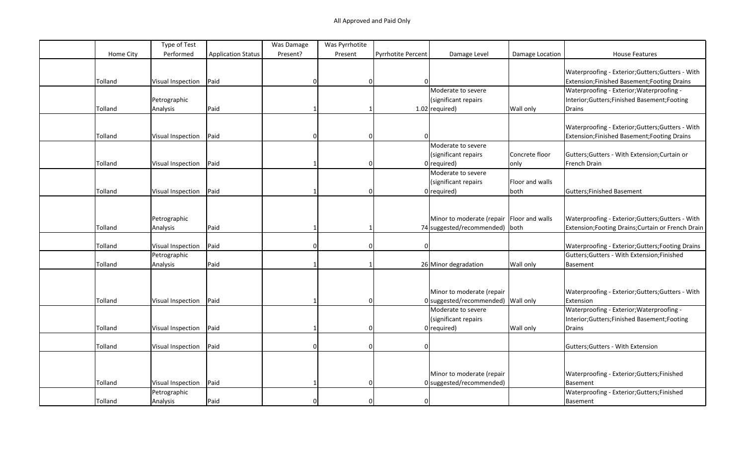All Approved and Paid Only

| | Home City | Type of Test Performed | Application Status | Was Damage Present? | Was Pyrrhotite Present | Pyrrhotite Percent | Damage Level | Damage Location | House Features |
|---|---|---|---|---|---|---|---|---|---|
| | Tolland | Visual Inspection | Paid | 0 | 0 | 0 | | | Waterproofing - Exterior;Gutters;Gutters - With Extension;Finished Basement;Footing Drains |
| | Tolland | Petrographic Analysis | Paid | 1 | 1 | 1.02 | Moderate to severe (significant repairs required) | Wall only | Waterproofing - Exterior;Waterproofing - Interior;Gutters;Finished Basement;Footing Drains |
| | Tolland | Visual Inspection | Paid | 0 | 0 | 0 | | | Waterproofing - Exterior;Gutters;Gutters - With Extension;Finished Basement;Footing Drains |
| | Tolland | Visual Inspection | Paid | 1 | 0 | 0 | Moderate to severe (significant repairs required) | Concrete floor only | Gutters;Gutters - With Extension;Curtain or French Drain |
| | Tolland | Visual Inspection | Paid | 1 | 0 | 0 | Moderate to severe (significant repairs required) | Floor and walls both | Gutters;Finished Basement |
| | Tolland | Petrographic Analysis | Paid | 1 | 1 | 74 | Minor to moderate (repair suggested/recommended) | Floor and walls both | Waterproofing - Exterior;Gutters;Gutters - With Extension;Footing Drains;Curtain or French Drain |
| | Tolland | Visual Inspection | Paid | 0 | 0 | 0 | | | Waterproofing - Exterior;Gutters;Footing Drains |
| | Tolland | Petrographic Analysis | Paid | 1 | 1 | 26 | Minor degradation | Wall only | Gutters;Gutters - With Extension;Finished Basement |
| | Tolland | Visual Inspection | Paid | 1 | 0 | 0 | Minor to moderate (repair suggested/recommended) | Wall only | Waterproofing - Exterior;Gutters;Gutters - With Extension |
| | Tolland | Visual Inspection | Paid | 1 | 0 | 0 | Moderate to severe (significant repairs required) | Wall only | Waterproofing - Exterior;Waterproofing - Interior;Gutters;Finished Basement;Footing Drains |
| | Tolland | Visual Inspection | Paid | 0 | 0 | 0 | | | Gutters;Gutters - With Extension |
| | Tolland | Visual Inspection | Paid | 1 | 0 | 0 | Minor to moderate (repair suggested/recommended) | | Waterproofing - Exterior;Gutters;Finished Basement |
| | Tolland | Petrographic Analysis | Paid | 0 | 0 | 0 | | | Waterproofing - Exterior;Gutters;Finished Basement |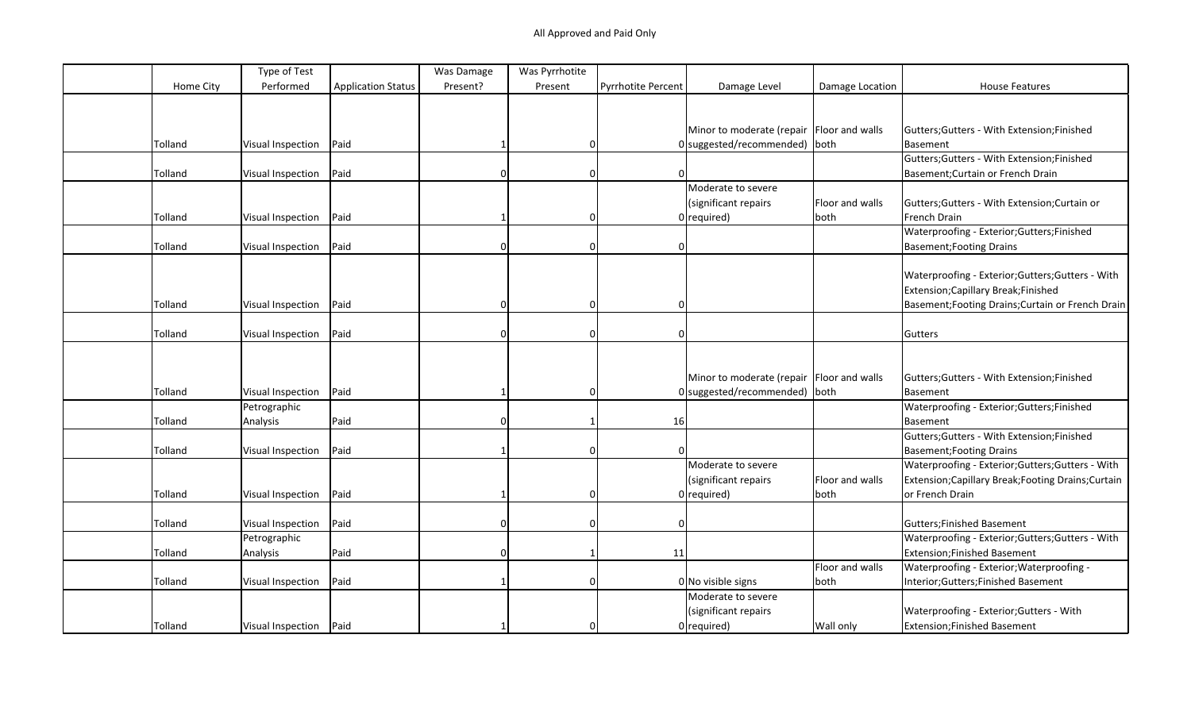All Approved and Paid Only

| | Home City | Type of Test Performed | Application Status | Was Damage Present? | Was Pyrrhotite Present | Pyrrhotite Percent | Damage Level | Damage Location | House Features |
|---|---|---|---|---|---|---|---|---|---|
| | Tolland | Visual Inspection | Paid | 1 | 0 | 0 | Minor to moderate (repair suggested/recommended) | Floor and walls both | Gutters;Gutters - With Extension;Finished Basement |
| | Tolland | Visual Inspection | Paid | 0 | 0 | 0 | | | Gutters;Gutters - With Extension;Finished Basement;Curtain or French Drain |
| | Tolland | Visual Inspection | Paid | 1 | 0 | 0 | Moderate to severe (significant repairs required) | Floor and walls both | Gutters;Gutters - With Extension;Curtain or French Drain |
| | Tolland | Visual Inspection | Paid | 0 | 0 | 0 | | | Waterproofing - Exterior;Gutters;Finished Basement;Footing Drains |
| | Tolland | Visual Inspection | Paid | 0 | 0 | 0 | | | Waterproofing - Exterior;Gutters;Gutters - With Extension;Capillary Break;Finished Basement;Footing Drains;Curtain or French Drain |
| | Tolland | Visual Inspection | Paid | 0 | 0 | 0 | | | Gutters |
| | Tolland | Visual Inspection | Paid | 1 | 0 | 0 | Minor to moderate (repair suggested/recommended) | Floor and walls both | Gutters;Gutters - With Extension;Finished Basement |
| | Tolland | Petrographic Analysis | Paid | 0 | 1 | 16 | | | Waterproofing - Exterior;Gutters;Finished Basement |
| | Tolland | Visual Inspection | Paid | 1 | 0 | 0 | | | Gutters;Gutters - With Extension;Finished Basement;Footing Drains |
| | Tolland | Visual Inspection | Paid | 1 | 0 | 0 | Moderate to severe (significant repairs required) | Floor and walls both | Waterproofing - Exterior;Gutters;Gutters - With Extension;Capillary Break;Footing Drains;Curtain or French Drain |
| | Tolland | Visual Inspection | Paid | 0 | 0 | 0 | | | Gutters;Finished Basement |
| | Tolland | Petrographic Analysis | Paid | 0 | 1 | 11 | | | Waterproofing - Exterior;Gutters;Gutters - With Extension;Finished Basement |
| | Tolland | Visual Inspection | Paid | 1 | 0 | 0 | No visible signs | Floor and walls both | Waterproofing - Exterior;Waterproofing - Interior;Gutters;Finished Basement |
| | Tolland | Visual Inspection | Paid | 1 | 0 | 0 | Moderate to severe (significant repairs required) | Wall only | Waterproofing - Exterior;Gutters - With Extension;Finished Basement |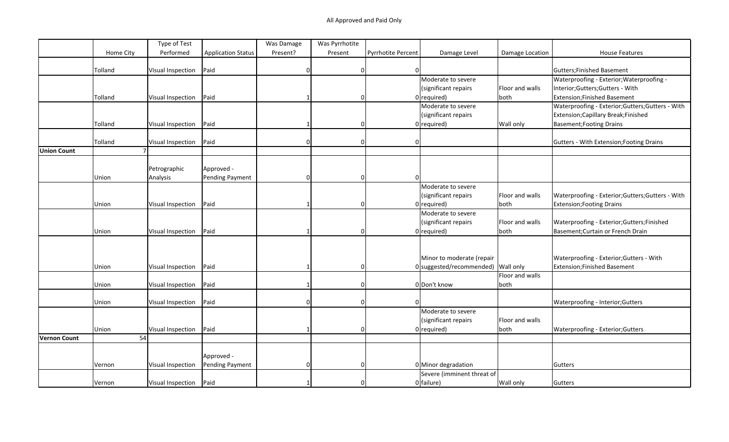All Approved and Paid Only

| | Home City | Type of Test Performed | Application Status | Was Damage Present? | Was Pyrrhotite Present | Pyrrhotite Percent | Damage Level | Damage Location | House Features |
|---|---|---|---|---|---|---|---|---|---|
| | Tolland | Visual Inspection | Paid | 0 | 0 | 0 | | | Gutters;Finished Basement |
| | Tolland | Visual Inspection | Paid | 1 | 0 | 0 | Moderate to severe (significant repairs required) | Floor and walls both | Waterproofing - Exterior;Waterproofing - Interior;Gutters;Gutters - With Extension;Finished Basement |
| | Tolland | Visual Inspection | Paid | 1 | 0 | 0 | Moderate to severe (significant repairs required) | Wall only | Waterproofing - Exterior;Gutters;Gutters - With Extension;Capillary Break;Finished Basement;Footing Drains |
| | Tolland | Visual Inspection | Paid | 0 | 0 | 0 | | | Gutters - With Extension;Footing Drains |
| **Union Count** | 7 | | | | | | | | |
| | Union | Petrographic Analysis | Approved - Pending Payment | 0 | 0 | 0 | | | |
| | Union | Visual Inspection | Paid | 1 | 0 | 0 | Moderate to severe (significant repairs required) | Floor and walls both | Waterproofing - Exterior;Gutters;Gutters - With Extension;Footing Drains |
| | Union | Visual Inspection | Paid | 1 | 0 | 0 | Moderate to severe (significant repairs required) | Floor and walls both | Waterproofing - Exterior;Gutters;Finished Basement;Curtain or French Drain |
| | Union | Visual Inspection | Paid | 1 | 0 | 0 | Minor to moderate (repair suggested/recommended) | Wall only | Waterproofing - Exterior;Gutters - With Extension;Finished Basement |
| | Union | Visual Inspection | Paid | 1 | 0 | 0 | Don't know | Floor and walls both | |
| | Union | Visual Inspection | Paid | 0 | 0 | 0 | | | Waterproofing - Interior;Gutters |
| | Union | Visual Inspection | Paid | 1 | 0 | 0 | Moderate to severe (significant repairs required) | Floor and walls both | Waterproofing - Exterior;Gutters |
| **Vernon Count** | 54 | | | | | | | | |
| | Vernon | Visual Inspection | Approved - Pending Payment | 0 | 0 | 0 | Minor degradation | | Gutters |
| | Vernon | Visual Inspection | Paid | 1 | 0 | 0 | Severe (imminent threat of failure) | Wall only | Gutters |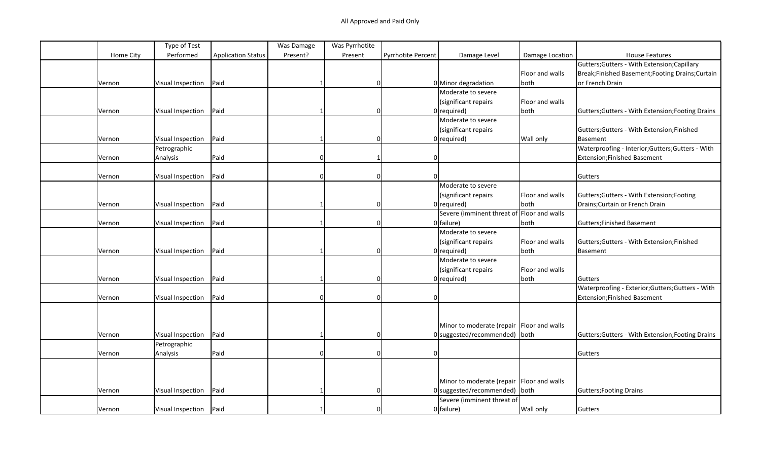All Approved and Paid Only

| | Home City | Type of Test Performed | Application Status | Was Damage Present? | Was Pyrrhotite Present | Pyrrhotite Percent | Damage Level | Damage Location | House Features |
|---|---|---|---|---|---|---|---|---|---|
| | Vernon | Visual Inspection | Paid | 1 | 0 | 0 | Minor degradation | Floor and walls both | Gutters;Gutters - With Extension;Capillary Break;Finished Basement;Footing Drains;Curtain or French Drain |
| | Vernon | Visual Inspection | Paid | 1 | 0 | 0 | Moderate to severe (significant repairs required) | Floor and walls both | Gutters;Gutters - With Extension;Footing Drains |
| | Vernon | Visual Inspection | Paid | 1 | 0 | 0 | Moderate to severe (significant repairs required) | Wall only | Gutters;Gutters - With Extension;Finished Basement |
| | Vernon | Petrographic Analysis | Paid | 0 | 1 | 0 | | | Waterproofing - Interior;Gutters;Gutters - With Extension;Finished Basement |
| | Vernon | Visual Inspection | Paid | 0 | 0 | 0 | | | Gutters |
| | Vernon | Visual Inspection | Paid | 1 | 0 | 0 | Moderate to severe (significant repairs required) | Floor and walls both | Gutters;Gutters - With Extension;Footing Drains;Curtain or French Drain |
| | Vernon | Visual Inspection | Paid | 1 | 0 | 0 | Severe (imminent threat of failure) | Floor and walls both | Gutters;Finished Basement |
| | Vernon | Visual Inspection | Paid | 1 | 0 | 0 | Moderate to severe (significant repairs required) | Floor and walls both | Gutters;Gutters - With Extension;Finished Basement |
| | Vernon | Visual Inspection | Paid | 1 | 0 | 0 | Moderate to severe (significant repairs required) | Floor and walls both | Gutters |
| | Vernon | Visual Inspection | Paid | 0 | 0 | 0 | | | Waterproofing - Exterior;Gutters;Gutters - With Extension;Finished Basement |
| | Vernon | Visual Inspection | Paid | 1 | 0 | 0 | Minor to moderate (repair suggested/recommended) | Floor and walls both | Gutters;Gutters - With Extension;Footing Drains |
| | Vernon | Petrographic Analysis | Paid | 0 | 0 | 0 | | | Gutters |
| | Vernon | Visual Inspection | Paid | 1 | 0 | 0 | Minor to moderate (repair suggested/recommended) | Floor and walls both | Gutters;Footing Drains |
| | Vernon | Visual Inspection | Paid | 1 | 0 | 0 | Severe (imminent threat of failure) | Wall only | Gutters |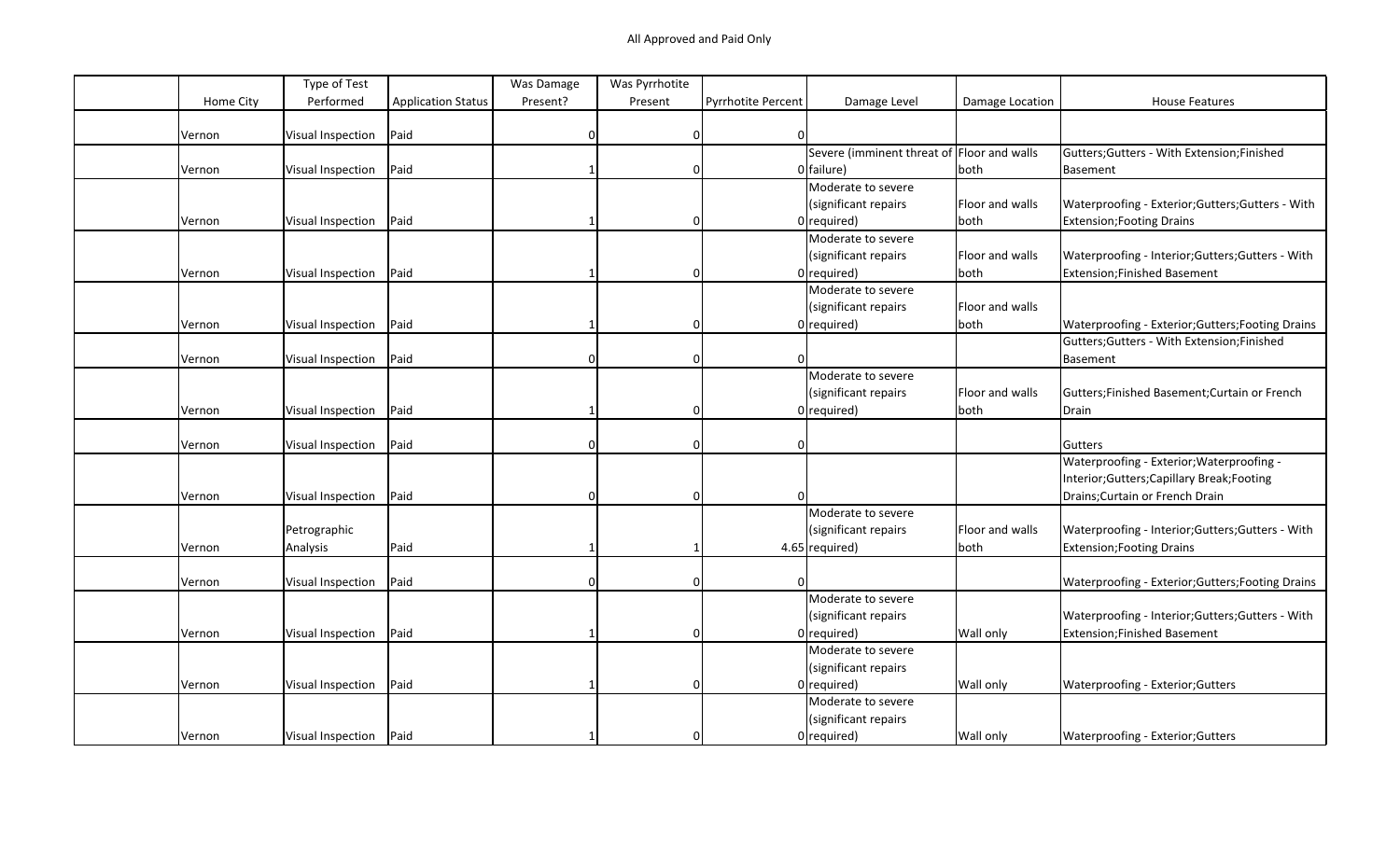All Approved and Paid Only

| | Home City | Type of Test Performed | Application Status | Was Damage Present? | Was Pyrrhotite Present | Pyrrhotite Percent | Damage Level | Damage Location | House Features |
|---|---|---|---|---|---|---|---|---|---|
| | Vernon | Visual Inspection | Paid | 0 | 0 | 0 | | | |
| | Vernon | Visual Inspection | Paid | 1 | 0 | 0 | Severe (imminent threat of failure) | Floor and walls both | Gutters;Gutters - With Extension;Finished Basement |
| | Vernon | Visual Inspection | Paid | 1 | 0 | 0 | Moderate to severe (significant repairs required) | Floor and walls both | Waterproofing - Exterior;Gutters;Gutters - With Extension;Footing Drains |
| | Vernon | Visual Inspection | Paid | 1 | 0 | 0 | Moderate to severe (significant repairs required) | Floor and walls both | Waterproofing - Interior;Gutters;Gutters - With Extension;Finished Basement |
| | Vernon | Visual Inspection | Paid | 1 | 0 | 0 | Moderate to severe (significant repairs required) | Floor and walls both | Waterproofing - Exterior;Gutters;Footing Drains |
| | Vernon | Visual Inspection | Paid | 0 | 0 | 0 | | | Gutters;Gutters - With Extension;Finished Basement |
| | Vernon | Visual Inspection | Paid | 1 | 0 | 0 | Moderate to severe (significant repairs required) | Floor and walls both | Gutters;Finished Basement;Curtain or French Drain |
| | Vernon | Visual Inspection | Paid | 0 | 0 | 0 | | | Gutters |
| | Vernon | Visual Inspection | Paid | 0 | 0 | 0 | | | Waterproofing - Exterior;Waterproofing - Interior;Gutters;Capillary Break;Footing Drains;Curtain or French Drain |
| | Vernon | Petrographic Analysis | Paid | 1 | 1 | 4.65 | Moderate to severe (significant repairs required) | Floor and walls both | Waterproofing - Interior;Gutters;Gutters - With Extension;Footing Drains |
| | Vernon | Visual Inspection | Paid | 0 | 0 | 0 | | | Waterproofing - Exterior;Gutters;Footing Drains |
| | Vernon | Visual Inspection | Paid | 1 | 0 | 0 | Moderate to severe (significant repairs required) | Wall only | Waterproofing - Interior;Gutters;Gutters - With Extension;Finished Basement |
| | Vernon | Visual Inspection | Paid | 1 | 0 | 0 | Moderate to severe (significant repairs required) | Wall only | Waterproofing - Exterior;Gutters |
| | Vernon | Visual Inspection | Paid | 1 | 0 | 0 | Moderate to severe (significant repairs required) | Wall only | Waterproofing - Exterior;Gutters |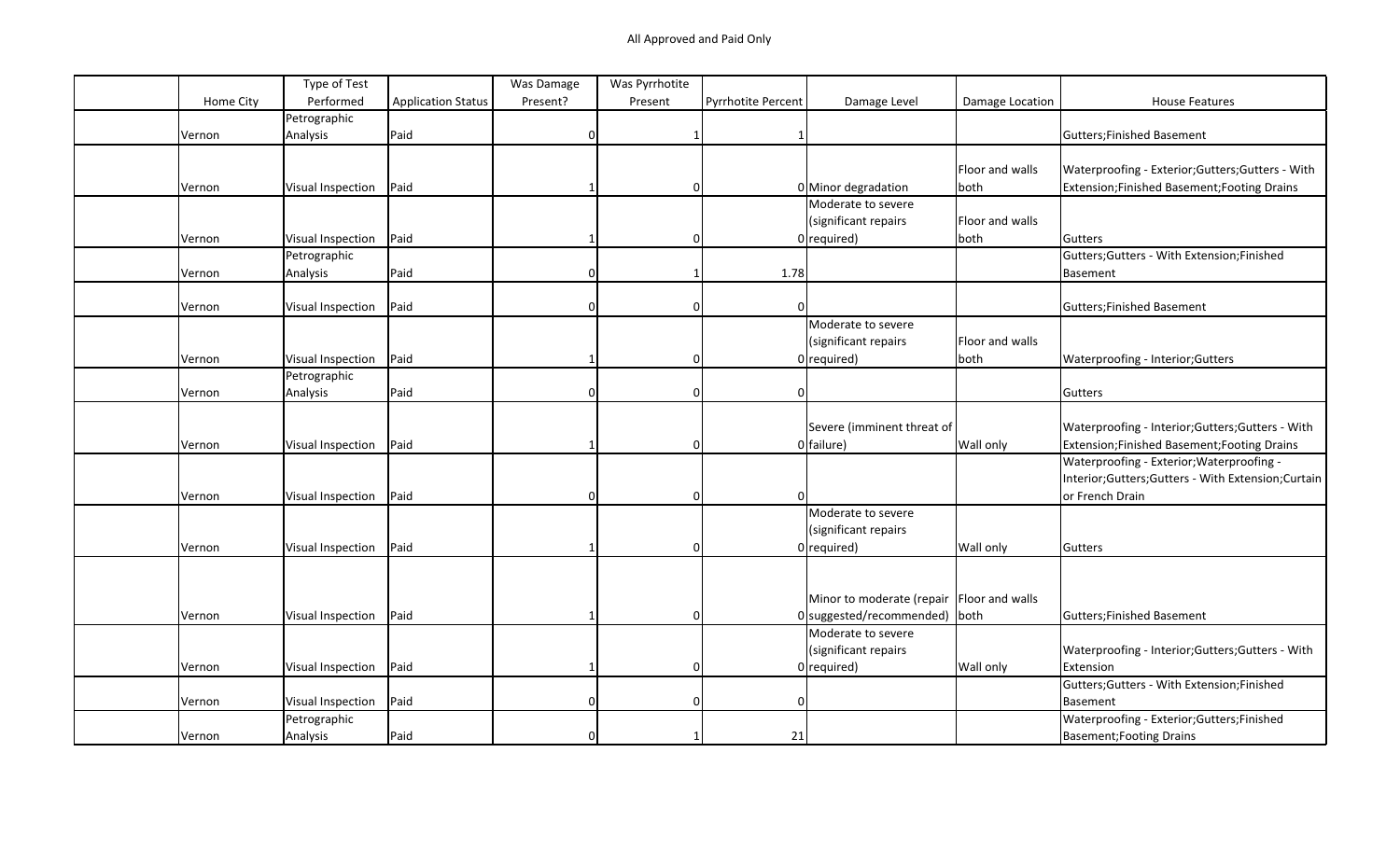All Approved and Paid Only

| | Home City | Type of Test Performed | Application Status | Was Damage Present? | Was Pyrrhotite Present | Pyrrhotite Percent | Damage Level | Damage Location | House Features |
|---|---|---|---|---|---|---|---|---|---|
| | Vernon | Petrographic Analysis | Paid | 0 | 1 | 1 | | | Gutters;Finished Basement |
| | Vernon | Visual Inspection | Paid | 1 | 0 | 0 | Minor degradation | Floor and walls both | Waterproofing - Exterior;Gutters;Gutters - With Extension;Finished Basement;Footing Drains |
| | Vernon | Visual Inspection | Paid | 1 | 0 | 0 | Moderate to severe (significant repairs required) | Floor and walls both | Gutters |
| | Vernon | Petrographic Analysis | Paid | 0 | 1 | 1.78 | | | Gutters;Gutters - With Extension;Finished Basement |
| | Vernon | Visual Inspection | Paid | 0 | 0 | 0 | | | Gutters;Finished Basement |
| | Vernon | Visual Inspection | Paid | 1 | 0 | 0 | Moderate to severe (significant repairs required) | Floor and walls both | Waterproofing - Interior;Gutters |
| | Vernon | Petrographic Analysis | Paid | 0 | 0 | 0 | | | Gutters |
| | Vernon | Visual Inspection | Paid | 1 | 0 | 0 | Severe (imminent threat of failure) | Wall only | Waterproofing - Interior;Gutters;Gutters - With Extension;Finished Basement;Footing Drains |
| | Vernon | Visual Inspection | Paid | 0 | 0 | 0 | | | Waterproofing - Exterior;Waterproofing - Interior;Gutters;Gutters - With Extension;Curtain or French Drain |
| | Vernon | Visual Inspection | Paid | 1 | 0 | 0 | Moderate to severe (significant repairs required) | Wall only | Gutters |
| | Vernon | Visual Inspection | Paid | 1 | 0 | 0 | Minor to moderate (repair suggested/recommended) | Floor and walls both | Gutters;Finished Basement |
| | Vernon | Visual Inspection | Paid | 1 | 0 | 0 | Moderate to severe (significant repairs required) | Wall only | Waterproofing - Interior;Gutters;Gutters - With Extension |
| | Vernon | Visual Inspection | Paid | 0 | 0 | 0 | | | Gutters;Gutters - With Extension;Finished Basement |
| | Vernon | Petrographic Analysis | Paid | 0 | 1 | 21 | | | Waterproofing - Exterior;Gutters;Finished Basement;Footing Drains |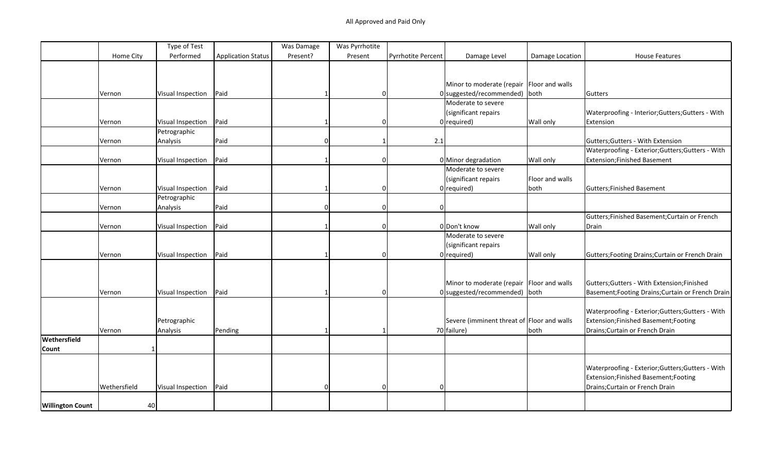All Approved and Paid Only

| | Home City | Type of Test Performed | Application Status | Was Damage Present? | Was Pyrrhotite Present | Pyrrhotite Percent | Damage Level | Damage Location | House Features |
|---|---|---|---|---|---|---|---|---|---|
| | Vernon | Visual Inspection | Paid | 1 | 0 | 0 | Minor to moderate (repair suggested/recommended) | Floor and walls both | Gutters |
| | Vernon | Visual Inspection | Paid | 1 | 0 | 0 | Moderate to severe (significant repairs required) | Wall only | Waterproofing - Interior;Gutters;Gutters - With Extension |
| | Vernon | Petrographic Analysis | Paid | 0 | 1 | 2.1 | | | Gutters;Gutters - With Extension |
| | Vernon | Visual Inspection | Paid | 1 | 0 | 0 | Minor degradation | Wall only | Waterproofing - Exterior;Gutters;Gutters - With Extension;Finished Basement |
| | Vernon | Visual Inspection | Paid | 1 | 0 | 0 | Moderate to severe (significant repairs required) | Floor and walls both | Gutters;Finished Basement |
| | Vernon | Petrographic Analysis | Paid | 0 | 0 | 0 | | | |
| | Vernon | Visual Inspection | Paid | 1 | 0 | 0 | Don't know | Wall only | Gutters;Finished Basement;Curtain or French Drain |
| | Vernon | Visual Inspection | Paid | 1 | 0 | 0 | Moderate to severe (significant repairs required) | Wall only | Gutters;Footing Drains;Curtain or French Drain |
| | Vernon | Visual Inspection | Paid | 1 | 0 | 0 | Minor to moderate (repair suggested/recommended) | Floor and walls both | Gutters;Gutters - With Extension;Finished Basement;Footing Drains;Curtain or French Drain |
| | Vernon | Petrographic Analysis | Pending | 1 | 1 | 70 | Severe (imminent threat of failure) | Floor and walls both | Waterproofing - Exterior;Gutters;Gutters - With Extension;Finished Basement;Footing Drains;Curtain or French Drain |
| **Wethersfield Count** | 1 | | | | | | | | |
| | Wethersfield | Visual Inspection | Paid | 0 | 0 | 0 | | | Waterproofing - Exterior;Gutters;Gutters - With Extension;Finished Basement;Footing Drains;Curtain or French Drain |
| **Willington Count** | 40 | | | | | | | | |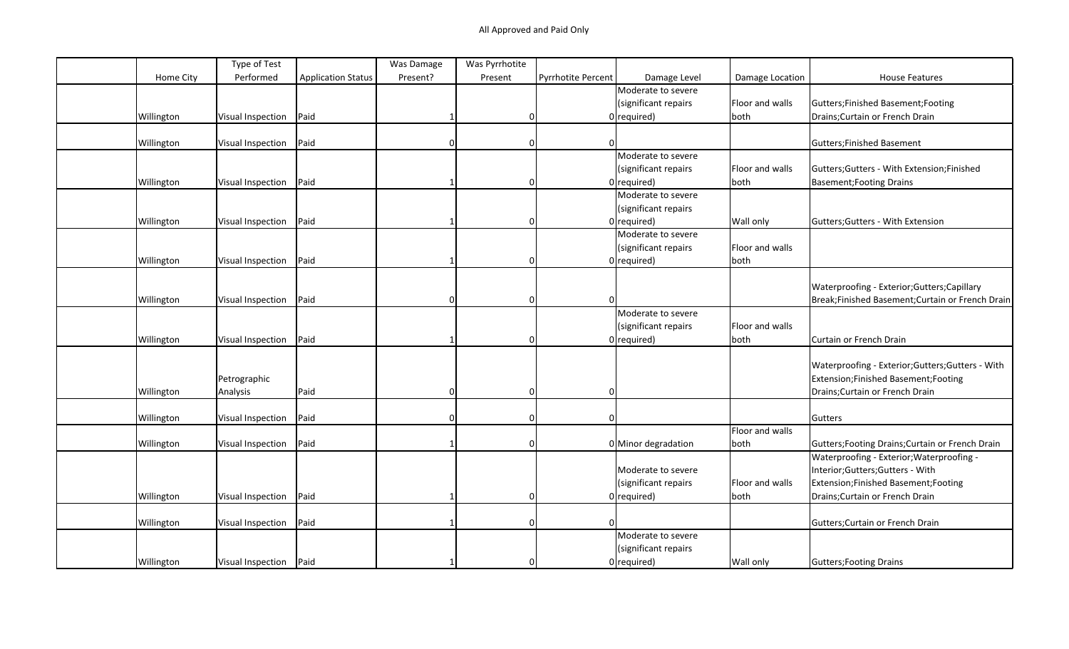All Approved and Paid Only

| | Home City | Type of Test Performed | Application Status | Was Damage Present? | Was Pyrrhotite Present | Pyrrhotite Percent | Damage Level | Damage Location | House Features |
|---|---|---|---|---|---|---|---|---|---|
| | Willington | Visual Inspection | Paid | 1 | 0 | 0 | Moderate to severe (significant repairs required) | Floor and walls both | Gutters;Finished Basement;Footing Drains;Curtain or French Drain |
| | Willington | Visual Inspection | Paid | 0 | 0 | 0 | | | Gutters;Finished Basement |
| | Willington | Visual Inspection | Paid | 1 | 0 | 0 | Moderate to severe (significant repairs required) | Floor and walls both | Gutters;Gutters - With Extension;Finished Basement;Footing Drains |
| | Willington | Visual Inspection | Paid | 1 | 0 | 0 | Moderate to severe (significant repairs required) | Wall only | Gutters;Gutters - With Extension |
| | Willington | Visual Inspection | Paid | 1 | 0 | 0 | Moderate to severe (significant repairs required) | Floor and walls both | |
| | Willington | Visual Inspection | Paid | 0 | 0 | 0 | | | Waterproofing - Exterior;Gutters;Capillary Break;Finished Basement;Curtain or French Drain |
| | Willington | Visual Inspection | Paid | 1 | 0 | 0 | Moderate to severe (significant repairs required) | Floor and walls both | Curtain or French Drain |
| | Willington | Petrographic Analysis | Paid | 0 | 0 | 0 | | | Waterproofing - Exterior;Gutters;Gutters - With Extension;Finished Basement;Footing Drains;Curtain or French Drain |
| | Willington | Visual Inspection | Paid | 0 | 0 | 0 | | | Gutters |
| | Willington | Visual Inspection | Paid | 1 | 0 | 0 | Minor degradation | Floor and walls both | Gutters;Footing Drains;Curtain or French Drain |
| | Willington | Visual Inspection | Paid | 1 | 0 | 0 | Moderate to severe (significant repairs required) | Floor and walls both | Waterproofing - Exterior;Waterproofing - Interior;Gutters;Gutters - With Extension;Finished Basement;Footing Drains;Curtain or French Drain |
| | Willington | Visual Inspection | Paid | 1 | 0 | 0 | | | Gutters;Curtain or French Drain |
| | Willington | Visual Inspection | Paid | 1 | 0 | 0 | Moderate to severe (significant repairs required) | Wall only | Gutters;Footing Drains |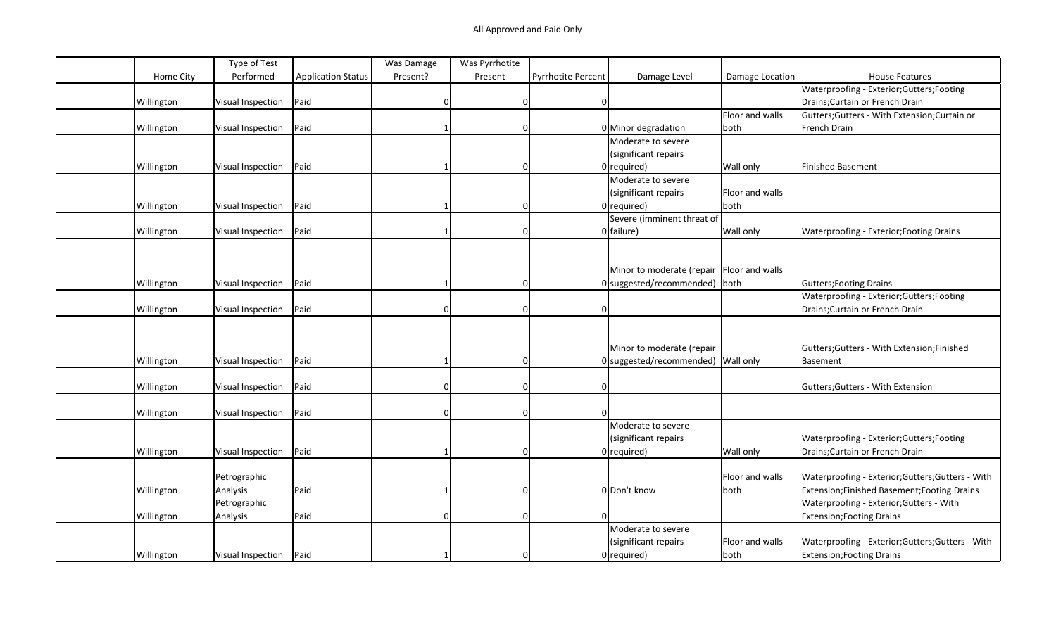All Approved and Paid Only

| | Home City | Type of Test Performed | Application Status | Was Damage Present? | Was Pyrrhotite Present | Pyrrhotite Percent | Damage Level | Damage Location | House Features |
|---|---|---|---|---|---|---|---|---|---|
| | Willington | Visual Inspection | Paid | 0 | 0 | 0 | | | Waterproofing - Exterior;Gutters;Footing Drains;Curtain or French Drain |
| | Willington | Visual Inspection | Paid | 1 | 0 | 0 | Minor degradation | Floor and walls both | Gutters;Gutters - With Extension;Curtain or French Drain |
| | Willington | Visual Inspection | Paid | 1 | 0 | 0 | Moderate to severe (significant repairs required) | Wall only | Finished Basement |
| | Willington | Visual Inspection | Paid | 1 | 0 | 0 | Moderate to severe (significant repairs required) | Floor and walls both | |
| | Willington | Visual Inspection | Paid | 1 | 0 | 0 | Severe (imminent threat of failure) | Wall only | Waterproofing - Exterior;Footing Drains |
| | Willington | Visual Inspection | Paid | 1 | 0 | 0 | Minor to moderate (repair suggested/recommended) | Floor and walls both | Gutters;Footing Drains |
| | Willington | Visual Inspection | Paid | 0 | 0 | 0 | | | Waterproofing - Exterior;Gutters;Footing Drains;Curtain or French Drain |
| | Willington | Visual Inspection | Paid | 1 | 0 | 0 | Minor to moderate (repair suggested/recommended) | Wall only | Gutters;Gutters - With Extension;Finished Basement |
| | Willington | Visual Inspection | Paid | 0 | 0 | 0 | | | Gutters;Gutters - With Extension |
| | Willington | Visual Inspection | Paid | 0 | 0 | 0 | | | |
| | Willington | Visual Inspection | Paid | 1 | 0 | 0 | Moderate to severe (significant repairs required) | Wall only | Waterproofing - Exterior;Gutters;Footing Drains;Curtain or French Drain |
| | Willington | Petrographic Analysis | Paid | 1 | 0 | 0 | Don't know | Floor and walls both | Waterproofing - Exterior;Gutters;Gutters - With Extension;Finished Basement;Footing Drains |
| | Willington | Petrographic Analysis | Paid | 0 | 0 | 0 | | | Waterproofing - Exterior;Gutters - With Extension;Footing Drains |
| | Willington | Visual Inspection | Paid | 1 | 0 | 0 | Moderate to severe (significant repairs required) | Floor and walls both | Waterproofing - Exterior;Gutters;Gutters - With Extension;Footing Drains |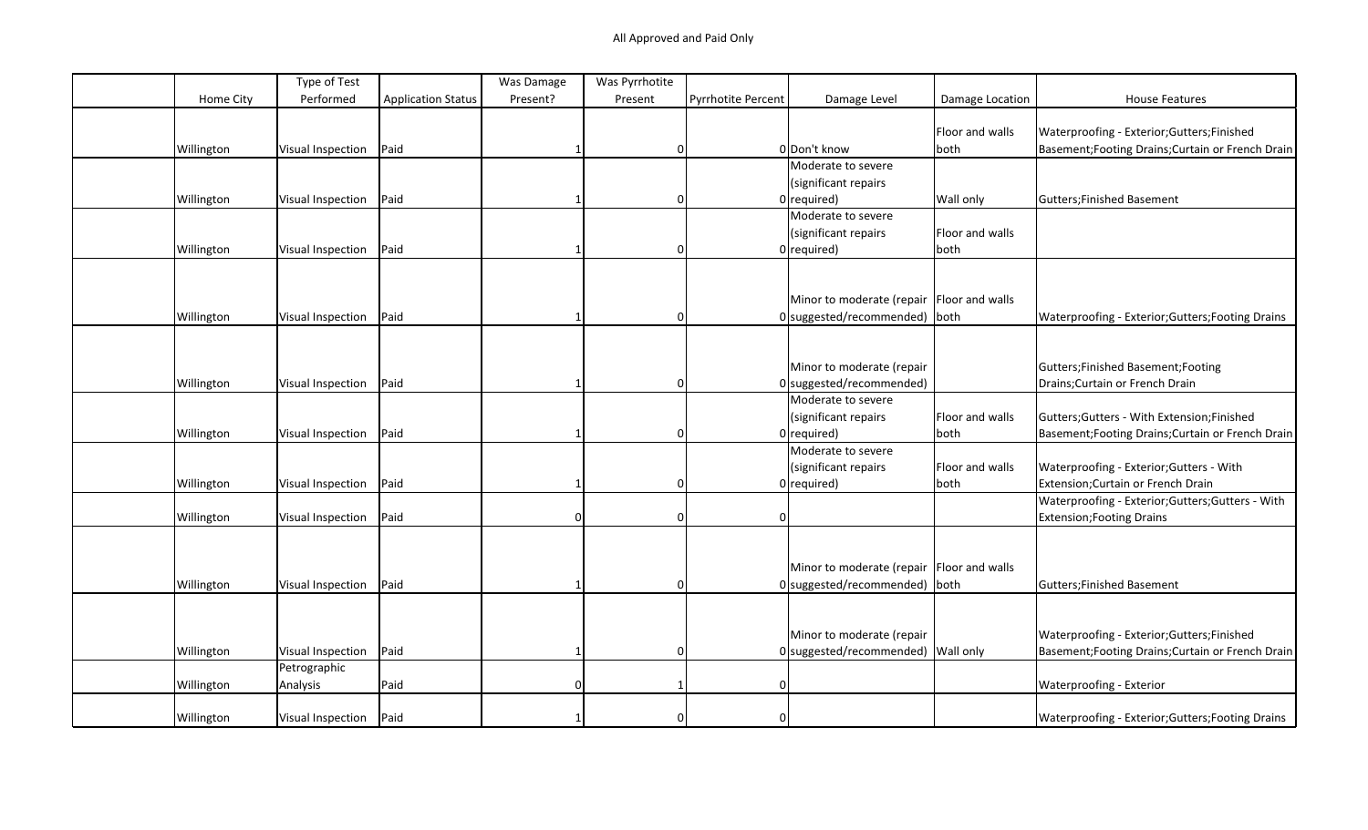All Approved and Paid Only

| | Home City | Type of Test Performed | Application Status | Was Damage Present? | Was Pyrrhotite Present | Pyrrhotite Percent | Damage Level | Damage Location | House Features |
|---|---|---|---|---|---|---|---|---|---|
| | Willington | Visual Inspection | Paid | 1 | 0 | 0 | Don't know | Floor and walls both | Waterproofing - Exterior;Gutters;Finished Basement;Footing Drains;Curtain or French Drain |
| | Willington | Visual Inspection | Paid | 1 | 0 | 0 | Moderate to severe (significant repairs required) | Wall only | Gutters;Finished Basement |
| | Willington | Visual Inspection | Paid | 1 | 0 | 0 | Moderate to severe (significant repairs required) | Floor and walls both | |
| | Willington | Visual Inspection | Paid | 1 | 0 | 0 | Minor to moderate (repair suggested/recommended) | Floor and walls both | Waterproofing - Exterior;Gutters;Footing Drains |
| | Willington | Visual Inspection | Paid | 1 | 0 | 0 | Minor to moderate (repair suggested/recommended) | | Gutters;Finished Basement;Footing Drains;Curtain or French Drain |
| | Willington | Visual Inspection | Paid | 1 | 0 | 0 | Moderate to severe (significant repairs required) | Floor and walls both | Gutters;Gutters - With Extension;Finished Basement;Footing Drains;Curtain or French Drain |
| | Willington | Visual Inspection | Paid | 1 | 0 | 0 | Moderate to severe (significant repairs required) | Floor and walls both | Waterproofing - Exterior;Gutters - With Extension;Curtain or French Drain |
| | Willington | Visual Inspection | Paid | 0 | 0 | 0 | | | Waterproofing - Exterior;Gutters;Gutters - With Extension;Footing Drains |
| | Willington | Visual Inspection | Paid | 1 | 0 | 0 | Minor to moderate (repair suggested/recommended) | Floor and walls both | Gutters;Finished Basement |
| | Willington | Visual Inspection | Paid | 1 | 0 | 0 | Minor to moderate (repair suggested/recommended) | Wall only | Waterproofing - Exterior;Gutters;Finished Basement;Footing Drains;Curtain or French Drain |
| | Willington | Petrographic Analysis | Paid | 0 | 1 | 0 | | | Waterproofing - Exterior |
| | Willington | Visual Inspection | Paid | 1 | 0 | 0 | | | Waterproofing - Exterior;Gutters;Footing Drains |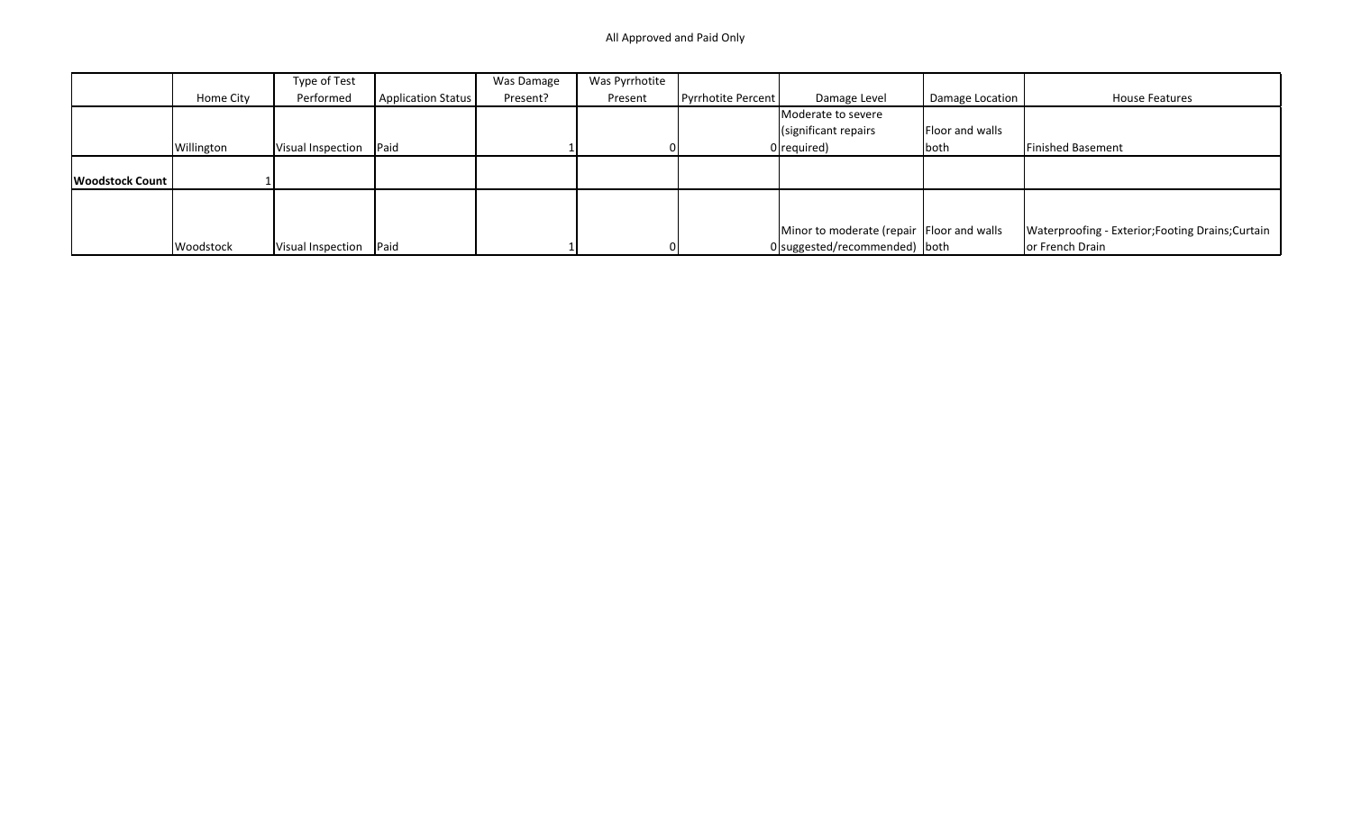All Approved and Paid Only

| | Home City | Type of Test Performed | Application Status | Was Damage Present? | Was Pyrrhotite Present | Pyrrhotite Percent | Damage Level | Damage Location | House Features |
|---|---|---|---|---|---|---|---|---|---|
| | Willington | Visual Inspection | Paid | 1 | 0 | 0 | Moderate to severe (significant repairs required) | Floor and walls both | Finished Basement |
| **Woodstock Count** | 1 | | | | | | | | |
| | Woodstock | Visual Inspection | Paid | 1 | 0 | 0 | Minor to moderate (repair suggested/recommended) | Floor and walls both | Waterproofing - Exterior;Footing Drains;Curtain or French Drain |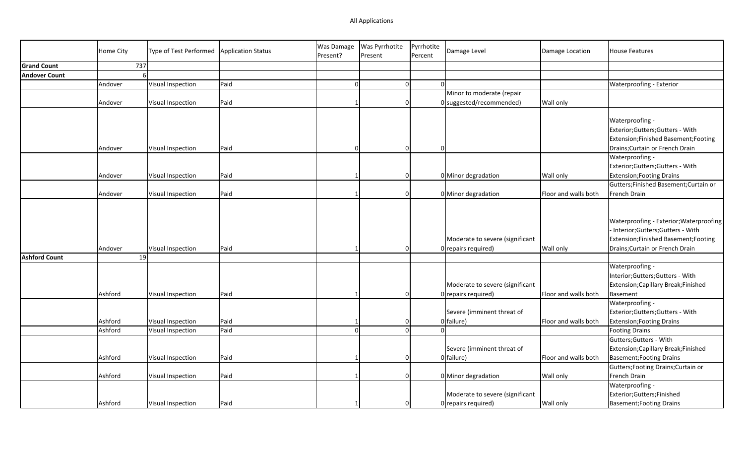All Applications

| | Home City | Type of Test Performed | Application Status | Was Damage Present? | Was Pyrrhotite Present | Pyrrhotite Percent | Damage Level | Damage Location | House Features |
|---|---|---|---|---|---|---|---|---|---|
| **Grand Count** | 737 | | | | | | | | |
| **Andover Count** | 6 | | | | | | | | |
| | Andover | Visual Inspection | Paid | 0 | 0 | 0 | | | Waterproofing - Exterior |
| | Andover | Visual Inspection | Paid | 1 | 0 | 0 | Minor to moderate (repair suggested/recommended) | Wall only | |
| | Andover | Visual Inspection | Paid | 0 | 0 | 0 | | | Waterproofing - Exterior;Gutters;Gutters - With Extension;Finished Basement;Footing Drains;Curtain or French Drain |
| | Andover | Visual Inspection | Paid | 1 | 0 | 0 | Minor degradation | Wall only | Waterproofing - Exterior;Gutters;Gutters - With Extension;Footing Drains |
| | Andover | Visual Inspection | Paid | 1 | 0 | 0 | Minor degradation | Floor and walls both | Gutters;Finished Basement;Curtain or French Drain |
| | Andover | Visual Inspection | Paid | 1 | 0 | 0 | Moderate to severe (significant repairs required) | Wall only | Waterproofing - Exterior;Waterproofing - Interior;Gutters;Gutters - With Extension;Finished Basement;Footing Drains;Curtain or French Drain |
| **Ashford Count** | 19 | | | | | | | | |
| | Ashford | Visual Inspection | Paid | 1 | 0 | 0 | Moderate to severe (significant repairs required) | Floor and walls both | Waterproofing - Interior;Gutters;Gutters - With Extension;Capillary Break;Finished Basement |
| | Ashford | Visual Inspection | Paid | 1 | 0 | 0 | Severe (imminent threat of failure) | Floor and walls both | Waterproofing - Exterior;Gutters;Gutters - With Extension;Footing Drains |
| | Ashford | Visual Inspection | Paid | 0 | 0 | 0 | | | Footing Drains |
| | Ashford | Visual Inspection | Paid | 1 | 0 | 0 | Severe (imminent threat of failure) | Floor and walls both | Gutters;Gutters - With Extension;Capillary Break;Finished Basement;Footing Drains |
| | Ashford | Visual Inspection | Paid | 1 | 0 | 0 | Minor degradation | Wall only | Gutters;Footing Drains;Curtain or French Drain |
| | Ashford | Visual Inspection | Paid | 1 | 0 | 0 | Moderate to severe (significant repairs required) | Wall only | Waterproofing - Exterior;Gutters;Finished Basement;Footing Drains |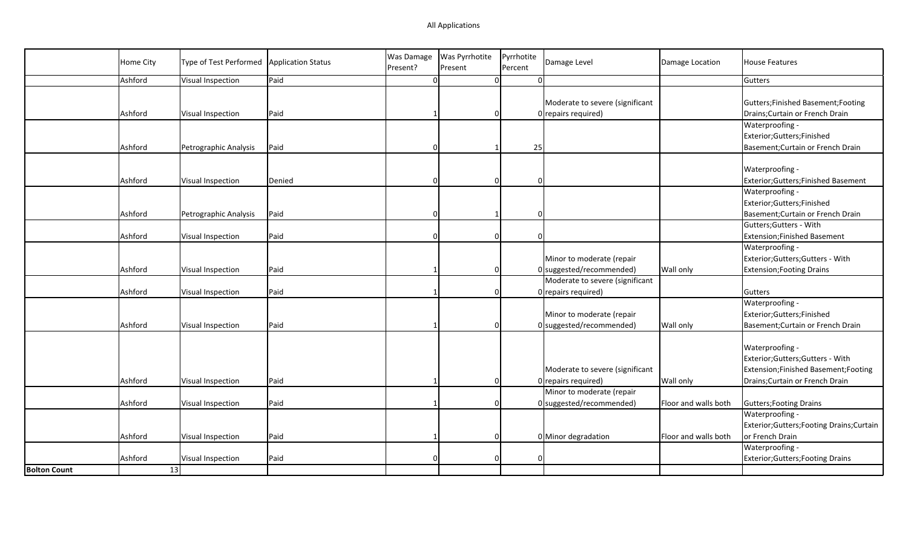All Applications

| | Home City | Type of Test Performed | Application Status | Was Damage Present? | Was Pyrrhotite Present | Pyrrhotite Percent | Damage Level | Damage Location | House Features |
|---|---|---|---|---|---|---|---|---|---|
| | Ashford | Visual Inspection | Paid | 0 | 0 | 0 | | | Gutters |
| | Ashford | Visual Inspection | Paid | 1 | 0 | 0 | Moderate to severe (significant repairs required) | | Gutters;Finished Basement;Footing Drains;Curtain or French Drain |
| | Ashford | Petrographic Analysis | Paid | 0 | 1 | 25 | | | Waterproofing - Exterior;Gutters;Finished Basement;Curtain or French Drain |
| | Ashford | Visual Inspection | Denied | 0 | 0 | 0 | | | Waterproofing - Exterior;Gutters;Finished Basement |
| | Ashford | Petrographic Analysis | Paid | 0 | 1 | 0 | | | Waterproofing - Exterior;Gutters;Finished Basement;Curtain or French Drain |
| | Ashford | Visual Inspection | Paid | 0 | 0 | 0 | | | Gutters;Gutters - With Extension;Finished Basement |
| | Ashford | Visual Inspection | Paid | 1 | 0 | 0 | Minor to moderate (repair suggested/recommended) | Wall only | Waterproofing - Exterior;Gutters;Gutters - With Extension;Footing Drains |
| | Ashford | Visual Inspection | Paid | 1 | 0 | 0 | Moderate to severe (significant repairs required) | | Gutters |
| | Ashford | Visual Inspection | Paid | 1 | 0 | 0 | Minor to moderate (repair suggested/recommended) | Wall only | Waterproofing - Exterior;Gutters;Finished Basement;Curtain or French Drain |
| | Ashford | Visual Inspection | Paid | 1 | 0 | 0 | Moderate to severe (significant repairs required) | Wall only | Waterproofing - Exterior;Gutters;Gutters - With Extension;Finished Basement;Footing Drains;Curtain or French Drain |
| | Ashford | Visual Inspection | Paid | 1 | 0 | 0 | Minor to moderate (repair suggested/recommended) | Floor and walls both | Gutters;Footing Drains |
| | Ashford | Visual Inspection | Paid | 1 | 0 | 0 | Minor degradation | Floor and walls both | Waterproofing - Exterior;Gutters;Footing Drains;Curtain or French Drain |
| | Ashford | Visual Inspection | Paid | 0 | 0 | 0 | | | Waterproofing - Exterior;Gutters;Footing Drains |
| **Bolton Count** | 13 | | | | | | | | |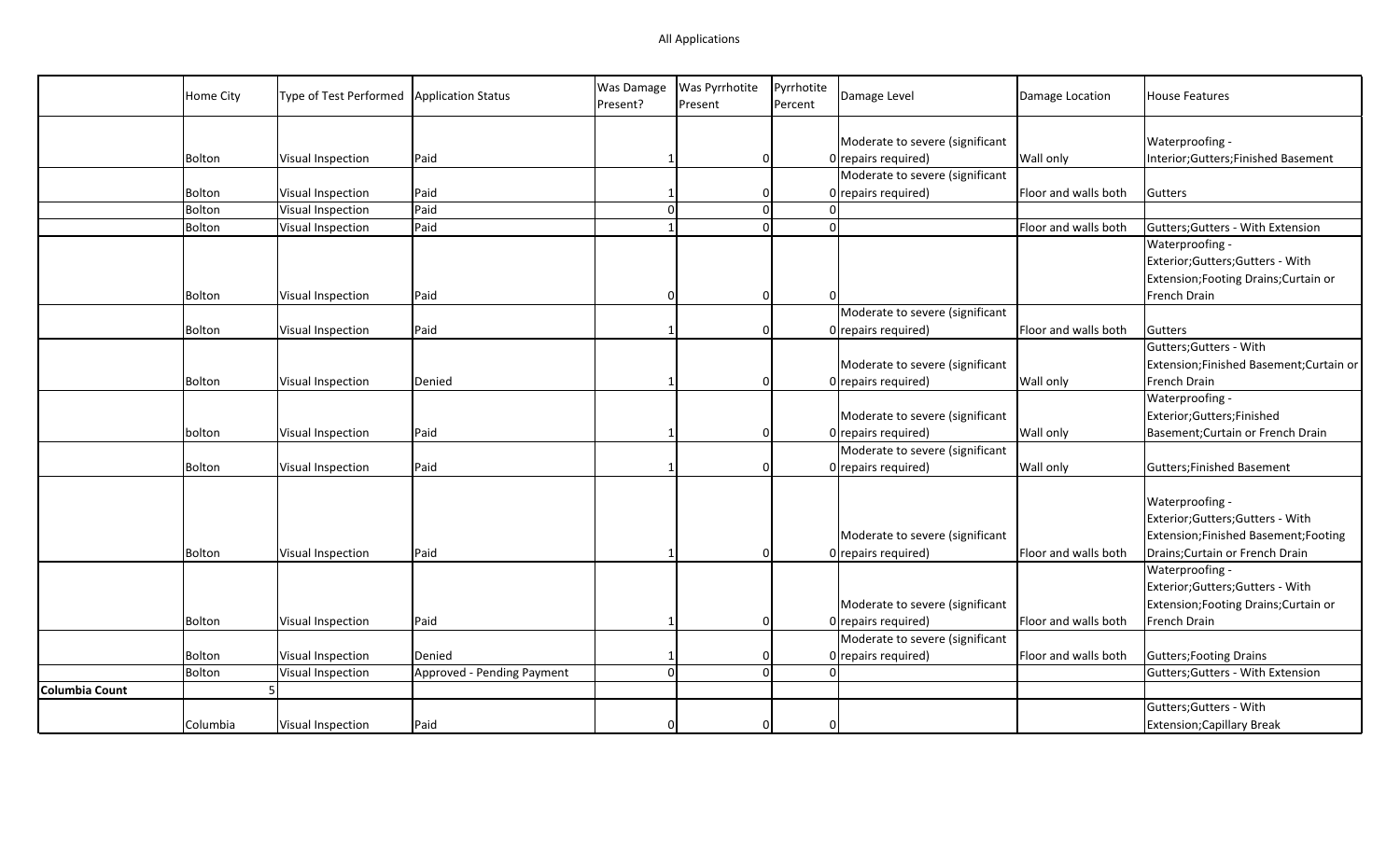All Applications

| | Home City | Type of Test Performed | Application Status | Was Damage Present? | Was Pyrrhotite Present | Pyrrhotite Percent | Damage Level | Damage Location | House Features |
|---|---|---|---|---|---|---|---|---|---|
| | Bolton | Visual Inspection | Paid | 1 | 0 | 0 | Moderate to severe (significant repairs required) | Wall only | Waterproofing - Interior;Gutters;Finished Basement |
| | Bolton | Visual Inspection | Paid | 1 | 0 | 0 | Moderate to severe (significant repairs required) | Floor and walls both | Gutters |
| | Bolton | Visual Inspection | Paid | 0 | 0 | 0 | | | |
| | Bolton | Visual Inspection | Paid | 1 | 0 | 0 | | Floor and walls both | Gutters;Gutters - With Extension |
| | Bolton | Visual Inspection | Paid | 0 | 0 | 0 | | | Waterproofing - Exterior;Gutters;Gutters - With Extension;Footing Drains;Curtain or French Drain |
| | Bolton | Visual Inspection | Paid | 1 | 0 | 0 | Moderate to severe (significant repairs required) | Floor and walls both | Gutters |
| | Bolton | Visual Inspection | Denied | 1 | 0 | 0 | Moderate to severe (significant repairs required) | Wall only | Gutters;Gutters - With Extension;Finished Basement;Curtain or French Drain |
| | bolton | Visual Inspection | Paid | 1 | 0 | 0 | Moderate to severe (significant repairs required) | Wall only | Waterproofing - Exterior;Gutters;Finished Basement;Curtain or French Drain |
| | Bolton | Visual Inspection | Paid | 1 | 0 | 0 | Moderate to severe (significant repairs required) | Wall only | Gutters;Finished Basement |
| | Bolton | Visual Inspection | Paid | 1 | 0 | 0 | Moderate to severe (significant repairs required) | Floor and walls both | Waterproofing - Exterior;Gutters;Gutters - With Extension;Finished Basement;Footing Drains;Curtain or French Drain |
| | Bolton | Visual Inspection | Paid | 1 | 0 | 0 | Moderate to severe (significant repairs required) | Floor and walls both | Waterproofing - Exterior;Gutters;Gutters - With Extension;Footing Drains;Curtain or French Drain |
| | Bolton | Visual Inspection | Denied | 1 | 0 | 0 | Moderate to severe (significant repairs required) | Floor and walls both | Gutters;Footing Drains |
| | Bolton | Visual Inspection | Approved - Pending Payment | 0 | 0 | 0 | | | Gutters;Gutters - With Extension |
| **Columbia Count** | 5 | | | | | | | | |
| | Columbia | Visual Inspection | Paid | 0 | 0 | 0 | | | Gutters;Gutters - With Extension;Capillary Break |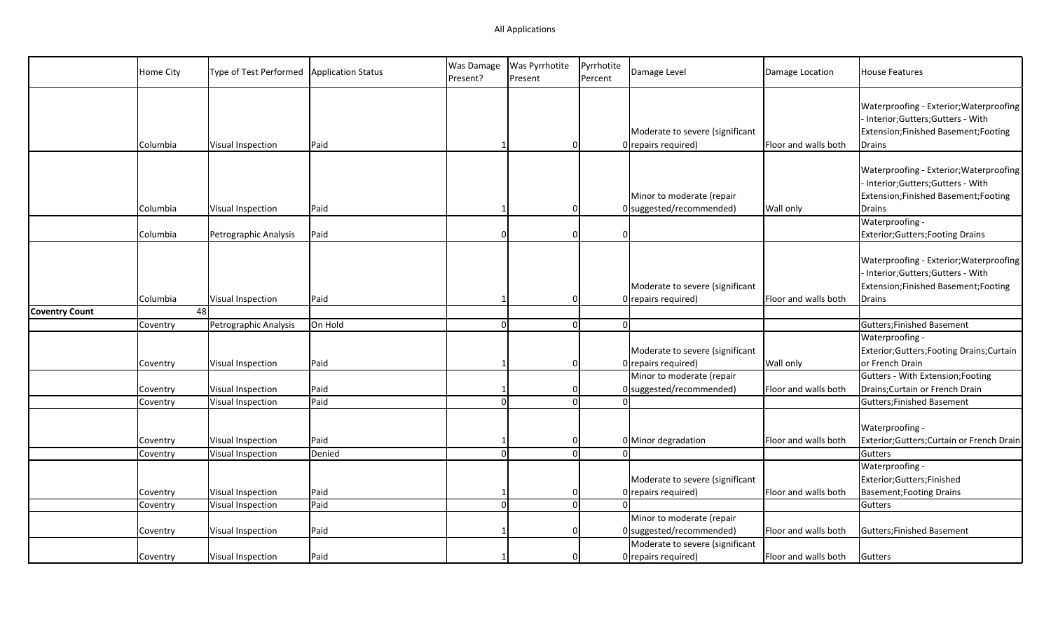| | Home City | Type of Test Performed | Application Status | Was Damage Present? | Was Pyrrhotite Present | Pyrrhotite Percent | Damage Level | Damage Location | House Features |
|---|---|---|---|---|---|---|---|---|---|
| | Columbia | Visual Inspection | Paid | 1 | 0 | 0 | Moderate to severe (significant repairs required) | Floor and walls both | Waterproofing - Exterior;Waterproofing - Interior;Gutters;Gutters - With Extension;Finished Basement;Footing Drains |
| | Columbia | Visual Inspection | Paid | 1 | 0 | 0 | Minor to moderate (repair suggested/recommended) | Wall only | Waterproofing - Exterior;Waterproofing - Interior;Gutters;Gutters - With Extension;Finished Basement;Footing Drains |
| | Columbia | Petrographic Analysis | Paid | 0 | 0 | 0 | | | Waterproofing - Exterior;Gutters;Footing Drains |
| | Columbia | Visual Inspection | Paid | 1 | 0 | 0 | Moderate to severe (significant repairs required) | Floor and walls both | Waterproofing - Exterior;Waterproofing - Interior;Gutters;Gutters - With Extension;Finished Basement;Footing Drains |
| **Coventry Count** | 48 | | | | | | | | |
| | Coventry | Petrographic Analysis | On Hold | 0 | 0 | 0 | | | Gutters;Finished Basement |
| | Coventry | Visual Inspection | Paid | 1 | 0 | 0 | Moderate to severe (significant repairs required) | Wall only | Waterproofing - Exterior;Gutters;Footing Drains;Curtain or French Drain |
| | Coventry | Visual Inspection | Paid | 1 | 0 | 0 | Minor to moderate (repair suggested/recommended) | Floor and walls both | Gutters - With Extension;Footing Drains;Curtain or French Drain |
| | Coventry | Visual Inspection | Paid | 0 | 0 | 0 | | | Gutters;Finished Basement |
| | Coventry | Visual Inspection | Paid | 1 | 0 | 0 | Minor degradation | Floor and walls both | Waterproofing - Exterior;Gutters;Curtain or French Drain |
| | Coventry | Visual Inspection | Denied | 0 | 0 | 0 | | | Gutters |
| | Coventry | Visual Inspection | Paid | 1 | 0 | 0 | Moderate to severe (significant repairs required) | Floor and walls both | Waterproofing - Exterior;Gutters;Finished Basement;Footing Drains |
| | Coventry | Visual Inspection | Paid | 0 | 0 | 0 | | | Gutters |
| | Coventry | Visual Inspection | Paid | 1 | 0 | 0 | Minor to moderate (repair suggested/recommended) | Floor and walls both | Gutters;Finished Basement |
| | Coventry | Visual Inspection | Paid | 1 | 0 | 0 | Moderate to severe (significant repairs required) | Floor and walls both | Gutters |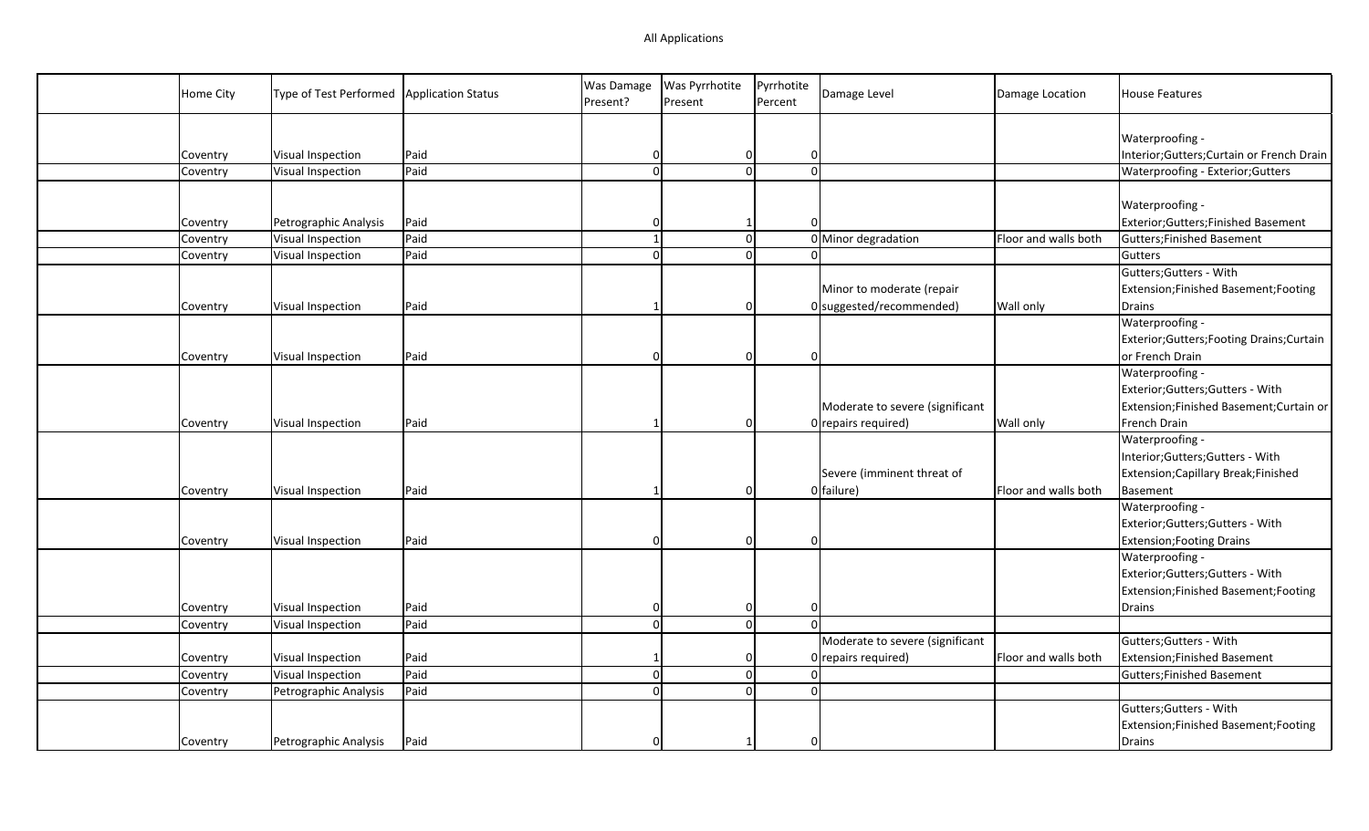All Applications

| | Home City | Type of Test Performed | Application Status | Was Damage Present? | Was Pyrrhotite Present | Pyrrhotite Percent | Damage Level | Damage Location | House Features |
|---|---|---|---|---|---|---|---|---|---|
| | Coventry | Visual Inspection | Paid | 0 | 0 | 0 | | | Waterproofing - Interior;Gutters;Curtain or French Drain |
| | Coventry | Visual Inspection | Paid | 0 | 0 | 0 | | | Waterproofing - Exterior;Gutters |
| | Coventry | Petrographic Analysis | Paid | 0 | 1 | 0 | | | Waterproofing - Exterior;Gutters;Finished Basement |
| | Coventry | Visual Inspection | Paid | 1 | 0 | 0 | Minor degradation | Floor and walls both | Gutters;Finished Basement |
| | Coventry | Visual Inspection | Paid | 0 | 0 | 0 | | | Gutters |
| | Coventry | Visual Inspection | Paid | 1 | 0 | 0 | Minor to moderate (repair suggested/recommended) | Wall only | Gutters;Gutters - With Extension;Finished Basement;Footing Drains |
| | Coventry | Visual Inspection | Paid | 0 | 0 | 0 | | | Waterproofing - Exterior;Gutters;Footing Drains;Curtain or French Drain |
| | Coventry | Visual Inspection | Paid | 1 | 0 | 0 | Moderate to severe (significant repairs required) | Wall only | Waterproofing - Exterior;Gutters;Gutters - With Extension;Finished Basement;Curtain or French Drain |
| | Coventry | Visual Inspection | Paid | 1 | 0 | 0 | Severe (imminent threat of failure) | Floor and walls both | Waterproofing - Interior;Gutters;Gutters - With Extension;Capillary Break;Finished Basement |
| | Coventry | Visual Inspection | Paid | 0 | 0 | 0 | | | Waterproofing - Exterior;Gutters;Gutters - With Extension;Footing Drains |
| | Coventry | Visual Inspection | Paid | 0 | 0 | 0 | | | Waterproofing - Exterior;Gutters;Gutters - With Extension;Finished Basement;Footing Drains |
| | Coventry | Visual Inspection | Paid | 0 | 0 | 0 | | | |
| | Coventry | Visual Inspection | Paid | 1 | 0 | 0 | Moderate to severe (significant repairs required) | Floor and walls both | Gutters;Gutters - With Extension;Finished Basement |
| | Coventry | Visual Inspection | Paid | 0 | 0 | 0 | | | Gutters;Finished Basement |
| | Coventry | Petrographic Analysis | Paid | 0 | 0 | 0 | | | |
| | Coventry | Petrographic Analysis | Paid | 0 | 1 | 0 | | | Gutters;Gutters - With Extension;Finished Basement;Footing Drains |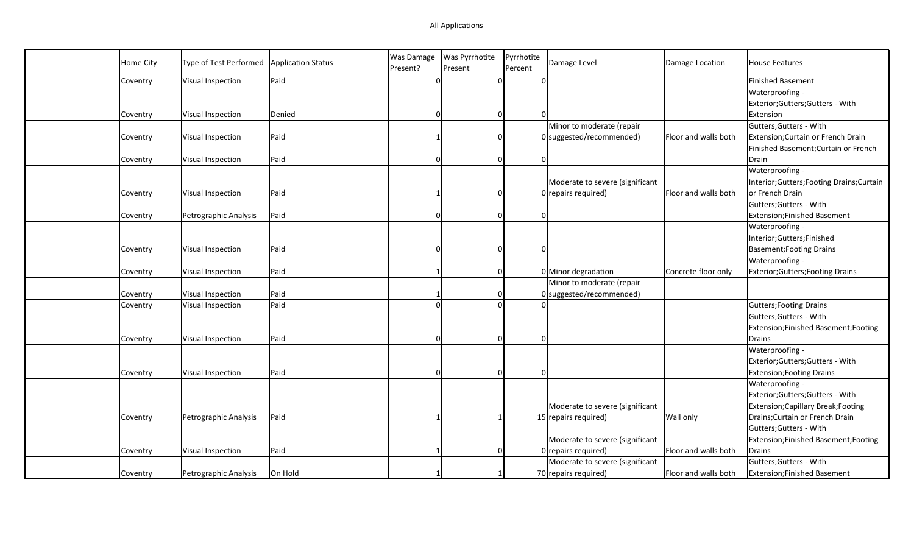All Applications

| | Home City | Type of Test Performed | Application Status | Was Damage Present? | Was Pyrrhotite Present | Pyrrhotite Percent | Damage Level | Damage Location | House Features |
|---|---|---|---|---|---|---|---|---|---|
| | Coventry | Visual Inspection | Paid | 0 | 0 | 0 | | | Finished Basement |
| | Coventry | Visual Inspection | Denied | 0 | 0 | 0 | | | Waterproofing - Exterior;Gutters;Gutters - With Extension |
| | Coventry | Visual Inspection | Paid | 1 | 0 | 0 | Minor to moderate (repair suggested/recommended) | Floor and walls both | Gutters;Gutters - With Extension;Curtain or French Drain |
| | Coventry | Visual Inspection | Paid | 0 | 0 | 0 | | | Finished Basement;Curtain or French Drain |
| | Coventry | Visual Inspection | Paid | 1 | 0 | 0 | Moderate to severe (significant repairs required) | Floor and walls both | Waterproofing - Interior;Gutters;Footing Drains;Curtain or French Drain |
| | Coventry | Petrographic Analysis | Paid | 0 | 0 | 0 | | | Gutters;Gutters - With Extension;Finished Basement |
| | Coventry | Visual Inspection | Paid | 0 | 0 | 0 | | | Waterproofing - Interior;Gutters;Finished Basement;Footing Drains |
| | Coventry | Visual Inspection | Paid | 1 | 0 | 0 | Minor degradation | Concrete floor only | Waterproofing - Exterior;Gutters;Footing Drains |
| | Coventry | Visual Inspection | Paid | 1 | 0 | 0 | Minor to moderate (repair suggested/recommended) | | |
| | Coventry | Visual Inspection | Paid | 0 | 0 | 0 | | | Gutters;Footing Drains |
| | Coventry | Visual Inspection | Paid | 0 | 0 | 0 | | | Gutters;Gutters - With Extension;Finished Basement;Footing Drains |
| | Coventry | Visual Inspection | Paid | 0 | 0 | 0 | | | Waterproofing - Exterior;Gutters;Gutters - With Extension;Footing Drains |
| | Coventry | Petrographic Analysis | Paid | 1 | 1 | 15 | Moderate to severe (significant repairs required) | Wall only | Waterproofing - Exterior;Gutters;Gutters - With Extension;Capillary Break;Footing Drains;Curtain or French Drain |
| | Coventry | Visual Inspection | Paid | 1 | 0 | 0 | Moderate to severe (significant repairs required) | Floor and walls both | Gutters;Gutters - With Extension;Finished Basement;Footing Drains |
| | Coventry | Petrographic Analysis | On Hold | 1 | 1 | 70 | Moderate to severe (significant repairs required) | Floor and walls both | Gutters;Gutters - With Extension;Finished Basement |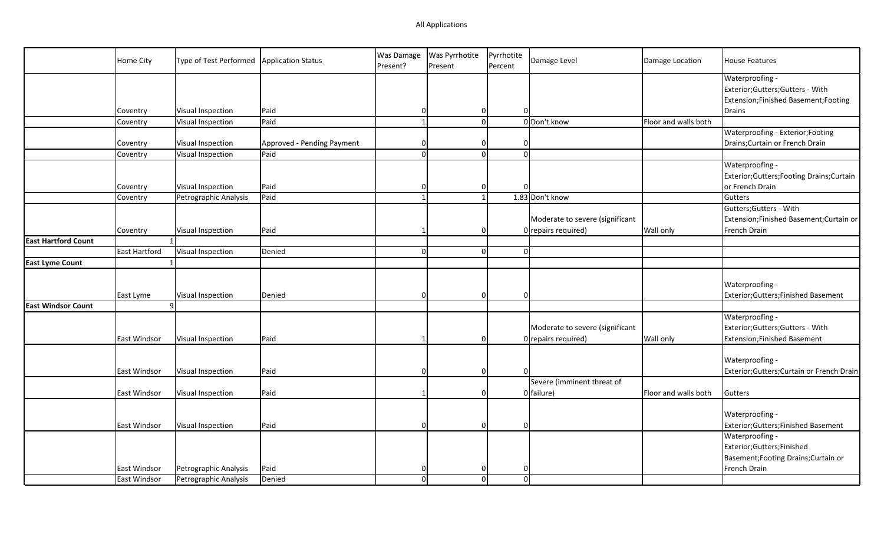All Applications

| | Home City | Type of Test Performed | Application Status | Was Damage Present? | Was Pyrrhotite Present | Pyrrhotite Percent | Damage Level | Damage Location | House Features |
|---|---|---|---|---|---|---|---|---|---|
| | Coventry | Visual Inspection | Paid | 0 | 0 | 0 | | | Waterproofing - Exterior;Gutters;Gutters - With Extension;Finished Basement;Footing Drains |
| | Coventry | Visual Inspection | Paid | 1 | 0 | 0 | Don't know | Floor and walls both | |
| | Coventry | Visual Inspection | Approved - Pending Payment | 0 | 0 | 0 | | | Waterproofing - Exterior;Footing Drains;Curtain or French Drain |
| | Coventry | Visual Inspection | Paid | 0 | 0 | 0 | | | |
| | Coventry | Visual Inspection | Paid | 0 | 0 | 0 | | | Waterproofing - Exterior;Gutters;Footing Drains;Curtain or French Drain |
| | Coventry | Petrographic Analysis | Paid | 1 | 1 | 1.83 | Don't know | | Gutters |
| | Coventry | Visual Inspection | Paid | 1 | 0 | 0 | Moderate to severe (significant repairs required) | Wall only | Gutters;Gutters - With Extension;Finished Basement;Curtain or French Drain |
| **East Hartford Count** | 1 | | | | | | | | |
| | East Hartford | Visual Inspection | Denied | 0 | 0 | 0 | | | |
| **East Lyme Count** | 1 | | | | | | | | |
| | East Lyme | Visual Inspection | Denied | 0 | 0 | 0 | | | Waterproofing - Exterior;Gutters;Finished Basement |
| **East Windsor Count** | 9 | | | | | | | | |
| | East Windsor | Visual Inspection | Paid | 1 | 0 | 0 | Moderate to severe (significant repairs required) | Wall only | Waterproofing - Exterior;Gutters;Gutters - With Extension;Finished Basement |
| | East Windsor | Visual Inspection | Paid | 0 | 0 | 0 | | | Waterproofing - Exterior;Gutters;Curtain or French Drain |
| | East Windsor | Visual Inspection | Paid | 1 | 0 | 0 | Severe (imminent threat of failure) | Floor and walls both | Gutters |
| | East Windsor | Visual Inspection | Paid | 0 | 0 | 0 | | | Waterproofing - Exterior;Gutters;Finished Basement |
| | East Windsor | Petrographic Analysis | Paid | 0 | 0 | 0 | | | Waterproofing - Exterior;Gutters;Finished Basement;Footing Drains;Curtain or French Drain |
| | East Windsor | Petrographic Analysis | Denied | 0 | 0 | 0 | | | |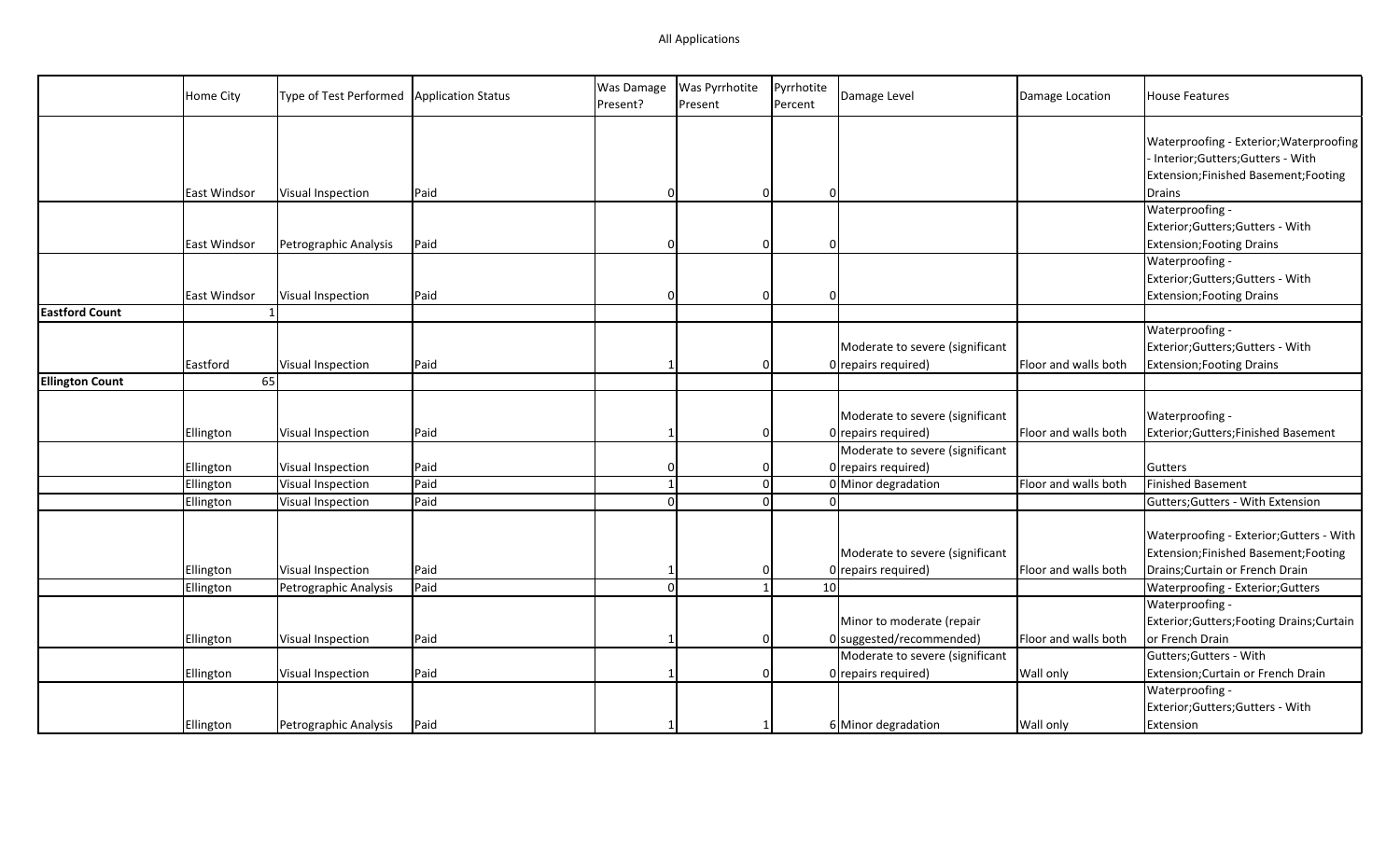All Applications

| | Home City | Type of Test Performed | Application Status | Was Damage Present? | Was Pyrrhotite Present | Pyrrhotite Percent | Damage Level | Damage Location | House Features |
|---|---|---|---|---|---|---|---|---|---|
| | East Windsor | Visual Inspection | Paid | 0 | 0 | 0 | | | Waterproofing - Exterior;Waterproofing - Interior;Gutters;Gutters - With Extension;Finished Basement;Footing Drains |
| | East Windsor | Petrographic Analysis | Paid | 0 | 0 | 0 | | | Waterproofing - Exterior;Gutters;Gutters - With Extension;Footing Drains |
| | East Windsor | Visual Inspection | Paid | 0 | 0 | 0 | | | Waterproofing - Exterior;Gutters;Gutters - With Extension;Footing Drains |
| **Eastford Count** | 1 | | | | | | | | |
| | Eastford | Visual Inspection | Paid | 1 | 0 | 0 | Moderate to severe (significant repairs required) | Floor and walls both | Waterproofing - Exterior;Gutters;Gutters - With Extension;Footing Drains |
| **Ellington Count** | 65 | | | | | | | | |
| | Ellington | Visual Inspection | Paid | 1 | 0 | 0 | Moderate to severe (significant repairs required) | Floor and walls both | Waterproofing - Exterior;Gutters;Finished Basement |
| | Ellington | Visual Inspection | Paid | 0 | 0 | 0 | Moderate to severe (significant repairs required) | | Gutters |
| | Ellington | Visual Inspection | Paid | 1 | 0 | 0 | Minor degradation | Floor and walls both | Finished Basement |
| | Ellington | Visual Inspection | Paid | 0 | 0 | 0 | | | Gutters;Gutters - With Extension |
| | Ellington | Visual Inspection | Paid | 1 | 0 | 0 | Moderate to severe (significant repairs required) | Floor and walls both | Waterproofing - Exterior;Gutters - With Extension;Finished Basement;Footing Drains;Curtain or French Drain |
| | Ellington | Petrographic Analysis | Paid | 0 | 1 | 10 | | | Waterproofing - Exterior;Gutters |
| | Ellington | Visual Inspection | Paid | 1 | 0 | 0 | Minor to moderate (repair suggested/recommended) | Floor and walls both | Waterproofing - Exterior;Gutters;Footing Drains;Curtain or French Drain |
| | Ellington | Visual Inspection | Paid | 1 | 0 | 0 | Moderate to severe (significant repairs required) | Wall only | Gutters;Gutters - With Extension;Curtain or French Drain |
| | Ellington | Petrographic Analysis | Paid | 1 | 1 | 6 | Minor degradation | Wall only | Waterproofing - Exterior;Gutters;Gutters - With Extension |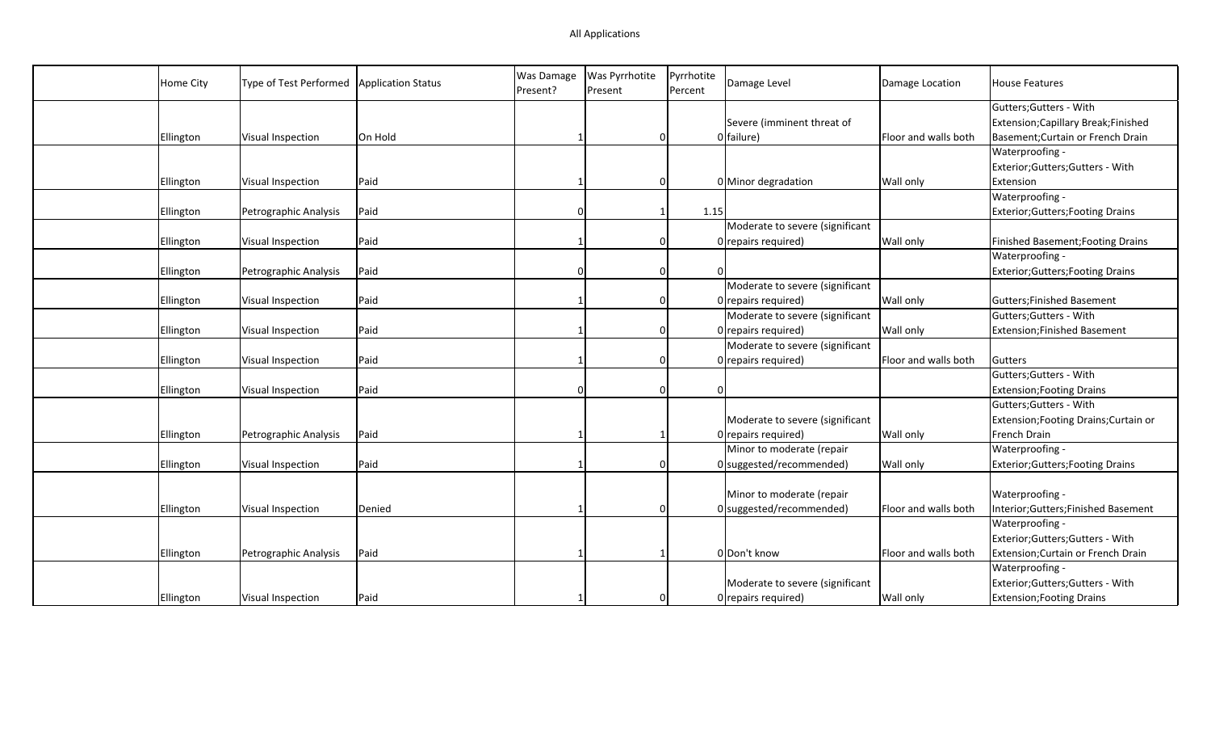All Applications

| | Home City | Type of Test Performed | Application Status | Was Damage Present? | Was Pyrrhotite Present | Pyrrhotite Percent | Damage Level | Damage Location | House Features |
|---|---|---|---|---|---|---|---|---|---|
| | Ellington | Visual Inspection | On Hold | 1 | 0 | 0 | Severe (imminent threat of failure) | Floor and walls both | Gutters;Gutters - With Extension;Capillary Break;Finished Basement;Curtain or French Drain |
| | Ellington | Visual Inspection | Paid | 1 | 0 | 0 | Minor degradation | Wall only | Waterproofing - Exterior;Gutters;Gutters - With Extension |
| | Ellington | Petrographic Analysis | Paid | 0 | 1 | 1.15 | | | Waterproofing - Exterior;Gutters;Footing Drains |
| | Ellington | Visual Inspection | Paid | 1 | 0 | 0 | Moderate to severe (significant repairs required) | Wall only | Finished Basement;Footing Drains |
| | Ellington | Petrographic Analysis | Paid | 0 | 0 | 0 | | | Waterproofing - Exterior;Gutters;Footing Drains |
| | Ellington | Visual Inspection | Paid | 1 | 0 | 0 | Moderate to severe (significant repairs required) | Wall only | Gutters;Finished Basement |
| | Ellington | Visual Inspection | Paid | 1 | 0 | 0 | Moderate to severe (significant repairs required) | Wall only | Gutters;Gutters - With Extension;Finished Basement |
| | Ellington | Visual Inspection | Paid | 1 | 0 | 0 | Moderate to severe (significant repairs required) | Floor and walls both | Gutters |
| | Ellington | Visual Inspection | Paid | 0 | 0 | 0 | | | Gutters;Gutters - With Extension;Footing Drains |
| | Ellington | Petrographic Analysis | Paid | 1 | 1 | 0 | Moderate to severe (significant repairs required) | Wall only | Gutters;Gutters - With Extension;Footing Drains;Curtain or French Drain |
| | Ellington | Visual Inspection | Paid | 1 | 0 | 0 | Minor to moderate (repair suggested/recommended) | Wall only | Waterproofing - Exterior;Gutters;Footing Drains |
| | Ellington | Visual Inspection | Denied | 1 | 0 | 0 | Minor to moderate (repair suggested/recommended) | Floor and walls both | Waterproofing - Interior;Gutters;Finished Basement |
| | Ellington | Petrographic Analysis | Paid | 1 | 1 | 0 | Don't know | Floor and walls both | Waterproofing - Exterior;Gutters;Gutters - With Extension;Curtain or French Drain |
| | Ellington | Visual Inspection | Paid | 1 | 0 | 0 | Moderate to severe (significant repairs required) | Wall only | Waterproofing - Exterior;Gutters;Gutters - With Extension;Footing Drains |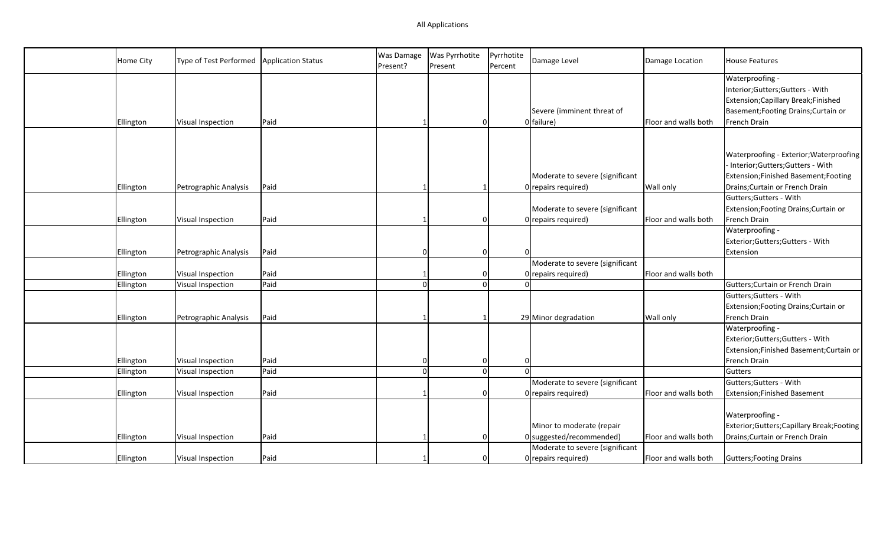All Applications

| | Home City | Type of Test Performed | Application Status | Was Damage Present? | Was Pyrrhotite Present | Pyrrhotite Percent | Damage Level | Damage Location | House Features |
|---|---|---|---|---|---|---|---|---|---|
| | Ellington | Visual Inspection | Paid | 1 | 0 | 0 | Severe (imminent threat of failure) | Floor and walls both | Waterproofing - Interior;Gutters;Gutters - With Extension;Capillary Break;Finished Basement;Footing Drains;Curtain or French Drain |
| | Ellington | Petrographic Analysis | Paid | 1 | 1 | 0 | Moderate to severe (significant repairs required) | Wall only | Waterproofing - Exterior;Waterproofing - Interior;Gutters;Gutters - With Extension;Finished Basement;Footing Drains;Curtain or French Drain |
| | Ellington | Visual Inspection | Paid | 1 | 0 | 0 | Moderate to severe (significant repairs required) | Floor and walls both | Gutters;Gutters - With Extension;Footing Drains;Curtain or French Drain |
| | Ellington | Petrographic Analysis | Paid | 0 | 0 | 0 | | | Waterproofing - Exterior;Gutters;Gutters - With Extension |
| | Ellington | Visual Inspection | Paid | 1 | 0 | 0 | Moderate to severe (significant repairs required) | Floor and walls both | |
| | Ellington | Visual Inspection | Paid | 0 | 0 | 0 | | | Gutters;Curtain or French Drain |
| | Ellington | Petrographic Analysis | Paid | 1 | 1 | 29 | Minor degradation | Wall only | Gutters;Gutters - With Extension;Footing Drains;Curtain or French Drain |
| | Ellington | Visual Inspection | Paid | 0 | 0 | 0 | | | Waterproofing - Exterior;Gutters;Gutters - With Extension;Finished Basement;Curtain or French Drain |
| | Ellington | Visual Inspection | Paid | 0 | 0 | 0 | | | Gutters |
| | Ellington | Visual Inspection | Paid | 1 | 0 | 0 | Moderate to severe (significant repairs required) | Floor and walls both | Gutters;Gutters - With Extension;Finished Basement |
| | Ellington | Visual Inspection | Paid | 1 | 0 | 0 | Minor to moderate (repair suggested/recommended) | Floor and walls both | Waterproofing - Exterior;Gutters;Capillary Break;Footing Drains;Curtain or French Drain |
| | Ellington | Visual Inspection | Paid | 1 | 0 | 0 | Moderate to severe (significant repairs required) | Floor and walls both | Gutters;Footing Drains |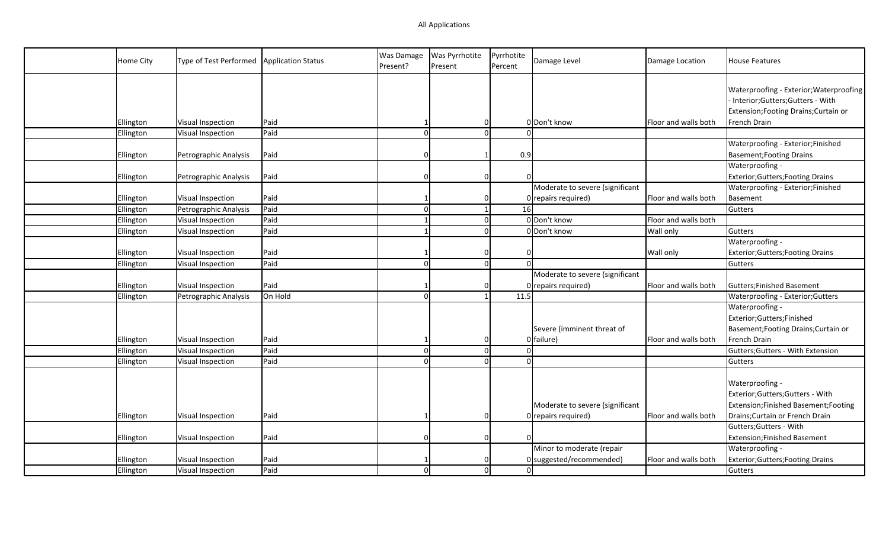All Applications

| | Home City | Type of Test Performed | Application Status | Was Damage Present? | Was Pyrrhotite Present | Pyrrhotite Percent | Damage Level | Damage Location | House Features |
|---|---|---|---|---|---|---|---|---|---|
| | Ellington | Visual Inspection | Paid | 1 | 0 | 0 | Don't know | Floor and walls both | Waterproofing - Exterior;Waterproofing - Interior;Gutters;Gutters - With Extension;Footing Drains;Curtain or French Drain |
| | Ellington | Visual Inspection | Paid | 0 | 0 | 0 | | | |
| | Ellington | Petrographic Analysis | Paid | 0 | 1 | 0.9 | | | Waterproofing - Exterior;Finished Basement;Footing Drains |
| | Ellington | Petrographic Analysis | Paid | 0 | 0 | 0 | | | Waterproofing - Exterior;Gutters;Footing Drains |
| | Ellington | Visual Inspection | Paid | 1 | 0 | 0 | Moderate to severe (significant repairs required) | Floor and walls both | Waterproofing - Exterior;Finished Basement |
| | Ellington | Petrographic Analysis | Paid | 0 | 1 | 16 | | | Gutters |
| | Ellington | Visual Inspection | Paid | 1 | 0 | 0 | Don't know | Floor and walls both | |
| | Ellington | Visual Inspection | Paid | 1 | 0 | 0 | Don't know | Wall only | Gutters |
| | Ellington | Visual Inspection | Paid | 1 | 0 | 0 | | Wall only | Waterproofing - Exterior;Gutters;Footing Drains |
| | Ellington | Visual Inspection | Paid | 0 | 0 | 0 | | | Gutters |
| | Ellington | Visual Inspection | Paid | 1 | 0 | 0 | Moderate to severe (significant repairs required) | Floor and walls both | Gutters;Finished Basement |
| | Ellington | Petrographic Analysis | On Hold | 0 | 1 | 11.5 | | | Waterproofing - Exterior;Gutters |
| | Ellington | Visual Inspection | Paid | 1 | 0 | 0 | Severe (imminent threat of failure) | Floor and walls both | Waterproofing - Exterior;Gutters;Finished Basement;Footing Drains;Curtain or French Drain |
| | Ellington | Visual Inspection | Paid | 0 | 0 | 0 | | | Gutters;Gutters - With Extension |
| | Ellington | Visual Inspection | Paid | 0 | 0 | 0 | | | Gutters |
| | Ellington | Visual Inspection | Paid | 1 | 0 | 0 | Moderate to severe (significant repairs required) | Floor and walls both | Waterproofing - Exterior;Gutters;Gutters - With Extension;Finished Basement;Footing Drains;Curtain or French Drain |
| | Ellington | Visual Inspection | Paid | 0 | 0 | 0 | | | Gutters;Gutters - With Extension;Finished Basement |
| | Ellington | Visual Inspection | Paid | 1 | 0 | 0 | Minor to moderate (repair suggested/recommended) | Floor and walls both | Waterproofing - Exterior;Gutters;Footing Drains |
| | Ellington | Visual Inspection | Paid | 0 | 0 | 0 | | | Gutters |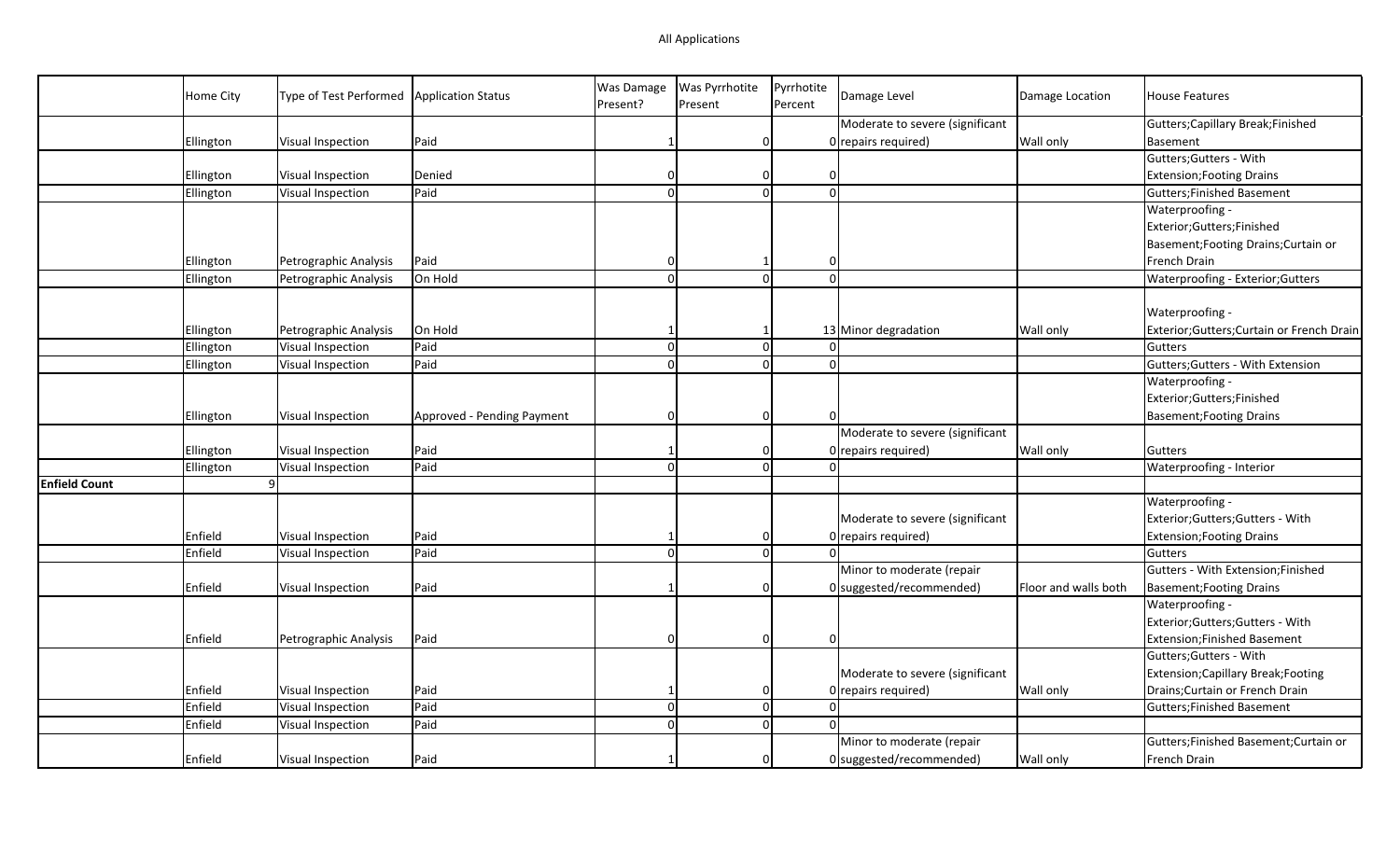All Applications

| | Home City | Type of Test Performed | Application Status | Was Damage Present? | Was Pyrrhotite Present | Pyrrhotite Percent | Damage Level | Damage Location | House Features |
|---|---|---|---|---|---|---|---|---|---|
| | Ellington | Visual Inspection | Paid | 1 | 0 | 0 | Moderate to severe (significant repairs required) | Wall only | Gutters;Capillary Break;Finished Basement |
| | Ellington | Visual Inspection | Denied | 0 | 0 | 0 | | | Gutters;Gutters - With Extension;Footing Drains |
| | Ellington | Visual Inspection | Paid | 0 | 0 | 0 | | | Gutters;Finished Basement |
| | Ellington | Petrographic Analysis | Paid | 0 | 1 | 0 | | | Waterproofing - Exterior;Gutters;Finished Basement;Footing Drains;Curtain or French Drain |
| | Ellington | Petrographic Analysis | On Hold | 0 | 0 | 0 | | | Waterproofing - Exterior;Gutters |
| | Ellington | Petrographic Analysis | On Hold | 1 | 1 | 13 | Minor degradation | Wall only | Waterproofing - Exterior;Gutters;Curtain or French Drain |
| | Ellington | Visual Inspection | Paid | 0 | 0 | 0 | | | Gutters |
| | Ellington | Visual Inspection | Paid | 0 | 0 | 0 | | | Gutters;Gutters - With Extension |
| | Ellington | Visual Inspection | Approved - Pending Payment | 0 | 0 | 0 | | | Waterproofing - Exterior;Gutters;Finished Basement;Footing Drains |
| | Ellington | Visual Inspection | Paid | 1 | 0 | 0 | Moderate to severe (significant repairs required) | Wall only | Gutters |
| | Ellington | Visual Inspection | Paid | 0 | 0 | 0 | | | Waterproofing - Interior |
| **Enfield Count** | 9 | | | | | | | | |
| | Enfield | Visual Inspection | Paid | 1 | 0 | 0 | Moderate to severe (significant repairs required) | | Waterproofing - Exterior;Gutters;Gutters - With Extension;Footing Drains |
| | Enfield | Visual Inspection | Paid | 0 | 0 | 0 | | | Gutters |
| | Enfield | Visual Inspection | Paid | 1 | 0 | 0 | Minor to moderate (repair suggested/recommended) | Floor and walls both | Gutters - With Extension;Finished Basement;Footing Drains |
| | Enfield | Petrographic Analysis | Paid | 0 | 0 | 0 | | | Waterproofing - Exterior;Gutters;Gutters - With Extension;Finished Basement |
| | Enfield | Visual Inspection | Paid | 1 | 0 | 0 | Moderate to severe (significant repairs required) | Wall only | Gutters;Gutters - With Extension;Capillary Break;Footing Drains;Curtain or French Drain |
| | Enfield | Visual Inspection | Paid | 0 | 0 | 0 | | | Gutters;Finished Basement |
| | Enfield | Visual Inspection | Paid | 0 | 0 | 0 | | | |
| | Enfield | Visual Inspection | Paid | 1 | 0 | 0 | Minor to moderate (repair suggested/recommended) | Wall only | Gutters;Finished Basement;Curtain or French Drain |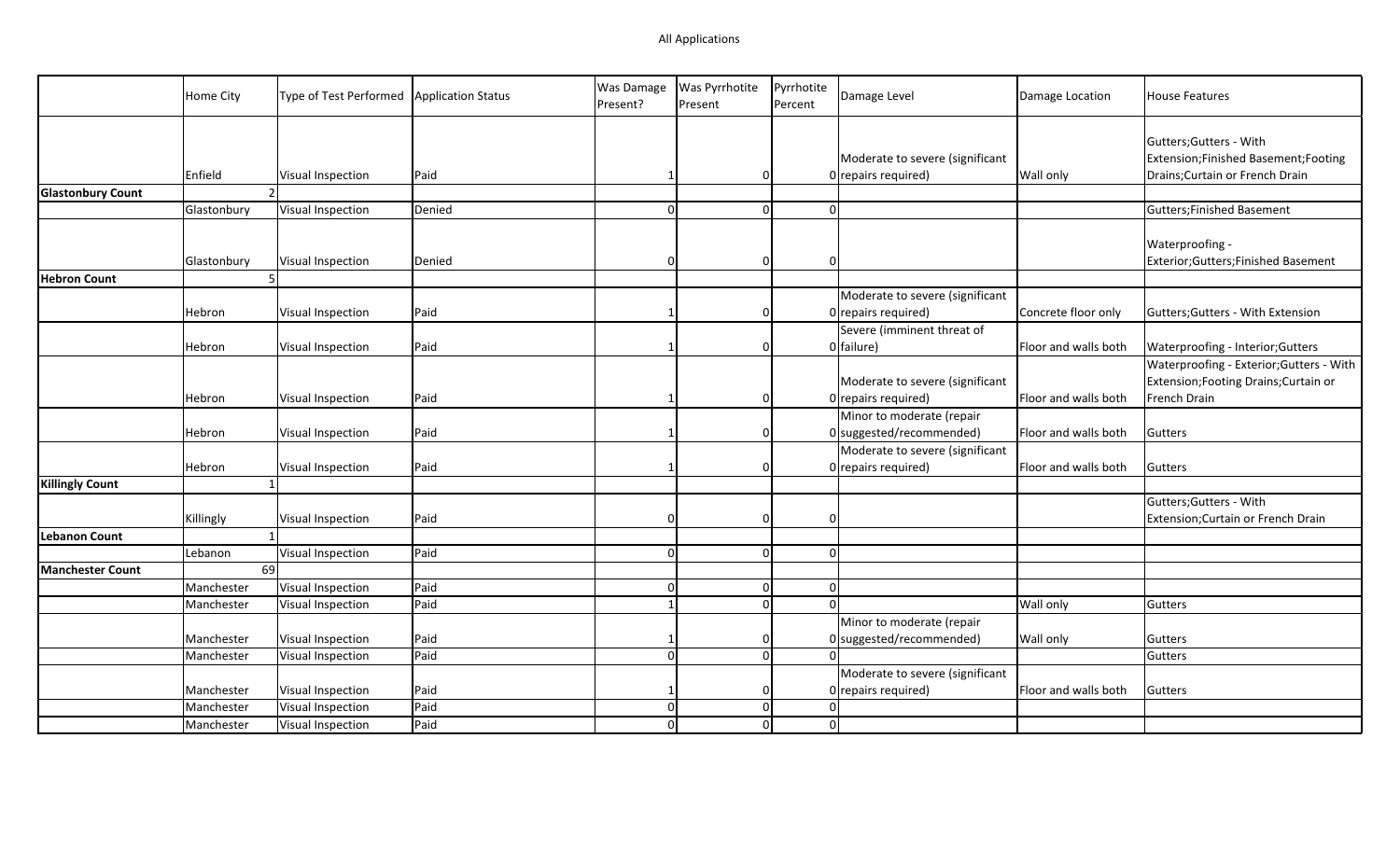All Applications

| | Home City | Type of Test Performed | Application Status | Was Damage Present? | Was Pyrrhotite Present | Pyrrhotite Percent | Damage Level | Damage Location | House Features |
|---|---|---|---|---|---|---|---|---|---|
| | Enfield | Visual Inspection | Paid | 1 | 0 | 0 | Moderate to severe (significant repairs required) | Wall only | Gutters;Gutters - With Extension;Finished Basement;Footing Drains;Curtain or French Drain |
| **Glastonbury Count** | 2 | | | | | | | | |
| | Glastonbury | Visual Inspection | Denied | 0 | 0 | 0 | | | Gutters;Finished Basement |
| | Glastonbury | Visual Inspection | Denied | 0 | 0 | 0 | | | Waterproofing - Exterior;Gutters;Finished Basement |
| **Hebron Count** | 5 | | | | | | | | |
| | Hebron | Visual Inspection | Paid | 1 | 0 | 0 | Moderate to severe (significant repairs required) | Concrete floor only | Gutters;Gutters - With Extension |
| | Hebron | Visual Inspection | Paid | 1 | 0 | 0 | Severe (imminent threat of failure) | Floor and walls both | Waterproofing - Interior;Gutters |
| | Hebron | Visual Inspection | Paid | 1 | 0 | 0 | Moderate to severe (significant repairs required) | Floor and walls both | Waterproofing - Exterior;Gutters - With Extension;Footing Drains;Curtain or French Drain |
| | Hebron | Visual Inspection | Paid | 1 | 0 | 0 | Minor to moderate (repair suggested/recommended) | Floor and walls both | Gutters |
| | Hebron | Visual Inspection | Paid | 1 | 0 | 0 | Moderate to severe (significant repairs required) | Floor and walls both | Gutters |
| **Killingly Count** | 1 | | | | | | | | |
| | Killingly | Visual Inspection | Paid | 0 | 0 | 0 | | | Gutters;Gutters - With Extension;Curtain or French Drain |
| **Lebanon Count** | 1 | | | | | | | | |
| | Lebanon | Visual Inspection | Paid | 0 | 0 | 0 | | | |
| **Manchester Count** | 69 | | | | | | | | |
| | Manchester | Visual Inspection | Paid | 0 | 0 | 0 | | | |
| | Manchester | Visual Inspection | Paid | 1 | 0 | 0 | | Wall only | Gutters |
| | Manchester | Visual Inspection | Paid | 1 | 0 | 0 | Minor to moderate (repair suggested/recommended) | Wall only | Gutters |
| | Manchester | Visual Inspection | Paid | 0 | 0 | 0 | | | Gutters |
| | Manchester | Visual Inspection | Paid | 1 | 0 | 0 | Moderate to severe (significant repairs required) | Floor and walls both | Gutters |
| | Manchester | Visual Inspection | Paid | 0 | 0 | 0 | | | |
| | Manchester | Visual Inspection | Paid | 0 | 0 | 0 | | | |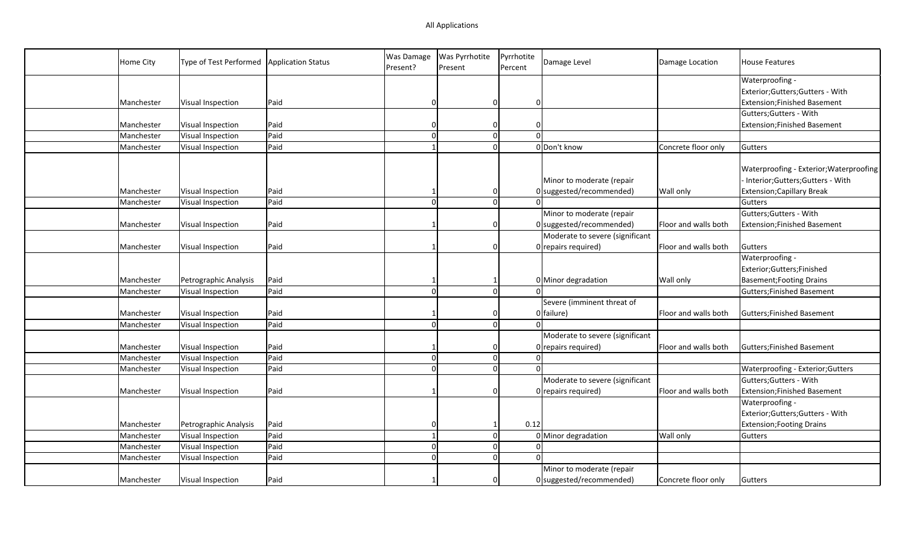All Applications

| | Home City | Type of Test Performed | Application Status | Was Damage Present? | Was Pyrrhotite Present | Pyrrhotite Percent | Damage Level | Damage Location | House Features |
|---|---|---|---|---|---|---|---|---|---|
| | Manchester | Visual Inspection | Paid | 0 | 0 | 0 | | | Waterproofing - Exterior;Gutters;Gutters - With Extension;Finished Basement |
| | Manchester | Visual Inspection | Paid | 0 | 0 | 0 | | | Gutters;Gutters - With Extension;Finished Basement |
| | Manchester | Visual Inspection | Paid | 0 | 0 | 0 | | | |
| | Manchester | Visual Inspection | Paid | 1 | 0 | 0 | Don't know | Concrete floor only | Gutters |
| | Manchester | Visual Inspection | Paid | 1 | 0 | 0 | Minor to moderate (repair suggested/recommended) | Wall only | Waterproofing - Exterior;Waterproofing - Interior;Gutters;Gutters - With Extension;Capillary Break |
| | Manchester | Visual Inspection | Paid | 0 | 0 | 0 | | | Gutters |
| | Manchester | Visual Inspection | Paid | 1 | 0 | 0 | Minor to moderate (repair suggested/recommended) | Floor and walls both | Gutters;Gutters - With Extension;Finished Basement |
| | Manchester | Visual Inspection | Paid | 1 | 0 | 0 | Moderate to severe (significant repairs required) | Floor and walls both | Gutters |
| | Manchester | Petrographic Analysis | Paid | 1 | 1 | 0 | Minor degradation | Wall only | Waterproofing - Exterior;Gutters;Finished Basement;Footing Drains |
| | Manchester | Visual Inspection | Paid | 0 | 0 | 0 | | | Gutters;Finished Basement |
| | Manchester | Visual Inspection | Paid | 1 | 0 | 0 | Severe (imminent threat of failure) | Floor and walls both | Gutters;Finished Basement |
| | Manchester | Visual Inspection | Paid | 0 | 0 | 0 | | | |
| | Manchester | Visual Inspection | Paid | 1 | 0 | 0 | Moderate to severe (significant repairs required) | Floor and walls both | Gutters;Finished Basement |
| | Manchester | Visual Inspection | Paid | 0 | 0 | 0 | | | |
| | Manchester | Visual Inspection | Paid | 0 | 0 | 0 | | | Waterproofing - Exterior;Gutters |
| | Manchester | Visual Inspection | Paid | 1 | 0 | 0 | Moderate to severe (significant repairs required) | Floor and walls both | Gutters;Gutters - With Extension;Finished Basement |
| | Manchester | Petrographic Analysis | Paid | 0 | 1 | 0.12 | | | Waterproofing - Exterior;Gutters;Gutters - With Extension;Footing Drains |
| | Manchester | Visual Inspection | Paid | 1 | 0 | 0 | Minor degradation | Wall only | Gutters |
| | Manchester | Visual Inspection | Paid | 0 | 0 | 0 | | | |
| | Manchester | Visual Inspection | Paid | 0 | 0 | 0 | | | |
| | Manchester | Visual Inspection | Paid | 1 | 0 | 0 | Minor to moderate (repair suggested/recommended) | Concrete floor only | Gutters |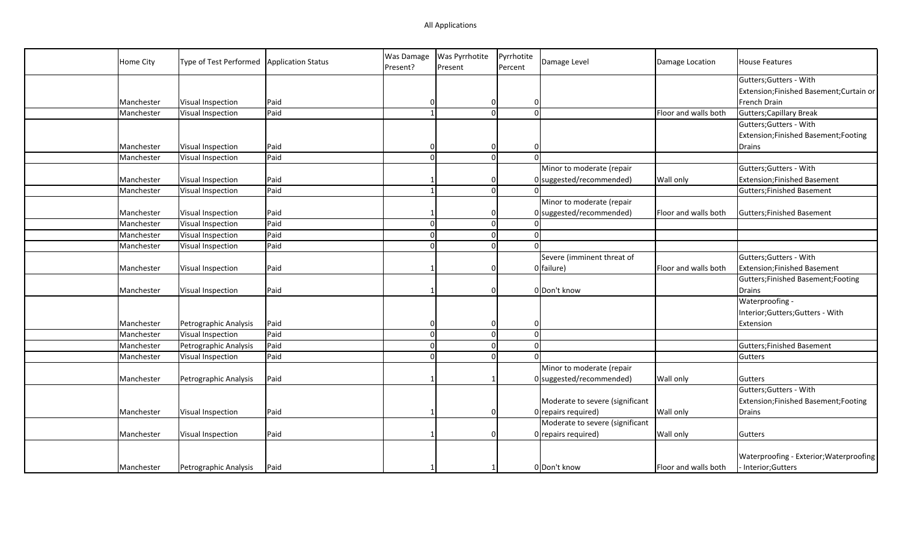All Applications

| | Home City | Type of Test Performed | Application Status | Was Damage Present? | Was Pyrrhotite Present | Pyrrhotite Percent | Damage Level | Damage Location | House Features |
|---|---|---|---|---|---|---|---|---|---|
| | Manchester | Visual Inspection | Paid | 0 | 0 | 0 | | | Gutters;Gutters - With Extension;Finished Basement;Curtain or French Drain |
| | Manchester | Visual Inspection | Paid | 1 | 0 | 0 | | Floor and walls both | Gutters;Capillary Break |
| | Manchester | Visual Inspection | Paid | 0 | 0 | 0 | | | Gutters;Gutters - With Extension;Finished Basement;Footing Drains |
| | Manchester | Visual Inspection | Paid | 0 | 0 | 0 | | | |
| | Manchester | Visual Inspection | Paid | 1 | 0 | 0 | Minor to moderate (repair suggested/recommended) | Wall only | Gutters;Gutters - With Extension;Finished Basement |
| | Manchester | Visual Inspection | Paid | 1 | 0 | 0 | | | Gutters;Finished Basement |
| | Manchester | Visual Inspection | Paid | 1 | 0 | 0 | Minor to moderate (repair suggested/recommended) | Floor and walls both | Gutters;Finished Basement |
| | Manchester | Visual Inspection | Paid | 0 | 0 | 0 | | | |
| | Manchester | Visual Inspection | Paid | 0 | 0 | 0 | | | |
| | Manchester | Visual Inspection | Paid | 0 | 0 | 0 | | | |
| | Manchester | Visual Inspection | Paid | 1 | 0 | 0 | Severe (imminent threat of failure) | Floor and walls both | Gutters;Gutters - With Extension;Finished Basement |
| | Manchester | Visual Inspection | Paid | 1 | 0 | 0 | Don't know | | Gutters;Finished Basement;Footing Drains |
| | Manchester | Petrographic Analysis | Paid | 0 | 0 | 0 | | | Waterproofing - Interior;Gutters;Gutters - With Extension |
| | Manchester | Visual Inspection | Paid | 0 | 0 | 0 | | | |
| | Manchester | Petrographic Analysis | Paid | 0 | 0 | 0 | | | Gutters;Finished Basement |
| | Manchester | Visual Inspection | Paid | 0 | 0 | 0 | | | Gutters |
| | Manchester | Petrographic Analysis | Paid | 1 | 1 | 0 | Minor to moderate (repair suggested/recommended) | Wall only | Gutters |
| | Manchester | Visual Inspection | Paid | 1 | 0 | 0 | Moderate to severe (significant repairs required) | Wall only | Gutters;Gutters - With Extension;Finished Basement;Footing Drains |
| | Manchester | Visual Inspection | Paid | 1 | 0 | 0 | Moderate to severe (significant repairs required) | Wall only | Gutters |
| | Manchester | Petrographic Analysis | Paid | 1 | 1 | 0 | Don't know | Floor and walls both | Waterproofing - Exterior;Waterproofing - Interior;Gutters |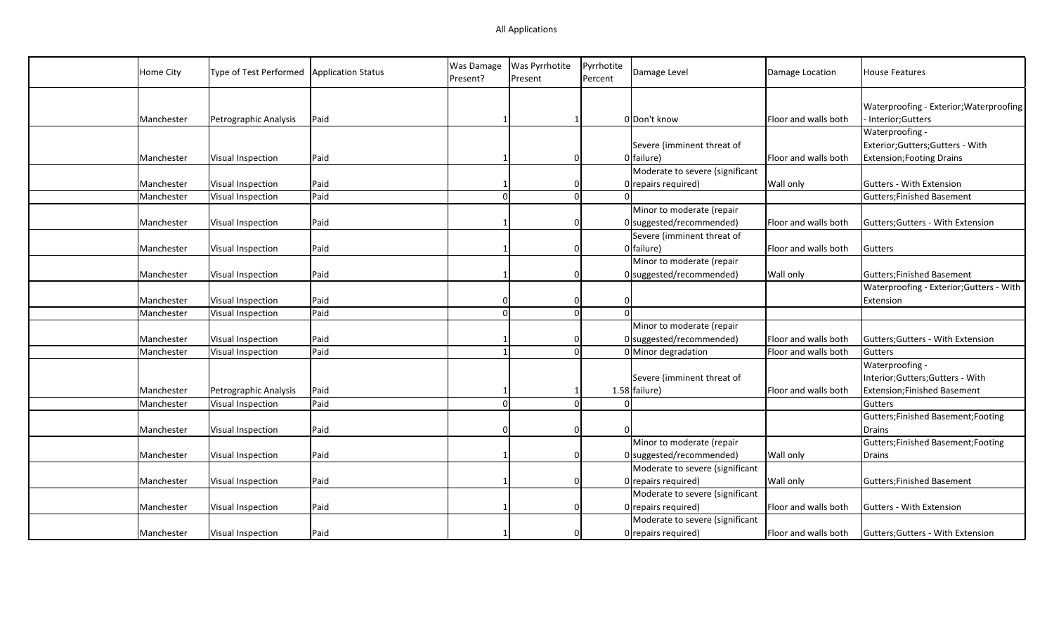All Applications

| | Home City | Type of Test Performed | Application Status | Was Damage Present? | Was Pyrrhotite Present | Pyrrhotite Percent | Damage Level | Damage Location | House Features |
|---|---|---|---|---|---|---|---|---|---|
| | Manchester | Petrographic Analysis | Paid | 1 | 1 | 0 | Don't know | Floor and walls both | Waterproofing - Exterior;Waterproofing - Interior;Gutters |
| | Manchester | Visual Inspection | Paid | 1 | 0 | 0 | Severe (imminent threat of failure) | Floor and walls both | Waterproofing - Exterior;Gutters;Gutters - With Extension;Footing Drains |
| | Manchester | Visual Inspection | Paid | 1 | 0 | 0 | Moderate to severe (significant repairs required) | Wall only | Gutters - With Extension |
| | Manchester | Visual Inspection | Paid | 0 | 0 | 0 | | | Gutters;Finished Basement |
| | Manchester | Visual Inspection | Paid | 1 | 0 | 0 | Minor to moderate (repair suggested/recommended) | Floor and walls both | Gutters;Gutters - With Extension |
| | Manchester | Visual Inspection | Paid | 1 | 0 | 0 | Severe (imminent threat of failure) | Floor and walls both | Gutters |
| | Manchester | Visual Inspection | Paid | 1 | 0 | 0 | Minor to moderate (repair suggested/recommended) | Wall only | Gutters;Finished Basement |
| | Manchester | Visual Inspection | Paid | 0 | 0 | 0 | | | Waterproofing - Exterior;Gutters - With Extension |
| | Manchester | Visual Inspection | Paid | 0 | 0 | 0 | | | |
| | Manchester | Visual Inspection | Paid | 1 | 0 | 0 | Minor to moderate (repair suggested/recommended) | Floor and walls both | Gutters;Gutters - With Extension |
| | Manchester | Visual Inspection | Paid | 1 | 0 | 0 | Minor degradation | Floor and walls both | Gutters |
| | Manchester | Petrographic Analysis | Paid | 1 | 1 | 1.58 | Severe (imminent threat of failure) | Floor and walls both | Waterproofing - Interior;Gutters;Gutters - With Extension;Finished Basement |
| | Manchester | Visual Inspection | Paid | 0 | 0 | 0 | | | Gutters |
| | Manchester | Visual Inspection | Paid | 0 | 0 | 0 | | | Gutters;Finished Basement;Footing Drains |
| | Manchester | Visual Inspection | Paid | 1 | 0 | 0 | Minor to moderate (repair suggested/recommended) | Wall only | Gutters;Finished Basement;Footing Drains |
| | Manchester | Visual Inspection | Paid | 1 | 0 | 0 | Moderate to severe (significant repairs required) | Wall only | Gutters;Finished Basement |
| | Manchester | Visual Inspection | Paid | 1 | 0 | 0 | Moderate to severe (significant repairs required) | Floor and walls both | Gutters - With Extension |
| | Manchester | Visual Inspection | Paid | 1 | 0 | 0 | Moderate to severe (significant repairs required) | Floor and walls both | Gutters;Gutters - With Extension |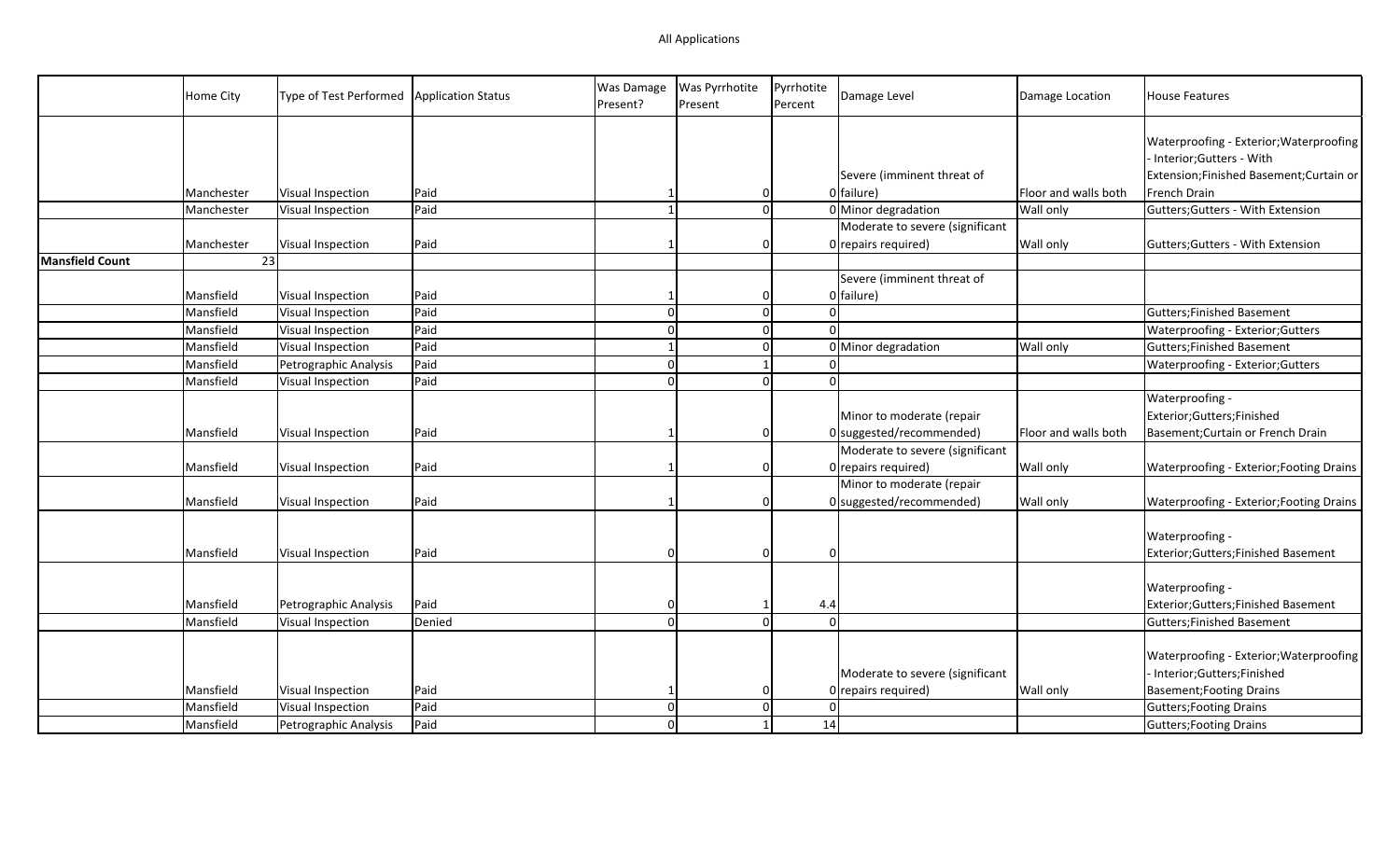All Applications

| | Home City | Type of Test Performed | Application Status | Was Damage Present? | Was Pyrrhotite Present | Pyrrhotite Percent | Damage Level | Damage Location | House Features |
|---|---|---|---|---|---|---|---|---|---|
| | Manchester | Visual Inspection | Paid | 1 | 0 | 0 | Severe (imminent threat of failure) | Floor and walls both | Waterproofing - Exterior;Waterproofing - Interior;Gutters - With Extension;Finished Basement;Curtain or French Drain |
| | Manchester | Visual Inspection | Paid | 1 | 0 | 0 | Minor degradation | Wall only | Gutters;Gutters - With Extension |
| | Manchester | Visual Inspection | Paid | 1 | 0 | 0 | Moderate to severe (significant repairs required) | Wall only | Gutters;Gutters - With Extension |
| **Mansfield Count** | 23 | | | | | | | | |
| | Mansfield | Visual Inspection | Paid | 1 | 0 | 0 | Severe (imminent threat of failure) | | |
| | Mansfield | Visual Inspection | Paid | 0 | 0 | 0 | | | Gutters;Finished Basement |
| | Mansfield | Visual Inspection | Paid | 0 | 0 | 0 | | | Waterproofing - Exterior;Gutters |
| | Mansfield | Visual Inspection | Paid | 1 | 0 | 0 | Minor degradation | Wall only | Gutters;Finished Basement |
| | Mansfield | Petrographic Analysis | Paid | 0 | 1 | 0 | | | Waterproofing - Exterior;Gutters |
| | Mansfield | Visual Inspection | Paid | 0 | 0 | 0 | | | |
| | Mansfield | Visual Inspection | Paid | 1 | 0 | 0 | Minor to moderate (repair suggested/recommended) | Floor and walls both | Waterproofing - Exterior;Gutters;Finished Basement;Curtain or French Drain |
| | Mansfield | Visual Inspection | Paid | 1 | 0 | 0 | Moderate to severe (significant repairs required) | Wall only | Waterproofing - Exterior;Footing Drains |
| | Mansfield | Visual Inspection | Paid | 1 | 0 | 0 | Minor to moderate (repair suggested/recommended) | Wall only | Waterproofing - Exterior;Footing Drains |
| | Mansfield | Visual Inspection | Paid | 0 | 0 | 0 | | | Waterproofing - Exterior;Gutters;Finished Basement |
| | Mansfield | Petrographic Analysis | Paid | 0 | 1 | 4.4 | | | Waterproofing - Exterior;Gutters;Finished Basement |
| | Mansfield | Visual Inspection | Denied | 0 | 0 | 0 | | | Gutters;Finished Basement |
| | Mansfield | Visual Inspection | Paid | 1 | 0 | 0 | Moderate to severe (significant repairs required) | Wall only | Waterproofing - Exterior;Waterproofing - Interior;Gutters;Finished Basement;Footing Drains |
| | Mansfield | Visual Inspection | Paid | 0 | 0 | 0 | | | Gutters;Footing Drains |
| | Mansfield | Petrographic Analysis | Paid | 0 | 1 | 14 | | | Gutters;Footing Drains |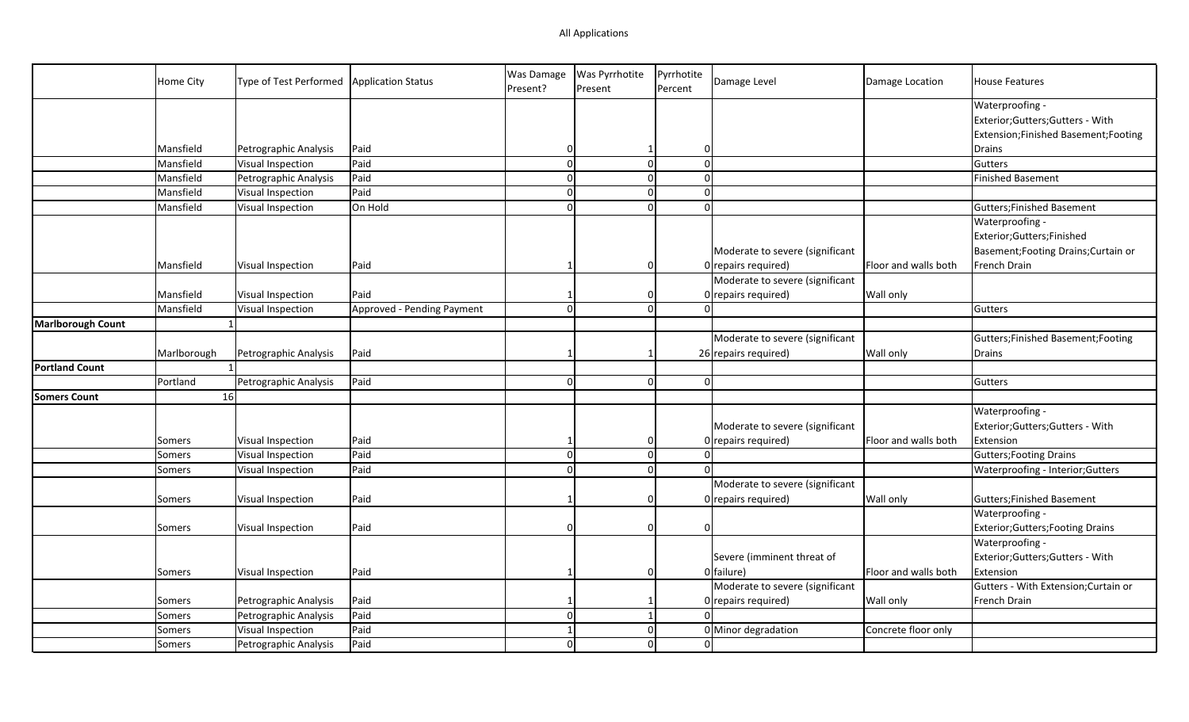# All Applications

| | Home City | Type of Test Performed | Application Status | Was Damage Present? | Was Pyrrhotite Present | Pyrrhotite Percent | Damage Level | Damage Location | House Features |
|---|---|---|---|---|---|---|---|---|---|
| | Mansfield | Petrographic Analysis | Paid | 0 | 1 | 0 | | | Waterproofing - Exterior;Gutters;Gutters - With Extension;Finished Basement;Footing Drains |
| | Mansfield | Visual Inspection | Paid | 0 | 0 | 0 | | | Gutters |
| | Mansfield | Petrographic Analysis | Paid | 0 | 0 | 0 | | | Finished Basement |
| | Mansfield | Visual Inspection | Paid | 0 | 0 | 0 | | | |
| | Mansfield | Visual Inspection | On Hold | 0 | 0 | 0 | | | Gutters;Finished Basement |
| | Mansfield | Visual Inspection | Paid | 1 | 0 | 0 | Moderate to severe (significant repairs required) | Floor and walls both | Waterproofing - Exterior;Gutters;Finished Basement;Footing Drains;Curtain or French Drain |
| | Mansfield | Visual Inspection | Paid | 1 | 0 | 0 | Moderate to severe (significant repairs required) | Wall only | |
| | Mansfield | Visual Inspection | Approved - Pending Payment | 0 | 0 | 0 | | | Gutters |
| **Marlborough Count** | 1 | | | | | | | | |
| | Marlborough | Petrographic Analysis | Paid | 1 | 1 | 26 | Moderate to severe (significant repairs required) | Wall only | Gutters;Finished Basement;Footing Drains |
| **Portland Count** | 1 | | | | | | | | |
| | Portland | Petrographic Analysis | Paid | 0 | 0 | 0 | | | Gutters |
| **Somers Count** | 16 | | | | | | | | |
| | Somers | Visual Inspection | Paid | 1 | 0 | 0 | Moderate to severe (significant repairs required) | Floor and walls both | Waterproofing - Exterior;Gutters;Gutters - With Extension |
| | Somers | Visual Inspection | Paid | 0 | 0 | 0 | | | Gutters;Footing Drains |
| | Somers | Visual Inspection | Paid | 0 | 0 | 0 | | | Waterproofing - Interior;Gutters |
| | Somers | Visual Inspection | Paid | 1 | 0 | 0 | Moderate to severe (significant repairs required) | Wall only | Gutters;Finished Basement |
| | Somers | Visual Inspection | Paid | 0 | 0 | 0 | | | Waterproofing - Exterior;Gutters;Footing Drains |
| | Somers | Visual Inspection | Paid | 1 | 0 | 0 | Severe (imminent threat of failure) | Floor and walls both | Waterproofing - Exterior;Gutters;Gutters - With Extension |
| | Somers | Petrographic Analysis | Paid | 1 | 1 | 0 | Moderate to severe (significant repairs required) | Wall only | Gutters - With Extension;Curtain or French Drain |
| | Somers | Petrographic Analysis | Paid | 0 | 1 | 0 | | | |
| | Somers | Visual Inspection | Paid | 1 | 0 | 0 | Minor degradation | Concrete floor only | |
| | Somers | Petrographic Analysis | Paid | 0 | 0 | 0 | | | |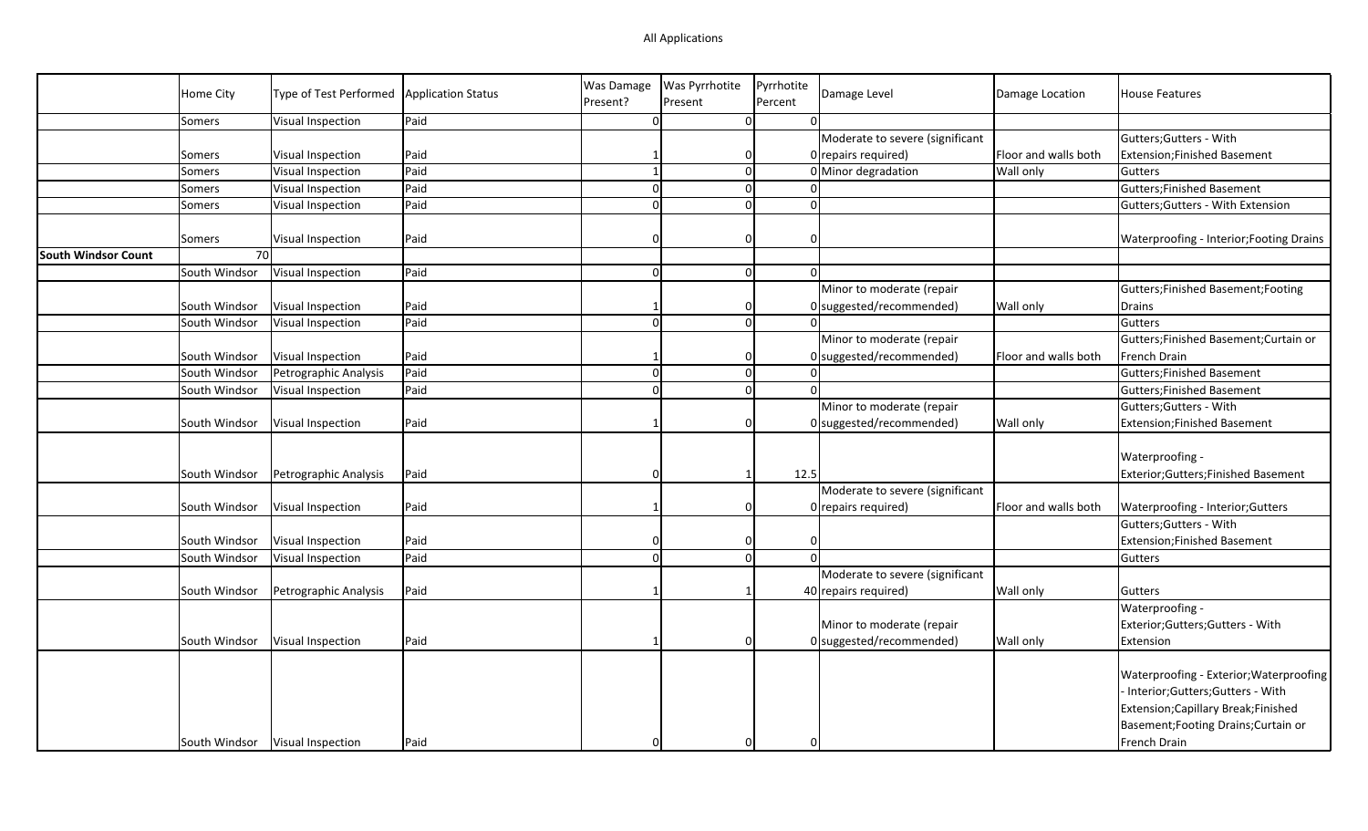All Applications

| | Home City | Type of Test Performed | Application Status | Was Damage Present? | Was Pyrrhotite Present | Pyrrhotite Percent | Damage Level | Damage Location | House Features |
|---|---|---|---|---|---|---|---|---|---|
| | Somers | Visual Inspection | Paid | 0 | 0 | 0 | | | |
| | Somers | Visual Inspection | Paid | 1 | 0 | 0 | Moderate to severe (significant repairs required) | Floor and walls both | Gutters;Gutters - With Extension;Finished Basement |
| | Somers | Visual Inspection | Paid | 1 | 0 | 0 | Minor degradation | Wall only | Gutters |
| | Somers | Visual Inspection | Paid | 0 | 0 | 0 | | | Gutters;Finished Basement |
| | Somers | Visual Inspection | Paid | 0 | 0 | 0 | | | Gutters;Gutters - With Extension |
| | Somers | Visual Inspection | Paid | 0 | 0 | 0 | | | Waterproofing - Interior;Footing Drains |
| **South Windsor Count** | 70 | | | | | | | | |
| | South Windsor | Visual Inspection | Paid | 0 | 0 | 0 | | | |
| | South Windsor | Visual Inspection | Paid | 1 | 0 | 0 | Minor to moderate (repair suggested/recommended) | Wall only | Gutters;Finished Basement;Footing Drains |
| | South Windsor | Visual Inspection | Paid | 0 | 0 | 0 | | | Gutters |
| | South Windsor | Visual Inspection | Paid | 1 | 0 | 0 | Minor to moderate (repair suggested/recommended) | Floor and walls both | Gutters;Finished Basement;Curtain or French Drain |
| | South Windsor | Petrographic Analysis | Paid | 0 | 0 | 0 | | | Gutters;Finished Basement |
| | South Windsor | Visual Inspection | Paid | 0 | 0 | 0 | | | Gutters;Finished Basement |
| | South Windsor | Visual Inspection | Paid | 1 | 0 | 0 | Minor to moderate (repair suggested/recommended) | Wall only | Gutters;Gutters - With Extension;Finished Basement |
| | South Windsor | Petrographic Analysis | Paid | 0 | 1 | 12.5 | | | Waterproofing - Exterior;Gutters;Finished Basement |
| | South Windsor | Visual Inspection | Paid | 1 | 0 | 0 | Moderate to severe (significant repairs required) | Floor and walls both | Waterproofing - Interior;Gutters |
| | South Windsor | Visual Inspection | Paid | 0 | 0 | 0 | | | Gutters;Gutters - With Extension;Finished Basement |
| | South Windsor | Visual Inspection | Paid | 0 | 0 | 0 | | | Gutters |
| | South Windsor | Petrographic Analysis | Paid | 1 | 1 | 40 | Moderate to severe (significant repairs required) | Wall only | Gutters |
| | South Windsor | Visual Inspection | Paid | 1 | 0 | 0 | Minor to moderate (repair suggested/recommended) | Wall only | Waterproofing - Exterior;Gutters;Gutters - With Extension |
| | South Windsor | Visual Inspection | Paid | 0 | 0 | 0 | | | Waterproofing - Exterior;Waterproofing - Interior;Gutters;Gutters - With Extension;Capillary Break;Finished Basement;Footing Drains;Curtain or French Drain |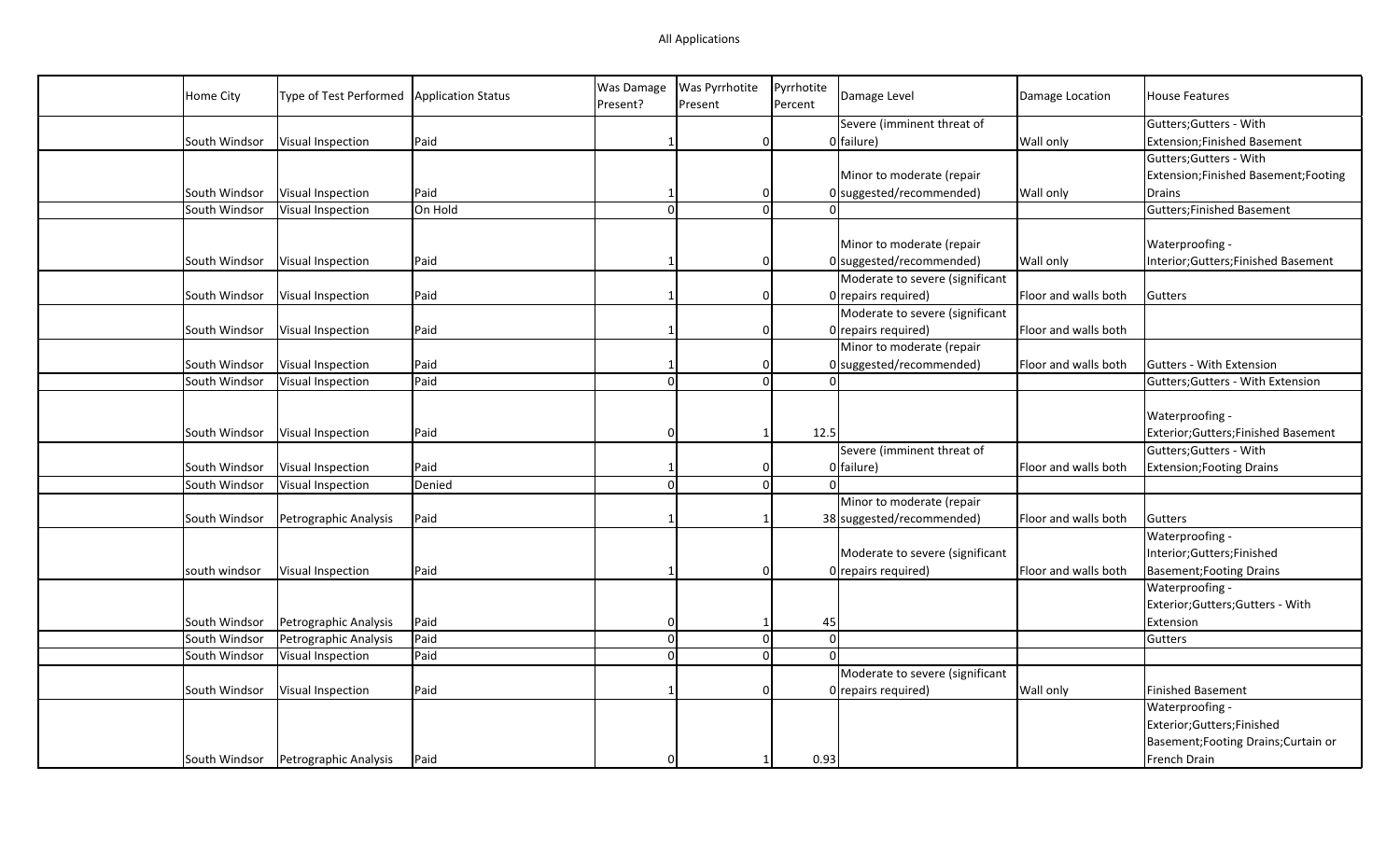All Applications

| | Home City | Type of Test Performed | Application Status | Was Damage Present? | Was Pyrrhotite Present | Pyrrhotite Percent | Damage Level | Damage Location | House Features |
|---|---|---|---|---|---|---|---|---|---|
| | South Windsor | Visual Inspection | Paid | 1 | 0 | 0 | Severe (imminent threat of failure) | Wall only | Gutters;Gutters - With Extension;Finished Basement |
| | South Windsor | Visual Inspection | Paid | 1 | 0 | 0 | Minor to moderate (repair suggested/recommended) | Wall only | Gutters;Gutters - With Extension;Finished Basement;Footing Drains |
| | South Windsor | Visual Inspection | On Hold | 0 | 0 | 0 | | | Gutters;Finished Basement |
| | South Windsor | Visual Inspection | Paid | 1 | 0 | 0 | Minor to moderate (repair suggested/recommended) | Wall only | Waterproofing - Interior;Gutters;Finished Basement |
| | South Windsor | Visual Inspection | Paid | 1 | 0 | 0 | Moderate to severe (significant repairs required) | Floor and walls both | Gutters |
| | South Windsor | Visual Inspection | Paid | 1 | 0 | 0 | Moderate to severe (significant repairs required) | Floor and walls both | |
| | South Windsor | Visual Inspection | Paid | 1 | 0 | 0 | Minor to moderate (repair suggested/recommended) | Floor and walls both | Gutters - With Extension |
| | South Windsor | Visual Inspection | Paid | 0 | 0 | 0 | | | Gutters;Gutters - With Extension |
| | South Windsor | Visual Inspection | Paid | 0 | 1 | 12.5 | | | Waterproofing - Exterior;Gutters;Finished Basement |
| | South Windsor | Visual Inspection | Paid | 1 | 0 | 0 | Severe (imminent threat of failure) | Floor and walls both | Gutters;Gutters - With Extension;Footing Drains |
| | South Windsor | Visual Inspection | Denied | 0 | 0 | 0 | | | |
| | South Windsor | Petrographic Analysis | Paid | 1 | 1 | 38 | Minor to moderate (repair suggested/recommended) | Floor and walls both | Gutters |
| | south windsor | Visual Inspection | Paid | 1 | 0 | 0 | Moderate to severe (significant repairs required) | Floor and walls both | Waterproofing - Interior;Gutters;Finished Basement;Footing Drains |
| | South Windsor | Petrographic Analysis | Paid | 0 | 1 | 45 | | | Waterproofing - Exterior;Gutters;Gutters - With Extension |
| | South Windsor | Petrographic Analysis | Paid | 0 | 0 | 0 | | | Gutters |
| | South Windsor | Visual Inspection | Paid | 0 | 0 | 0 | | | |
| | South Windsor | Visual Inspection | Paid | 1 | 0 | 0 | Moderate to severe (significant repairs required) | Wall only | Finished Basement |
| | South Windsor | Petrographic Analysis | Paid | 0 | 1 | 0.93 | | | Waterproofing - Exterior;Gutters;Finished Basement;Footing Drains;Curtain or French Drain |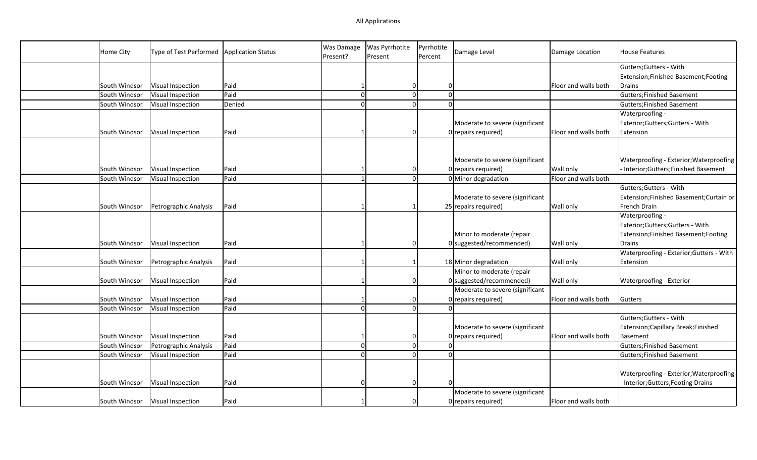All Applications

| | Home City | Type of Test Performed | Application Status | Was Damage Present? | Was Pyrrhotite Present | Pyrrhotite Percent | Damage Level | Damage Location | House Features |
|---|---|---|---|---|---|---|---|---|---|
| | South Windsor | Visual Inspection | Paid | 1 | 0 | 0 | | Floor and walls both | Gutters;Gutters - With Extension;Finished Basement;Footing Drains |
| | South Windsor | Visual Inspection | Paid | 0 | 0 | 0 | | | Gutters;Finished Basement |
| | South Windsor | Visual Inspection | Denied | 0 | 0 | 0 | | | Gutters;Finished Basement |
| | South Windsor | Visual Inspection | Paid | 1 | 0 | 0 | Moderate to severe (significant repairs required) | Floor and walls both | Waterproofing - Exterior;Gutters;Gutters - With Extension |
| | South Windsor | Visual Inspection | Paid | 1 | 0 | 0 | Moderate to severe (significant repairs required) | Wall only | Waterproofing - Exterior;Waterproofing - Interior;Gutters;Finished Basement |
| | South Windsor | Visual Inspection | Paid | 1 | 0 | 0 | Minor degradation | Floor and walls both | |
| | South Windsor | Petrographic Analysis | Paid | 1 | 1 | 25 | Moderate to severe (significant repairs required) | Wall only | Gutters;Gutters - With Extension;Finished Basement;Curtain or French Drain |
| | South Windsor | Visual Inspection | Paid | 1 | 0 | 0 | Minor to moderate (repair suggested/recommended) | Wall only | Waterproofing - Exterior;Gutters;Gutters - With Extension;Finished Basement;Footing Drains |
| | South Windsor | Petrographic Analysis | Paid | 1 | 1 | 18 | Minor degradation | Wall only | Waterproofing - Exterior;Gutters - With Extension |
| | South Windsor | Visual Inspection | Paid | 1 | 0 | 0 | Minor to moderate (repair suggested/recommended) | Wall only | Waterproofing - Exterior |
| | South Windsor | Visual Inspection | Paid | 1 | 0 | 0 | Moderate to severe (significant repairs required) | Floor and walls both | Gutters |
| | South Windsor | Visual Inspection | Paid | 0 | 0 | 0 | | | |
| | South Windsor | Visual Inspection | Paid | 1 | 0 | 0 | Moderate to severe (significant repairs required) | Floor and walls both | Gutters;Gutters - With Extension;Capillary Break;Finished Basement |
| | South Windsor | Petrographic Analysis | Paid | 0 | 0 | 0 | | | Gutters;Finished Basement |
| | South Windsor | Visual Inspection | Paid | 0 | 0 | 0 | | | Gutters;Finished Basement |
| | South Windsor | Visual Inspection | Paid | 0 | 0 | 0 | | | Waterproofing - Exterior;Waterproofing - Interior;Gutters;Footing Drains |
| | South Windsor | Visual Inspection | Paid | 1 | 0 | 0 | Moderate to severe (significant repairs required) | Floor and walls both | |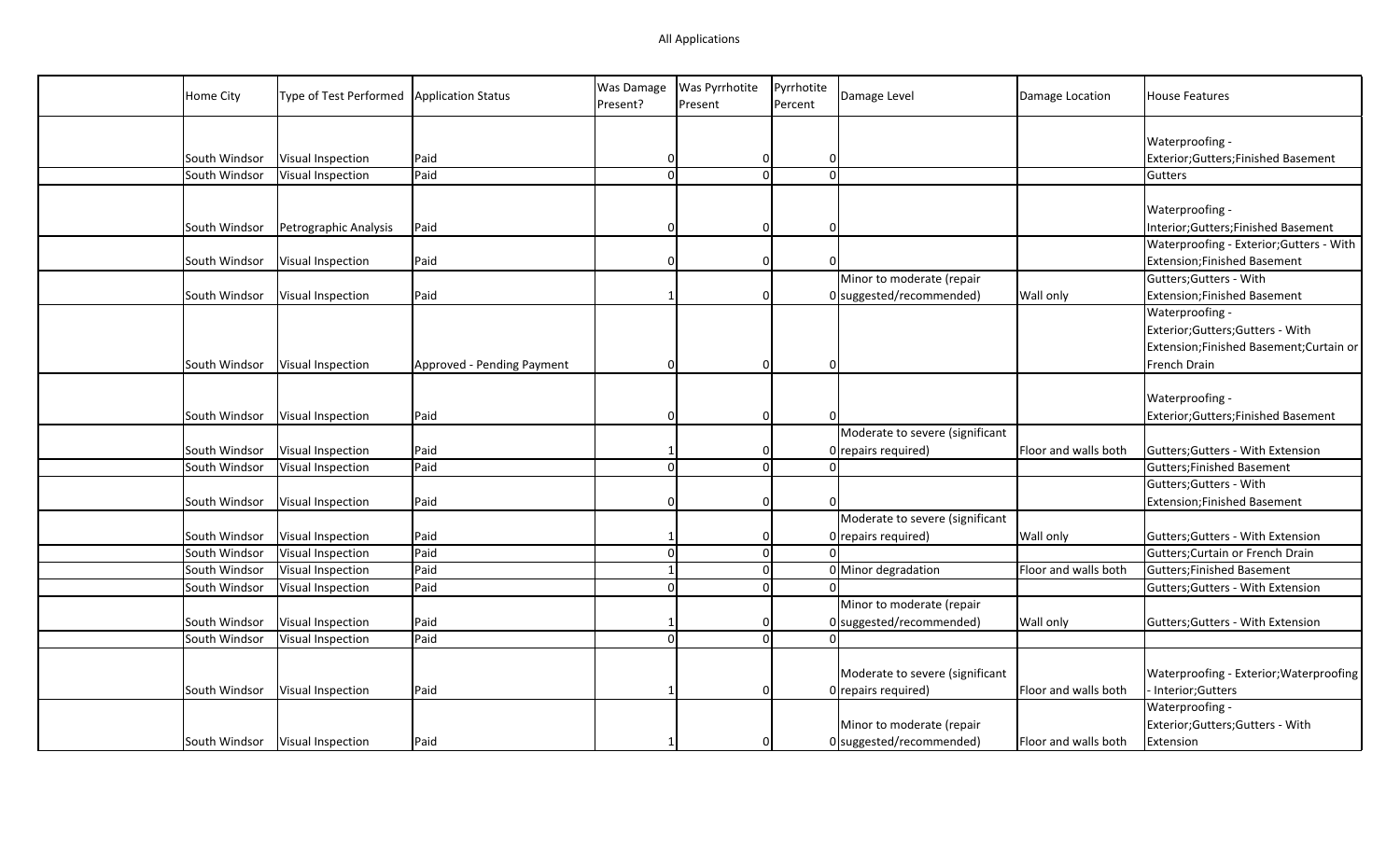All Applications

| | Home City | Type of Test Performed | Application Status | Was Damage Present? | Was Pyrrhotite Present | Pyrrhotite Percent | Damage Level | Damage Location | House Features |
|---|---|---|---|---|---|---|---|---|---|
| | South Windsor | Visual Inspection | Paid | 0 | 0 | 0 | | | Waterproofing - Exterior;Gutters;Finished Basement |
| | South Windsor | Visual Inspection | Paid | 0 | 0 | 0 | | | Gutters |
| | South Windsor | Petrographic Analysis | Paid | 0 | 0 | 0 | | | Waterproofing - Interior;Gutters;Finished Basement |
| | South Windsor | Visual Inspection | Paid | 0 | 0 | 0 | | | Waterproofing - Exterior;Gutters - With Extension;Finished Basement |
| | South Windsor | Visual Inspection | Paid | 1 | 0 | 0 | Minor to moderate (repair suggested/recommended) | Wall only | Gutters;Gutters - With Extension;Finished Basement |
| | South Windsor | Visual Inspection | Approved - Pending Payment | 0 | 0 | 0 | | | Waterproofing - Exterior;Gutters;Gutters - With Extension;Finished Basement;Curtain or French Drain |
| | South Windsor | Visual Inspection | Paid | 0 | 0 | 0 | | | Waterproofing - Exterior;Gutters;Finished Basement |
| | South Windsor | Visual Inspection | Paid | 1 | 0 | 0 | Moderate to severe (significant repairs required) | Floor and walls both | Gutters;Gutters - With Extension |
| | South Windsor | Visual Inspection | Paid | 0 | 0 | 0 | | | Gutters;Finished Basement |
| | South Windsor | Visual Inspection | Paid | 0 | 0 | 0 | | | Gutters;Gutters - With Extension;Finished Basement |
| | South Windsor | Visual Inspection | Paid | 1 | 0 | 0 | Moderate to severe (significant repairs required) | Wall only | Gutters;Gutters - With Extension |
| | South Windsor | Visual Inspection | Paid | 0 | 0 | 0 | | | Gutters;Curtain or French Drain |
| | South Windsor | Visual Inspection | Paid | 1 | 0 | 0 | Minor degradation | Floor and walls both | Gutters;Finished Basement |
| | South Windsor | Visual Inspection | Paid | 0 | 0 | 0 | | | Gutters;Gutters - With Extension |
| | South Windsor | Visual Inspection | Paid | 1 | 0 | 0 | Minor to moderate (repair suggested/recommended) | Wall only | Gutters;Gutters - With Extension |
| | South Windsor | Visual Inspection | Paid | 0 | 0 | 0 | | | |
| | South Windsor | Visual Inspection | Paid | 1 | 0 | 0 | Moderate to severe (significant repairs required) | Floor and walls both | Waterproofing - Exterior;Waterproofing - Interior;Gutters |
| | South Windsor | Visual Inspection | Paid | 1 | 0 | 0 | Minor to moderate (repair suggested/recommended) | Floor and walls both | Waterproofing - Exterior;Gutters;Gutters - With Extension |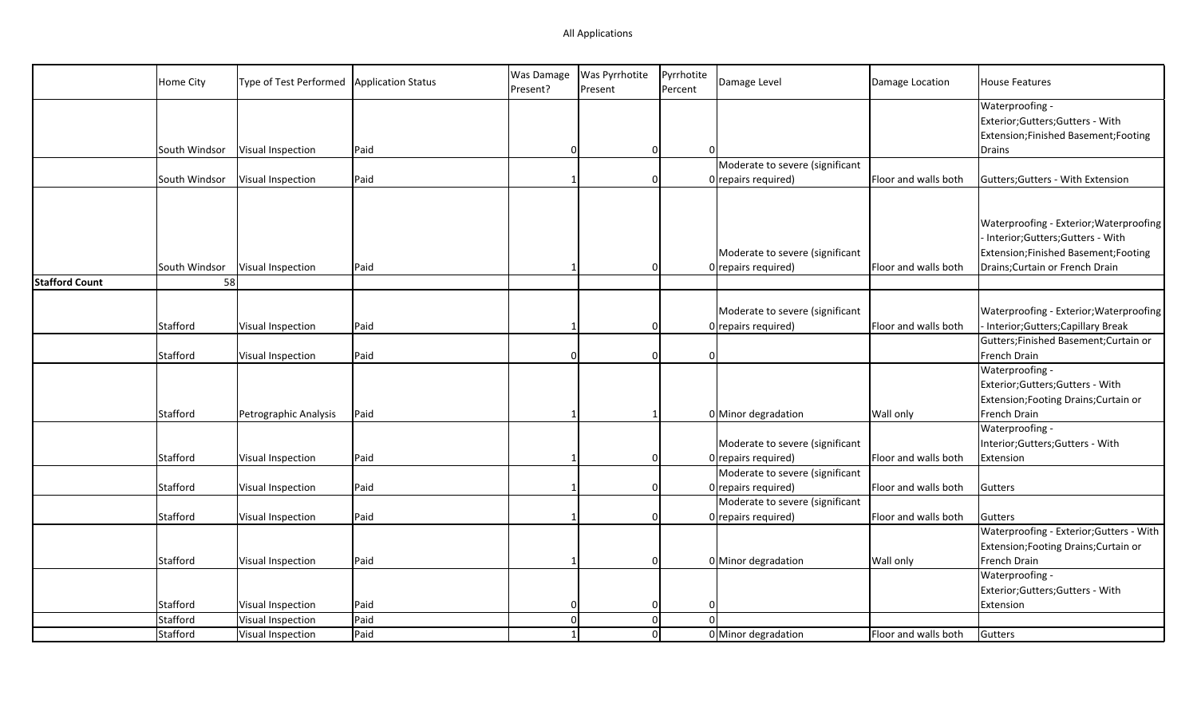All Applications

| | Home City | Type of Test Performed | Application Status | Was Damage Present? | Was Pyrrhotite Present | Pyrrhotite Percent | Damage Level | Damage Location | House Features |
|---|---|---|---|---|---|---|---|---|---|
| | South Windsor | Visual Inspection | Paid | 0 | 0 | 0 | | | Waterproofing - Exterior;Gutters;Gutters - With Extension;Finished Basement;Footing Drains |
| | South Windsor | Visual Inspection | Paid | 1 | 0 | 0 | Moderate to severe (significant repairs required) | Floor and walls both | Gutters;Gutters - With Extension |
| | South Windsor | Visual Inspection | Paid | 1 | 0 | 0 | Moderate to severe (significant repairs required) | Floor and walls both | Waterproofing - Exterior;Waterproofing - Interior;Gutters;Gutters - With Extension;Finished Basement;Footing Drains;Curtain or French Drain |
| **Stafford Count** | 58 | | | | | | | | |
| | Stafford | Visual Inspection | Paid | 1 | 0 | 0 | Moderate to severe (significant repairs required) | Floor and walls both | Waterproofing - Exterior;Waterproofing - Interior;Gutters;Capillary Break |
| | Stafford | Visual Inspection | Paid | 0 | 0 | 0 | | | Gutters;Finished Basement;Curtain or French Drain |
| | Stafford | Petrographic Analysis | Paid | 1 | 1 | 0 | Minor degradation | Wall only | Waterproofing - Exterior;Gutters;Gutters - With Extension;Footing Drains;Curtain or French Drain |
| | Stafford | Visual Inspection | Paid | 1 | 0 | 0 | Moderate to severe (significant repairs required) | Floor and walls both | Waterproofing - Interior;Gutters;Gutters - With Extension |
| | Stafford | Visual Inspection | Paid | 1 | 0 | 0 | Moderate to severe (significant repairs required) | Floor and walls both | Gutters |
| | Stafford | Visual Inspection | Paid | 1 | 0 | 0 | Moderate to severe (significant repairs required) | Floor and walls both | Gutters |
| | Stafford | Visual Inspection | Paid | 1 | 0 | 0 | Minor degradation | Wall only | Waterproofing - Exterior;Gutters - With Extension;Footing Drains;Curtain or French Drain |
| | Stafford | Visual Inspection | Paid | 0 | 0 | 0 | | | Waterproofing - Exterior;Gutters;Gutters - With Extension |
| | Stafford | Visual Inspection | Paid | 0 | 0 | 0 | | | |
| | Stafford | Visual Inspection | Paid | 1 | 0 | 0 | Minor degradation | Floor and walls both | Gutters |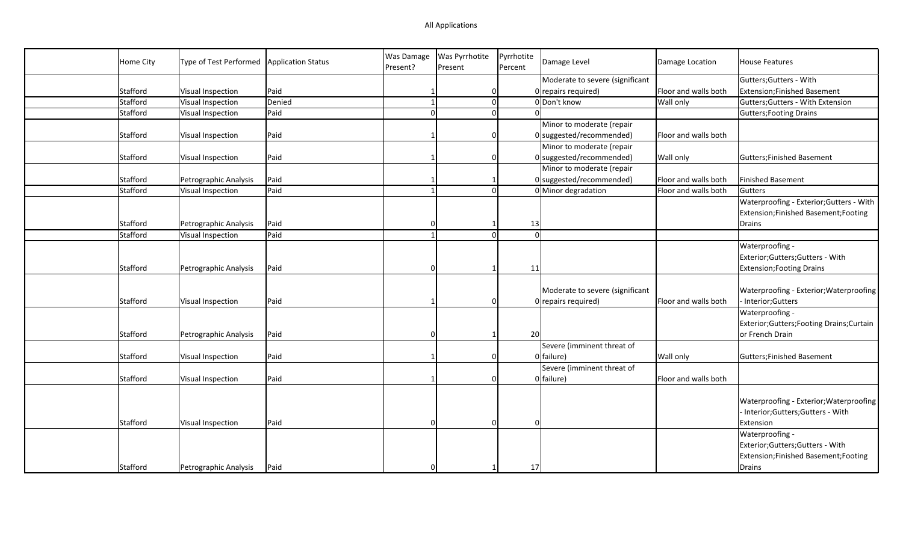All Applications

| | Home City | Type of Test Performed | Application Status | Was Damage Present? | Was Pyrrhotite Present | Pyrrhotite Percent | Damage Level | Damage Location | House Features |
|---|---|---|---|---|---|---|---|---|---|
| | Stafford | Visual Inspection | Paid | 1 | 0 | 0 | Moderate to severe (significant repairs required) | Floor and walls both | Gutters;Gutters - With Extension;Finished Basement |
| | Stafford | Visual Inspection | Denied | 1 | 0 | 0 | Don't know | Wall only | Gutters;Gutters - With Extension |
| | Stafford | Visual Inspection | Paid | 0 | 0 | 0 | | | Gutters;Footing Drains |
| | Stafford | Visual Inspection | Paid | 1 | 0 | 0 | Minor to moderate (repair suggested/recommended) | Floor and walls both | |
| | Stafford | Visual Inspection | Paid | 1 | 0 | 0 | Minor to moderate (repair suggested/recommended) | Wall only | Gutters;Finished Basement |
| | Stafford | Petrographic Analysis | Paid | 1 | 1 | 0 | Minor to moderate (repair suggested/recommended) | Floor and walls both | Finished Basement |
| | Stafford | Visual Inspection | Paid | 1 | 0 | 0 | Minor degradation | Floor and walls both | Gutters |
| | Stafford | Petrographic Analysis | Paid | 0 | 1 | 13 | | | Waterproofing - Exterior;Gutters - With Extension;Finished Basement;Footing Drains |
| | Stafford | Visual Inspection | Paid | 1 | 0 | 0 | | | |
| | Stafford | Petrographic Analysis | Paid | 0 | 1 | 11 | | | Waterproofing - Exterior;Gutters;Gutters - With Extension;Footing Drains |
| | Stafford | Visual Inspection | Paid | 1 | 0 | 0 | Moderate to severe (significant repairs required) | Floor and walls both | Waterproofing - Exterior;Waterproofing - Interior;Gutters |
| | Stafford | Petrographic Analysis | Paid | 0 | 1 | 20 | | | Waterproofing - Exterior;Gutters;Footing Drains;Curtain or French Drain |
| | Stafford | Visual Inspection | Paid | 1 | 0 | 0 | Severe (imminent threat of failure) | Wall only | Gutters;Finished Basement |
| | Stafford | Visual Inspection | Paid | 1 | 0 | 0 | Severe (imminent threat of failure) | Floor and walls both | |
| | Stafford | Visual Inspection | Paid | 0 | 0 | 0 | | | Waterproofing - Exterior;Waterproofing - Interior;Gutters;Gutters - With Extension |
| | Stafford | Petrographic Analysis | Paid | 0 | 1 | 17 | | | Waterproofing - Exterior;Gutters;Gutters - With Extension;Finished Basement;Footing Drains |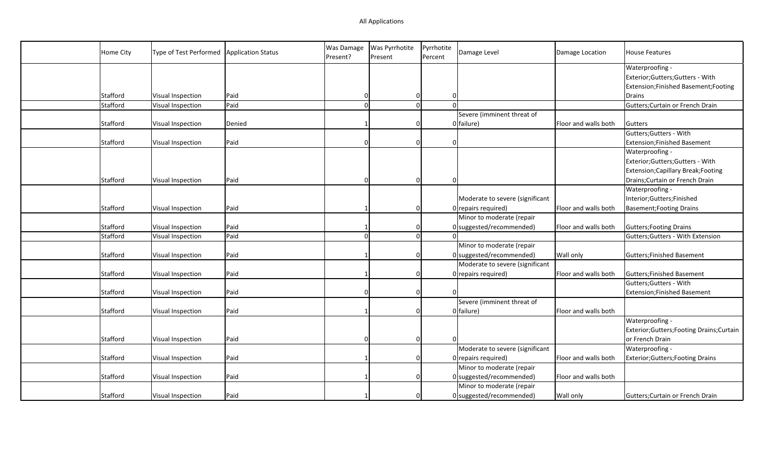All Applications

| | Home City | Type of Test Performed | Application Status | Was Damage Present? | Was Pyrrhotite Present | Pyrrhotite Percent | Damage Level | Damage Location | House Features |
|---|---|---|---|---|---|---|---|---|---|
| | Stafford | Visual Inspection | Paid | 0 | 0 | 0 | | | Waterproofing - Exterior;Gutters;Gutters - With Extension;Finished Basement;Footing Drains |
| | Stafford | Visual Inspection | Paid | 0 | 0 | 0 | | | Gutters;Curtain or French Drain |
| | Stafford | Visual Inspection | Denied | 1 | 0 | 0 | Severe (imminent threat of failure) | Floor and walls both | Gutters |
| | Stafford | Visual Inspection | Paid | 0 | 0 | 0 | | | Gutters;Gutters - With Extension;Finished Basement |
| | Stafford | Visual Inspection | Paid | 0 | 0 | 0 | | | Waterproofing - Exterior;Gutters;Gutters - With Extension;Capillary Break;Footing Drains;Curtain or French Drain |
| | Stafford | Visual Inspection | Paid | 1 | 0 | 0 | Moderate to severe (significant repairs required) | Floor and walls both | Waterproofing - Interior;Gutters;Finished Basement;Footing Drains |
| | Stafford | Visual Inspection | Paid | 1 | 0 | 0 | Minor to moderate (repair suggested/recommended) | Floor and walls both | Gutters;Footing Drains |
| | Stafford | Visual Inspection | Paid | 0 | 0 | 0 | | | Gutters;Gutters - With Extension |
| | Stafford | Visual Inspection | Paid | 1 | 0 | 0 | Minor to moderate (repair suggested/recommended) | Wall only | Gutters;Finished Basement |
| | Stafford | Visual Inspection | Paid | 1 | 0 | 0 | Moderate to severe (significant repairs required) | Floor and walls both | Gutters;Finished Basement |
| | Stafford | Visual Inspection | Paid | 0 | 0 | 0 | | | Gutters;Gutters - With Extension;Finished Basement |
| | Stafford | Visual Inspection | Paid | 1 | 0 | 0 | Severe (imminent threat of failure) | Floor and walls both | |
| | Stafford | Visual Inspection | Paid | 0 | 0 | 0 | | | Waterproofing - Exterior;Gutters;Footing Drains;Curtain or French Drain |
| | Stafford | Visual Inspection | Paid | 1 | 0 | 0 | Moderate to severe (significant repairs required) | Floor and walls both | Waterproofing - Exterior;Gutters;Footing Drains |
| | Stafford | Visual Inspection | Paid | 1 | 0 | 0 | Minor to moderate (repair suggested/recommended) | Floor and walls both | |
| | Stafford | Visual Inspection | Paid | 1 | 0 | 0 | Minor to moderate (repair suggested/recommended) | Wall only | Gutters;Curtain or French Drain |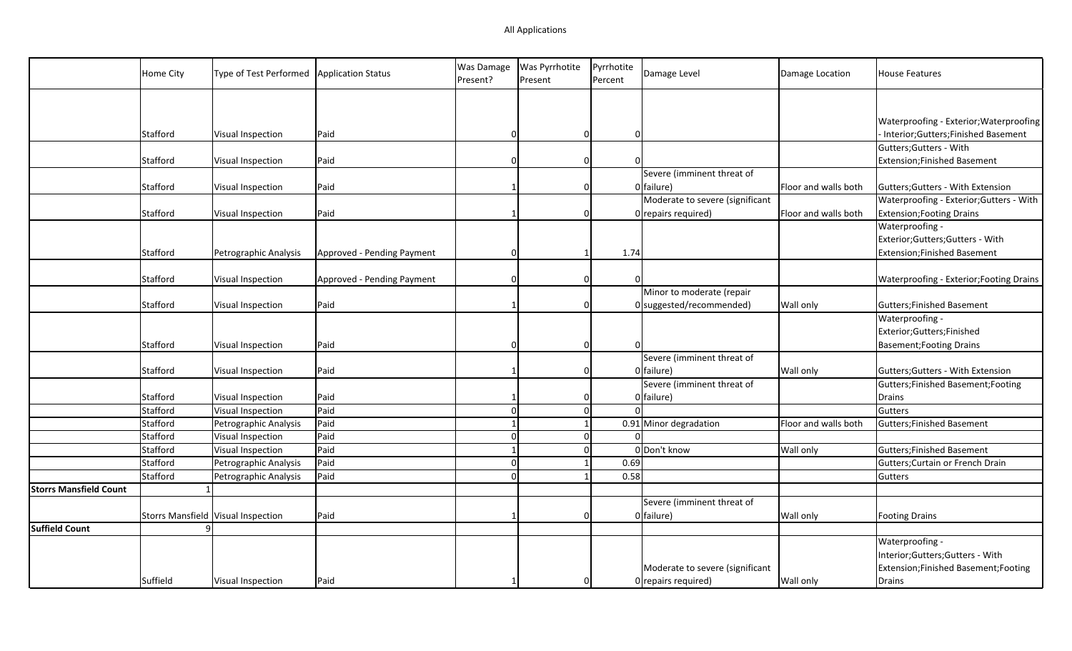All Applications

| | Home City | Type of Test Performed | Application Status | Was Damage Present? | Was Pyrrhotite Present | Pyrrhotite Percent | Damage Level | Damage Location | House Features |
|---|---|---|---|---|---|---|---|---|---|
| | Stafford | Visual Inspection | Paid | 0 | 0 | 0 | | | Waterproofing - Exterior;Waterproofing - Interior;Gutters;Finished Basement |
| | Stafford | Visual Inspection | Paid | 0 | 0 | 0 | | | Gutters;Gutters - With Extension;Finished Basement |
| | Stafford | Visual Inspection | Paid | 1 | 0 | 0 | Severe (imminent threat of failure) | Floor and walls both | Gutters;Gutters - With Extension |
| | Stafford | Visual Inspection | Paid | 1 | 0 | 0 | Moderate to severe (significant repairs required) | Floor and walls both | Waterproofing - Exterior;Gutters - With Extension;Footing Drains |
| | Stafford | Petrographic Analysis | Approved - Pending Payment | 0 | 1 | 1.74 | | | Waterproofing - Exterior;Gutters;Gutters - With Extension;Finished Basement |
| | Stafford | Visual Inspection | Approved - Pending Payment | 0 | 0 | 0 | | | Waterproofing - Exterior;Footing Drains |
| | Stafford | Visual Inspection | Paid | 1 | 0 | 0 | Minor to moderate (repair suggested/recommended) | Wall only | Gutters;Finished Basement |
| | Stafford | Visual Inspection | Paid | 0 | 0 | 0 | | | Waterproofing - Exterior;Gutters;Finished Basement;Footing Drains |
| | Stafford | Visual Inspection | Paid | 1 | 0 | 0 | Severe (imminent threat of failure) | Wall only | Gutters;Gutters - With Extension |
| | Stafford | Visual Inspection | Paid | 1 | 0 | 0 | Severe (imminent threat of failure) | | Gutters;Finished Basement;Footing Drains |
| | Stafford | Visual Inspection | Paid | 0 | 0 | 0 | | | Gutters |
| | Stafford | Petrographic Analysis | Paid | 1 | 1 | 0.91 | Minor degradation | Floor and walls both | Gutters;Finished Basement |
| | Stafford | Visual Inspection | Paid | 0 | 0 | 0 | | | |
| | Stafford | Visual Inspection | Paid | 1 | 0 | 0 | Don't know | Wall only | Gutters;Finished Basement |
| | Stafford | Petrographic Analysis | Paid | 0 | 1 | 0.69 | | | Gutters;Curtain or French Drain |
| | Stafford | Petrographic Analysis | Paid | 0 | 1 | 0.58 | | | Gutters |
| **Storrs Mansfield Count** | 1 | | | | | | | | |
| | Storrs Mansfield | Visual Inspection | Paid | 1 | 0 | 0 | Severe (imminent threat of failure) | Wall only | Footing Drains |
| **Suffield Count** | 9 | | | | | | | | |
| | Suffield | Visual Inspection | Paid | 1 | 0 | 0 | Moderate to severe (significant repairs required) | Wall only | Waterproofing - Interior;Gutters;Gutters - With Extension;Finished Basement;Footing Drains |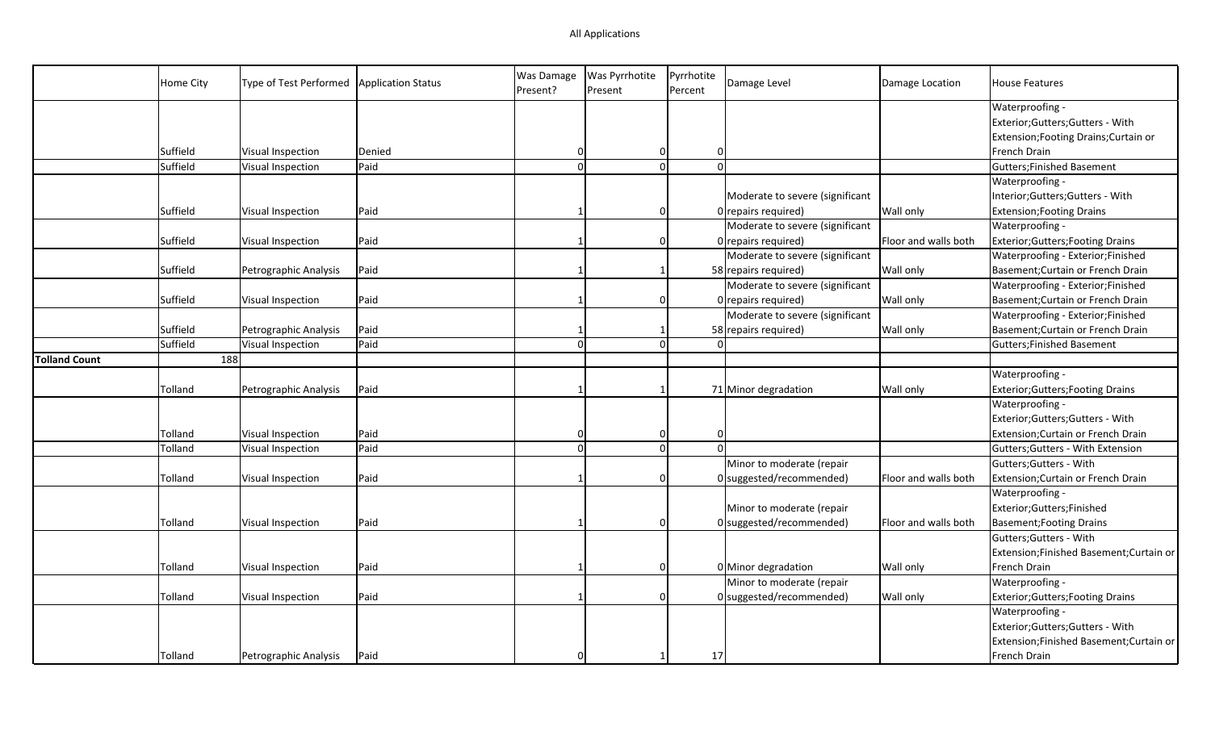All Applications

| | Home City | Type of Test Performed | Application Status | Was Damage Present? | Was Pyrrhotite Present | Pyrrhotite Percent | Damage Level | Damage Location | House Features |
|---|---|---|---|---|---|---|---|---|---|
| | Suffield | Visual Inspection | Denied | 0 | 0 | 0 | | | Waterproofing - Exterior;Gutters;Gutters - With Extension;Footing Drains;Curtain or French Drain |
| | Suffield | Visual Inspection | Paid | 0 | 0 | 0 | | | Gutters;Finished Basement |
| | Suffield | Visual Inspection | Paid | 1 | 0 | 0 | Moderate to severe (significant repairs required) | Wall only | Waterproofing - Interior;Gutters;Gutters - With Extension;Footing Drains |
| | Suffield | Visual Inspection | Paid | 1 | 0 | 0 | Moderate to severe (significant repairs required) | Floor and walls both | Waterproofing - Exterior;Gutters;Footing Drains |
| | Suffield | Petrographic Analysis | Paid | 1 | 1 | 58 | Moderate to severe (significant repairs required) | Wall only | Waterproofing - Exterior;Finished Basement;Curtain or French Drain |
| | Suffield | Visual Inspection | Paid | 1 | 0 | 0 | Moderate to severe (significant repairs required) | Wall only | Waterproofing - Exterior;Finished Basement;Curtain or French Drain |
| | Suffield | Petrographic Analysis | Paid | 1 | 1 | 58 | Moderate to severe (significant repairs required) | Wall only | Waterproofing - Exterior;Finished Basement;Curtain or French Drain |
| | Suffield | Visual Inspection | Paid | 0 | 0 | 0 | | | Gutters;Finished Basement |
| **Tolland Count** | 188 | | | | | | | | |
| | Tolland | Petrographic Analysis | Paid | 1 | 1 | 71 | Minor degradation | Wall only | Waterproofing - Exterior;Gutters;Footing Drains |
| | Tolland | Visual Inspection | Paid | 0 | 0 | 0 | | | Waterproofing - Exterior;Gutters;Gutters - With Extension;Curtain or French Drain |
| | Tolland | Visual Inspection | Paid | 0 | 0 | 0 | | | Gutters;Gutters - With Extension |
| | Tolland | Visual Inspection | Paid | 1 | 0 | 0 | Minor to moderate (repair suggested/recommended) | Floor and walls both | Gutters;Gutters - With Extension;Curtain or French Drain |
| | Tolland | Visual Inspection | Paid | 1 | 0 | 0 | Minor to moderate (repair suggested/recommended) | Floor and walls both | Waterproofing - Exterior;Gutters;Finished Basement;Footing Drains |
| | Tolland | Visual Inspection | Paid | 1 | 0 | 0 | Minor degradation | Wall only | Gutters;Gutters - With Extension;Finished Basement;Curtain or French Drain |
| | Tolland | Visual Inspection | Paid | 1 | 0 | 0 | Minor to moderate (repair suggested/recommended) | Wall only | Waterproofing - Exterior;Gutters;Footing Drains |
| | Tolland | Petrographic Analysis | Paid | 0 | 1 | 17 | | | Waterproofing - Exterior;Gutters;Gutters - With Extension;Finished Basement;Curtain or French Drain |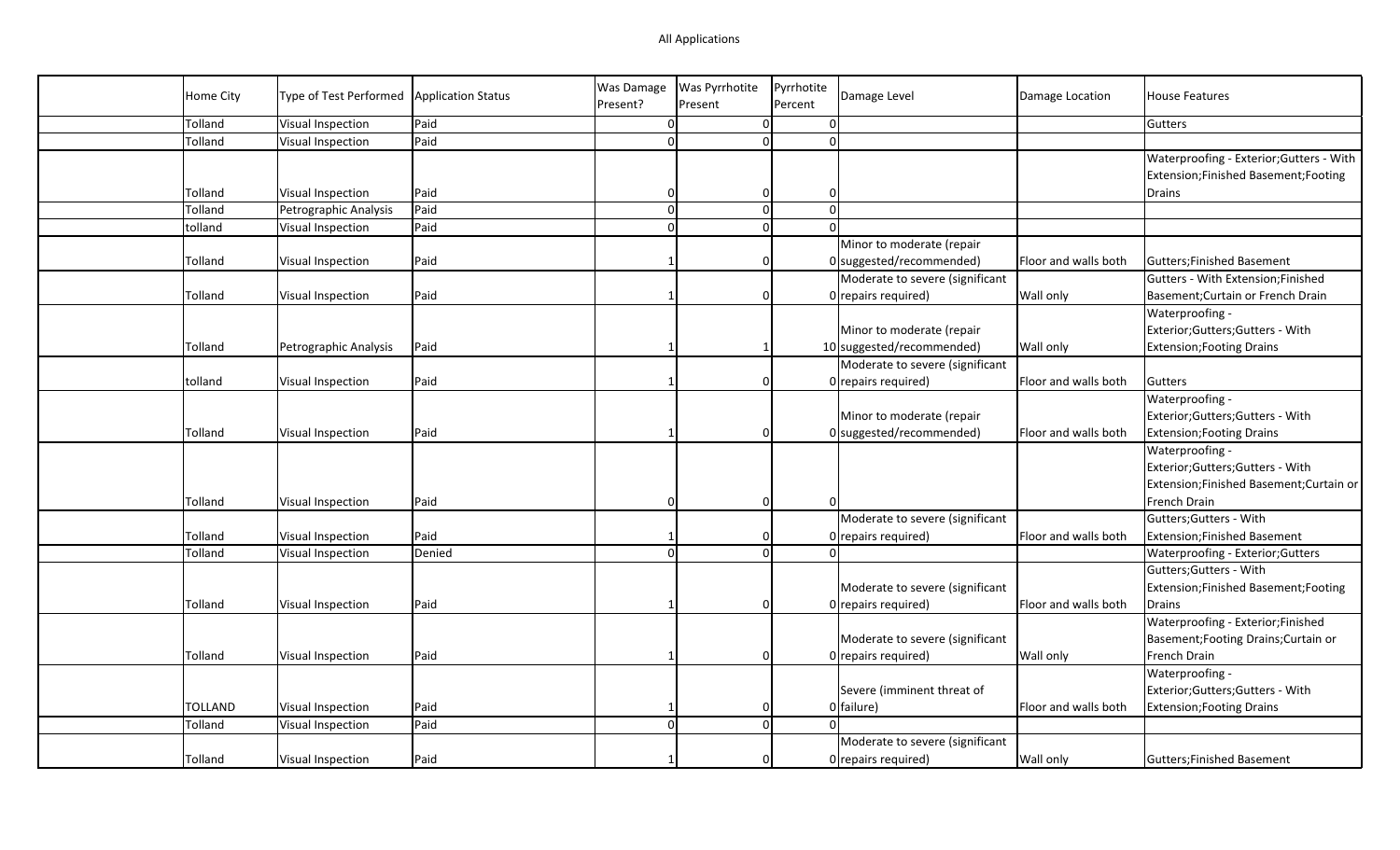All Applications

| | Home City | Type of Test Performed | Application Status | Was Damage Present? | Was Pyrrhotite Present | Pyrrhotite Percent | Damage Level | Damage Location | House Features |
|---|---|---|---|---|---|---|---|---|---|
| | Tolland | Visual Inspection | Paid | 0 | 0 | 0 | | | Gutters |
| | Tolland | Visual Inspection | Paid | 0 | 0 | 0 | | | |
| | Tolland | Visual Inspection | Paid | 0 | 0 | 0 | | | Waterproofing - Exterior;Gutters - With Extension;Finished Basement;Footing Drains |
| | Tolland | Petrographic Analysis | Paid | 0 | 0 | 0 | | | |
| | tolland | Visual Inspection | Paid | 0 | 0 | 0 | | | |
| | Tolland | Visual Inspection | Paid | 1 | 0 | 0 | Minor to moderate (repair suggested/recommended) | Floor and walls both | Gutters;Finished Basement |
| | Tolland | Visual Inspection | Paid | 1 | 0 | 0 | Moderate to severe (significant repairs required) | Wall only | Gutters - With Extension;Finished Basement;Curtain or French Drain |
| | Tolland | Petrographic Analysis | Paid | 1 | 1 | 10 | Minor to moderate (repair suggested/recommended) | Wall only | Waterproofing - Exterior;Gutters;Gutters - With Extension;Footing Drains |
| | tolland | Visual Inspection | Paid | 1 | 0 | 0 | Moderate to severe (significant repairs required) | Floor and walls both | Gutters |
| | Tolland | Visual Inspection | Paid | 1 | 0 | 0 | Minor to moderate (repair suggested/recommended) | Floor and walls both | Waterproofing - Exterior;Gutters;Gutters - With Extension;Footing Drains |
| | Tolland | Visual Inspection | Paid | 0 | 0 | 0 | | | Waterproofing - Exterior;Gutters;Gutters - With Extension;Finished Basement;Curtain or French Drain |
| | Tolland | Visual Inspection | Paid | 1 | 0 | 0 | Moderate to severe (significant repairs required) | Floor and walls both | Gutters;Gutters - With Extension;Finished Basement |
| | Tolland | Visual Inspection | Denied | 0 | 0 | 0 | | | Waterproofing - Exterior;Gutters |
| | Tolland | Visual Inspection | Paid | 1 | 0 | 0 | Moderate to severe (significant repairs required) | Floor and walls both | Gutters;Gutters - With Extension;Finished Basement;Footing Drains |
| | Tolland | Visual Inspection | Paid | 1 | 0 | 0 | Moderate to severe (significant repairs required) | Wall only | Waterproofing - Exterior;Finished Basement;Footing Drains;Curtain or French Drain |
| | TOLLAND | Visual Inspection | Paid | 1 | 0 | 0 | Severe (imminent threat of failure) | Floor and walls both | Waterproofing - Exterior;Gutters;Gutters - With Extension;Footing Drains |
| | Tolland | Visual Inspection | Paid | 0 | 0 | 0 | | | |
| | Tolland | Visual Inspection | Paid | 1 | 0 | 0 | Moderate to severe (significant repairs required) | Wall only | Gutters;Finished Basement |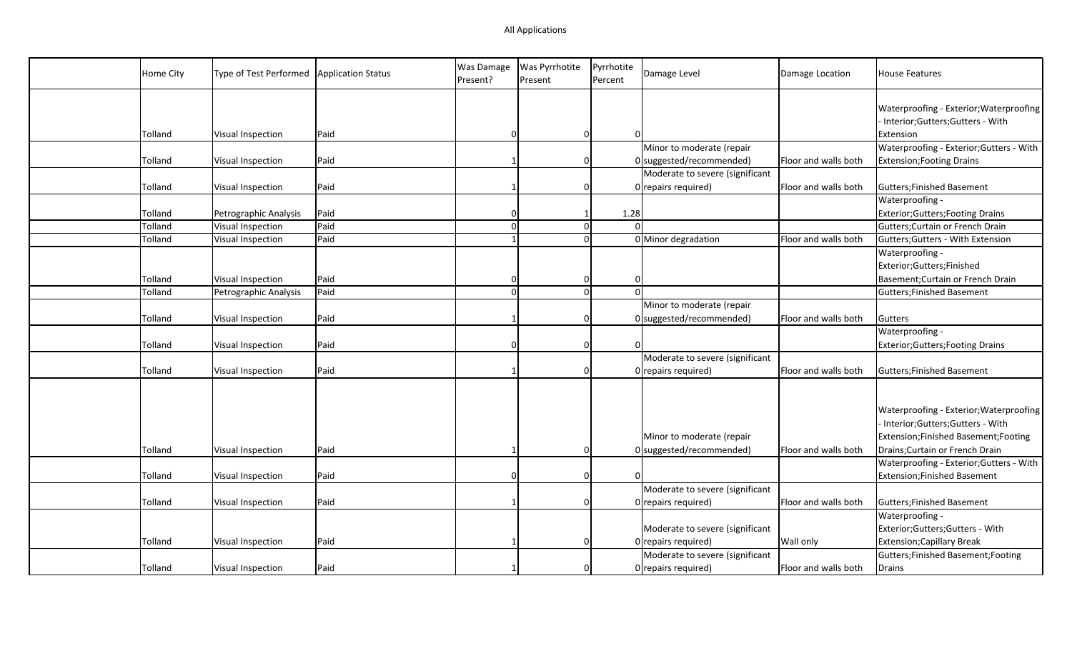All Applications

| | Home City | Type of Test Performed | Application Status | Was Damage Present? | Was Pyrrhotite Present | Pyrrhotite Percent | Damage Level | Damage Location | House Features |
|---|---|---|---|---|---|---|---|---|---|
| | Tolland | Visual Inspection | Paid | 0 | 0 | 0 | | | Waterproofing - Exterior;Waterproofing - Interior;Gutters;Gutters - With Extension |
| | Tolland | Visual Inspection | Paid | 1 | 0 | 0 | Minor to moderate (repair suggested/recommended) | Floor and walls both | Waterproofing - Exterior;Gutters - With Extension;Footing Drains |
| | Tolland | Visual Inspection | Paid | 1 | 0 | 0 | Moderate to severe (significant repairs required) | Floor and walls both | Gutters;Finished Basement |
| | Tolland | Petrographic Analysis | Paid | 0 | 1 | 1.28 | | | Waterproofing - Exterior;Gutters;Footing Drains |
| | Tolland | Visual Inspection | Paid | 0 | 0 | 0 | | | Gutters;Curtain or French Drain |
| | Tolland | Visual Inspection | Paid | 1 | 0 | 0 | Minor degradation | Floor and walls both | Gutters;Gutters - With Extension |
| | Tolland | Visual Inspection | Paid | 0 | 0 | 0 | | | Waterproofing - Exterior;Gutters;Finished Basement;Curtain or French Drain |
| | Tolland | Petrographic Analysis | Paid | 0 | 0 | 0 | | | Gutters;Finished Basement |
| | Tolland | Visual Inspection | Paid | 1 | 0 | 0 | Minor to moderate (repair suggested/recommended) | Floor and walls both | Gutters |
| | Tolland | Visual Inspection | Paid | 0 | 0 | 0 | | | Waterproofing - Exterior;Gutters;Footing Drains |
| | Tolland | Visual Inspection | Paid | 1 | 0 | 0 | Moderate to severe (significant repairs required) | Floor and walls both | Gutters;Finished Basement |
| | Tolland | Visual Inspection | Paid | 1 | 0 | 0 | Minor to moderate (repair suggested/recommended) | Floor and walls both | Waterproofing - Exterior;Waterproofing - Interior;Gutters;Gutters - With Extension;Finished Basement;Footing Drains;Curtain or French Drain |
| | Tolland | Visual Inspection | Paid | 0 | 0 | 0 | | | Waterproofing - Exterior;Gutters - With Extension;Finished Basement |
| | Tolland | Visual Inspection | Paid | 1 | 0 | 0 | Moderate to severe (significant repairs required) | Floor and walls both | Gutters;Finished Basement |
| | Tolland | Visual Inspection | Paid | 1 | 0 | 0 | Moderate to severe (significant repairs required) | Wall only | Waterproofing - Exterior;Gutters;Gutters - With Extension;Capillary Break |
| | Tolland | Visual Inspection | Paid | 1 | 0 | 0 | Moderate to severe (significant repairs required) | Floor and walls both | Gutters;Finished Basement;Footing Drains |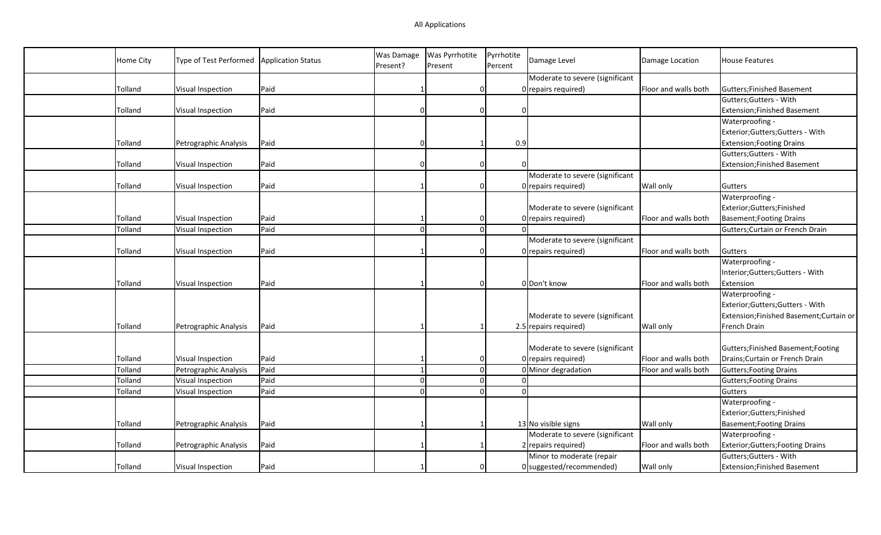All Applications

| | Home City | Type of Test Performed | Application Status | Was Damage Present? | Was Pyrrhotite Present | Pyrrhotite Percent | Damage Level | Damage Location | House Features |
|---|---|---|---|---|---|---|---|---|---|
| | Tolland | Visual Inspection | Paid | 1 | 0 | 0 | Moderate to severe (significant repairs required) | Floor and walls both | Gutters;Finished Basement |
| | Tolland | Visual Inspection | Paid | 0 | 0 | 0 | | | Gutters;Gutters - With Extension;Finished Basement |
| | Tolland | Petrographic Analysis | Paid | 0 | 1 | 0.9 | | | Waterproofing - Exterior;Gutters;Gutters - With Extension;Footing Drains |
| | Tolland | Visual Inspection | Paid | 0 | 0 | 0 | | | Gutters;Gutters - With Extension;Finished Basement |
| | Tolland | Visual Inspection | Paid | 1 | 0 | 0 | Moderate to severe (significant repairs required) | Wall only | Gutters |
| | Tolland | Visual Inspection | Paid | 1 | 0 | 0 | Moderate to severe (significant repairs required) | Floor and walls both | Waterproofing - Exterior;Gutters;Finished Basement;Footing Drains |
| | Tolland | Visual Inspection | Paid | 0 | 0 | 0 | | | Gutters;Curtain or French Drain |
| | Tolland | Visual Inspection | Paid | 1 | 0 | 0 | Moderate to severe (significant repairs required) | Floor and walls both | Gutters |
| | Tolland | Visual Inspection | Paid | 1 | 0 | 0 | Don't know | Floor and walls both | Waterproofing - Interior;Gutters;Gutters - With Extension |
| | Tolland | Petrographic Analysis | Paid | 1 | 1 | 2.5 | Moderate to severe (significant repairs required) | Wall only | Waterproofing - Exterior;Gutters;Gutters - With Extension;Finished Basement;Curtain or French Drain |
| | Tolland | Visual Inspection | Paid | 1 | 0 | 0 | Moderate to severe (significant repairs required) | Floor and walls both | Gutters;Finished Basement;Footing Drains;Curtain or French Drain |
| | Tolland | Petrographic Analysis | Paid | 1 | 0 | 0 | Minor degradation | Floor and walls both | Gutters;Footing Drains |
| | Tolland | Visual Inspection | Paid | 0 | 0 | 0 | | | Gutters;Footing Drains |
| | Tolland | Visual Inspection | Paid | 0 | 0 | 0 | | | Gutters |
| | Tolland | Petrographic Analysis | Paid | 1 | 1 | 13 | No visible signs | Wall only | Waterproofing - Exterior;Gutters;Finished Basement;Footing Drains |
| | Tolland | Petrographic Analysis | Paid | 1 | 1 | 2 | Moderate to severe (significant repairs required) | Floor and walls both | Waterproofing - Exterior;Gutters;Footing Drains |
| | Tolland | Visual Inspection | Paid | 1 | 0 | 0 | Minor to moderate (repair suggested/recommended) | Wall only | Gutters;Gutters - With Extension;Finished Basement |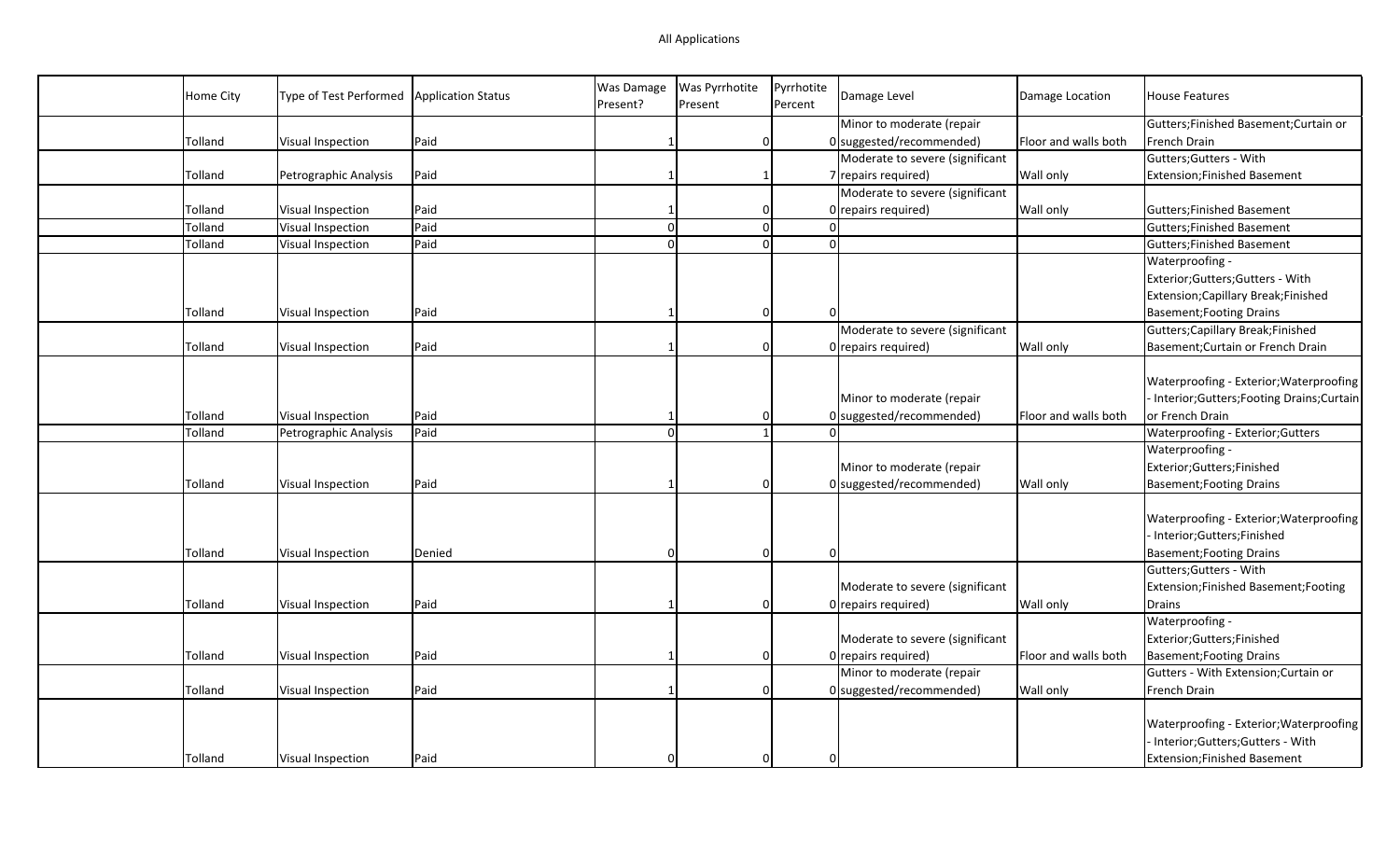All Applications

| | Home City | Type of Test Performed | Application Status | Was Damage Present? | Was Pyrrhotite Present | Pyrrhotite Percent | Damage Level | Damage Location | House Features |
|---|---|---|---|---|---|---|---|---|---|
| | Tolland | Visual Inspection | Paid | 1 | 0 | 0 | Minor to moderate (repair suggested/recommended) | Floor and walls both | Gutters;Finished Basement;Curtain or French Drain |
| | Tolland | Petrographic Analysis | Paid | 1 | 1 | 7 | Moderate to severe (significant repairs required) | Wall only | Gutters;Gutters - With Extension;Finished Basement |
| | Tolland | Visual Inspection | Paid | 1 | 0 | 0 | Moderate to severe (significant repairs required) | Wall only | Gutters;Finished Basement |
| | Tolland | Visual Inspection | Paid | 0 | 0 | 0 | | | Gutters;Finished Basement |
| | Tolland | Visual Inspection | Paid | 0 | 0 | 0 | | | Gutters;Finished Basement |
| | Tolland | Visual Inspection | Paid | 1 | 0 | 0 | | | Waterproofing - Exterior;Gutters;Gutters - With Extension;Capillary Break;Finished Basement;Footing Drains |
| | Tolland | Visual Inspection | Paid | 1 | 0 | 0 | Moderate to severe (significant repairs required) | Wall only | Gutters;Capillary Break;Finished Basement;Curtain or French Drain |
| | Tolland | Visual Inspection | Paid | 1 | 0 | 0 | Minor to moderate (repair suggested/recommended) | Floor and walls both | Waterproofing - Exterior;Waterproofing - Interior;Gutters;Footing Drains;Curtain or French Drain |
| | Tolland | Petrographic Analysis | Paid | 0 | 1 | 0 | | | Waterproofing - Exterior;Gutters |
| | Tolland | Visual Inspection | Paid | 1 | 0 | 0 | Minor to moderate (repair suggested/recommended) | Wall only | Waterproofing - Exterior;Gutters;Finished Basement;Footing Drains |
| | Tolland | Visual Inspection | Denied | 0 | 0 | 0 | | | Waterproofing - Exterior;Waterproofing - Interior;Gutters;Finished Basement;Footing Drains |
| | Tolland | Visual Inspection | Paid | 1 | 0 | 0 | Moderate to severe (significant repairs required) | Wall only | Gutters;Gutters - With Extension;Finished Basement;Footing Drains |
| | Tolland | Visual Inspection | Paid | 1 | 0 | 0 | Moderate to severe (significant repairs required) | Floor and walls both | Waterproofing - Exterior;Gutters;Finished Basement;Footing Drains |
| | Tolland | Visual Inspection | Paid | 1 | 0 | 0 | Minor to moderate (repair suggested/recommended) | Wall only | Gutters - With Extension;Curtain or French Drain |
| | Tolland | Visual Inspection | Paid | 0 | 0 | 0 | | | Waterproofing - Exterior;Waterproofing - Interior;Gutters;Gutters - With Extension;Finished Basement |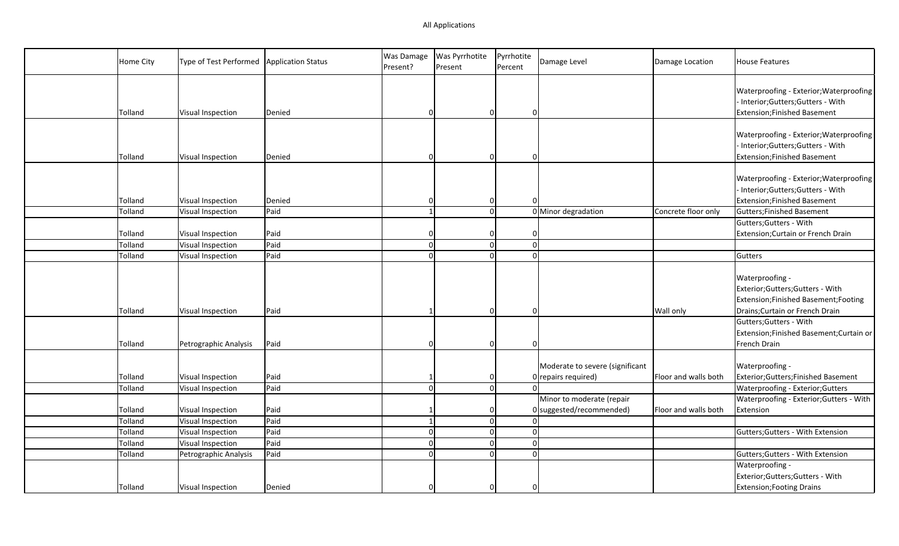All Applications

| | Home City | Type of Test Performed | Application Status | Was Damage Present? | Was Pyrrhotite Present | Pyrrhotite Percent | Damage Level | Damage Location | House Features |
|---|---|---|---|---|---|---|---|---|---|
| | Tolland | Visual Inspection | Denied | 0 | 0 | 0 | | | Waterproofing - Exterior;Waterproofing - Interior;Gutters;Gutters - With Extension;Finished Basement |
| | Tolland | Visual Inspection | Denied | 0 | 0 | 0 | | | Waterproofing - Exterior;Waterproofing - Interior;Gutters;Gutters - With Extension;Finished Basement |
| | Tolland | Visual Inspection | Denied | 0 | 0 | 0 | | | Waterproofing - Exterior;Waterproofing - Interior;Gutters;Gutters - With Extension;Finished Basement |
| | Tolland | Visual Inspection | Paid | 1 | 0 | 0 | Minor degradation | Concrete floor only | Gutters;Finished Basement |
| | Tolland | Visual Inspection | Paid | 0 | 0 | 0 | | | Gutters;Gutters - With Extension;Curtain or French Drain |
| | Tolland | Visual Inspection | Paid | 0 | 0 | 0 | | | |
| | Tolland | Visual Inspection | Paid | 0 | 0 | 0 | | | Gutters |
| | Tolland | Visual Inspection | Paid | 1 | 0 | 0 | | Wall only | Waterproofing - Exterior;Gutters;Gutters - With Extension;Finished Basement;Footing Drains;Curtain or French Drain |
| | Tolland | Petrographic Analysis | Paid | 0 | 0 | 0 | | | Gutters;Gutters - With Extension;Finished Basement;Curtain or French Drain |
| | Tolland | Visual Inspection | Paid | 1 | 0 | 0 | Moderate to severe (significant repairs required) | Floor and walls both | Waterproofing - Exterior;Gutters;Finished Basement |
| | Tolland | Visual Inspection | Paid | 0 | 0 | 0 | | | Waterproofing - Exterior;Gutters |
| | Tolland | Visual Inspection | Paid | 1 | 0 | 0 | Minor to moderate (repair suggested/recommended) | Floor and walls both | Waterproofing - Exterior;Gutters - With Extension |
| | Tolland | Visual Inspection | Paid | 1 | 0 | 0 | | | |
| | Tolland | Visual Inspection | Paid | 0 | 0 | 0 | | | Gutters;Gutters - With Extension |
| | Tolland | Visual Inspection | Paid | 0 | 0 | 0 | | | |
| | Tolland | Petrographic Analysis | Paid | 0 | 0 | 0 | | | Gutters;Gutters - With Extension |
| | Tolland | Visual Inspection | Denied | 0 | 0 | 0 | | | Waterproofing - Exterior;Gutters;Gutters - With Extension;Footing Drains |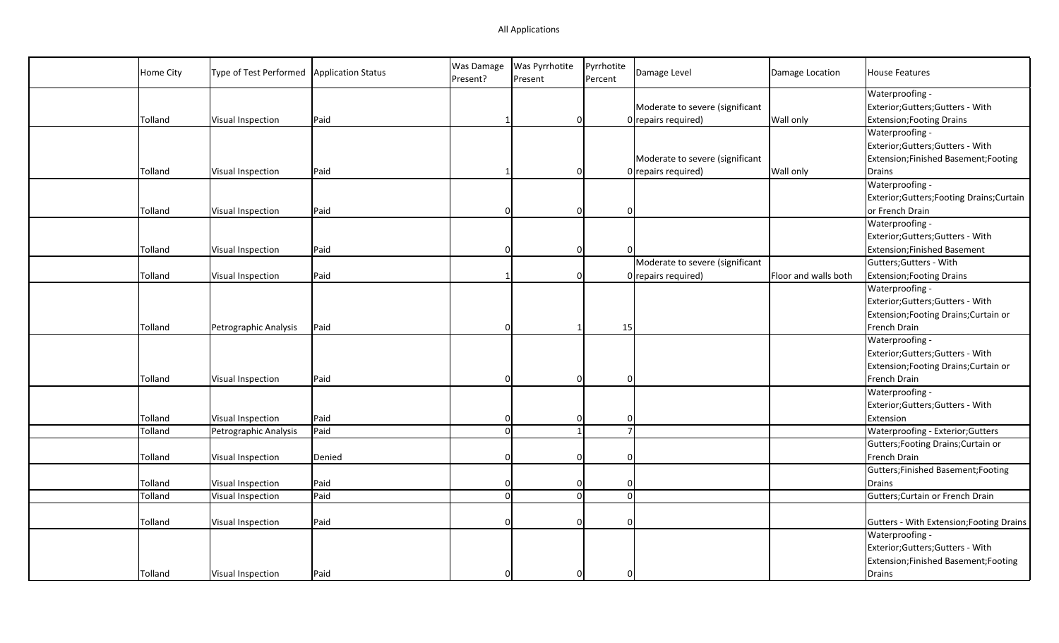All Applications

| | Home City | Type of Test Performed | Application Status | Was Damage Present? | Was Pyrrhotite Present | Pyrrhotite Percent | Damage Level | Damage Location | House Features |
|---|---|---|---|---|---|---|---|---|---|
| | Tolland | Visual Inspection | Paid | 1 | 0 | 0 | Moderate to severe (significant repairs required) | Wall only | Waterproofing - Exterior;Gutters;Gutters - With Extension;Footing Drains |
| | Tolland | Visual Inspection | Paid | 1 | 0 | 0 | Moderate to severe (significant repairs required) | Wall only | Waterproofing - Exterior;Gutters;Gutters - With Extension;Finished Basement;Footing Drains |
| | Tolland | Visual Inspection | Paid | 0 | 0 | 0 | | | Waterproofing - Exterior;Gutters;Footing Drains;Curtain or French Drain |
| | Tolland | Visual Inspection | Paid | 0 | 0 | 0 | | | Waterproofing - Exterior;Gutters;Gutters - With Extension;Finished Basement |
| | Tolland | Visual Inspection | Paid | 1 | 0 | 0 | Moderate to severe (significant repairs required) | Floor and walls both | Gutters;Gutters - With Extension;Footing Drains |
| | Tolland | Petrographic Analysis | Paid | 0 | 1 | 15 | | | Waterproofing - Exterior;Gutters;Gutters - With Extension;Footing Drains;Curtain or French Drain |
| | Tolland | Visual Inspection | Paid | 0 | 0 | 0 | | | Waterproofing - Exterior;Gutters;Gutters - With Extension;Footing Drains;Curtain or French Drain |
| | Tolland | Visual Inspection | Paid | 0 | 0 | 0 | | | Waterproofing - Exterior;Gutters;Gutters - With Extension |
| | Tolland | Petrographic Analysis | Paid | 0 | 1 | 7 | | | Waterproofing - Exterior;Gutters |
| | Tolland | Visual Inspection | Denied | 0 | 0 | 0 | | | Gutters;Footing Drains;Curtain or French Drain |
| | Tolland | Visual Inspection | Paid | 0 | 0 | 0 | | | Gutters;Finished Basement;Footing Drains |
| | Tolland | Visual Inspection | Paid | 0 | 0 | 0 | | | Gutters;Curtain or French Drain |
| | Tolland | Visual Inspection | Paid | 0 | 0 | 0 | | | Gutters - With Extension;Footing Drains |
| | Tolland | Visual Inspection | Paid | 0 | 0 | 0 | | | Waterproofing - Exterior;Gutters;Gutters - With Extension;Finished Basement;Footing Drains |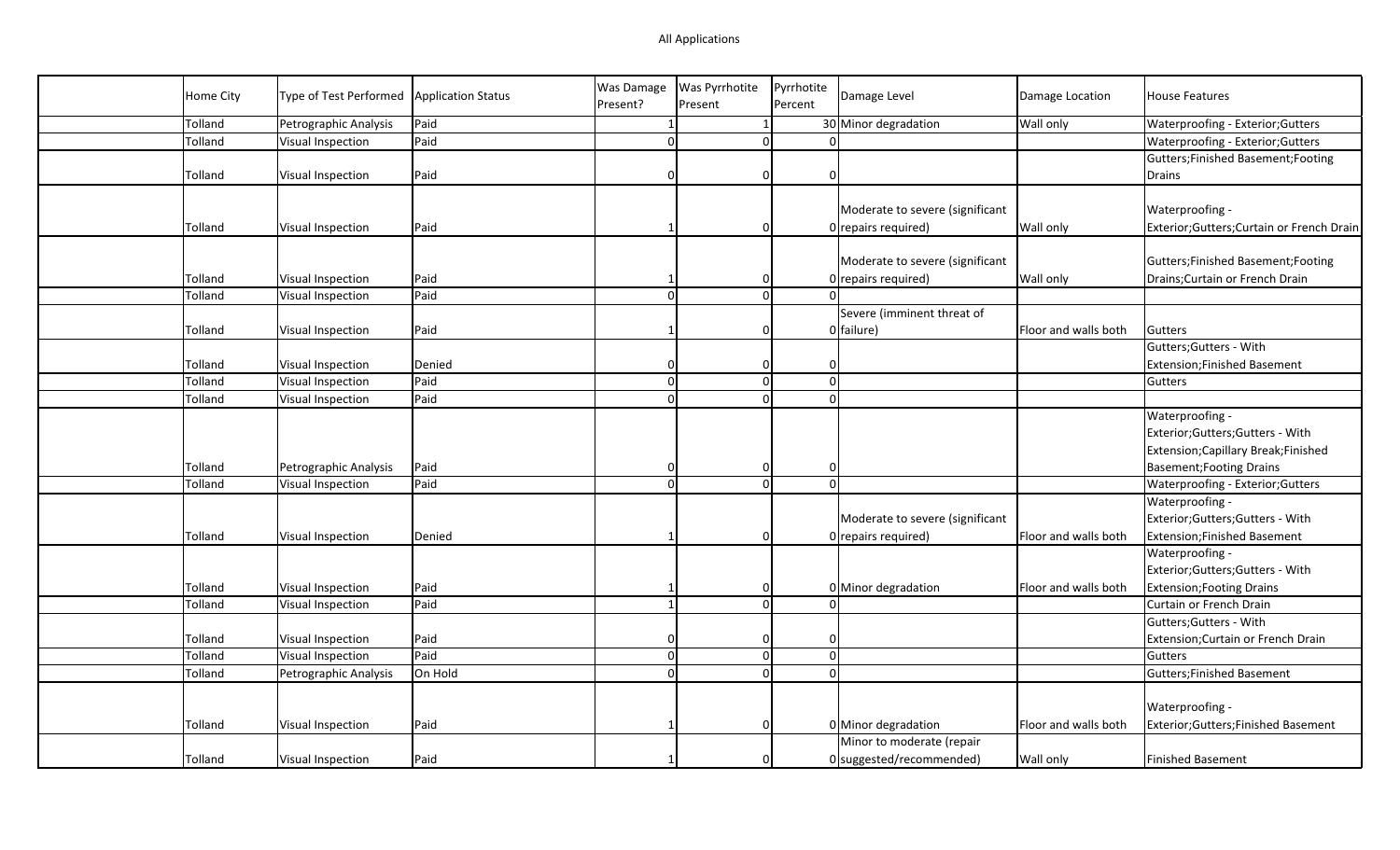All Applications

| | Home City | Type of Test Performed | Application Status | Was Damage Present? | Was Pyrrhotite Present | Pyrrhotite Percent | Damage Level | Damage Location | House Features |
|---|---|---|---|---|---|---|---|---|---|
| | Tolland | Petrographic Analysis | Paid | 1 | 1 | 30 | Minor degradation | Wall only | Waterproofing - Exterior;Gutters |
| | Tolland | Visual Inspection | Paid | 0 | 0 | 0 | | | Waterproofing - Exterior;Gutters |
| | Tolland | Visual Inspection | Paid | 0 | 0 | 0 | | | Gutters;Finished Basement;Footing Drains |
| | Tolland | Visual Inspection | Paid | 1 | 0 | 0 | Moderate to severe (significant repairs required) | Wall only | Waterproofing - Exterior;Gutters;Curtain or French Drain |
| | Tolland | Visual Inspection | Paid | 1 | 0 | 0 | Moderate to severe (significant repairs required) | Wall only | Gutters;Finished Basement;Footing Drains;Curtain or French Drain |
| | Tolland | Visual Inspection | Paid | 0 | 0 | 0 | | | |
| | Tolland | Visual Inspection | Paid | 1 | 0 | 0 | Severe (imminent threat of failure) | Floor and walls both | Gutters |
| | Tolland | Visual Inspection | Denied | 0 | 0 | 0 | | | Gutters;Gutters - With Extension;Finished Basement |
| | Tolland | Visual Inspection | Paid | 0 | 0 | 0 | | | Gutters |
| | Tolland | Visual Inspection | Paid | 0 | 0 | 0 | | | |
| | Tolland | Petrographic Analysis | Paid | 0 | 0 | 0 | | | Waterproofing - Exterior;Gutters;Gutters - With Extension;Capillary Break;Finished Basement;Footing Drains |
| | Tolland | Visual Inspection | Paid | 0 | 0 | 0 | | | Waterproofing - Exterior;Gutters |
| | Tolland | Visual Inspection | Denied | 1 | 0 | 0 | Moderate to severe (significant repairs required) | Floor and walls both | Waterproofing - Exterior;Gutters;Gutters - With Extension;Finished Basement |
| | Tolland | Visual Inspection | Paid | 1 | 0 | 0 | Minor degradation | Floor and walls both | Waterproofing - Exterior;Gutters;Gutters - With Extension;Footing Drains |
| | Tolland | Visual Inspection | Paid | 1 | 0 | 0 | | | Curtain or French Drain |
| | Tolland | Visual Inspection | Paid | 0 | 0 | 0 | | | Gutters;Gutters - With Extension;Curtain or French Drain |
| | Tolland | Visual Inspection | Paid | 0 | 0 | 0 | | | Gutters |
| | Tolland | Petrographic Analysis | On Hold | 0 | 0 | 0 | | | Gutters;Finished Basement |
| | Tolland | Visual Inspection | Paid | 1 | 0 | 0 | Minor degradation | Floor and walls both | Waterproofing - Exterior;Gutters;Finished Basement |
| | Tolland | Visual Inspection | Paid | 1 | 0 | 0 | Minor to moderate (repair suggested/recommended) | Wall only | Finished Basement |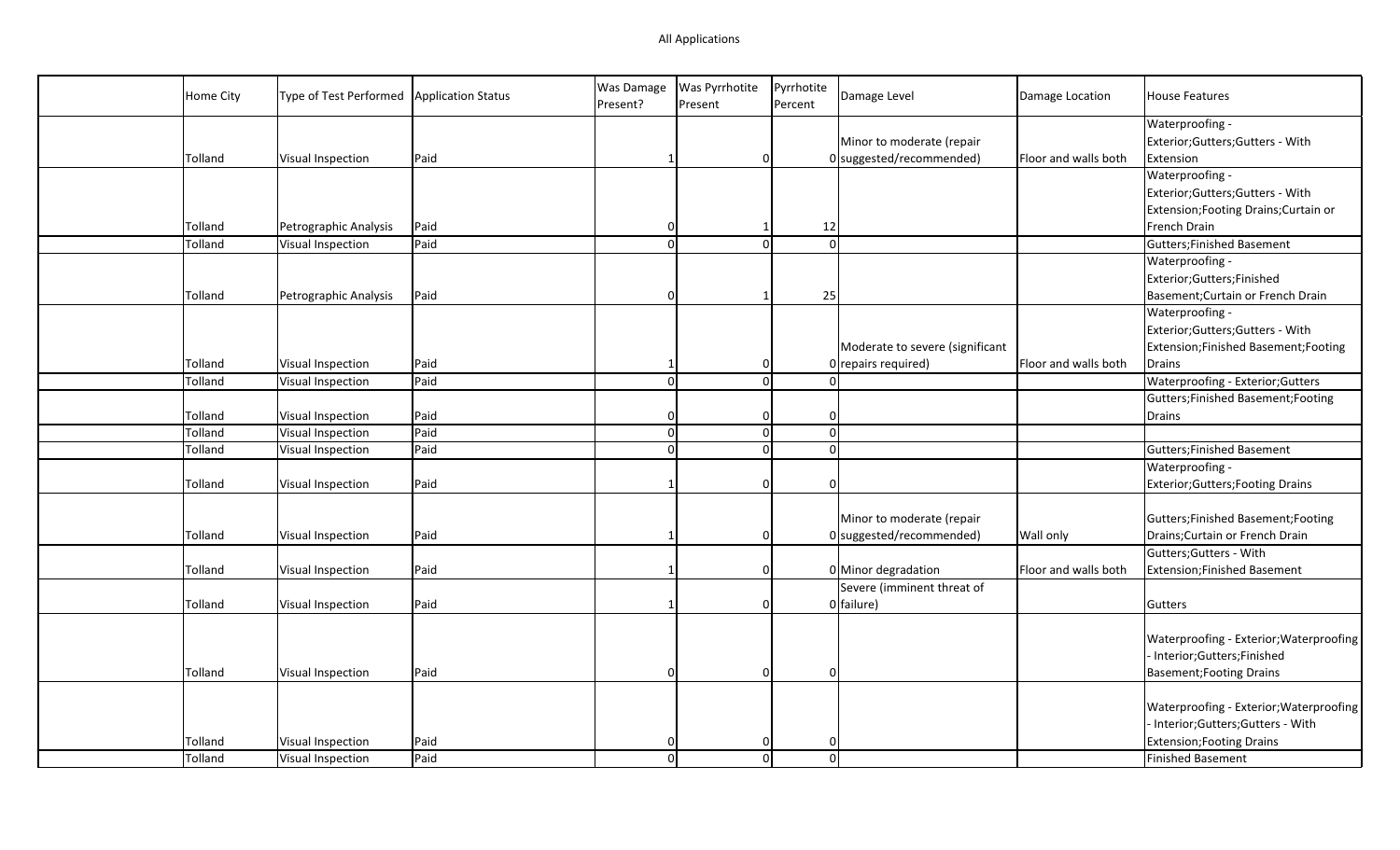All Applications

| | Home City | Type of Test Performed | Application Status | Was Damage Present? | Was Pyrrhotite Present | Pyrrhotite Percent | Damage Level | Damage Location | House Features |
|---|---|---|---|---|---|---|---|---|---|
| | Tolland | Visual Inspection | Paid | 1 | 0 | 0 | Minor to moderate (repair suggested/recommended) | Floor and walls both | Waterproofing - Exterior;Gutters;Gutters - With Extension |
| | Tolland | Petrographic Analysis | Paid | 0 | 1 | 12 | | | Waterproofing - Exterior;Gutters;Gutters - With Extension;Footing Drains;Curtain or French Drain |
| | Tolland | Visual Inspection | Paid | 0 | 0 | 0 | | | Gutters;Finished Basement |
| | Tolland | Petrographic Analysis | Paid | 0 | 1 | 25 | | | Waterproofing - Exterior;Gutters;Finished Basement;Curtain or French Drain |
| | Tolland | Visual Inspection | Paid | 1 | 0 | 0 | Moderate to severe (significant repairs required) | Floor and walls both | Waterproofing - Exterior;Gutters;Gutters - With Extension;Finished Basement;Footing Drains |
| | Tolland | Visual Inspection | Paid | 0 | 0 | 0 | | | Waterproofing - Exterior;Gutters |
| | Tolland | Visual Inspection | Paid | 0 | 0 | 0 | | | Gutters;Finished Basement;Footing Drains |
| | Tolland | Visual Inspection | Paid | 0 | 0 | 0 | | | |
| | Tolland | Visual Inspection | Paid | 0 | 0 | 0 | | | Gutters;Finished Basement |
| | Tolland | Visual Inspection | Paid | 1 | 0 | 0 | | | Waterproofing - Exterior;Gutters;Footing Drains |
| | Tolland | Visual Inspection | Paid | 1 | 0 | 0 | Minor to moderate (repair suggested/recommended) | Wall only | Gutters;Finished Basement;Footing Drains;Curtain or French Drain |
| | Tolland | Visual Inspection | Paid | 1 | 0 | 0 | Minor degradation | Floor and walls both | Gutters;Gutters - With Extension;Finished Basement |
| | Tolland | Visual Inspection | Paid | 1 | 0 | 0 | Severe (imminent threat of failure) | | Gutters |
| | Tolland | Visual Inspection | Paid | 0 | 0 | 0 | | | Waterproofing - Exterior;Waterproofing - Interior;Gutters;Finished Basement;Footing Drains |
| | Tolland | Visual Inspection | Paid | 0 | 0 | 0 | | | Waterproofing - Exterior;Waterproofing - Interior;Gutters;Gutters - With Extension;Footing Drains |
| | Tolland | Visual Inspection | Paid | 0 | 0 | 0 | | | Finished Basement |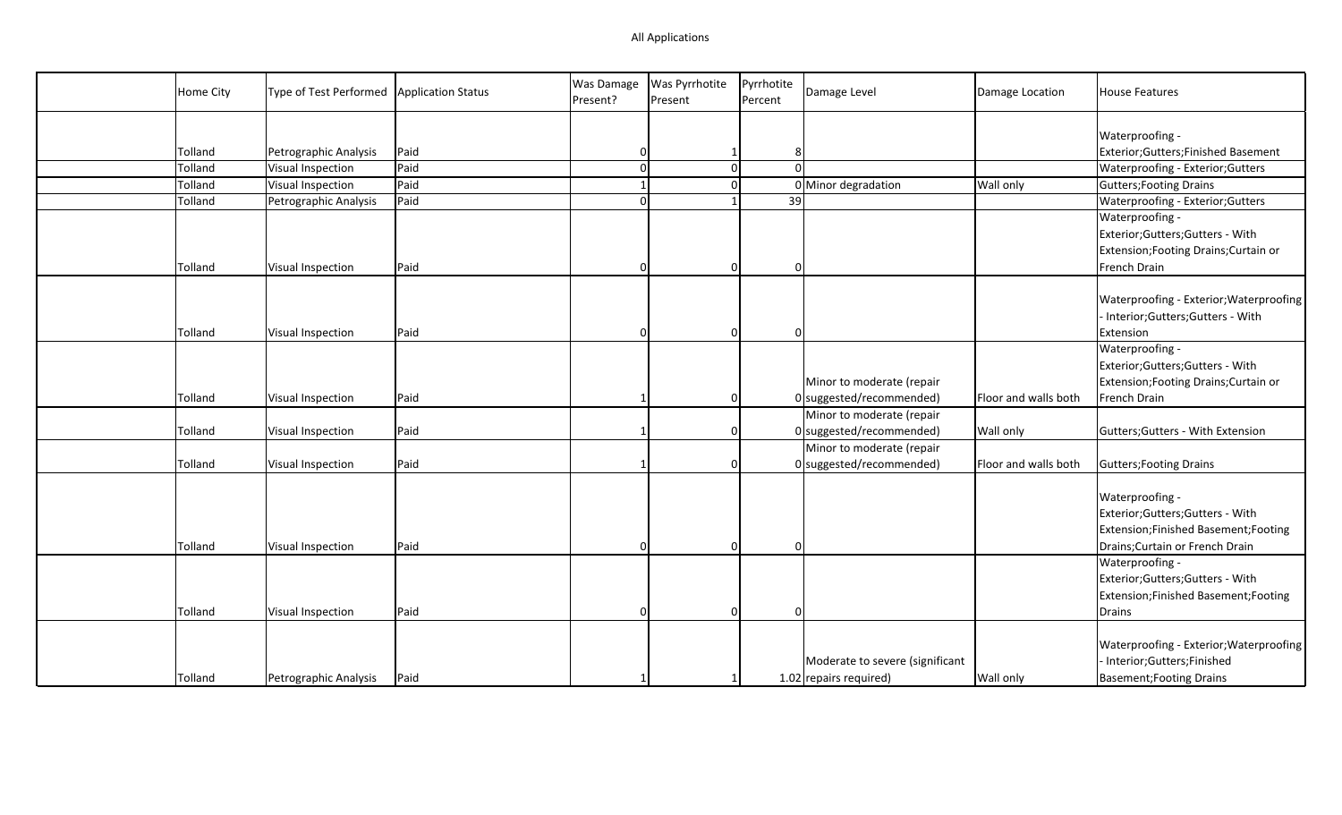All Applications

| | Home City | Type of Test Performed | Application Status | Was Damage Present? | Was Pyrrhotite Present | Pyrrhotite Percent | Damage Level | Damage Location | House Features |
|---|---|---|---|---|---|---|---|---|---|
| | Tolland | Petrographic Analysis | Paid | 0 | 1 | 8 | | | Waterproofing - Exterior;Gutters;Finished Basement |
| | Tolland | Visual Inspection | Paid | 0 | 0 | 0 | | | Waterproofing - Exterior;Gutters |
| | Tolland | Visual Inspection | Paid | 1 | 0 | 0 | Minor degradation | Wall only | Gutters;Footing Drains |
| | Tolland | Petrographic Analysis | Paid | 0 | 1 | 39 | | | Waterproofing - Exterior;Gutters |
| | Tolland | Visual Inspection | Paid | 0 | 0 | 0 | | | Waterproofing - Exterior;Gutters;Gutters - With Extension;Footing Drains;Curtain or French Drain |
| | Tolland | Visual Inspection | Paid | 0 | 0 | 0 | | | Waterproofing - Exterior;Waterproofing - Interior;Gutters;Gutters - With Extension |
| | Tolland | Visual Inspection | Paid | 1 | 0 | 0 | Minor to moderate (repair suggested/recommended) | Floor and walls both | Waterproofing - Exterior;Gutters;Gutters - With Extension;Footing Drains;Curtain or French Drain |
| | Tolland | Visual Inspection | Paid | 1 | 0 | 0 | Minor to moderate (repair suggested/recommended) | Wall only | Gutters;Gutters - With Extension |
| | Tolland | Visual Inspection | Paid | 1 | 0 | 0 | Minor to moderate (repair suggested/recommended) | Floor and walls both | Gutters;Footing Drains |
| | Tolland | Visual Inspection | Paid | 0 | 0 | 0 | | | Waterproofing - Exterior;Gutters;Gutters - With Extension;Finished Basement;Footing Drains;Curtain or French Drain |
| | Tolland | Visual Inspection | Paid | 0 | 0 | 0 | | | Waterproofing - Exterior;Gutters;Gutters - With Extension;Finished Basement;Footing Drains |
| | Tolland | Petrographic Analysis | Paid | 1 | 1 | 1.02 | Moderate to severe (significant repairs required) | Wall only | Waterproofing - Exterior;Waterproofing - Interior;Gutters;Finished Basement;Footing Drains |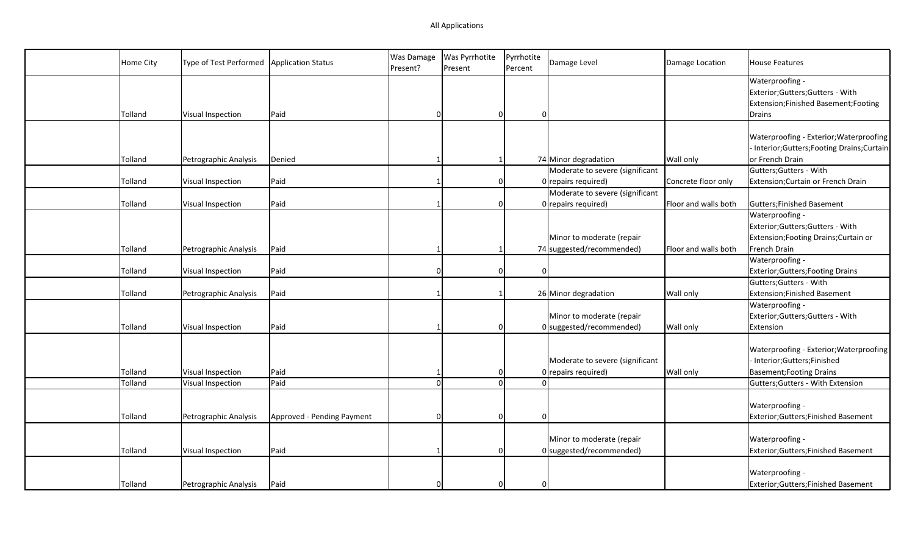All Applications

| | Home City | Type of Test Performed | Application Status | Was Damage Present? | Was Pyrrhotite Present | Pyrrhotite Percent | Damage Level | Damage Location | House Features |
|---|---|---|---|---|---|---|---|---|---|
| | Tolland | Visual Inspection | Paid | 0 | 0 | 0 | | | Waterproofing - Exterior;Gutters;Gutters - With Extension;Finished Basement;Footing Drains |
| | Tolland | Petrographic Analysis | Denied | 1 | 1 | 74 | Minor degradation | Wall only | Waterproofing - Exterior;Waterproofing - Interior;Gutters;Footing Drains;Curtain or French Drain |
| | Tolland | Visual Inspection | Paid | 1 | 0 | 0 | Moderate to severe (significant repairs required) | Concrete floor only | Gutters;Gutters - With Extension;Curtain or French Drain |
| | Tolland | Visual Inspection | Paid | 1 | 0 | 0 | Moderate to severe (significant repairs required) | Floor and walls both | Gutters;Finished Basement |
| | Tolland | Petrographic Analysis | Paid | 1 | 1 | 74 | Minor to moderate (repair suggested/recommended) | Floor and walls both | Waterproofing - Exterior;Gutters;Gutters - With Extension;Footing Drains;Curtain or French Drain |
| | Tolland | Visual Inspection | Paid | 0 | 0 | 0 | | | Waterproofing - Exterior;Gutters;Footing Drains |
| | Tolland | Petrographic Analysis | Paid | 1 | 1 | 26 | Minor degradation | Wall only | Gutters;Gutters - With Extension;Finished Basement |
| | Tolland | Visual Inspection | Paid | 1 | 0 | 0 | Minor to moderate (repair suggested/recommended) | Wall only | Waterproofing - Exterior;Gutters;Gutters - With Extension |
| | Tolland | Visual Inspection | Paid | 1 | 0 | 0 | Moderate to severe (significant repairs required) | Wall only | Waterproofing - Exterior;Waterproofing - Interior;Gutters;Finished Basement;Footing Drains |
| | Tolland | Visual Inspection | Paid | 0 | 0 | 0 | | | Gutters;Gutters - With Extension |
| | Tolland | Petrographic Analysis | Approved - Pending Payment | 0 | 0 | 0 | | | Waterproofing - Exterior;Gutters;Finished Basement |
| | Tolland | Visual Inspection | Paid | 1 | 0 | 0 | Minor to moderate (repair suggested/recommended) | | Waterproofing - Exterior;Gutters;Finished Basement |
| | Tolland | Petrographic Analysis | Paid | 0 | 0 | 0 | | | Waterproofing - Exterior;Gutters;Finished Basement |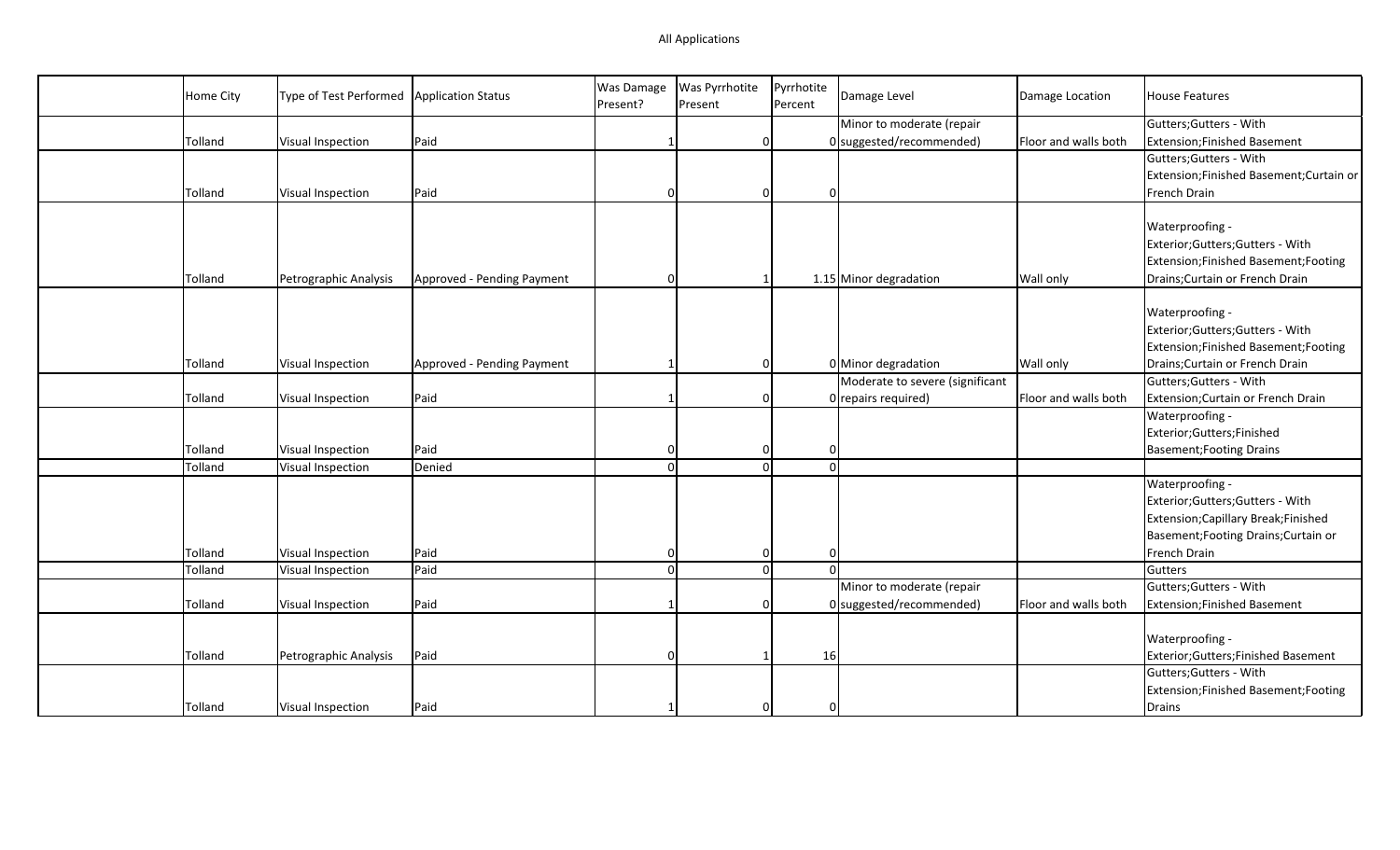All Applications

| | Home City | Type of Test Performed | Application Status | Was Damage Present? | Was Pyrrhotite Present | Pyrrhotite Percent | Damage Level | Damage Location | House Features |
|---|---|---|---|---|---|---|---|---|---|
| | Tolland | Visual Inspection | Paid | 1 | 0 | 0 | Minor to moderate (repair suggested/recommended) | Floor and walls both | Gutters;Gutters - With Extension;Finished Basement |
| | Tolland | Visual Inspection | Paid | 0 | 0 | 0 | | | Gutters;Gutters - With Extension;Finished Basement;Curtain or French Drain |
| | Tolland | Petrographic Analysis | Approved - Pending Payment | 0 | 1 | 1.15 | Minor degradation | Wall only | Waterproofing - Exterior;Gutters;Gutters - With Extension;Finished Basement;Footing Drains;Curtain or French Drain |
| | Tolland | Visual Inspection | Approved - Pending Payment | 1 | 0 | 0 | Minor degradation | Wall only | Waterproofing - Exterior;Gutters;Gutters - With Extension;Finished Basement;Footing Drains;Curtain or French Drain |
| | Tolland | Visual Inspection | Paid | 1 | 0 | 0 | Moderate to severe (significant repairs required) | Floor and walls both | Gutters;Gutters - With Extension;Curtain or French Drain |
| | Tolland | Visual Inspection | Paid | 0 | 0 | 0 | | | Waterproofing - Exterior;Gutters;Finished Basement;Footing Drains |
| | Tolland | Visual Inspection | Denied | 0 | 0 | 0 | | | |
| | Tolland | Visual Inspection | Paid | 0 | 0 | 0 | | | Waterproofing - Exterior;Gutters;Gutters - With Extension;Capillary Break;Finished Basement;Footing Drains;Curtain or French Drain |
| | Tolland | Visual Inspection | Paid | 0 | 0 | 0 | | | Gutters |
| | Tolland | Visual Inspection | Paid | 1 | 0 | 0 | Minor to moderate (repair suggested/recommended) | Floor and walls both | Gutters;Gutters - With Extension;Finished Basement |
| | Tolland | Petrographic Analysis | Paid | 0 | 1 | 16 | | | Waterproofing - Exterior;Gutters;Finished Basement |
| | Tolland | Visual Inspection | Paid | 1 | 0 | 0 | | | Gutters;Gutters - With Extension;Finished Basement;Footing Drains |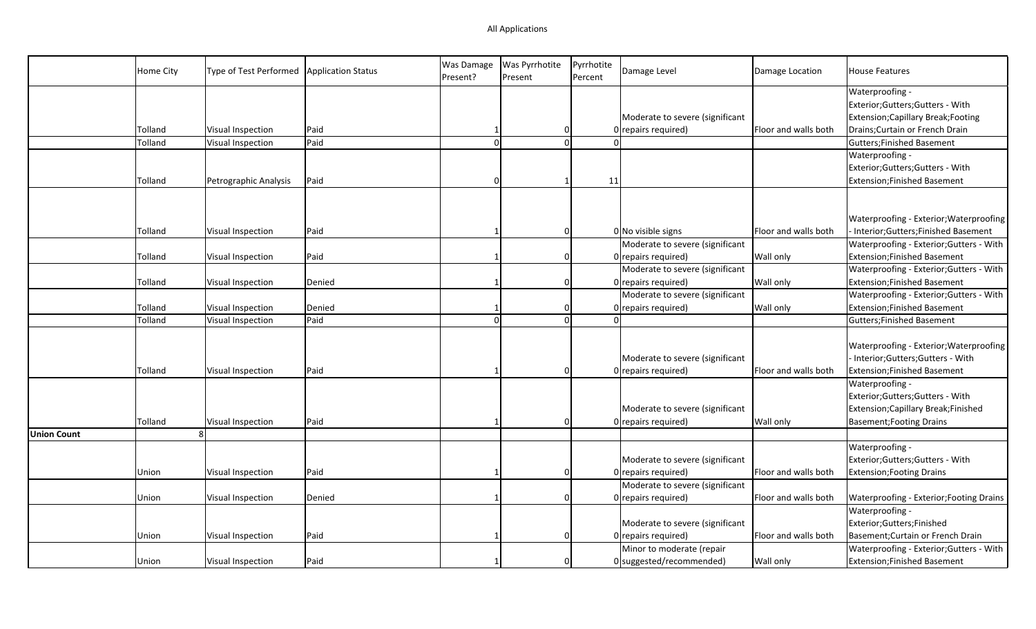All Applications

| | Home City | Type of Test Performed | Application Status | Was Damage Present? | Was Pyrrhotite Present | Pyrrhotite Percent | Damage Level | Damage Location | House Features |
|---|---|---|---|---|---|---|---|---|---|
| | Tolland | Visual Inspection | Paid | 1 | 0 | 0 | Moderate to severe (significant repairs required) | Floor and walls both | Waterproofing - Exterior;Gutters;Gutters - With Extension;Capillary Break;Footing Drains;Curtain or French Drain |
| | Tolland | Visual Inspection | Paid | 0 | 0 | 0 | | | Gutters;Finished Basement |
| | Tolland | Petrographic Analysis | Paid | 0 | 1 | 11 | | | Waterproofing - Exterior;Gutters;Gutters - With Extension;Finished Basement |
| | Tolland | Visual Inspection | Paid | 1 | 0 | 0 | No visible signs | Floor and walls both | Waterproofing - Exterior;Waterproofing - Interior;Gutters;Finished Basement |
| | Tolland | Visual Inspection | Paid | 1 | 0 | 0 | Moderate to severe (significant repairs required) | Wall only | Waterproofing - Exterior;Gutters - With Extension;Finished Basement |
| | Tolland | Visual Inspection | Denied | 1 | 0 | 0 | Moderate to severe (significant repairs required) | Wall only | Waterproofing - Exterior;Gutters - With Extension;Finished Basement |
| | Tolland | Visual Inspection | Denied | 1 | 0 | 0 | Moderate to severe (significant repairs required) | Wall only | Waterproofing - Exterior;Gutters - With Extension;Finished Basement |
| | Tolland | Visual Inspection | Paid | 0 | 0 | 0 | | | Gutters;Finished Basement |
| | Tolland | Visual Inspection | Paid | 1 | 0 | 0 | Moderate to severe (significant repairs required) | Floor and walls both | Waterproofing - Exterior;Waterproofing - Interior;Gutters;Gutters - With Extension;Finished Basement |
| | Tolland | Visual Inspection | Paid | 1 | 0 | 0 | Moderate to severe (significant repairs required) | Wall only | Waterproofing - Exterior;Gutters;Gutters - With Extension;Capillary Break;Finished Basement;Footing Drains |
| **Union Count** | 8 | | | | | | | | |
| | Union | Visual Inspection | Paid | 1 | 0 | 0 | Moderate to severe (significant repairs required) | Floor and walls both | Waterproofing - Exterior;Gutters;Gutters - With Extension;Footing Drains |
| | Union | Visual Inspection | Denied | 1 | 0 | 0 | Moderate to severe (significant repairs required) | Floor and walls both | Waterproofing - Exterior;Footing Drains |
| | Union | Visual Inspection | Paid | 1 | 0 | 0 | Moderate to severe (significant repairs required) | Floor and walls both | Waterproofing - Exterior;Gutters;Finished Basement;Curtain or French Drain |
| | Union | Visual Inspection | Paid | 1 | 0 | 0 | Minor to moderate (repair suggested/recommended) | Wall only | Waterproofing - Exterior;Gutters - With Extension;Finished Basement |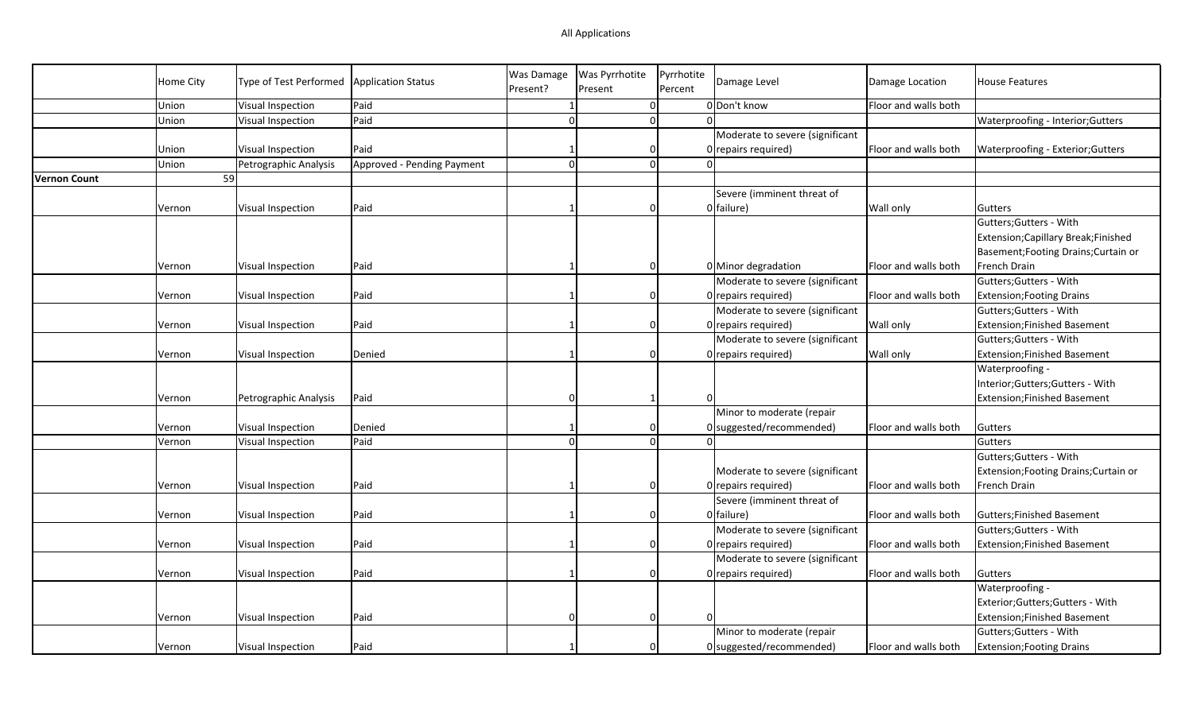All Applications

| | Home City | Type of Test Performed | Application Status | Was Damage Present? | Was Pyrrhotite Present | Pyrrhotite Percent | Damage Level | Damage Location | House Features |
|---|---|---|---|---|---|---|---|---|---|
| | Union | Visual Inspection | Paid | 1 | 0 | 0 | Don't know | Floor and walls both | |
| | Union | Visual Inspection | Paid | 0 | 0 | 0 | | | Waterproofing - Interior;Gutters |
| | Union | Visual Inspection | Paid | 1 | 0 | 0 | Moderate to severe (significant repairs required) | Floor and walls both | Waterproofing - Exterior;Gutters |
| | Union | Petrographic Analysis | Approved - Pending Payment | 0 | 0 | 0 | | | |
| **Vernon Count** | 59 | | | | | | | | |
| | Vernon | Visual Inspection | Paid | 1 | 0 | 0 | Severe (imminent threat of failure) | Wall only | Gutters |
| | Vernon | Visual Inspection | Paid | 1 | 0 | 0 | Minor degradation | Floor and walls both | Gutters;Gutters - With Extension;Capillary Break;Finished Basement;Footing Drains;Curtain or French Drain |
| | Vernon | Visual Inspection | Paid | 1 | 0 | 0 | Moderate to severe (significant repairs required) | Floor and walls both | Gutters;Gutters - With Extension;Footing Drains |
| | Vernon | Visual Inspection | Paid | 1 | 0 | 0 | Moderate to severe (significant repairs required) | Wall only | Gutters;Gutters - With Extension;Finished Basement |
| | Vernon | Visual Inspection | Denied | 1 | 0 | 0 | Moderate to severe (significant repairs required) | Wall only | Gutters;Gutters - With Extension;Finished Basement |
| | Vernon | Petrographic Analysis | Paid | 0 | 1 | 0 | | | Waterproofing - Interior;Gutters;Gutters - With Extension;Finished Basement |
| | Vernon | Visual Inspection | Denied | 1 | 0 | 0 | Minor to moderate (repair suggested/recommended) | Floor and walls both | Gutters |
| | Vernon | Visual Inspection | Paid | 0 | 0 | 0 | | | Gutters |
| | Vernon | Visual Inspection | Paid | 1 | 0 | 0 | Moderate to severe (significant repairs required) | Floor and walls both | Gutters;Gutters - With Extension;Footing Drains;Curtain or French Drain |
| | Vernon | Visual Inspection | Paid | 1 | 0 | 0 | Severe (imminent threat of failure) | Floor and walls both | Gutters;Finished Basement |
| | Vernon | Visual Inspection | Paid | 1 | 0 | 0 | Moderate to severe (significant repairs required) | Floor and walls both | Gutters;Gutters - With Extension;Finished Basement |
| | Vernon | Visual Inspection | Paid | 1 | 0 | 0 | Moderate to severe (significant repairs required) | Floor and walls both | Gutters |
| | Vernon | Visual Inspection | Paid | 0 | 0 | 0 | | | Waterproofing - Exterior;Gutters;Gutters - With Extension;Finished Basement |
| | Vernon | Visual Inspection | Paid | 1 | 0 | 0 | Minor to moderate (repair suggested/recommended) | Floor and walls both | Gutters;Gutters - With Extension;Footing Drains |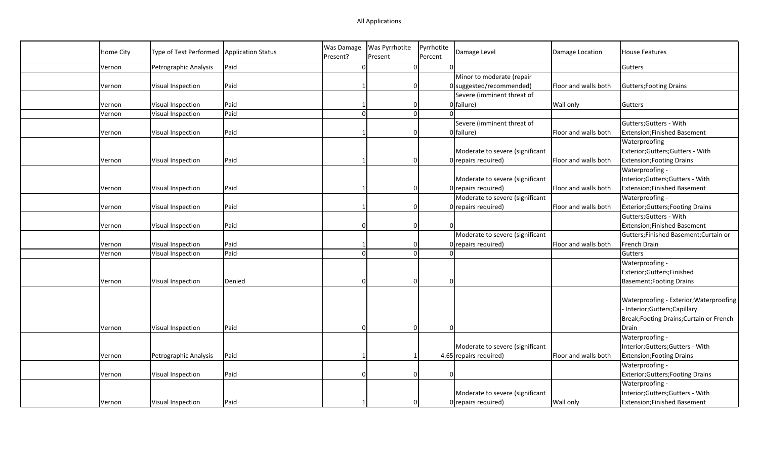All Applications

| | Home City | Type of Test Performed | Application Status | Was Damage Present? | Was Pyrrhotite Present | Pyrrhotite Percent | Damage Level | Damage Location | House Features |
|---|---|---|---|---|---|---|---|---|---|
| | Vernon | Petrographic Analysis | Paid | 0 | 0 | 0 | | | Gutters |
| | Vernon | Visual Inspection | Paid | 1 | 0 | 0 | Minor to moderate (repair suggested/recommended) | Floor and walls both | Gutters;Footing Drains |
| | Vernon | Visual Inspection | Paid | 1 | 0 | 0 | Severe (imminent threat of failure) | Wall only | Gutters |
| | Vernon | Visual Inspection | Paid | 0 | 0 | 0 | | | |
| | Vernon | Visual Inspection | Paid | 1 | 0 | 0 | Severe (imminent threat of failure) | Floor and walls both | Gutters;Gutters - With Extension;Finished Basement |
| | Vernon | Visual Inspection | Paid | 1 | 0 | 0 | Moderate to severe (significant repairs required) | Floor and walls both | Waterproofing - Exterior;Gutters;Gutters - With Extension;Footing Drains |
| | Vernon | Visual Inspection | Paid | 1 | 0 | 0 | Moderate to severe (significant repairs required) | Floor and walls both | Waterproofing - Interior;Gutters;Gutters - With Extension;Finished Basement |
| | Vernon | Visual Inspection | Paid | 1 | 0 | 0 | Moderate to severe (significant repairs required) | Floor and walls both | Waterproofing - Exterior;Gutters;Footing Drains |
| | Vernon | Visual Inspection | Paid | 0 | 0 | 0 | | | Gutters;Gutters - With Extension;Finished Basement |
| | Vernon | Visual Inspection | Paid | 1 | 0 | 0 | Moderate to severe (significant repairs required) | Floor and walls both | Gutters;Finished Basement;Curtain or French Drain |
| | Vernon | Visual Inspection | Paid | 0 | 0 | 0 | | | Gutters |
| | Vernon | Visual Inspection | Denied | 0 | 0 | 0 | | | Waterproofing - Exterior;Gutters;Finished Basement;Footing Drains |
| | Vernon | Visual Inspection | Paid | 0 | 0 | 0 | | | Waterproofing - Exterior;Waterproofing - Interior;Gutters;Capillary Break;Footing Drains;Curtain or French Drain |
| | Vernon | Petrographic Analysis | Paid | 1 | 1 | 4.65 | Moderate to severe (significant repairs required) | Floor and walls both | Waterproofing - Interior;Gutters;Gutters - With Extension;Footing Drains |
| | Vernon | Visual Inspection | Paid | 0 | 0 | 0 | | | Waterproofing - Exterior;Gutters;Footing Drains |
| | Vernon | Visual Inspection | Paid | 1 | 0 | 0 | Moderate to severe (significant repairs required) | Wall only | Waterproofing - Interior;Gutters;Gutters - With Extension;Finished Basement |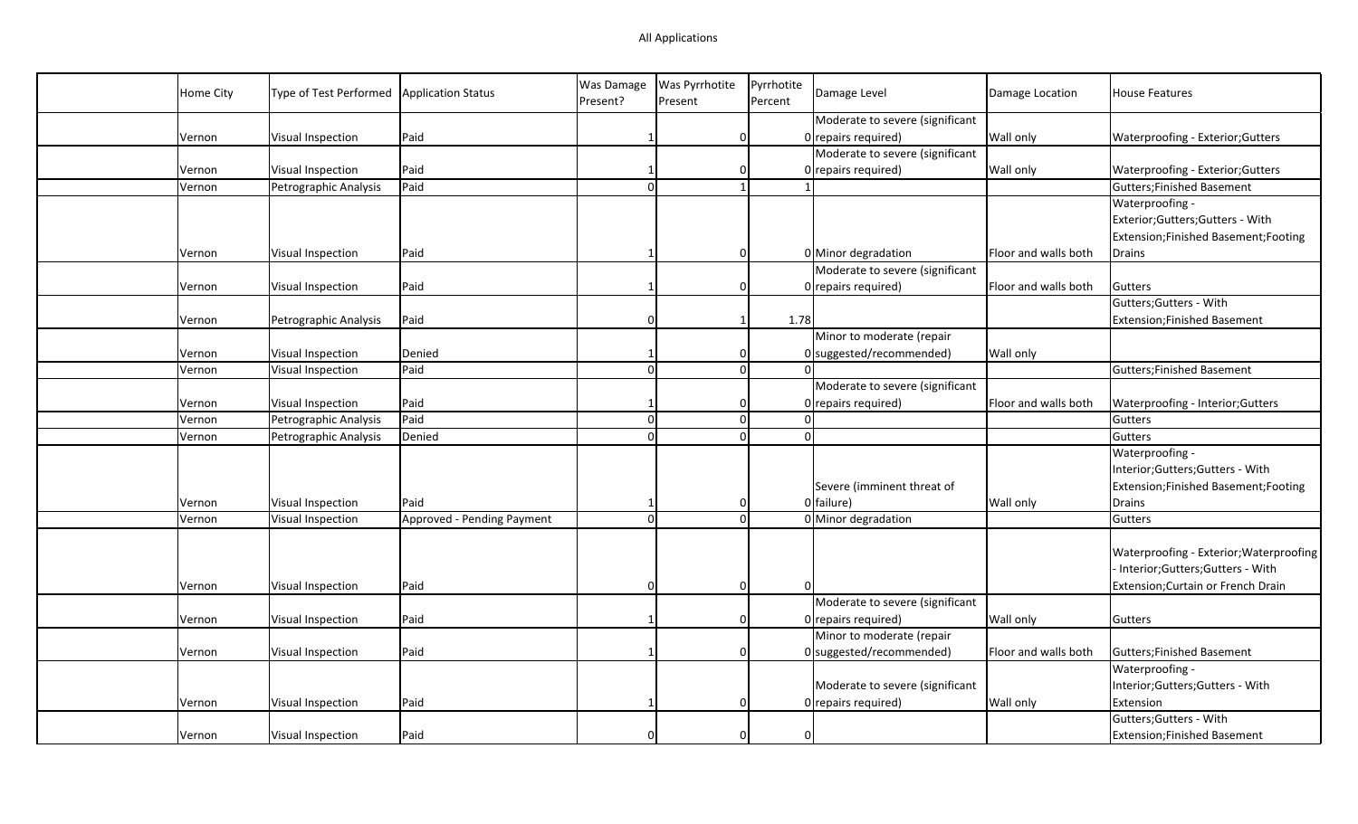All Applications

| | Home City | Type of Test Performed | Application Status | Was Damage Present? | Was Pyrrhotite Present | Pyrrhotite Percent | Damage Level | Damage Location | House Features |
|---|---|---|---|---|---|---|---|---|---|
| | Vernon | Visual Inspection | Paid | 1 | 0 | 0 | Moderate to severe (significant repairs required) | Wall only | Waterproofing - Exterior;Gutters |
| | Vernon | Visual Inspection | Paid | 1 | 0 | 0 | Moderate to severe (significant repairs required) | Wall only | Waterproofing - Exterior;Gutters |
| | Vernon | Petrographic Analysis | Paid | 0 | 1 | 1 | | | Gutters;Finished Basement |
| | Vernon | Visual Inspection | Paid | 1 | 0 | 0 | Minor degradation | Floor and walls both | Waterproofing - Exterior;Gutters;Gutters - With Extension;Finished Basement;Footing Drains |
| | Vernon | Visual Inspection | Paid | 1 | 0 | 0 | Moderate to severe (significant repairs required) | Floor and walls both | Gutters |
| | Vernon | Petrographic Analysis | Paid | 0 | 1 | 1.78 | | | Gutters;Gutters - With Extension;Finished Basement |
| | Vernon | Visual Inspection | Denied | 1 | 0 | 0 | Minor to moderate (repair suggested/recommended) | Wall only | |
| | Vernon | Visual Inspection | Paid | 0 | 0 | 0 | | | Gutters;Finished Basement |
| | Vernon | Visual Inspection | Paid | 1 | 0 | 0 | Moderate to severe (significant repairs required) | Floor and walls both | Waterproofing - Interior;Gutters |
| | Vernon | Petrographic Analysis | Paid | 0 | 0 | 0 | | | Gutters |
| | Vernon | Petrographic Analysis | Denied | 0 | 0 | 0 | | | Gutters |
| | Vernon | Visual Inspection | Paid | 1 | 0 | 0 | Severe (imminent threat of failure) | Wall only | Waterproofing - Interior;Gutters;Gutters - With Extension;Finished Basement;Footing Drains |
| | Vernon | Visual Inspection | Approved - Pending Payment | 0 | 0 | 0 | Minor degradation | | Gutters |
| | Vernon | Visual Inspection | Paid | 0 | 0 | 0 | | | Waterproofing - Exterior;Waterproofing - Interior;Gutters;Gutters - With Extension;Curtain or French Drain |
| | Vernon | Visual Inspection | Paid | 1 | 0 | 0 | Moderate to severe (significant repairs required) | Wall only | Gutters |
| | Vernon | Visual Inspection | Paid | 1 | 0 | 0 | Minor to moderate (repair suggested/recommended) | Floor and walls both | Gutters;Finished Basement |
| | Vernon | Visual Inspection | Paid | 1 | 0 | 0 | Moderate to severe (significant repairs required) | Wall only | Waterproofing - Interior;Gutters;Gutters - With Extension |
| | Vernon | Visual Inspection | Paid | 0 | 0 | 0 | | | Gutters;Gutters - With Extension;Finished Basement |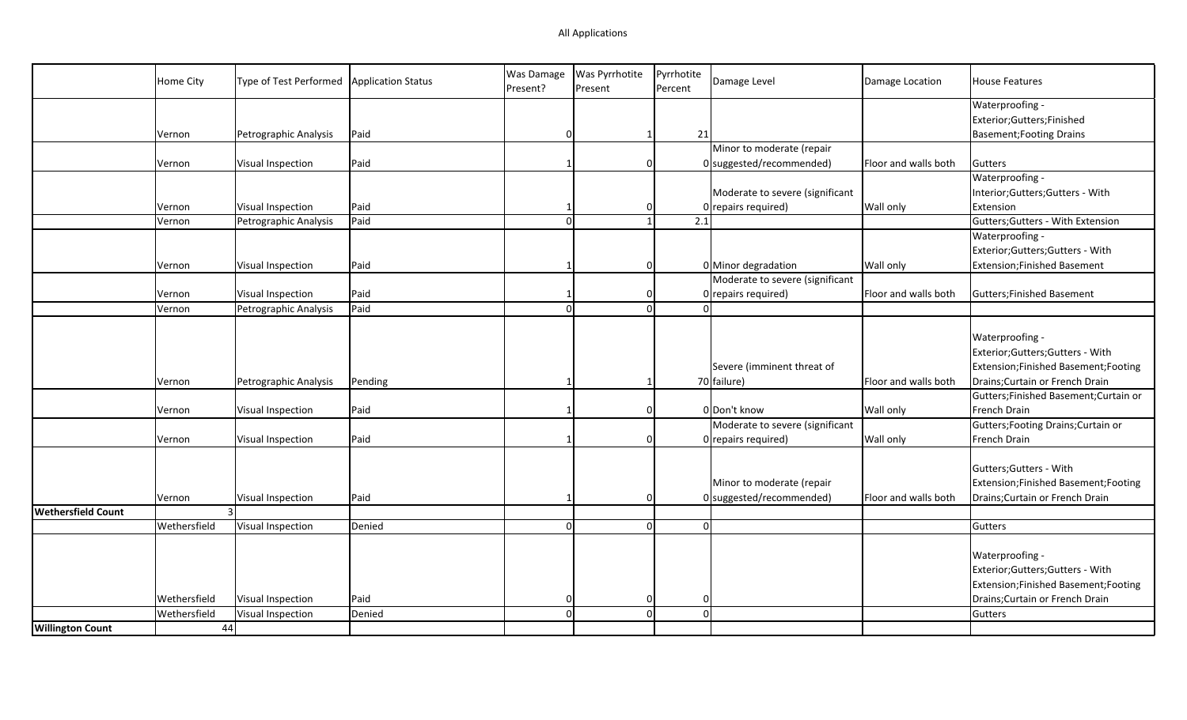All Applications

| | Home City | Type of Test Performed | Application Status | Was Damage Present? | Was Pyrrhotite Present | Pyrrhotite Percent | Damage Level | Damage Location | House Features |
|---|---|---|---|---|---|---|---|---|---|
| | Vernon | Petrographic Analysis | Paid | 0 | 1 | 21 | | | Waterproofing - Exterior;Gutters;Finished Basement;Footing Drains |
| | Vernon | Visual Inspection | Paid | 1 | 0 | 0 | Minor to moderate (repair suggested/recommended) | Floor and walls both | Gutters |
| | Vernon | Visual Inspection | Paid | 1 | 0 | 0 | Moderate to severe (significant repairs required) | Wall only | Waterproofing - Interior;Gutters;Gutters - With Extension |
| | Vernon | Petrographic Analysis | Paid | 0 | 1 | 2.1 | | | Gutters;Gutters - With Extension |
| | Vernon | Visual Inspection | Paid | 1 | 0 | 0 | Minor degradation | Wall only | Waterproofing - Exterior;Gutters;Gutters - With Extension;Finished Basement |
| | Vernon | Visual Inspection | Paid | 1 | 0 | 0 | Moderate to severe (significant repairs required) | Floor and walls both | Gutters;Finished Basement |
| | Vernon | Petrographic Analysis | Paid | 0 | 0 | 0 | | | |
| | Vernon | Petrographic Analysis | Pending | 1 | 1 | 70 | Severe (imminent threat of failure) | Floor and walls both | Waterproofing - Exterior;Gutters;Gutters - With Extension;Finished Basement;Footing Drains;Curtain or French Drain |
| | Vernon | Visual Inspection | Paid | 1 | 0 | 0 | Don't know | Wall only | Gutters;Finished Basement;Curtain or French Drain |
| | Vernon | Visual Inspection | Paid | 1 | 0 | 0 | Moderate to severe (significant repairs required) | Wall only | Gutters;Footing Drains;Curtain or French Drain |
| | Vernon | Visual Inspection | Paid | 1 | 0 | 0 | Minor to moderate (repair suggested/recommended) | Floor and walls both | Gutters;Gutters - With Extension;Finished Basement;Footing Drains;Curtain or French Drain |
| **Wethersfield Count** | 3 | | | | | | | | |
| | Wethersfield | Visual Inspection | Denied | 0 | 0 | 0 | | | Gutters |
| | Wethersfield | Visual Inspection | Paid | 0 | 0 | 0 | | | Waterproofing - Exterior;Gutters;Gutters - With Extension;Finished Basement;Footing Drains;Curtain or French Drain |
| | Wethersfield | Visual Inspection | Denied | 0 | 0 | 0 | | | Gutters |
| **Willington Count** | 44 | | | | | | | | |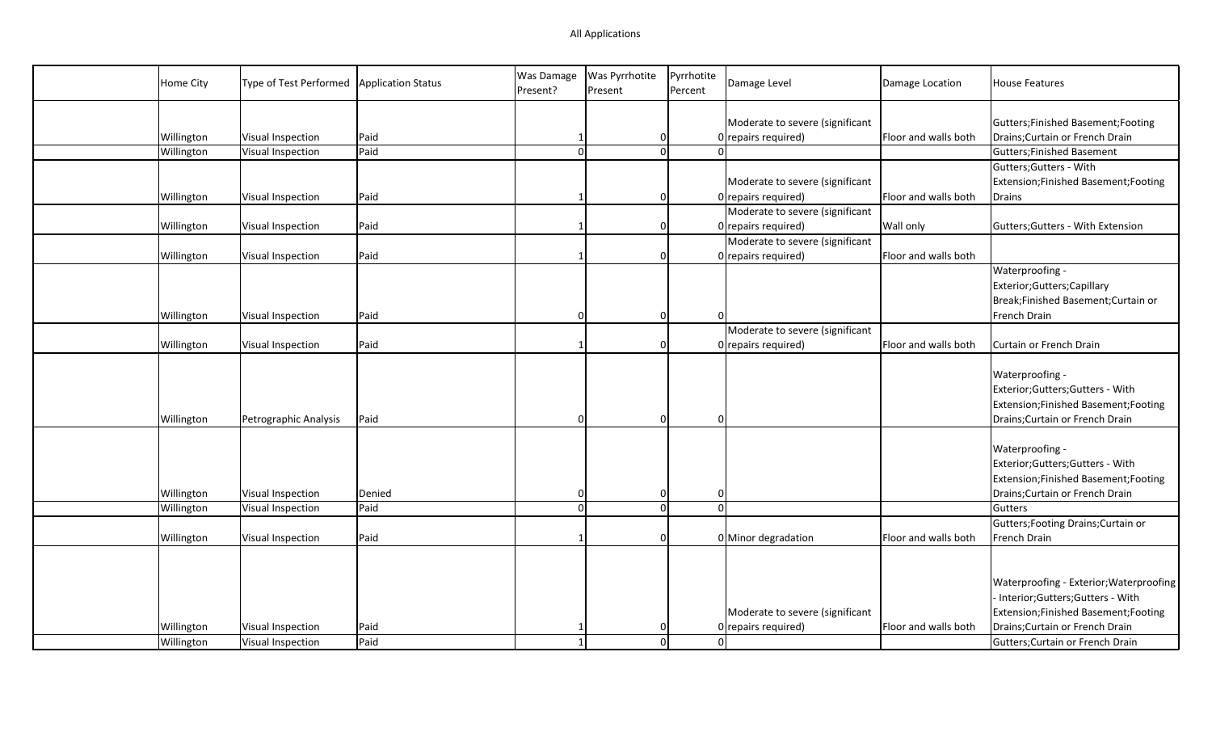All Applications

| | Home City | Type of Test Performed | Application Status | Was Damage Present? | Was Pyrrhotite Present | Pyrrhotite Percent | Damage Level | Damage Location | House Features |
|---|---|---|---|---|---|---|---|---|---|
| | Willington | Visual Inspection | Paid | 1 | 0 | 0 | Moderate to severe (significant repairs required) | Floor and walls both | Gutters;Finished Basement;Footing Drains;Curtain or French Drain |
| | Willington | Visual Inspection | Paid | 0 | 0 | 0 | | | Gutters;Finished Basement |
| | Willington | Visual Inspection | Paid | 1 | 0 | 0 | Moderate to severe (significant repairs required) | Floor and walls both | Gutters;Gutters - With Extension;Finished Basement;Footing Drains |
| | Willington | Visual Inspection | Paid | 1 | 0 | 0 | Moderate to severe (significant repairs required) | Wall only | Gutters;Gutters - With Extension |
| | Willington | Visual Inspection | Paid | 1 | 0 | 0 | Moderate to severe (significant repairs required) | Floor and walls both | |
| | Willington | Visual Inspection | Paid | 0 | 0 | 0 | | | Waterproofing - Exterior;Gutters;Capillary Break;Finished Basement;Curtain or French Drain |
| | Willington | Visual Inspection | Paid | 1 | 0 | 0 | Moderate to severe (significant repairs required) | Floor and walls both | Curtain or French Drain |
| | Willington | Petrographic Analysis | Paid | 0 | 0 | 0 | | | Waterproofing - Exterior;Gutters;Gutters - With Extension;Finished Basement;Footing Drains;Curtain or French Drain |
| | Willington | Visual Inspection | Denied | 0 | 0 | 0 | | | Waterproofing - Exterior;Gutters;Gutters - With Extension;Finished Basement;Footing Drains;Curtain or French Drain |
| | Willington | Visual Inspection | Paid | 0 | 0 | 0 | | | Gutters |
| | Willington | Visual Inspection | Paid | 1 | 0 | 0 | Minor degradation | Floor and walls both | Gutters;Footing Drains;Curtain or French Drain |
| | Willington | Visual Inspection | Paid | 1 | 0 | 0 | Moderate to severe (significant repairs required) | Floor and walls both | Waterproofing - Exterior;Waterproofing - Interior;Gutters;Gutters - With Extension;Finished Basement;Footing Drains;Curtain or French Drain |
| | Willington | Visual Inspection | Paid | 1 | 0 | 0 | | | Gutters;Curtain or French Drain |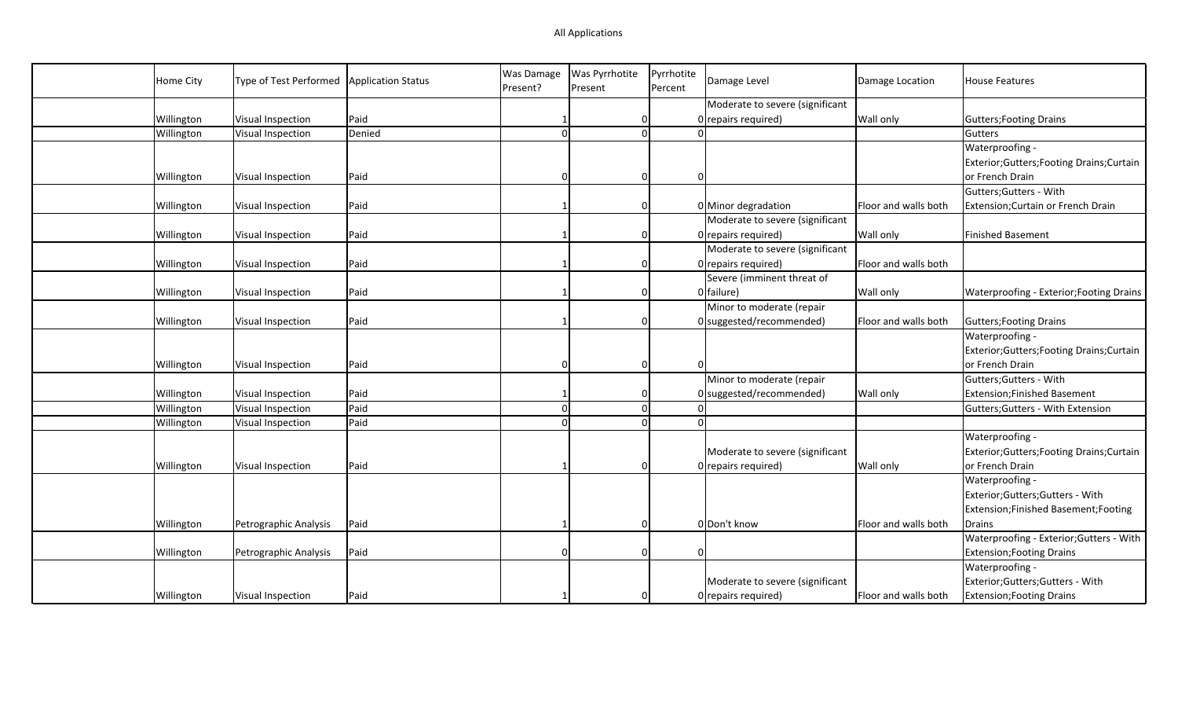All Applications

| | Home City | Type of Test Performed | Application Status | Was Damage Present? | Was Pyrrhotite Present | Pyrrhotite Percent | Damage Level | Damage Location | House Features |
|---|---|---|---|---|---|---|---|---|---|
| | Willington | Visual Inspection | Paid | 1 | 0 | 0 | Moderate to severe (significant repairs required) | Wall only | Gutters;Footing Drains |
| | Willington | Visual Inspection | Denied | 0 | 0 | 0 | | | Gutters |
| | Willington | Visual Inspection | Paid | 0 | 0 | 0 | | | Waterproofing - Exterior;Gutters;Footing Drains;Curtain or French Drain |
| | Willington | Visual Inspection | Paid | 1 | 0 | 0 | Minor degradation | Floor and walls both | Gutters;Gutters - With Extension;Curtain or French Drain |
| | Willington | Visual Inspection | Paid | 1 | 0 | 0 | Moderate to severe (significant repairs required) | Wall only | Finished Basement |
| | Willington | Visual Inspection | Paid | 1 | 0 | 0 | Moderate to severe (significant repairs required) | Floor and walls both | |
| | Willington | Visual Inspection | Paid | 1 | 0 | 0 | Severe (imminent threat of failure) | Wall only | Waterproofing - Exterior;Footing Drains |
| | Willington | Visual Inspection | Paid | 1 | 0 | 0 | Minor to moderate (repair suggested/recommended) | Floor and walls both | Gutters;Footing Drains |
| | Willington | Visual Inspection | Paid | 0 | 0 | 0 | | | Waterproofing - Exterior;Gutters;Footing Drains;Curtain or French Drain |
| | Willington | Visual Inspection | Paid | 1 | 0 | 0 | Minor to moderate (repair suggested/recommended) | Wall only | Gutters;Gutters - With Extension;Finished Basement |
| | Willington | Visual Inspection | Paid | 0 | 0 | 0 | | | Gutters;Gutters - With Extension |
| | Willington | Visual Inspection | Paid | 0 | 0 | 0 | | | |
| | Willington | Visual Inspection | Paid | 1 | 0 | 0 | Moderate to severe (significant repairs required) | Wall only | Waterproofing - Exterior;Gutters;Footing Drains;Curtain or French Drain |
| | Willington | Petrographic Analysis | Paid | 1 | 0 | 0 | Don't know | Floor and walls both | Waterproofing - Exterior;Gutters;Gutters - With Extension;Finished Basement;Footing Drains |
| | Willington | Petrographic Analysis | Paid | 0 | 0 | 0 | | | Waterproofing - Exterior;Gutters - With Extension;Footing Drains |
| | Willington | Visual Inspection | Paid | 1 | 0 | 0 | Moderate to severe (significant repairs required) | Floor and walls both | Waterproofing - Exterior;Gutters;Gutters - With Extension;Footing Drains |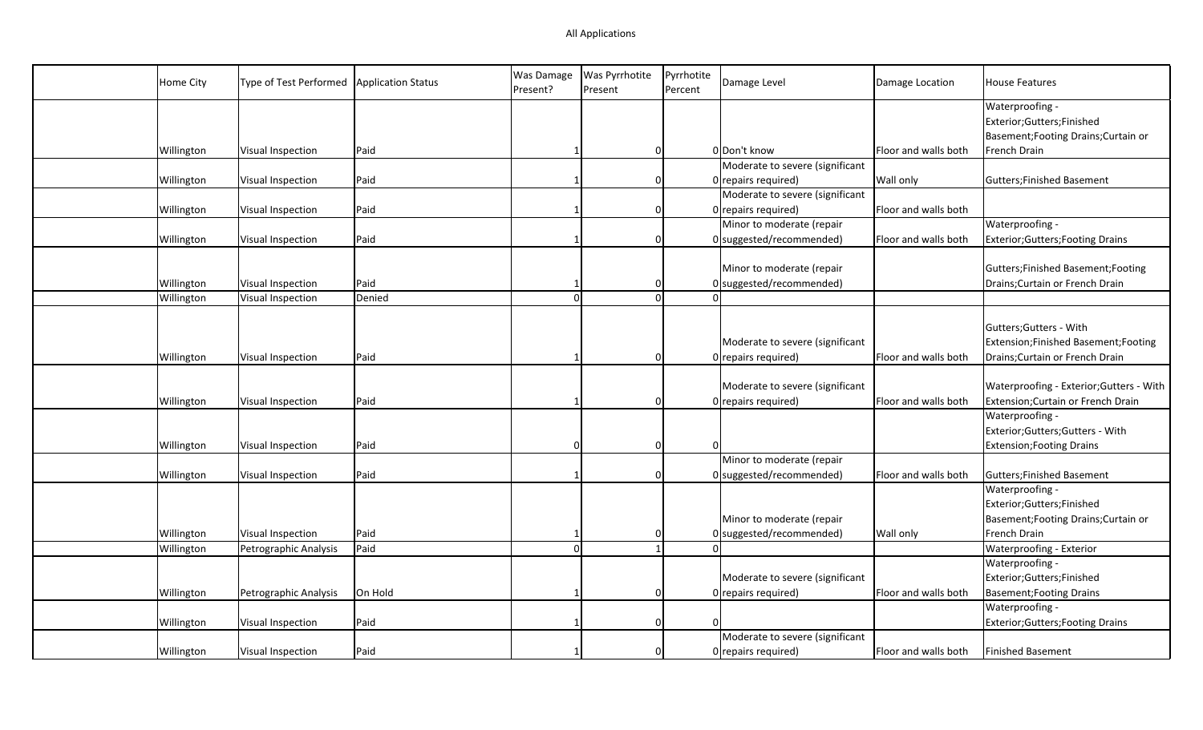All Applications

| | Home City | Type of Test Performed | Application Status | Was Damage Present? | Was Pyrrhotite Present | Pyrrhotite Percent | Damage Level | Damage Location | House Features |
|---|---|---|---|---|---|---|---|---|---|
| | Willington | Visual Inspection | Paid | 1 | 0 | 0 | Don't know | Floor and walls both | Waterproofing - Exterior;Gutters;Finished Basement;Footing Drains;Curtain or French Drain |
| | Willington | Visual Inspection | Paid | 1 | 0 | 0 | Moderate to severe (significant repairs required) | Wall only | Gutters;Finished Basement |
| | Willington | Visual Inspection | Paid | 1 | 0 | 0 | Moderate to severe (significant repairs required) | Floor and walls both | |
| | Willington | Visual Inspection | Paid | 1 | 0 | 0 | Minor to moderate (repair suggested/recommended) | Floor and walls both | Waterproofing - Exterior;Gutters;Footing Drains |
| | Willington | Visual Inspection | Paid | 1 | 0 | 0 | Minor to moderate (repair suggested/recommended) | | Gutters;Finished Basement;Footing Drains;Curtain or French Drain |
| | Willington | Visual Inspection | Denied | 0 | 0 | 0 | | | |
| | Willington | Visual Inspection | Paid | 1 | 0 | 0 | Moderate to severe (significant repairs required) | Floor and walls both | Gutters;Gutters - With Extension;Finished Basement;Footing Drains;Curtain or French Drain |
| | Willington | Visual Inspection | Paid | 1 | 0 | 0 | Moderate to severe (significant repairs required) | Floor and walls both | Waterproofing - Exterior;Gutters - With Extension;Curtain or French Drain |
| | Willington | Visual Inspection | Paid | 0 | 0 | 0 | | | Waterproofing - Exterior;Gutters;Gutters - With Extension;Footing Drains |
| | Willington | Visual Inspection | Paid | 1 | 0 | 0 | Minor to moderate (repair suggested/recommended) | Floor and walls both | Gutters;Finished Basement |
| | Willington | Visual Inspection | Paid | 1 | 0 | 0 | Minor to moderate (repair suggested/recommended) | Wall only | Waterproofing - Exterior;Gutters;Finished Basement;Footing Drains;Curtain or French Drain |
| | Willington | Petrographic Analysis | Paid | 0 | 1 | 0 | | | Waterproofing - Exterior |
| | Willington | Petrographic Analysis | On Hold | 1 | 0 | 0 | Moderate to severe (significant repairs required) | Floor and walls both | Waterproofing - Exterior;Gutters;Finished Basement;Footing Drains |
| | Willington | Visual Inspection | Paid | 1 | 0 | 0 | | | Waterproofing - Exterior;Gutters;Footing Drains |
| | Willington | Visual Inspection | Paid | 1 | 0 | 0 | Moderate to severe (significant repairs required) | Floor and walls both | Finished Basement |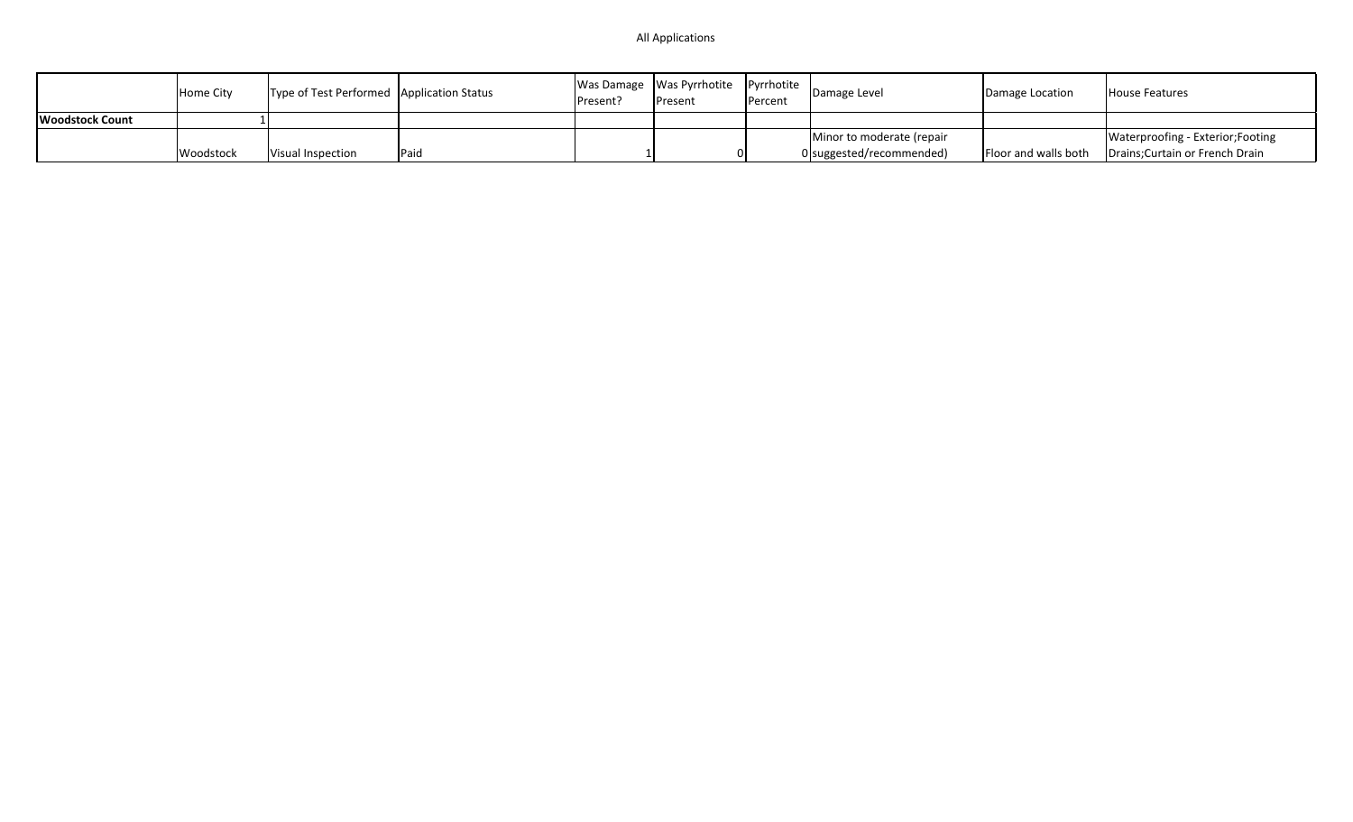| | Home City | Type of Test Performed | Application Status | Was Damage Present? | Was Pyrrhotite Present | Pyrrhotite Percent | Damage Level | Damage Location | House Features |
|---|---|---|---|---|---|---|---|---|---|
| **Woodstock Count** | 1 | | | | | | | | |
| | Woodstock | Visual Inspection | Paid | 1 | 0 | 0 | Minor to moderate (repair suggested/recommended) | Floor and walls both | Waterproofing - Exterior;Footing Drains;Curtain or French Drain |